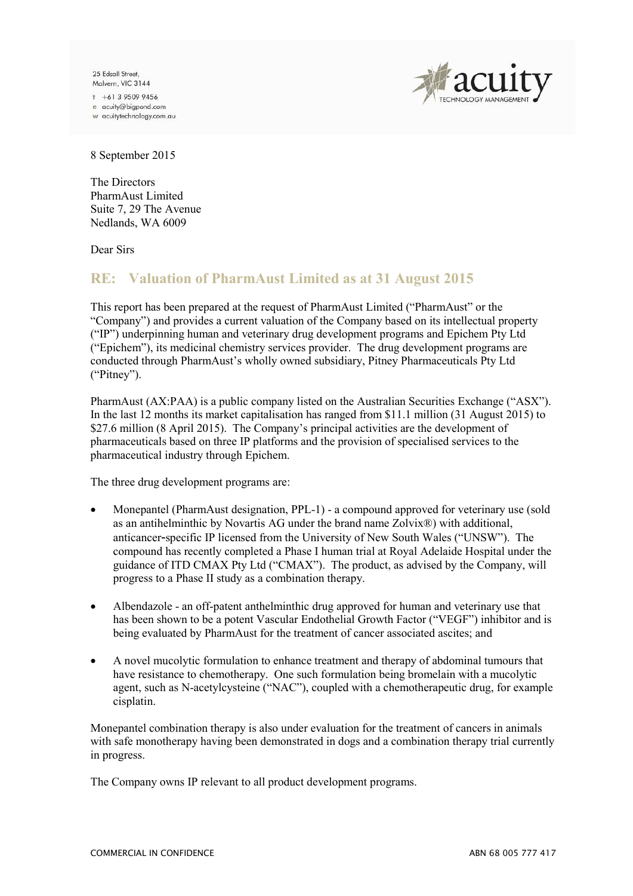25 Edsall Street,
Malvern, VIC 3144

t +61 3 9509 9456
e acuity@bigpond.com
w acuitytechnology.com.au

acuity
TECHNOLOGY MANAGEMENT

8 September 2015

The Directors
PharmAust Limited
Suite 7, 29 The Avenue
Nedlands, WA 6009

Dear Sirs

## RE: Valuation of PharmAust Limited as at 31 August 2015

This report has been prepared at the request of PharmAust Limited ("PharmAust" or the "Company") and provides a current valuation of the Company based on its intellectual property ("IP") underpinning human and veterinary drug development programs and Epichem Pty Ltd ("Epichem"), its medicinal chemistry services provider. The drug development programs are conducted through PharmAust's wholly owned subsidiary, Pitney Pharmaceuticals Pty Ltd ("Pitney").

PharmAust (AX:PAA) is a public company listed on the Australian Securities Exchange ("ASX"). In the last 12 months its market capitalisation has ranged from $11.1 million (31 August 2015) to $27.6 million (8 April 2015). The Company's principal activities are the development of pharmaceuticals based on three IP platforms and the provision of specialised services to the pharmaceutical industry through Epichem.

The three drug development programs are:

- Monepantel (PharmAust designation, PPL-1) - a compound approved for veterinary use (sold as an antihelminthic by Novartis AG under the brand name Zolvix®) with additional, anticancer-specific IP licensed from the University of New South Wales ("UNSW"). The compound has recently completed a Phase I human trial at Royal Adelaide Hospital under the guidance of ITD CMAX Pty Ltd ("CMAX"). The product, as advised by the Company, will progress to a Phase II study as a combination therapy.

- Albendazole - an off-patent anthelminthic drug approved for human and veterinary use that has been shown to be a potent Vascular Endothelial Growth Factor ("VEGF") inhibitor and is being evaluated by PharmAust for the treatment of cancer associated ascites; and

- A novel mucolytic formulation to enhance treatment and therapy of abdominal tumours that have resistance to chemotherapy. One such formulation being bromelain with a mucolytic agent, such as N-acetylcysteine ("NAC"), coupled with a chemotherapeutic drug, for example cisplatin.

Monepantel combination therapy is also under evaluation for the treatment of cancers in animals with safe monotherapy having been demonstrated in dogs and a combination therapy trial currently in progress.

The Company owns IP relevant to all product development programs.

COMMERCIAL IN CONFIDENCE ABN 68 005 777 417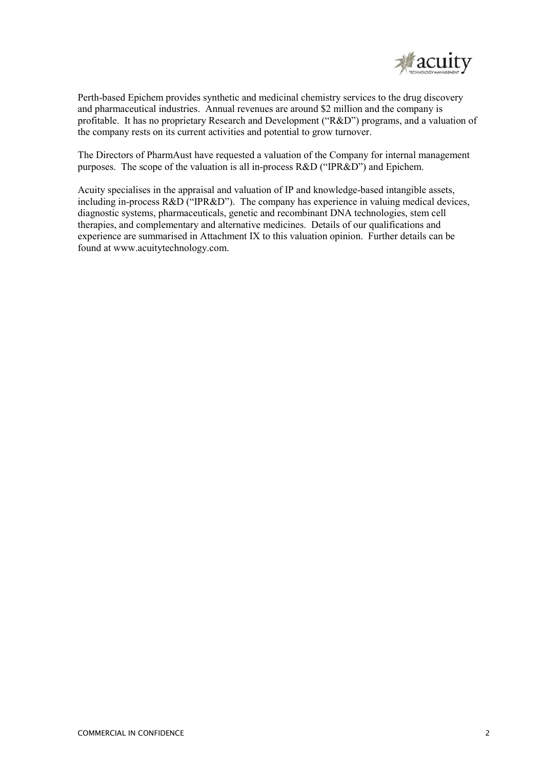Perth-based Epichem provides synthetic and medicinal chemistry services to the drug discovery and pharmaceutical industries. Annual revenues are around $2 million and the company is profitable. It has no proprietary Research and Development ("R&D") programs, and a valuation of the company rests on its current activities and potential to grow turnover.

The Directors of PharmAust have requested a valuation of the Company for internal management purposes. The scope of the valuation is all in-process R&D ("IPR&D") and Epichem.

Acuity specialises in the appraisal and valuation of IP and knowledge-based intangible assets, including in-process R&D ("IPR&D"). The company has experience in valuing medical devices, diagnostic systems, pharmaceuticals, genetic and recombinant DNA technologies, stem cell therapies, and complementary and alternative medicines. Details of our qualifications and experience are summarised in Attachment IX to this valuation opinion. Further details can be found at www.acuitytechnology.com.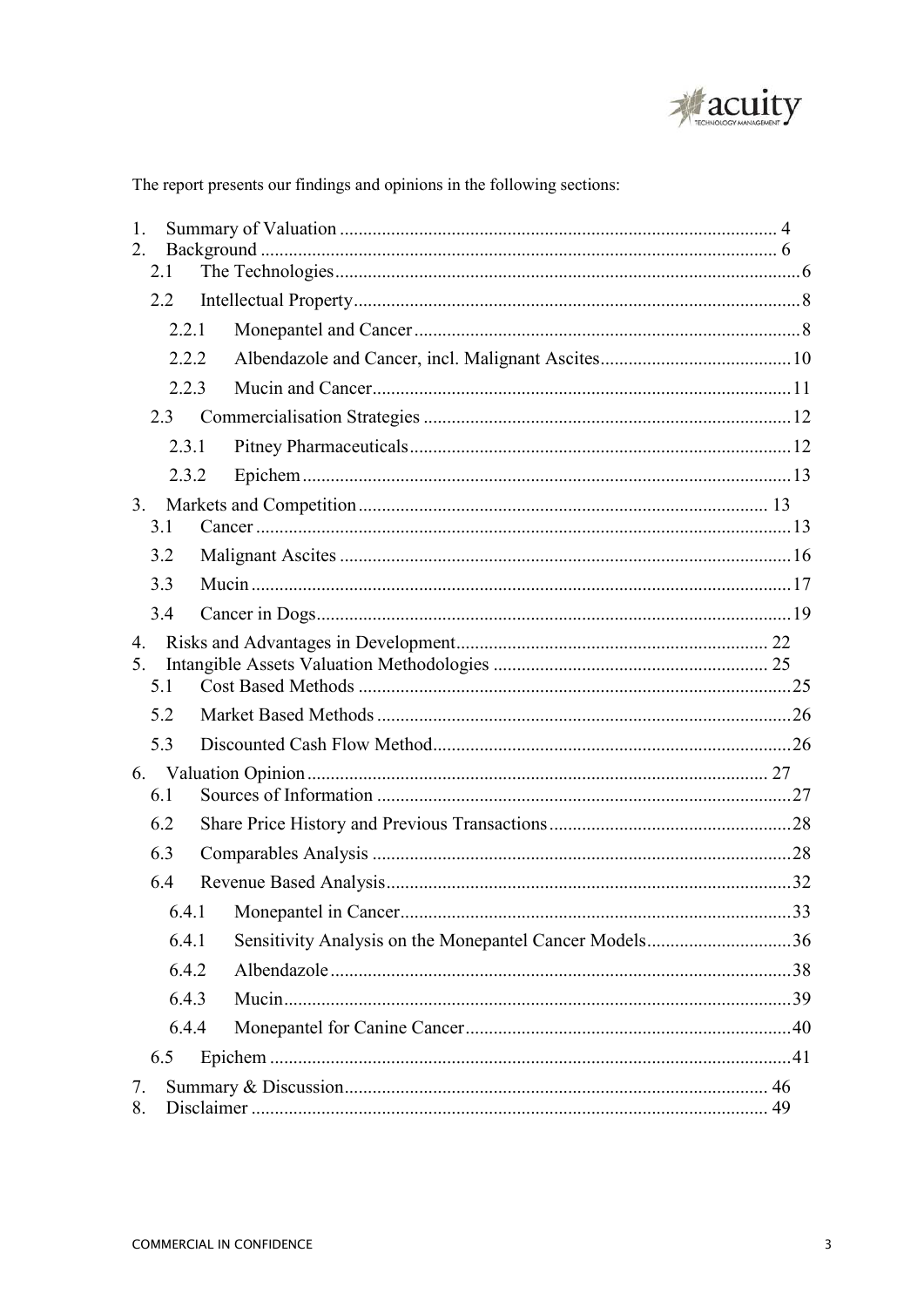The report presents our findings and opinions in the following sections:

1. Summary of Valuation ............ 4
2. Background ............ 6
   - 2.1 The Technologies ............ 6
   - 2.2 Intellectual Property ............ 8
     - 2.2.1 Monepantel and Cancer ............ 8
     - 2.2.2 Albendazole and Cancer, incl. Malignant Ascites ............ 10
     - 2.2.3 Mucin and Cancer ............ 11
   - 2.3 Commercialisation Strategies ............ 12
     - 2.3.1 Pitney Pharmaceuticals ............ 12
     - 2.3.2 Epichem ............ 13
3. Markets and Competition ............ 13
   - 3.1 Cancer ............ 13
   - 3.2 Malignant Ascites ............ 16
   - 3.3 Mucin ............ 17
   - 3.4 Cancer in Dogs ............ 19
4. Risks and Advantages in Development ............ 22
5. Intangible Assets Valuation Methodologies ............ 25
   - 5.1 Cost Based Methods ............ 25
   - 5.2 Market Based Methods ............ 26
   - 5.3 Discounted Cash Flow Method ............ 26
6. Valuation Opinion ............ 27
   - 6.1 Sources of Information ............ 27
   - 6.2 Share Price History and Previous Transactions ............ 28
   - 6.3 Comparables Analysis ............ 28
   - 6.4 Revenue Based Analysis ............ 32
     - 6.4.1 Monepantel in Cancer ............ 33
     - 6.4.1 Sensitivity Analysis on the Monepantel Cancer Models ............ 36
     - 6.4.2 Albendazole ............ 38
     - 6.4.3 Mucin ............ 39
     - 6.4.4 Monepantel for Canine Cancer ............ 40
   - 6.5 Epichem ............ 41
7. Summary & Discussion ............ 46
8. Disclaimer ............ 49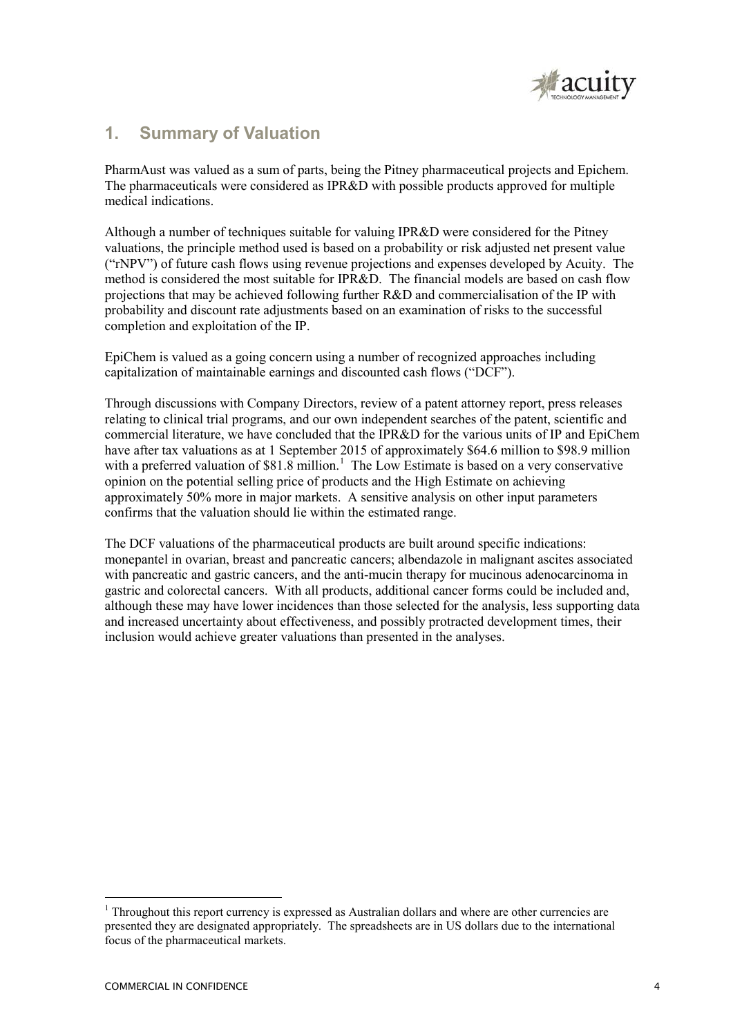## 1. Summary of Valuation

PharmAust was valued as a sum of parts, being the Pitney pharmaceutical projects and Epichem. The pharmaceuticals were considered as IPR&D with possible products approved for multiple medical indications.

Although a number of techniques suitable for valuing IPR&D were considered for the Pitney valuations, the principle method used is based on a probability or risk adjusted net present value ("rNPV") of future cash flows using revenue projections and expenses developed by Acuity. The method is considered the most suitable for IPR&D. The financial models are based on cash flow projections that may be achieved following further R&D and commercialisation of the IP with probability and discount rate adjustments based on an examination of risks to the successful completion and exploitation of the IP.

EpiChem is valued as a going concern using a number of recognized approaches including capitalization of maintainable earnings and discounted cash flows ("DCF").

Through discussions with Company Directors, review of a patent attorney report, press releases relating to clinical trial programs, and our own independent searches of the patent, scientific and commercial literature, we have concluded that the IPR&D for the various units of IP and EpiChem have after tax valuations as at 1 September 2015 of approximately $64.6 million to $98.9 million with a preferred valuation of $81.8 million.[1] The Low Estimate is based on a very conservative opinion on the potential selling price of products and the High Estimate on achieving approximately 50% more in major markets. A sensitive analysis on other input parameters confirms that the valuation should lie within the estimated range.

The DCF valuations of the pharmaceutical products are built around specific indications: monepantel in ovarian, breast and pancreatic cancers; albendazole in malignant ascites associated with pancreatic and gastric cancers, and the anti-mucin therapy for mucinous adenocarcinoma in gastric and colorectal cancers. With all products, additional cancer forms could be included and, although these may have lower incidences than those selected for the analysis, less supporting data and increased uncertainty about effectiveness, and possibly protracted development times, their inclusion would achieve greater valuations than presented in the analyses.

[1] Throughout this report currency is expressed as Australian dollars and where are other currencies are presented they are designated appropriately. The spreadsheets are in US dollars due to the international focus of the pharmaceutical markets.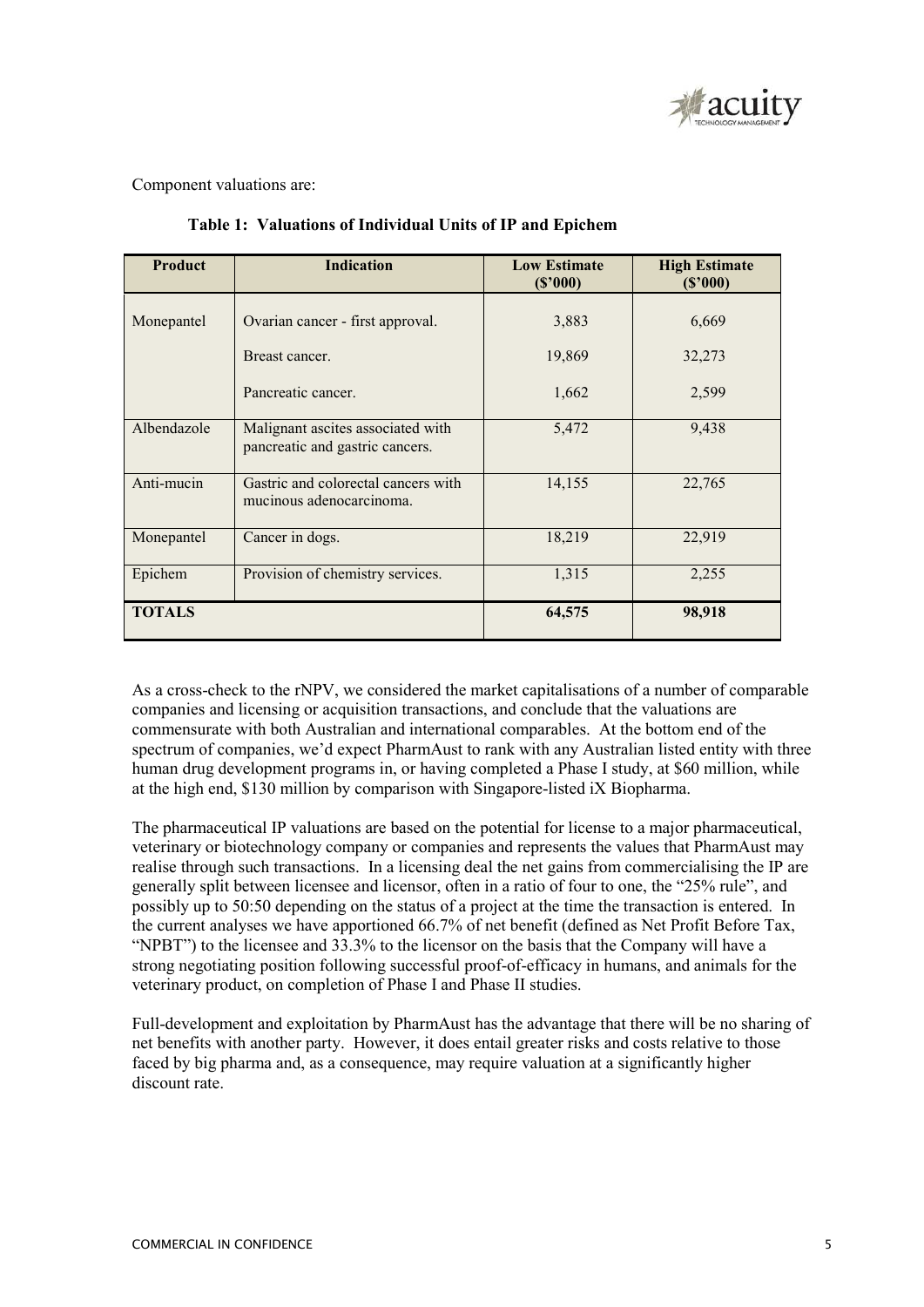Component valuations are:

**Table 1: Valuations of Individual Units of IP and Epichem**

| Product | Indication | Low Estimate ($'000) | High Estimate ($'000) |
|---|---|---|---|
| Monepantel | Ovarian cancer - first approval. | 3,883 | 6,669 |
| | Breast cancer. | 19,869 | 32,273 |
| | Pancreatic cancer. | 1,662 | 2,599 |
| Albendazole | Malignant ascites associated with pancreatic and gastric cancers. | 5,472 | 9,438 |
| Anti-mucin | Gastric and colorectal cancers with mucinous adenocarcinoma. | 14,155 | 22,765 |
| Monepantel | Cancer in dogs. | 18,219 | 22,919 |
| Epichem | Provision of chemistry services. | 1,315 | 2,255 |
| **TOTALS** | | **64,575** | **98,918** |

As a cross-check to the rNPV, we considered the market capitalisations of a number of comparable companies and licensing or acquisition transactions, and conclude that the valuations are commensurate with both Australian and international comparables. At the bottom end of the spectrum of companies, we'd expect PharmAust to rank with any Australian listed entity with three human drug development programs in, or having completed a Phase I study, at $60 million, while at the high end, $130 million by comparison with Singapore-listed iX Biopharma.

The pharmaceutical IP valuations are based on the potential for license to a major pharmaceutical, veterinary or biotechnology company or companies and represents the values that PharmAust may realise through such transactions. In a licensing deal the net gains from commercialising the IP are generally split between licensee and licensor, often in a ratio of four to one, the "25% rule", and possibly up to 50:50 depending on the status of a project at the time the transaction is entered. In the current analyses we have apportioned 66.7% of net benefit (defined as Net Profit Before Tax, "NPBT") to the licensee and 33.3% to the licensor on the basis that the Company will have a strong negotiating position following successful proof-of-efficacy in humans, and animals for the veterinary product, on completion of Phase I and Phase II studies.

Full-development and exploitation by PharmAust has the advantage that there will be no sharing of net benefits with another party. However, it does entail greater risks and costs relative to those faced by big pharma and, as a consequence, may require valuation at a significantly higher discount rate.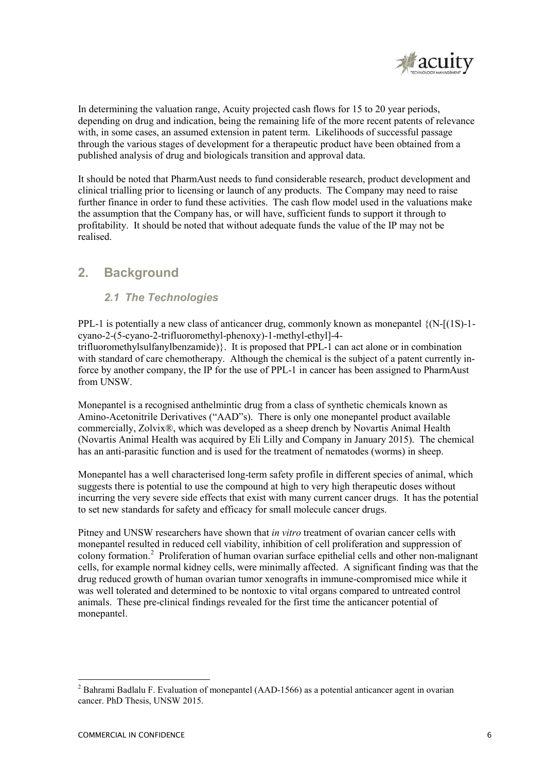In determining the valuation range, Acuity projected cash flows for 15 to 20 year periods, depending on drug and indication, being the remaining life of the more recent patents of relevance with, in some cases, an assumed extension in patent term. Likelihoods of successful passage through the various stages of development for a therapeutic product have been obtained from a published analysis of drug and biologicals transition and approval data.

It should be noted that PharmAust needs to fund considerable research, product development and clinical trialling prior to licensing or launch of any products. The Company may need to raise further finance in order to fund these activities. The cash flow model used in the valuations make the assumption that the Company has, or will have, sufficient funds to support it through to profitability. It should be noted that without adequate funds the value of the IP may not be realised.

## 2. Background

### *2.1 The Technologies*

PPL-1 is potentially a new class of anticancer drug, commonly known as monepantel {(N-[(1S)-1-cyano-2-(5-cyano-2-trifluoromethyl-phenoxy)-1-methyl-ethyl]-4-trifluoromethylsulfanylbenzamide)}. It is proposed that PPL-1 can act alone or in combination with standard of care chemotherapy. Although the chemical is the subject of a patent currently in-force by another company, the IP for the use of PPL-1 in cancer has been assigned to PharmAust from UNSW.

Monepantel is a recognised anthelmintic drug from a class of synthetic chemicals known as Amino-Acetonitrile Derivatives ("AAD"s). There is only one monepantel product available commercially, Zolvix®, which was developed as a sheep drench by Novartis Animal Health (Novartis Animal Health was acquired by Eli Lilly and Company in January 2015). The chemical has an anti-parasitic function and is used for the treatment of nematodes (worms) in sheep.

Monepantel has a well characterised long-term safety profile in different species of animal, which suggests there is potential to use the compound at high to very high therapeutic doses without incurring the very severe side effects that exist with many current cancer drugs. It has the potential to set new standards for safety and efficacy for small molecule cancer drugs.

Pitney and UNSW researchers have shown that *in vitro* treatment of ovarian cancer cells with monepantel resulted in reduced cell viability, inhibition of cell proliferation and suppression of colony formation.[2] Proliferation of human ovarian surface epithelial cells and other non-malignant cells, for example normal kidney cells, were minimally affected. A significant finding was that the drug reduced growth of human ovarian tumor xenografts in immune-compromised mice while it was well tolerated and determined to be nontoxic to vital organs compared to untreated control animals. These pre-clinical findings revealed for the first time the anticancer potential of monepantel.

---

[2] Bahrami Badlalu F. Evaluation of monepantel (AAD-1566) as a potential anticancer agent in ovarian cancer. PhD Thesis, UNSW 2015.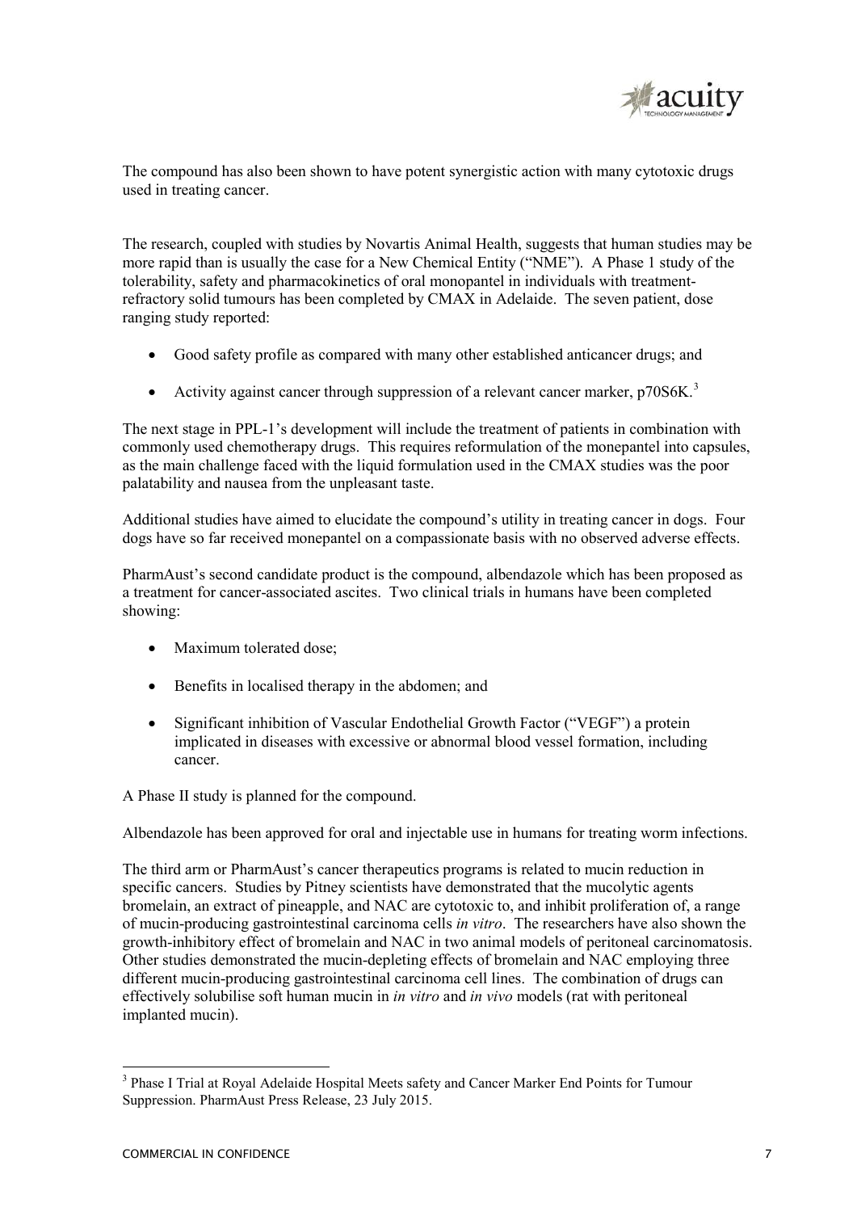The compound has also been shown to have potent synergistic action with many cytotoxic drugs used in treating cancer.

The research, coupled with studies by Novartis Animal Health, suggests that human studies may be more rapid than is usually the case for a New Chemical Entity ("NME"). A Phase 1 study of the tolerability, safety and pharmacokinetics of oral monopantel in individuals with treatment-refractory solid tumours has been completed by CMAX in Adelaide. The seven patient, dose ranging study reported:

- Good safety profile as compared with many other established anticancer drugs; and
- Activity against cancer through suppression of a relevant cancer marker, p70S6K.[3]

The next stage in PPL-1's development will include the treatment of patients in combination with commonly used chemotherapy drugs. This requires reformulation of the monepantel into capsules, as the main challenge faced with the liquid formulation used in the CMAX studies was the poor palatability and nausea from the unpleasant taste.

Additional studies have aimed to elucidate the compound's utility in treating cancer in dogs. Four dogs have so far received monepantel on a compassionate basis with no observed adverse effects.

PharmAust's second candidate product is the compound, albendazole which has been proposed as a treatment for cancer-associated ascites. Two clinical trials in humans have been completed showing:

- Maximum tolerated dose;
- Benefits in localised therapy in the abdomen; and
- Significant inhibition of Vascular Endothelial Growth Factor ("VEGF") a protein implicated in diseases with excessive or abnormal blood vessel formation, including cancer.

A Phase II study is planned for the compound.

Albendazole has been approved for oral and injectable use in humans for treating worm infections.

The third arm or PharmAust's cancer therapeutics programs is related to mucin reduction in specific cancers. Studies by Pitney scientists have demonstrated that the mucolytic agents bromelain, an extract of pineapple, and NAC are cytotoxic to, and inhibit proliferation of, a range of mucin-producing gastrointestinal carcinoma cells *in vitro*. The researchers have also shown the growth-inhibitory effect of bromelain and NAC in two animal models of peritoneal carcinomatosis. Other studies demonstrated the mucin-depleting effects of bromelain and NAC employing three different mucin-producing gastrointestinal carcinoma cell lines. The combination of drugs can effectively solubilise soft human mucin in *in vitro* and *in vivo* models (rat with peritoneal implanted mucin).

---

[3] Phase I Trial at Royal Adelaide Hospital Meets safety and Cancer Marker End Points for Tumour Suppression. PharmAust Press Release, 23 July 2015.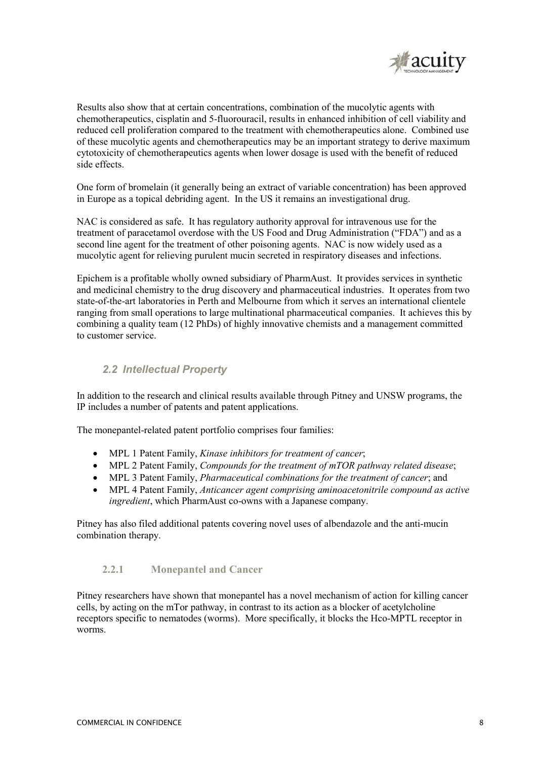Results also show that at certain concentrations, combination of the mucolytic agents with chemotherapeutics, cisplatin and 5-fluorouracil, results in enhanced inhibition of cell viability and reduced cell proliferation compared to the treatment with chemotherapeutics alone. Combined use of these mucolytic agents and chemotherapeutics may be an important strategy to derive maximum cytotoxicity of chemotherapeutics agents when lower dosage is used with the benefit of reduced side effects.

One form of bromelain (it generally being an extract of variable concentration) has been approved in Europe as a topical debriding agent. In the US it remains an investigational drug.

NAC is considered as safe. It has regulatory authority approval for intravenous use for the treatment of paracetamol overdose with the US Food and Drug Administration ("FDA") and as a second line agent for the treatment of other poisoning agents. NAC is now widely used as a mucolytic agent for relieving purulent mucin secreted in respiratory diseases and infections.

Epichem is a profitable wholly owned subsidiary of PharmAust. It provides services in synthetic and medicinal chemistry to the drug discovery and pharmaceutical industries. It operates from two state-of-the-art laboratories in Perth and Melbourne from which it serves an international clientele ranging from small operations to large multinational pharmaceutical companies. It achieves this by combining a quality team (12 PhDs) of highly innovative chemists and a management committed to customer service.

## *2.2 Intellectual Property*

In addition to the research and clinical results available through Pitney and UNSW programs, the IP includes a number of patents and patent applications.

The monepantel-related patent portfolio comprises four families:

- MPL 1 Patent Family, *Kinase inhibitors for treatment of cancer*;
- MPL 2 Patent Family, *Compounds for the treatment of mTOR pathway related disease*;
- MPL 3 Patent Family, *Pharmaceutical combinations for the treatment of cancer*; and
- MPL 4 Patent Family, *Anticancer agent comprising aminoacetonitrile compound as active ingredient*, which PharmAust co-owns with a Japanese company.

Pitney has also filed additional patents covering novel uses of albendazole and the anti-mucin combination therapy.

### 2.2.1 Monepantel and Cancer

Pitney researchers have shown that monepantel has a novel mechanism of action for killing cancer cells, by acting on the mTor pathway, in contrast to its action as a blocker of acetylcholine receptors specific to nematodes (worms). More specifically, it blocks the Hco-MPTL receptor in worms.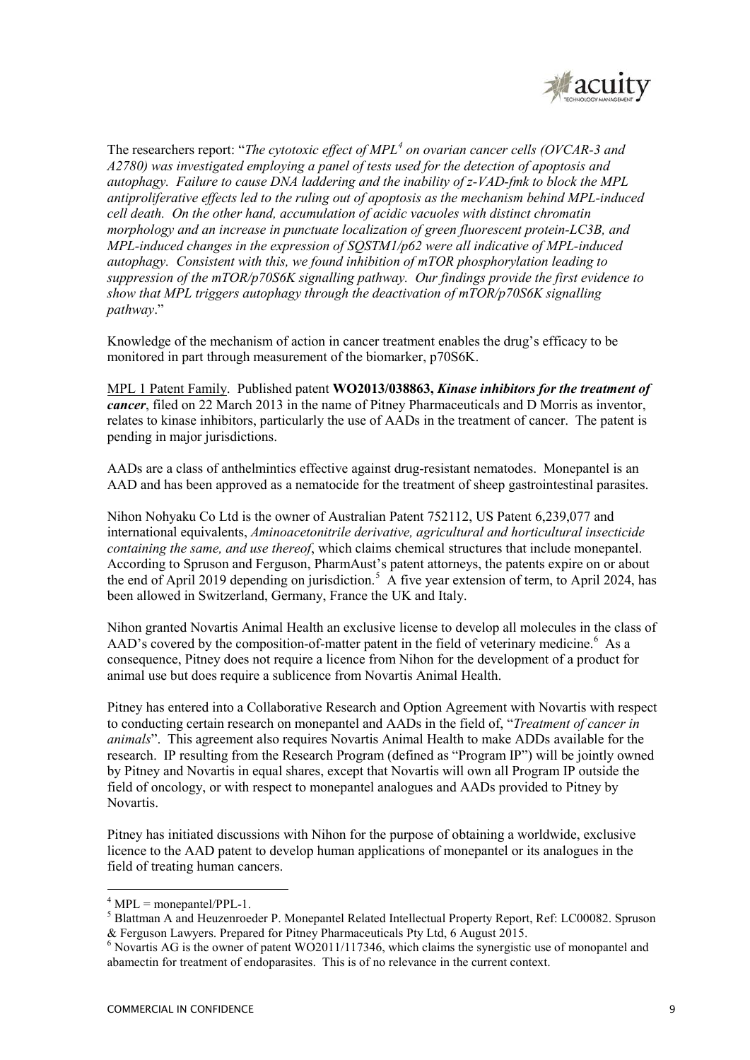The researchers report: "*The cytotoxic effect of MPL*[4] *on ovarian cancer cells (OVCAR-3 and A2780) was investigated employing a panel of tests used for the detection of apoptosis and autophagy. Failure to cause DNA laddering and the inability of z-VAD-fmk to block the MPL antiproliferative effects led to the ruling out of apoptosis as the mechanism behind MPL-induced cell death. On the other hand, accumulation of acidic vacuoles with distinct chromatin morphology and an increase in punctuate localization of green fluorescent protein-LC3B, and MPL-induced changes in the expression of SQSTM1/p62 were all indicative of MPL-induced autophagy. Consistent with this, we found inhibition of mTOR phosphorylation leading to suppression of the mTOR/p70S6K signalling pathway. Our findings provide the first evidence to show that MPL triggers autophagy through the deactivation of mTOR/p70S6K signalling pathway*."

Knowledge of the mechanism of action in cancer treatment enables the drug's efficacy to be monitored in part through measurement of the biomarker, p70S6K.

MPL 1 Patent Family. Published patent **WO2013/038863, *Kinase inhibitors for the treatment of cancer***, filed on 22 March 2013 in the name of Pitney Pharmaceuticals and D Morris as inventor, relates to kinase inhibitors, particularly the use of AADs in the treatment of cancer. The patent is pending in major jurisdictions.

AADs are a class of anthelmintics effective against drug-resistant nematodes. Monepantel is an AAD and has been approved as a nematocide for the treatment of sheep gastrointestinal parasites.

Nihon Nohyaku Co Ltd is the owner of Australian Patent 752112, US Patent 6,239,077 and international equivalents, *Aminoacetonitrile derivative, agricultural and horticultural insecticide containing the same, and use thereof*, which claims chemical structures that include monepantel. According to Spruson and Ferguson, PharmAust's patent attorneys, the patents expire on or about the end of April 2019 depending on jurisdiction.[5] A five year extension of term, to April 2024, has been allowed in Switzerland, Germany, France the UK and Italy.

Nihon granted Novartis Animal Health an exclusive license to develop all molecules in the class of AAD's covered by the composition-of-matter patent in the field of veterinary medicine.[6] As a consequence, Pitney does not require a licence from Nihon for the development of a product for animal use but does require a sublicence from Novartis Animal Health.

Pitney has entered into a Collaborative Research and Option Agreement with Novartis with respect to conducting certain research on monepantel and AADs in the field of, "*Treatment of cancer in animals*". This agreement also requires Novartis Animal Health to make ADDs available for the research. IP resulting from the Research Program (defined as "Program IP") will be jointly owned by Pitney and Novartis in equal shares, except that Novartis will own all Program IP outside the field of oncology, or with respect to monepantel analogues and AADs provided to Pitney by Novartis.

Pitney has initiated discussions with Nihon for the purpose of obtaining a worldwide, exclusive licence to the AAD patent to develop human applications of monepantel or its analogues in the field of treating human cancers.

---

[4] MPL = monepantel/PPL-1.

[5] Blattman A and Heuzenroeder P. Monepantel Related Intellectual Property Report, Ref: LC00082. Spruson & Ferguson Lawyers. Prepared for Pitney Pharmaceuticals Pty Ltd, 6 August 2015.

[6] Novartis AG is the owner of patent WO2011/117346, which claims the synergistic use of monopantel and abamectin for treatment of endoparasites. This is of no relevance in the current context.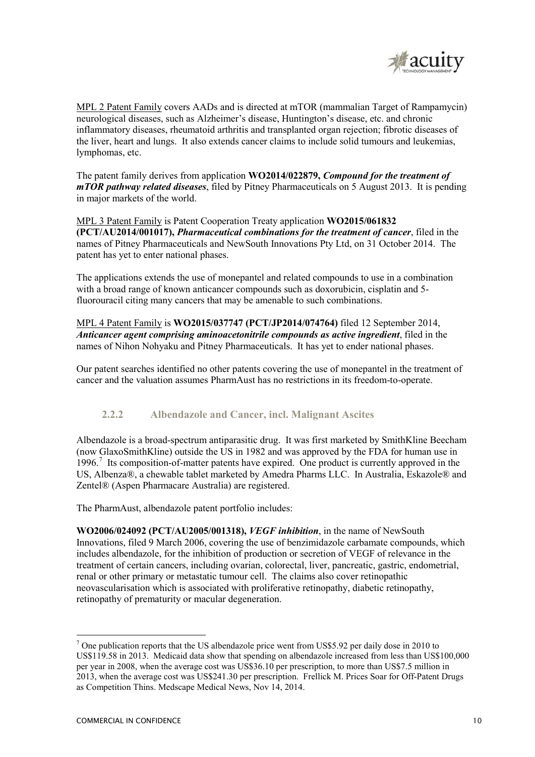MPL 2 Patent Family covers AADs and is directed at mTOR (mammalian Target of Rampamycin) neurological diseases, such as Alzheimer's disease, Huntington's disease, etc. and chronic inflammatory diseases, rheumatoid arthritis and transplanted organ rejection; fibrotic diseases of the liver, heart and lungs. It also extends cancer claims to include solid tumours and leukemias, lymphomas, etc.

The patent family derives from application **WO2014/022879,** ***Compound for the treatment of mTOR pathway related diseases***, filed by Pitney Pharmaceuticals on 5 August 2013. It is pending in major markets of the world.

MPL 3 Patent Family is Patent Cooperation Treaty application **WO2015/061832 (PCT/AU2014/001017),** ***Pharmaceutical combinations for the treatment of cancer***, filed in the names of Pitney Pharmaceuticals and NewSouth Innovations Pty Ltd, on 31 October 2014. The patent has yet to enter national phases.

The applications extends the use of monepantel and related compounds to use in a combination with a broad range of known anticancer compounds such as doxorubicin, cisplatin and 5-fluorouracil citing many cancers that may be amenable to such combinations.

MPL 4 Patent Family is **WO2015/037747 (PCT/JP2014/074764)** filed 12 September 2014, ***Anticancer agent comprising aminoacetonitrile compounds as active ingredient***, filed in the names of Nihon Nohyaku and Pitney Pharmaceuticals. It has yet to ender national phases.

Our patent searches identified no other patents covering the use of monepantel in the treatment of cancer and the valuation assumes PharmAust has no restrictions in its freedom-to-operate.

### 2.2.2 Albendazole and Cancer, incl. Malignant Ascites

Albendazole is a broad-spectrum antiparasitic drug. It was first marketed by SmithKline Beecham (now GlaxoSmithKline) outside the US in 1982 and was approved by the FDA for human use in 1996.[7] Its composition-of-matter patents have expired. One product is currently approved in the US, Albenza®, a chewable tablet marketed by Amedra Pharms LLC. In Australia, Eskazole® and Zentel® (Aspen Pharmacare Australia) are registered.

The PharmAust, albendazole patent portfolio includes:

**WO2006/024092 (PCT/AU2005/001318),** ***VEGF inhibition***, in the name of NewSouth Innovations, filed 9 March 2006, covering the use of benzimidazole carbamate compounds, which includes albendazole, for the inhibition of production or secretion of VEGF of relevance in the treatment of certain cancers, including ovarian, colorectal, liver, pancreatic, gastric, endometrial, renal or other primary or metastatic tumour cell. The claims also cover retinopathic neovascularisation which is associated with proliferative retinopathy, diabetic retinopathy, retinopathy of prematurity or macular degeneration.

---

[7] One publication reports that the US albendazole price went from US$5.92 per daily dose in 2010 to US$119.58 in 2013. Medicaid data show that spending on albendazole increased from less than US$100,000 per year in 2008, when the average cost was US$36.10 per prescription, to more than US$7.5 million in 2013, when the average cost was US$241.30 per prescription. Frellick M. Prices Soar for Off-Patent Drugs as Competition Thins. Medscape Medical News, Nov 14, 2014.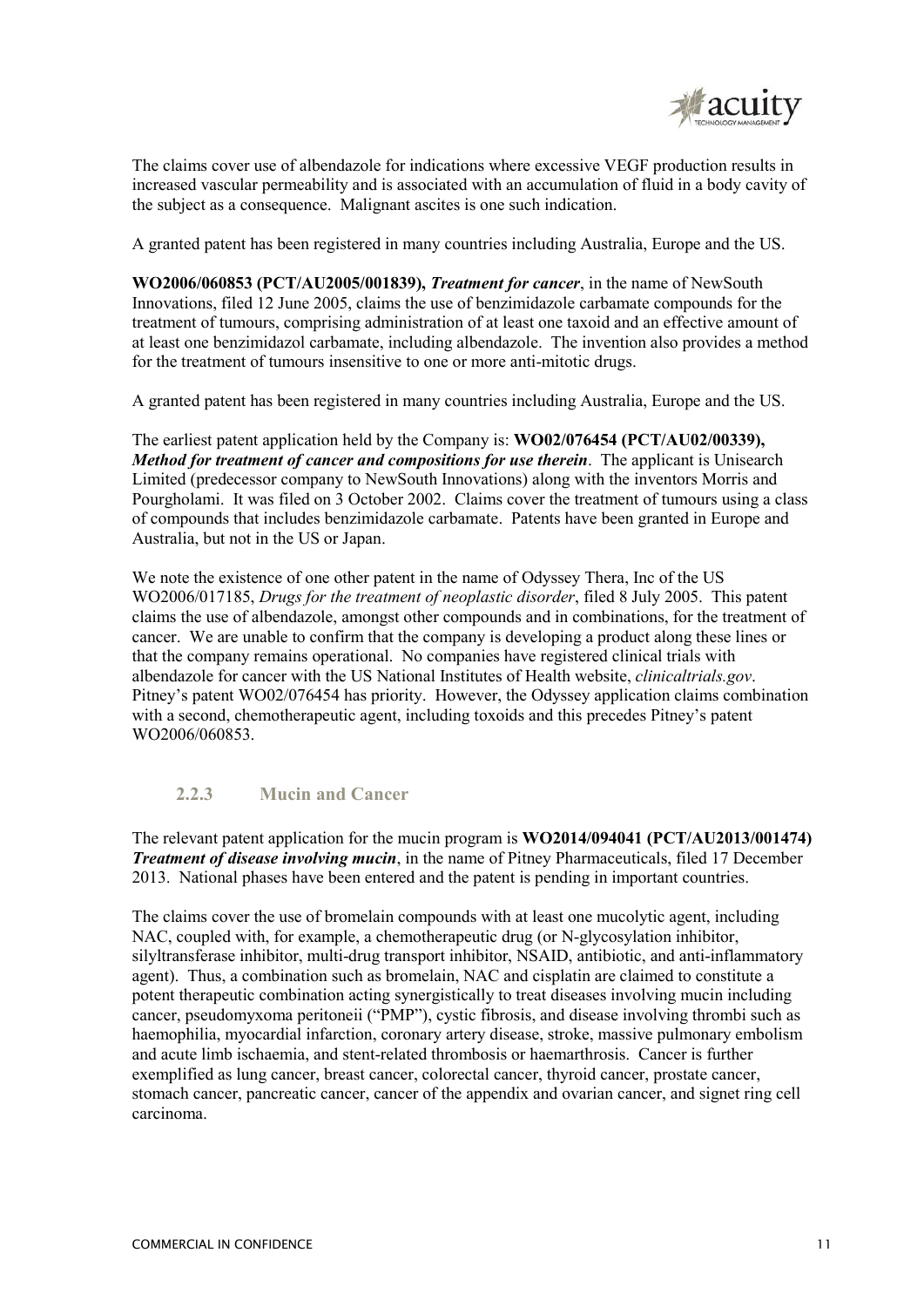The claims cover use of albendazole for indications where excessive VEGF production results in increased vascular permeability and is associated with an accumulation of fluid in a body cavity of the subject as a consequence. Malignant ascites is one such indication.

A granted patent has been registered in many countries including Australia, Europe and the US.

**WO2006/060853 (PCT/AU2005/001839),** ***Treatment for cancer***, in the name of NewSouth Innovations, filed 12 June 2005, claims the use of benzimidazole carbamate compounds for the treatment of tumours, comprising administration of at least one taxoid and an effective amount of at least one benzimidazol carbamate, including albendazole. The invention also provides a method for the treatment of tumours insensitive to one or more anti-mitotic drugs.

A granted patent has been registered in many countries including Australia, Europe and the US.

The earliest patent application held by the Company is: **WO02/076454 (PCT/AU02/00339),** ***Method for treatment of cancer and compositions for use therein***. The applicant is Unisearch Limited (predecessor company to NewSouth Innovations) along with the inventors Morris and Pourgholami. It was filed on 3 October 2002. Claims cover the treatment of tumours using a class of compounds that includes benzimidazole carbamate. Patents have been granted in Europe and Australia, but not in the US or Japan.

We note the existence of one other patent in the name of Odyssey Thera, Inc of the US WO2006/017185, *Drugs for the treatment of neoplastic disorder*, filed 8 July 2005. This patent claims the use of albendazole, amongst other compounds and in combinations, for the treatment of cancer. We are unable to confirm that the company is developing a product along these lines or that the company remains operational. No companies have registered clinical trials with albendazole for cancer with the US National Institutes of Health website, *clinicaltrials.gov*. Pitney's patent WO02/076454 has priority. However, the Odyssey application claims combination with a second, chemotherapeutic agent, including toxoids and this precedes Pitney's patent WO2006/060853.

### 2.2.3 Mucin and Cancer

The relevant patent application for the mucin program is **WO2014/094041 (PCT/AU2013/001474)** ***Treatment of disease involving mucin***, in the name of Pitney Pharmaceuticals, filed 17 December 2013. National phases have been entered and the patent is pending in important countries.

The claims cover the use of bromelain compounds with at least one mucolytic agent, including NAC, coupled with, for example, a chemotherapeutic drug (or N-glycosylation inhibitor, silyltransferase inhibitor, multi-drug transport inhibitor, NSAID, antibiotic, and anti-inflammatory agent). Thus, a combination such as bromelain, NAC and cisplatin are claimed to constitute a potent therapeutic combination acting synergistically to treat diseases involving mucin including cancer, pseudomyxoma peritoneii ("PMP"), cystic fibrosis, and disease involving thrombi such as haemophilia, myocardial infarction, coronary artery disease, stroke, massive pulmonary embolism and acute limb ischaemia, and stent-related thrombosis or haemarthrosis. Cancer is further exemplified as lung cancer, breast cancer, colorectal cancer, thyroid cancer, prostate cancer, stomach cancer, pancreatic cancer, cancer of the appendix and ovarian cancer, and signet ring cell carcinoma.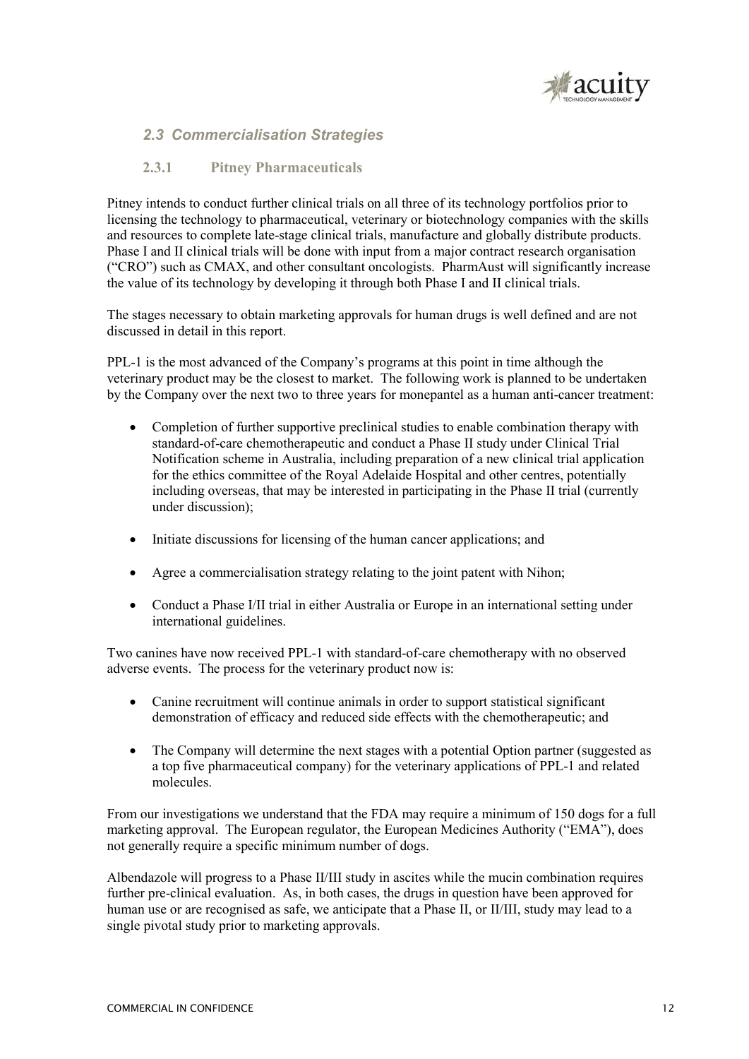## *2.3 Commercialisation Strategies*

### 2.3.1 Pitney Pharmaceuticals

Pitney intends to conduct further clinical trials on all three of its technology portfolios prior to licensing the technology to pharmaceutical, veterinary or biotechnology companies with the skills and resources to complete late-stage clinical trials, manufacture and globally distribute products. Phase I and II clinical trials will be done with input from a major contract research organisation ("CRO") such as CMAX, and other consultant oncologists. PharmAust will significantly increase the value of its technology by developing it through both Phase I and II clinical trials.

The stages necessary to obtain marketing approvals for human drugs is well defined and are not discussed in detail in this report.

PPL-1 is the most advanced of the Company's programs at this point in time although the veterinary product may be the closest to market. The following work is planned to be undertaken by the Company over the next two to three years for monepantel as a human anti-cancer treatment:

- Completion of further supportive preclinical studies to enable combination therapy with standard-of-care chemotherapeutic and conduct a Phase II study under Clinical Trial Notification scheme in Australia, including preparation of a new clinical trial application for the ethics committee of the Royal Adelaide Hospital and other centres, potentially including overseas, that may be interested in participating in the Phase II trial (currently under discussion);

- Initiate discussions for licensing of the human cancer applications; and

- Agree a commercialisation strategy relating to the joint patent with Nihon;

- Conduct a Phase I/II trial in either Australia or Europe in an international setting under international guidelines.

Two canines have now received PPL-1 with standard-of-care chemotherapy with no observed adverse events. The process for the veterinary product now is:

- Canine recruitment will continue animals in order to support statistical significant demonstration of efficacy and reduced side effects with the chemotherapeutic; and

- The Company will determine the next stages with a potential Option partner (suggested as a top five pharmaceutical company) for the veterinary applications of PPL-1 and related molecules.

From our investigations we understand that the FDA may require a minimum of 150 dogs for a full marketing approval. The European regulator, the European Medicines Authority ("EMA"), does not generally require a specific minimum number of dogs.

Albendazole will progress to a Phase II/III study in ascites while the mucin combination requires further pre-clinical evaluation. As, in both cases, the drugs in question have been approved for human use or are recognised as safe, we anticipate that a Phase II, or II/III, study may lead to a single pivotal study prior to marketing approvals.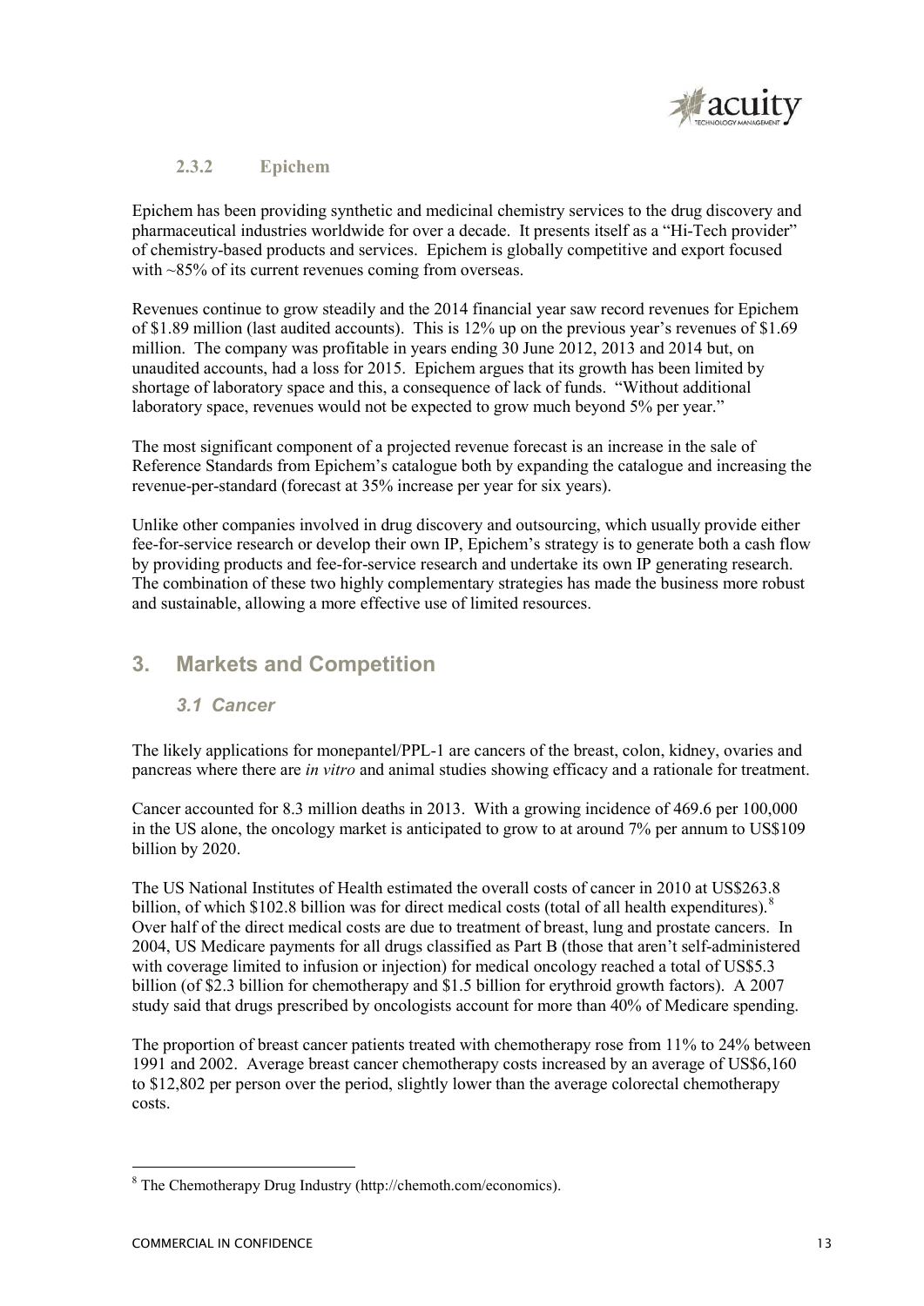### 2.3.2 Epichem

Epichem has been providing synthetic and medicinal chemistry services to the drug discovery and pharmaceutical industries worldwide for over a decade. It presents itself as a "Hi-Tech provider" of chemistry-based products and services. Epichem is globally competitive and export focused with ~85% of its current revenues coming from overseas.

Revenues continue to grow steadily and the 2014 financial year saw record revenues for Epichem of $1.89 million (last audited accounts). This is 12% up on the previous year's revenues of $1.69 million. The company was profitable in years ending 30 June 2012, 2013 and 2014 but, on unaudited accounts, had a loss for 2015. Epichem argues that its growth has been limited by shortage of laboratory space and this, a consequence of lack of funds. "Without additional laboratory space, revenues would not be expected to grow much beyond 5% per year."

The most significant component of a projected revenue forecast is an increase in the sale of Reference Standards from Epichem's catalogue both by expanding the catalogue and increasing the revenue-per-standard (forecast at 35% increase per year for six years).

Unlike other companies involved in drug discovery and outsourcing, which usually provide either fee-for-service research or develop their own IP, Epichem's strategy is to generate both a cash flow by providing products and fee-for-service research and undertake its own IP generating research. The combination of these two highly complementary strategies has made the business more robust and sustainable, allowing a more effective use of limited resources.

## 3. Markets and Competition

### *3.1 Cancer*

The likely applications for monepantel/PPL-1 are cancers of the breast, colon, kidney, ovaries and pancreas where there are *in vitro* and animal studies showing efficacy and a rationale for treatment.

Cancer accounted for 8.3 million deaths in 2013. With a growing incidence of 469.6 per 100,000 in the US alone, the oncology market is anticipated to grow to at around 7% per annum to US$109 billion by 2020.

The US National Institutes of Health estimated the overall costs of cancer in 2010 at US$263.8 billion, of which $102.8 billion was for direct medical costs (total of all health expenditures).[8] Over half of the direct medical costs are due to treatment of breast, lung and prostate cancers. In 2004, US Medicare payments for all drugs classified as Part B (those that aren't self-administered with coverage limited to infusion or injection) for medical oncology reached a total of US$5.3 billion (of $2.3 billion for chemotherapy and $1.5 billion for erythroid growth factors). A 2007 study said that drugs prescribed by oncologists account for more than 40% of Medicare spending.

The proportion of breast cancer patients treated with chemotherapy rose from 11% to 24% between 1991 and 2002. Average breast cancer chemotherapy costs increased by an average of US$6,160 to $12,802 per person over the period, slightly lower than the average colorectal chemotherapy costs.

[8] The Chemotherapy Drug Industry (http://chemoth.com/economics).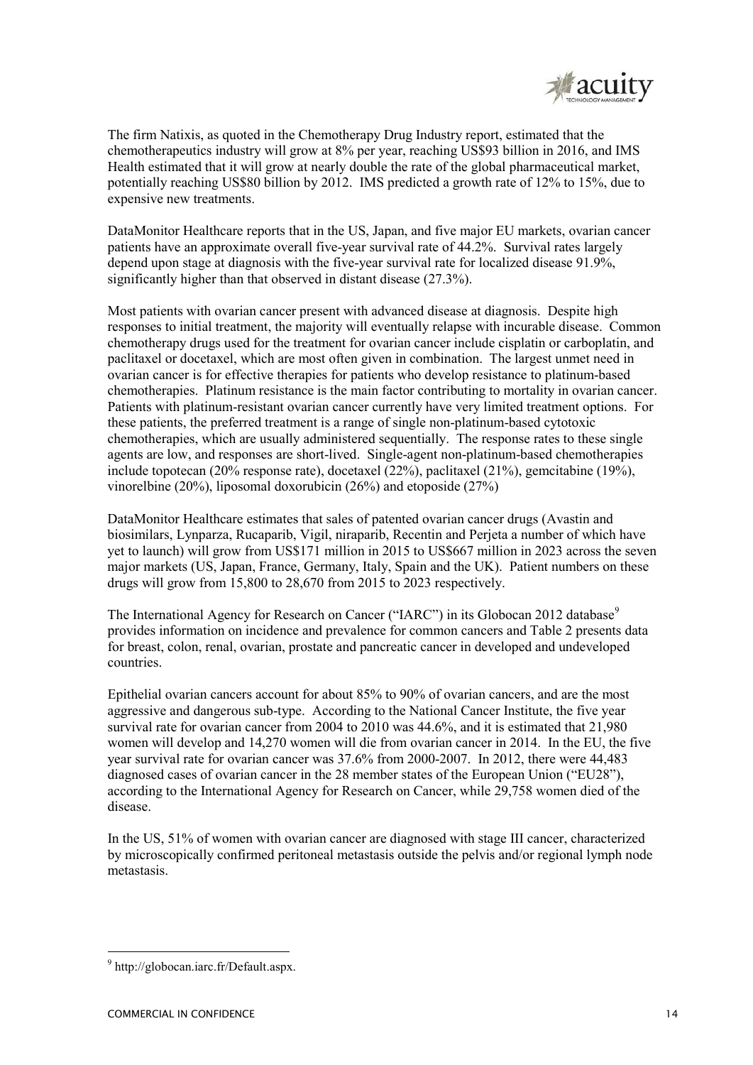The firm Natixis, as quoted in the Chemotherapy Drug Industry report, estimated that the chemotherapeutics industry will grow at 8% per year, reaching US$93 billion in 2016, and IMS Health estimated that it will grow at nearly double the rate of the global pharmaceutical market, potentially reaching US$80 billion by 2012. IMS predicted a growth rate of 12% to 15%, due to expensive new treatments.

DataMonitor Healthcare reports that in the US, Japan, and five major EU markets, ovarian cancer patients have an approximate overall five-year survival rate of 44.2%. Survival rates largely depend upon stage at diagnosis with the five-year survival rate for localized disease 91.9%, significantly higher than that observed in distant disease (27.3%).

Most patients with ovarian cancer present with advanced disease at diagnosis. Despite high responses to initial treatment, the majority will eventually relapse with incurable disease. Common chemotherapy drugs used for the treatment for ovarian cancer include cisplatin or carboplatin, and paclitaxel or docetaxel, which are most often given in combination. The largest unmet need in ovarian cancer is for effective therapies for patients who develop resistance to platinum-based chemotherapies. Platinum resistance is the main factor contributing to mortality in ovarian cancer. Patients with platinum-resistant ovarian cancer currently have very limited treatment options. For these patients, the preferred treatment is a range of single non-platinum-based cytotoxic chemotherapies, which are usually administered sequentially. The response rates to these single agents are low, and responses are short-lived. Single-agent non-platinum-based chemotherapies include topotecan (20% response rate), docetaxel (22%), paclitaxel (21%), gemcitabine (19%), vinorelbine (20%), liposomal doxorubicin (26%) and etoposide (27%)

DataMonitor Healthcare estimates that sales of patented ovarian cancer drugs (Avastin and biosimilars, Lynparza, Rucaparib, Vigil, niraparib, Recentin and Perjeta a number of which have yet to launch) will grow from US$171 million in 2015 to US$667 million in 2023 across the seven major markets (US, Japan, France, Germany, Italy, Spain and the UK). Patient numbers on these drugs will grow from 15,800 to 28,670 from 2015 to 2023 respectively.

The International Agency for Research on Cancer ("IARC") in its Globocan 2012 database[9] provides information on incidence and prevalence for common cancers and Table 2 presents data for breast, colon, renal, ovarian, prostate and pancreatic cancer in developed and undeveloped countries.

Epithelial ovarian cancers account for about 85% to 90% of ovarian cancers, and are the most aggressive and dangerous sub-type. According to the National Cancer Institute, the five year survival rate for ovarian cancer from 2004 to 2010 was 44.6%, and it is estimated that 21,980 women will develop and 14,270 women will die from ovarian cancer in 2014. In the EU, the five year survival rate for ovarian cancer was 37.6% from 2000-2007. In 2012, there were 44,483 diagnosed cases of ovarian cancer in the 28 member states of the European Union ("EU28"), according to the International Agency for Research on Cancer, while 29,758 women died of the disease.

In the US, 51% of women with ovarian cancer are diagnosed with stage III cancer, characterized by microscopically confirmed peritoneal metastasis outside the pelvis and/or regional lymph node metastasis.

[9] http://globocan.iarc.fr/Default.aspx.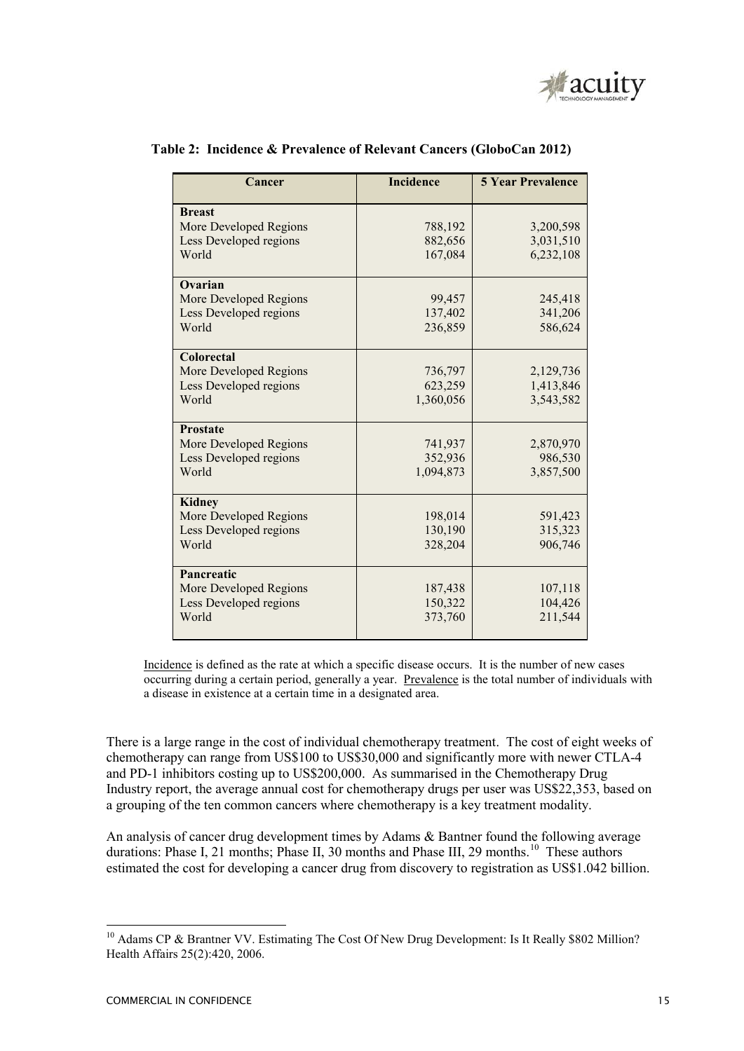**Table 2: Incidence & Prevalence of Relevant Cancers (GloboCan 2012)**

| Cancer | Incidence | 5 Year Prevalence |
|---|---|---|
| **Breast** | | |
| More Developed Regions | 788,192 | 3,200,598 |
| Less Developed regions | 882,656 | 3,031,510 |
| World | 167,084 | 6,232,108 |
| **Ovarian** | | |
| More Developed Regions | 99,457 | 245,418 |
| Less Developed regions | 137,402 | 341,206 |
| World | 236,859 | 586,624 |
| **Colorectal** | | |
| More Developed Regions | 736,797 | 2,129,736 |
| Less Developed regions | 623,259 | 1,413,846 |
| World | 1,360,056 | 3,543,582 |
| **Prostate** | | |
| More Developed Regions | 741,937 | 2,870,970 |
| Less Developed regions | 352,936 | 986,530 |
| World | 1,094,873 | 3,857,500 |
| **Kidney** | | |
| More Developed Regions | 198,014 | 591,423 |
| Less Developed regions | 130,190 | 315,323 |
| World | 328,204 | 906,746 |
| **Pancreatic** | | |
| More Developed Regions | 187,438 | 107,118 |
| Less Developed regions | 150,322 | 104,426 |
| World | 373,760 | 211,544 |

Incidence is defined as the rate at which a specific disease occurs. It is the number of new cases occurring during a certain period, generally a year. Prevalence is the total number of individuals with a disease in existence at a certain time in a designated area.

There is a large range in the cost of individual chemotherapy treatment. The cost of eight weeks of chemotherapy can range from US$100 to US$30,000 and significantly more with newer CTLA-4 and PD-1 inhibitors costing up to US$200,000. As summarised in the Chemotherapy Drug Industry report, the average annual cost for chemotherapy drugs per user was US$22,353, based on a grouping of the ten common cancers where chemotherapy is a key treatment modality.

An analysis of cancer drug development times by Adams & Bantner found the following average durations: Phase I, 21 months; Phase II, 30 months and Phase III, 29 months.[10] These authors estimated the cost for developing a cancer drug from discovery to registration as US$1.042 billion.

[10] Adams CP & Brantner VV. Estimating The Cost Of New Drug Development: Is It Really $802 Million? Health Affairs 25(2):420, 2006.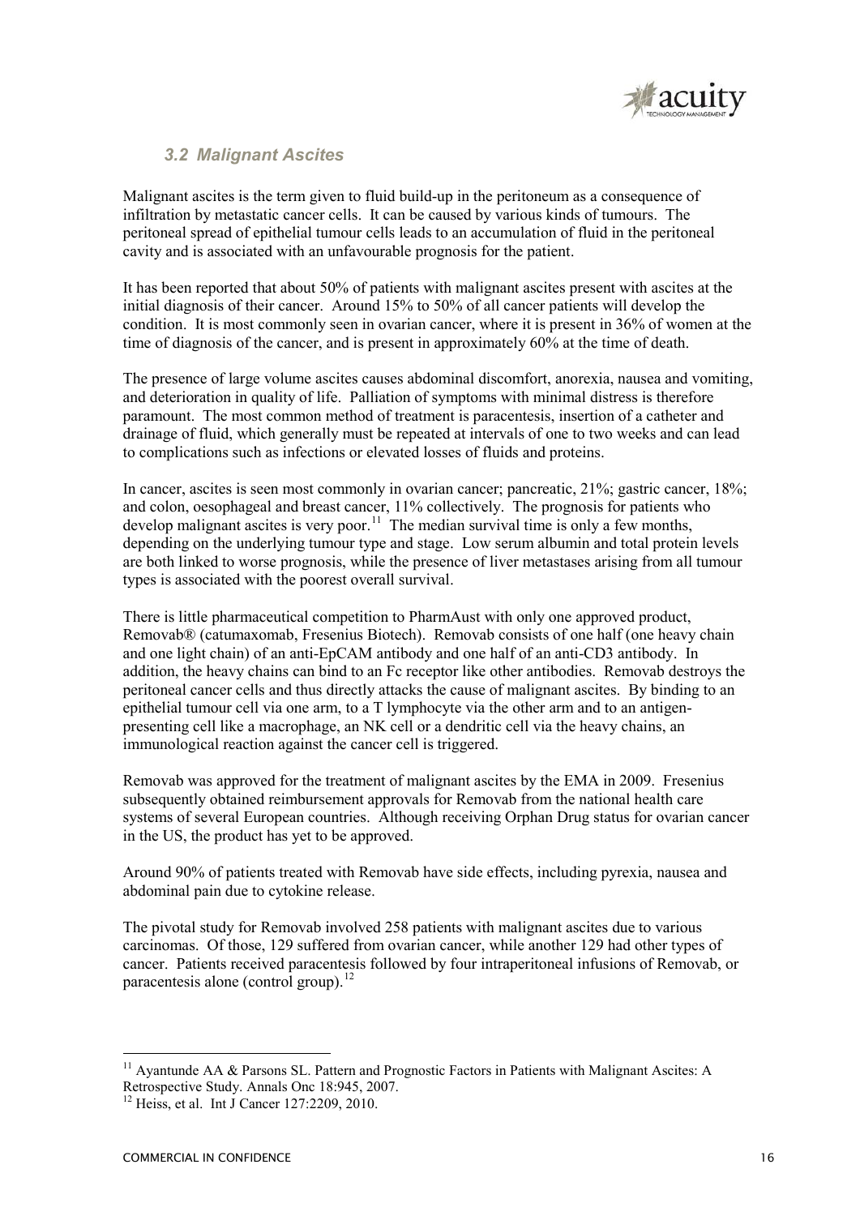### *3.2 Malignant Ascites*

Malignant ascites is the term given to fluid build-up in the peritoneum as a consequence of infiltration by metastatic cancer cells. It can be caused by various kinds of tumours. The peritoneal spread of epithelial tumour cells leads to an accumulation of fluid in the peritoneal cavity and is associated with an unfavourable prognosis for the patient.

It has been reported that about 50% of patients with malignant ascites present with ascites at the initial diagnosis of their cancer. Around 15% to 50% of all cancer patients will develop the condition. It is most commonly seen in ovarian cancer, where it is present in 36% of women at the time of diagnosis of the cancer, and is present in approximately 60% at the time of death.

The presence of large volume ascites causes abdominal discomfort, anorexia, nausea and vomiting, and deterioration in quality of life. Palliation of symptoms with minimal distress is therefore paramount. The most common method of treatment is paracentesis, insertion of a catheter and drainage of fluid, which generally must be repeated at intervals of one to two weeks and can lead to complications such as infections or elevated losses of fluids and proteins.

In cancer, ascites is seen most commonly in ovarian cancer; pancreatic, 21%; gastric cancer, 18%; and colon, oesophageal and breast cancer, 11% collectively. The prognosis for patients who develop malignant ascites is very poor.[11] The median survival time is only a few months, depending on the underlying tumour type and stage. Low serum albumin and total protein levels are both linked to worse prognosis, while the presence of liver metastases arising from all tumour types is associated with the poorest overall survival.

There is little pharmaceutical competition to PharmAust with only one approved product, Removab® (catumaxomab, Fresenius Biotech). Removab consists of one half (one heavy chain and one light chain) of an anti-EpCAM antibody and one half of an anti-CD3 antibody. In addition, the heavy chains can bind to an Fc receptor like other antibodies. Removab destroys the peritoneal cancer cells and thus directly attacks the cause of malignant ascites. By binding to an epithelial tumour cell via one arm, to a T lymphocyte via the other arm and to an antigen-presenting cell like a macrophage, an NK cell or a dendritic cell via the heavy chains, an immunological reaction against the cancer cell is triggered.

Removab was approved for the treatment of malignant ascites by the EMA in 2009. Fresenius subsequently obtained reimbursement approvals for Removab from the national health care systems of several European countries. Although receiving Orphan Drug status for ovarian cancer in the US, the product has yet to be approved.

Around 90% of patients treated with Removab have side effects, including pyrexia, nausea and abdominal pain due to cytokine release.

The pivotal study for Removab involved 258 patients with malignant ascites due to various carcinomas. Of those, 129 suffered from ovarian cancer, while another 129 had other types of cancer. Patients received paracentesis followed by four intraperitoneal infusions of Removab, or paracentesis alone (control group).[12]

---

[11] Ayantunde AA & Parsons SL. Pattern and Prognostic Factors in Patients with Malignant Ascites: A Retrospective Study. Annals Onc 18:945, 2007.

[12] Heiss, et al. Int J Cancer 127:2209, 2010.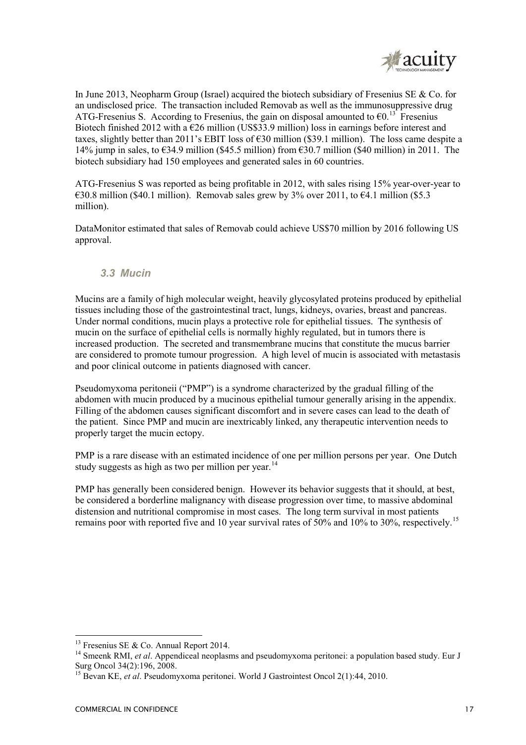In June 2013, Neopharm Group (Israel) acquired the biotech subsidiary of Fresenius SE & Co. for an undisclosed price. The transaction included Removab as well as the immunosuppressive drug ATG-Fresenius S. According to Fresenius, the gain on disposal amounted to €0.[13] Fresenius Biotech finished 2012 with a €26 million (US$33.9 million) loss in earnings before interest and taxes, slightly better than 2011's EBIT loss of €30 million ($39.1 million). The loss came despite a 14% jump in sales, to €34.9 million ($45.5 million) from €30.7 million ($40 million) in 2011. The biotech subsidiary had 150 employees and generated sales in 60 countries.

ATG-Fresenius S was reported as being profitable in 2012, with sales rising 15% year-over-year to €30.8 million ($40.1 million). Removab sales grew by 3% over 2011, to €4.1 million ($5.3 million).

DataMonitor estimated that sales of Removab could achieve US$70 million by 2016 following US approval.

### *3.3 Mucin*

Mucins are a family of high molecular weight, heavily glycosylated proteins produced by epithelial tissues including those of the gastrointestinal tract, lungs, kidneys, ovaries, breast and pancreas. Under normal conditions, mucin plays a protective role for epithelial tissues. The synthesis of mucin on the surface of epithelial cells is normally highly regulated, but in tumors there is increased production. The secreted and transmembrane mucins that constitute the mucus barrier are considered to promote tumour progression. A high level of mucin is associated with metastasis and poor clinical outcome in patients diagnosed with cancer.

Pseudomyxoma peritoneii ("PMP") is a syndrome characterized by the gradual filling of the abdomen with mucin produced by a mucinous epithelial tumour generally arising in the appendix. Filling of the abdomen causes significant discomfort and in severe cases can lead to the death of the patient. Since PMP and mucin are inextricably linked, any therapeutic intervention needs to properly target the mucin ectopy.

PMP is a rare disease with an estimated incidence of one per million persons per year. One Dutch study suggests as high as two per million per year.[14]

PMP has generally been considered benign. However its behavior suggests that it should, at best, be considered a borderline malignancy with disease progression over time, to massive abdominal distension and nutritional compromise in most cases. The long term survival in most patients remains poor with reported five and 10 year survival rates of 50% and 10% to 30%, respectively.[15]

---

[13] Fresenius SE & Co. Annual Report 2014.

[14] Smeenk RMI, *et al*. Appendiceal neoplasms and pseudomyxoma peritonei: a population based study. Eur J Surg Oncol 34(2):196, 2008.

[15] Bevan KE, *et al*. Pseudomyxoma peritonei. World J Gastrointest Oncol 2(1):44, 2010.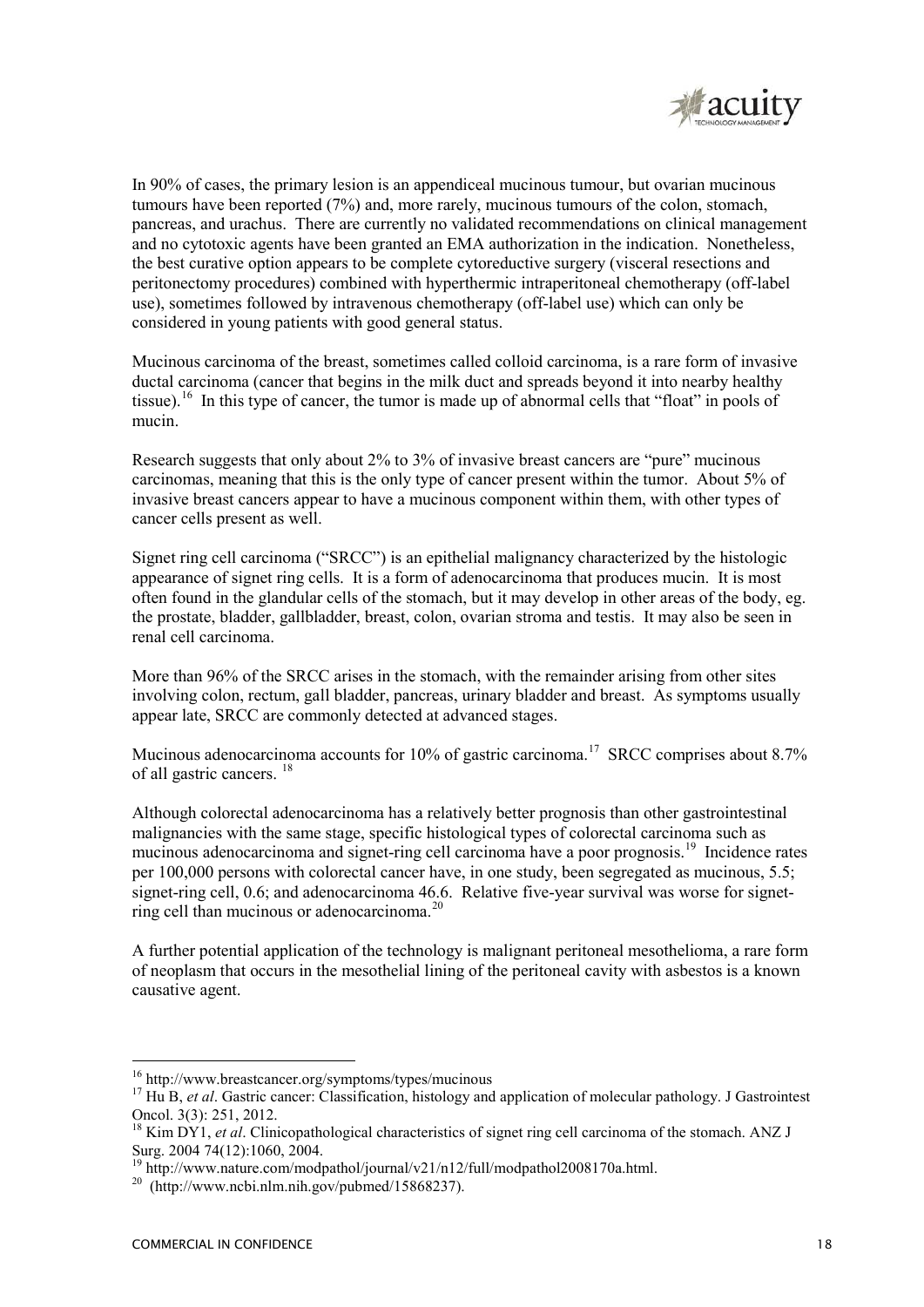In 90% of cases, the primary lesion is an appendiceal mucinous tumour, but ovarian mucinous tumours have been reported (7%) and, more rarely, mucinous tumours of the colon, stomach, pancreas, and urachus. There are currently no validated recommendations on clinical management and no cytotoxic agents have been granted an EMA authorization in the indication. Nonetheless, the best curative option appears to be complete cytoreductive surgery (visceral resections and peritonectomy procedures) combined with hyperthermic intraperitoneal chemotherapy (off-label use), sometimes followed by intravenous chemotherapy (off-label use) which can only be considered in young patients with good general status.

Mucinous carcinoma of the breast, sometimes called colloid carcinoma, is a rare form of invasive ductal carcinoma (cancer that begins in the milk duct and spreads beyond it into nearby healthy tissue).[16] In this type of cancer, the tumor is made up of abnormal cells that "float" in pools of mucin.

Research suggests that only about 2% to 3% of invasive breast cancers are "pure" mucinous carcinomas, meaning that this is the only type of cancer present within the tumor. About 5% of invasive breast cancers appear to have a mucinous component within them, with other types of cancer cells present as well.

Signet ring cell carcinoma ("SRCC") is an epithelial malignancy characterized by the histologic appearance of signet ring cells. It is a form of adenocarcinoma that produces mucin. It is most often found in the glandular cells of the stomach, but it may develop in other areas of the body, eg. the prostate, bladder, gallbladder, breast, colon, ovarian stroma and testis. It may also be seen in renal cell carcinoma.

More than 96% of the SRCC arises in the stomach, with the remainder arising from other sites involving colon, rectum, gall bladder, pancreas, urinary bladder and breast. As symptoms usually appear late, SRCC are commonly detected at advanced stages.

Mucinous adenocarcinoma accounts for 10% of gastric carcinoma.[17] SRCC comprises about 8.7% of all gastric cancers.[18]

Although colorectal adenocarcinoma has a relatively better prognosis than other gastrointestinal malignancies with the same stage, specific histological types of colorectal carcinoma such as mucinous adenocarcinoma and signet-ring cell carcinoma have a poor prognosis.[19] Incidence rates per 100,000 persons with colorectal cancer have, in one study, been segregated as mucinous, 5.5; signet-ring cell, 0.6; and adenocarcinoma 46.6. Relative five-year survival was worse for signet-ring cell than mucinous or adenocarcinoma.[20]

A further potential application of the technology is malignant peritoneal mesothelioma, a rare form of neoplasm that occurs in the mesothelial lining of the peritoneal cavity with asbestos is a known causative agent.

---

[16] http://www.breastcancer.org/symptoms/types/mucinous

[17] Hu B, *et al*. Gastric cancer: Classification, histology and application of molecular pathology. J Gastrointest Oncol. 3(3): 251, 2012.

[18] Kim DY1, *et al*. Clinicopathological characteristics of signet ring cell carcinoma of the stomach. ANZ J Surg. 2004 74(12):1060, 2004.

[19] http://www.nature.com/modpathol/journal/v21/n12/full/modpathol2008170a.html.

[20] (http://www.ncbi.nlm.nih.gov/pubmed/15868237).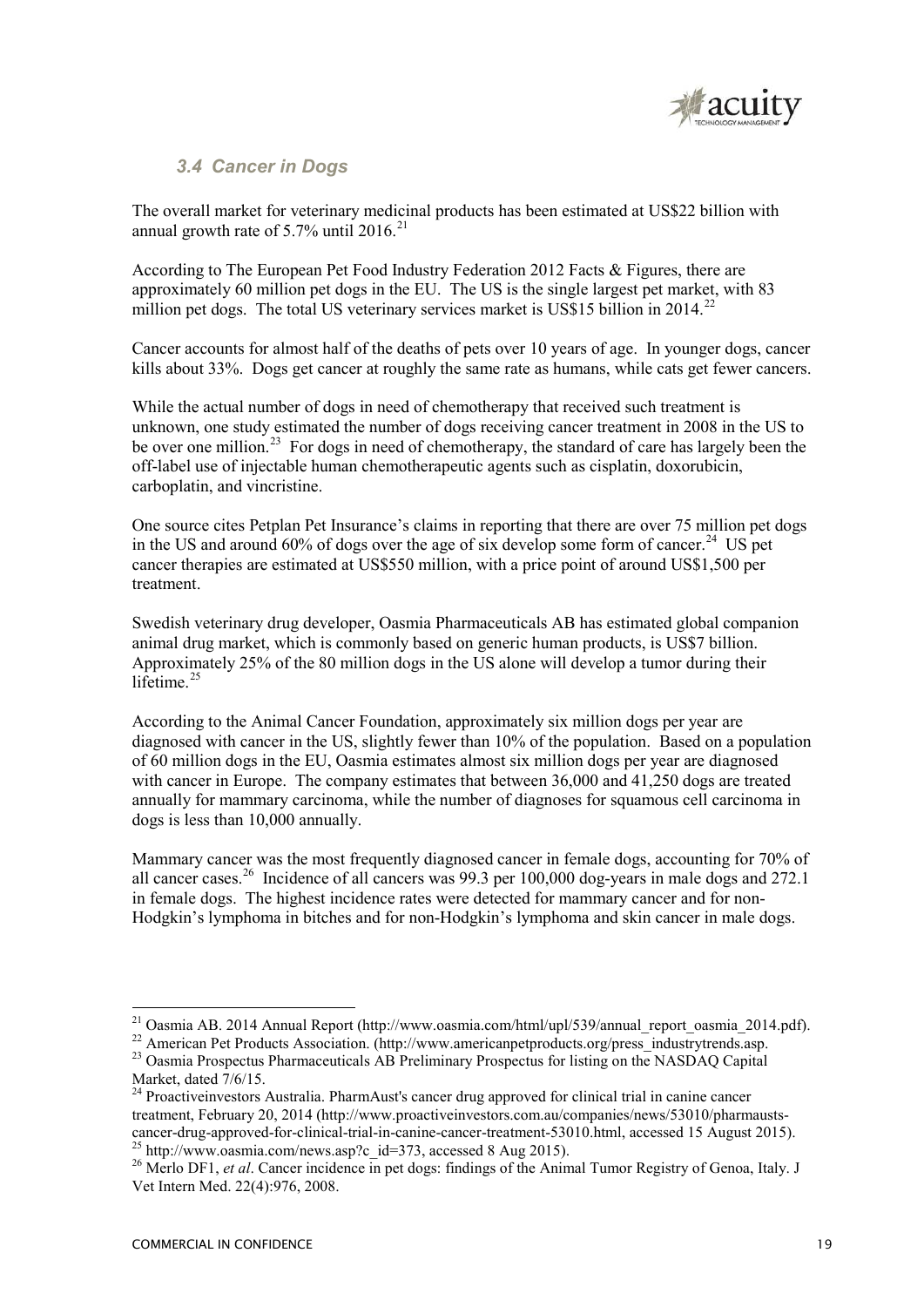### 3.4 Cancer in Dogs

The overall market for veterinary medicinal products has been estimated at US$22 billion with annual growth rate of 5.7% until 2016.[21]

According to The European Pet Food Industry Federation 2012 Facts & Figures, there are approximately 60 million pet dogs in the EU. The US is the single largest pet market, with 83 million pet dogs. The total US veterinary services market is US$15 billion in 2014.[22]

Cancer accounts for almost half of the deaths of pets over 10 years of age. In younger dogs, cancer kills about 33%. Dogs get cancer at roughly the same rate as humans, while cats get fewer cancers.

While the actual number of dogs in need of chemotherapy that received such treatment is unknown, one study estimated the number of dogs receiving cancer treatment in 2008 in the US to be over one million.[23] For dogs in need of chemotherapy, the standard of care has largely been the off-label use of injectable human chemotherapeutic agents such as cisplatin, doxorubicin, carboplatin, and vincristine.

One source cites Petplan Pet Insurance's claims in reporting that there are over 75 million pet dogs in the US and around 60% of dogs over the age of six develop some form of cancer.[24] US pet cancer therapies are estimated at US$550 million, with a price point of around US$1,500 per treatment.

Swedish veterinary drug developer, Oasmia Pharmaceuticals AB has estimated global companion animal drug market, which is commonly based on generic human products, is US$7 billion. Approximately 25% of the 80 million dogs in the US alone will develop a tumor during their lifetime.[25]

According to the Animal Cancer Foundation, approximately six million dogs per year are diagnosed with cancer in the US, slightly fewer than 10% of the population. Based on a population of 60 million dogs in the EU, Oasmia estimates almost six million dogs per year are diagnosed with cancer in Europe. The company estimates that between 36,000 and 41,250 dogs are treated annually for mammary carcinoma, while the number of diagnoses for squamous cell carcinoma in dogs is less than 10,000 annually.

Mammary cancer was the most frequently diagnosed cancer in female dogs, accounting for 70% of all cancer cases.[26] Incidence of all cancers was 99.3 per 100,000 dog-years in male dogs and 272.1 in female dogs. The highest incidence rates were detected for mammary cancer and for non-Hodgkin's lymphoma in bitches and for non-Hodgkin's lymphoma and skin cancer in male dogs.

---

[21] Oasmia AB. 2014 Annual Report (http://www.oasmia.com/html/upl/539/annual_report_oasmia_2014.pdf).

[22] American Pet Products Association. (http://www.americanpetproducts.org/press_industrytrends.asp.

[23] Oasmia Prospectus Pharmaceuticals AB Preliminary Prospectus for listing on the NASDAQ Capital Market, dated 7/6/15.

[24] Proactiveinvestors Australia. PharmAust's cancer drug approved for clinical trial in canine cancer treatment, February 20, 2014 (http://www.proactiveinvestors.com.au/companies/news/53010/pharmausts-cancer-drug-approved-for-clinical-trial-in-canine-cancer-treatment-53010.html, accessed 15 August 2015).

[25] http://www.oasmia.com/news.asp?c_id=373, accessed 8 Aug 2015).

[26] Merlo DF1, *et al*. Cancer incidence in pet dogs: findings of the Animal Tumor Registry of Genoa, Italy. J Vet Intern Med. 22(4):976, 2008.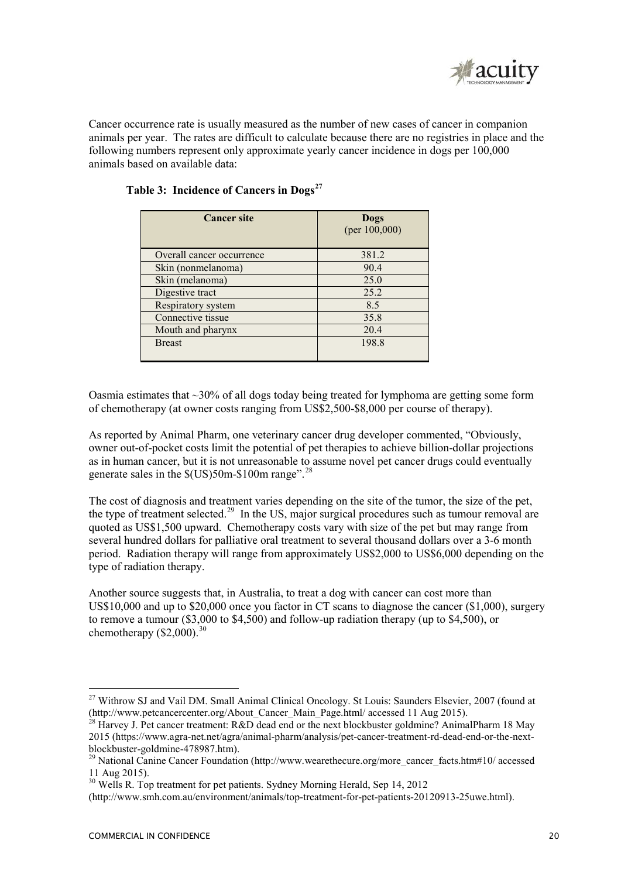Cancer occurrence rate is usually measured as the number of new cases of cancer in companion animals per year. The rates are difficult to calculate because there are no registries in place and the following numbers represent only approximate yearly cancer incidence in dogs per 100,000 animals based on available data:

**Table 3: Incidence of Cancers in Dogs[27]**

| Cancer site | Dogs (per 100,000) |
|---|---|
| Overall cancer occurrence | 381.2 |
| Skin (nonmelanoma) | 90.4 |
| Skin (melanoma) | 25.0 |
| Digestive tract | 25.2 |
| Respiratory system | 8.5 |
| Connective tissue | 35.8 |
| Mouth and pharynx | 20.4 |
| Breast | 198.8 |

Oasmia estimates that ~30% of all dogs today being treated for lymphoma are getting some form of chemotherapy (at owner costs ranging from US$2,500-$8,000 per course of therapy).

As reported by Animal Pharm, one veterinary cancer drug developer commented, "Obviously, owner out-of-pocket costs limit the potential of pet therapies to achieve billion-dollar projections as in human cancer, but it is not unreasonable to assume novel pet cancer drugs could eventually generate sales in the $(US)50m-$100m range".[28]

The cost of diagnosis and treatment varies depending on the site of the tumor, the size of the pet, the type of treatment selected.[29] In the US, major surgical procedures such as tumour removal are quoted as US$1,500 upward. Chemotherapy costs vary with size of the pet but may range from several hundred dollars for palliative oral treatment to several thousand dollars over a 3-6 month period. Radiation therapy will range from approximately US$2,000 to US$6,000 depending on the type of radiation therapy.

Another source suggests that, in Australia, to treat a dog with cancer can cost more than US$10,000 and up to $20,000 once you factor in CT scans to diagnose the cancer ($1,000), surgery to remove a tumour ($3,000 to $4,500) and follow-up radiation therapy (up to $4,500), or chemotherapy ($2,000).[30]

---

[27] Withrow SJ and Vail DM. Small Animal Clinical Oncology. St Louis: Saunders Elsevier, 2007 (found at (http://www.petcancercenter.org/About_Cancer_Main_Page.html/ accessed 11 Aug 2015).

[28] Harvey J. Pet cancer treatment: R&D dead end or the next blockbuster goldmine? AnimalPharm 18 May 2015 (https://www.agra-net.net/agra/animal-pharm/analysis/pet-cancer-treatment-rd-dead-end-or-the-next-blockbuster-goldmine-478987.htm).

[29] National Canine Cancer Foundation (http://www.wearethecure.org/more_cancer_facts.htm#10/ accessed 11 Aug 2015).

[30] Wells R. Top treatment for pet patients. Sydney Morning Herald, Sep 14, 2012 (http://www.smh.com.au/environment/animals/top-treatment-for-pet-patients-20120913-25uwe.html).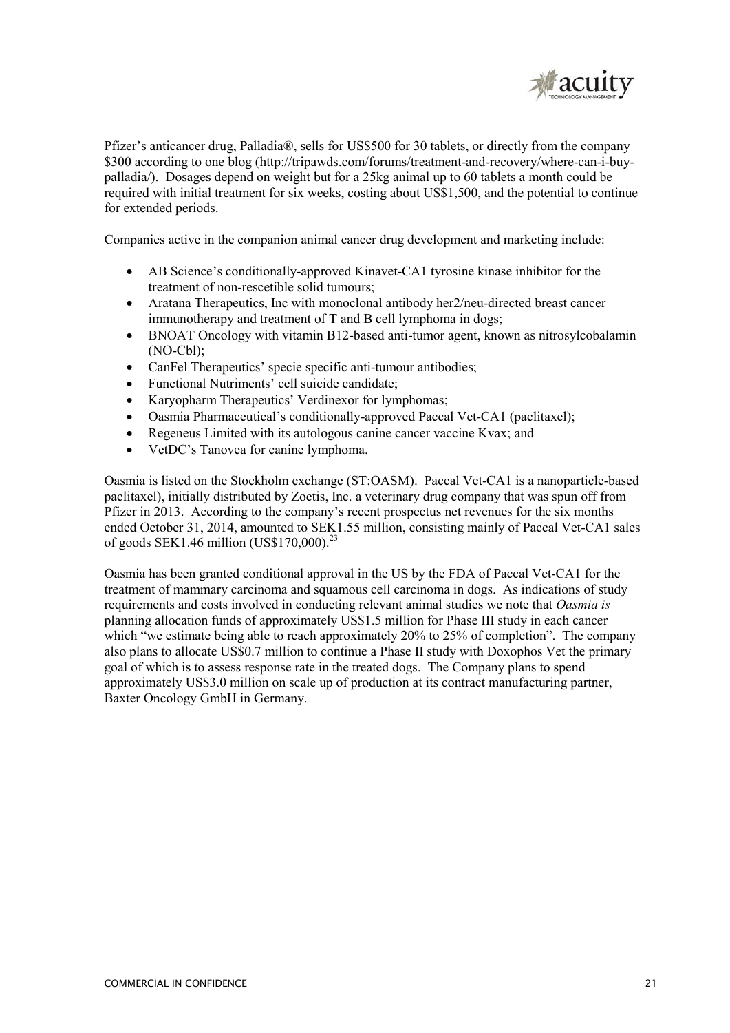Pfizer's anticancer drug, Palladia®, sells for US$500 for 30 tablets, or directly from the company $300 according to one blog (http://tripawds.com/forums/treatment-and-recovery/where-can-i-buy-palladia/). Dosages depend on weight but for a 25kg animal up to 60 tablets a month could be required with initial treatment for six weeks, costing about US$1,500, and the potential to continue for extended periods.

Companies active in the companion animal cancer drug development and marketing include:

- AB Science's conditionally-approved Kinavet-CA1 tyrosine kinase inhibitor for the treatment of non-rescetible solid tumours;
- Aratana Therapeutics, Inc with monoclonal antibody her2/neu-directed breast cancer immunotherapy and treatment of T and B cell lymphoma in dogs;
- BNOAT Oncology with vitamin B12-based anti-tumor agent, known as nitrosylcobalamin (NO-Cbl);
- CanFel Therapeutics' specie specific anti-tumour antibodies;
- Functional Nutriments' cell suicide candidate;
- Karyopharm Therapeutics' Verdinexor for lymphomas;
- Oasmia Pharmaceutical's conditionally-approved Paccal Vet-CA1 (paclitaxel);
- Regeneus Limited with its autologous canine cancer vaccine Kvax; and
- VetDC's Tanovea for canine lymphoma.

Oasmia is listed on the Stockholm exchange (ST:OASM). Paccal Vet-CA1 is a nanoparticle-based paclitaxel), initially distributed by Zoetis, Inc. a veterinary drug company that was spun off from Pfizer in 2013. According to the company's recent prospectus net revenues for the six months ended October 31, 2014, amounted to SEK1.55 million, consisting mainly of Paccal Vet-CA1 sales of goods SEK1.46 million (US$170,000).[23]

Oasmia has been granted conditional approval in the US by the FDA of Paccal Vet-CA1 for the treatment of mammary carcinoma and squamous cell carcinoma in dogs. As indications of study requirements and costs involved in conducting relevant animal studies we note that *Oasmia is* planning allocation funds of approximately US$1.5 million for Phase III study in each cancer which "we estimate being able to reach approximately 20% to 25% of completion". The company also plans to allocate US$0.7 million to continue a Phase II study with Doxophos Vet the primary goal of which is to assess response rate in the treated dogs. The Company plans to spend approximately US$3.0 million on scale up of production at its contract manufacturing partner, Baxter Oncology GmbH in Germany.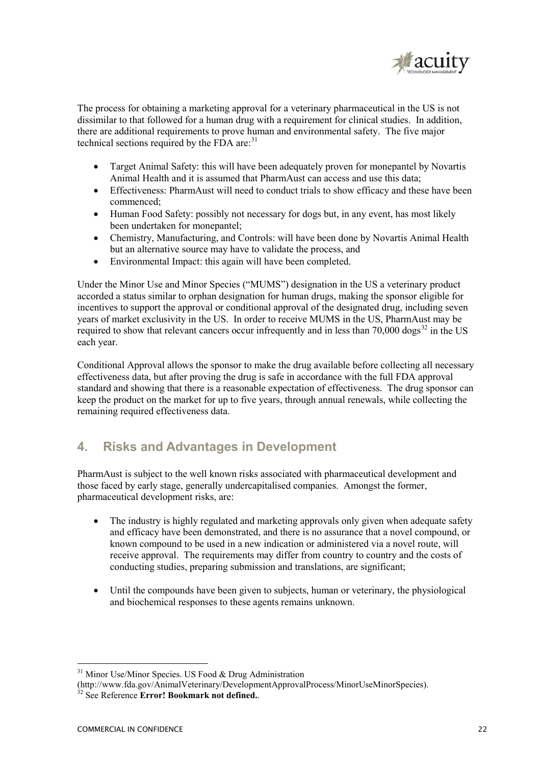The process for obtaining a marketing approval for a veterinary pharmaceutical in the US is not dissimilar to that followed for a human drug with a requirement for clinical studies. In addition, there are additional requirements to prove human and environmental safety. The five major technical sections required by the FDA are:[31]

- Target Animal Safety: this will have been adequately proven for monepantel by Novartis Animal Health and it is assumed that PharmAust can access and use this data;
- Effectiveness: PharmAust will need to conduct trials to show efficacy and these have been commenced;
- Human Food Safety: possibly not necessary for dogs but, in any event, has most likely been undertaken for monepantel;
- Chemistry, Manufacturing, and Controls: will have been done by Novartis Animal Health but an alternative source may have to validate the process, and
- Environmental Impact: this again will have been completed.

Under the Minor Use and Minor Species ("MUMS") designation in the US a veterinary product accorded a status similar to orphan designation for human drugs, making the sponsor eligible for incentives to support the approval or conditional approval of the designated drug, including seven years of market exclusivity in the US. In order to receive MUMS in the US, PharmAust may be required to show that relevant cancers occur infrequently and in less than 70,000 dogs[32] in the US each year.

Conditional Approval allows the sponsor to make the drug available before collecting all necessary effectiveness data, but after proving the drug is safe in accordance with the full FDA approval standard and showing that there is a reasonable expectation of effectiveness. The drug sponsor can keep the product on the market for up to five years, through annual renewals, while collecting the remaining required effectiveness data.

## 4. Risks and Advantages in Development

PharmAust is subject to the well known risks associated with pharmaceutical development and those faced by early stage, generally undercapitalised companies. Amongst the former, pharmaceutical development risks, are:

- The industry is highly regulated and marketing approvals only given when adequate safety and efficacy have been demonstrated, and there is no assurance that a novel compound, or known compound to be used in a new indication or administered via a novel route, will receive approval. The requirements may differ from country to country and the costs of conducting studies, preparing submission and translations, are significant;

- Until the compounds have been given to subjects, human or veterinary, the physiological and biochemical responses to these agents remains unknown.

---

[31] Minor Use/Minor Species. US Food & Drug Administration (http://www.fda.gov/AnimalVeterinary/DevelopmentApprovalProcess/MinorUseMinorSpecies).

[32] See Reference **Error! Bookmark not defined.**.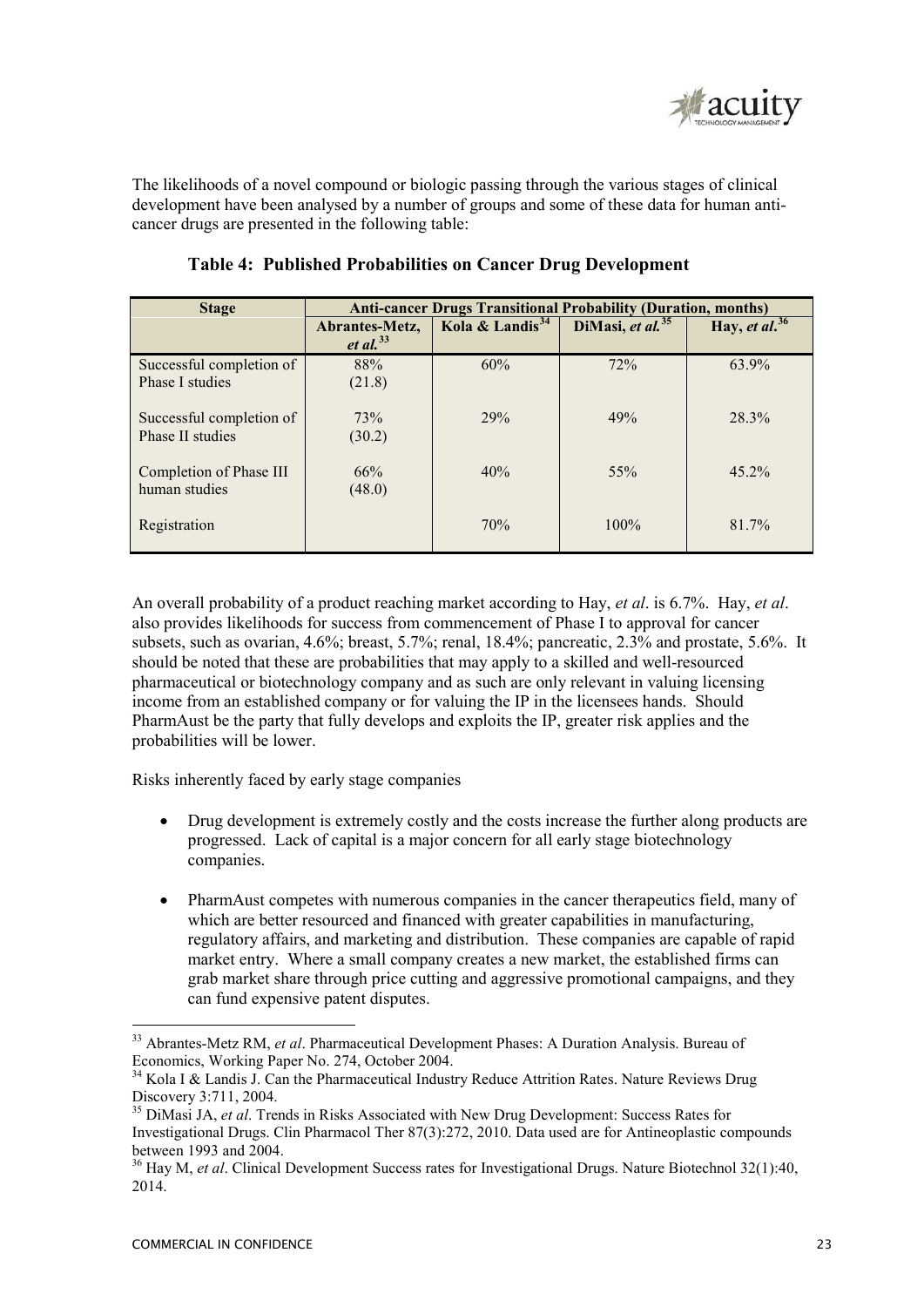The likelihoods of a novel compound or biologic passing through the various stages of clinical development have been analysed by a number of groups and some of these data for human anti-cancer drugs are presented in the following table:

**Table 4: Published Probabilities on Cancer Drug Development**

| Stage | Anti-cancer Drugs Transitional Probability (Duration, months) | | | |
|---|---|---|---|---|
| | Abrantes-Metz, *et al.*[33] | Kola & Landis[34] | DiMasi, *et al.*[35] | Hay, *et al.*[36] |
| Successful completion of Phase I studies | 88% (21.8) | 60% | 72% | 63.9% |
| Successful completion of Phase II studies | 73% (30.2) | 29% | 49% | 28.3% |
| Completion of Phase III human studies | 66% (48.0) | 40% | 55% | 45.2% |
| Registration | | 70% | 100% | 81.7% |

An overall probability of a product reaching market according to Hay, *et al*. is 6.7%. Hay, *et al*. also provides likelihoods for success from commencement of Phase I to approval for cancer subsets, such as ovarian, 4.6%; breast, 5.7%; renal, 18.4%; pancreatic, 2.3% and prostate, 5.6%. It should be noted that these are probabilities that may apply to a skilled and well-resourced pharmaceutical or biotechnology company and as such are only relevant in valuing licensing income from an established company or for valuing the IP in the licensees hands. Should PharmAust be the party that fully develops and exploits the IP, greater risk applies and the probabilities will be lower.

Risks inherently faced by early stage companies

- Drug development is extremely costly and the costs increase the further along products are progressed. Lack of capital is a major concern for all early stage biotechnology companies.
- PharmAust competes with numerous companies in the cancer therapeutics field, many of which are better resourced and financed with greater capabilities in manufacturing, regulatory affairs, and marketing and distribution. These companies are capable of rapid market entry. Where a small company creates a new market, the established firms can grab market share through price cutting and aggressive promotional campaigns, and they can fund expensive patent disputes.

---

[33] Abrantes-Metz RM, *et al*. Pharmaceutical Development Phases: A Duration Analysis. Bureau of Economics, Working Paper No. 274, October 2004.

[34] Kola I & Landis J. Can the Pharmaceutical Industry Reduce Attrition Rates. Nature Reviews Drug Discovery 3:711, 2004.

[35] DiMasi JA, *et al*. Trends in Risks Associated with New Drug Development: Success Rates for Investigational Drugs. Clin Pharmacol Ther 87(3):272, 2010. Data used are for Antineoplastic compounds between 1993 and 2004.

[36] Hay M, *et al*. Clinical Development Success rates for Investigational Drugs. Nature Biotechnol 32(1):40, 2014.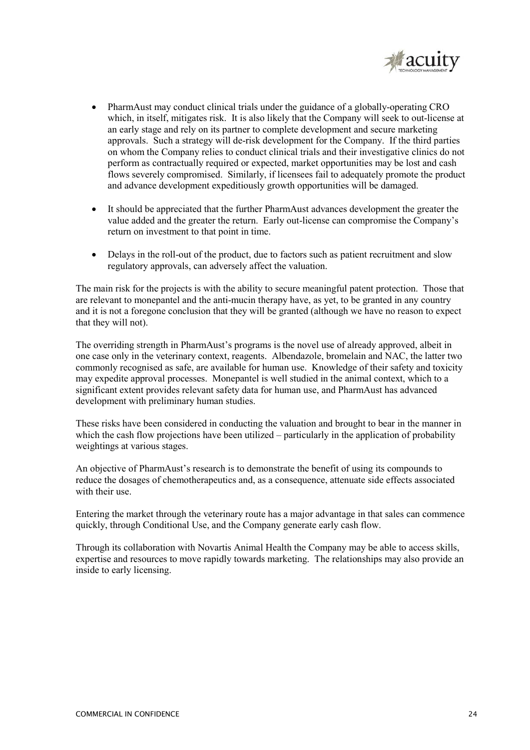- PharmAust may conduct clinical trials under the guidance of a globally-operating CRO which, in itself, mitigates risk. It is also likely that the Company will seek to out-license at an early stage and rely on its partner to complete development and secure marketing approvals. Such a strategy will de-risk development for the Company. If the third parties on whom the Company relies to conduct clinical trials and their investigative clinics do not perform as contractually required or expected, market opportunities may be lost and cash flows severely compromised. Similarly, if licensees fail to adequately promote the product and advance development expeditiously growth opportunities will be damaged.

- It should be appreciated that the further PharmAust advances development the greater the value added and the greater the return. Early out-license can compromise the Company's return on investment to that point in time.

- Delays in the roll-out of the product, due to factors such as patient recruitment and slow regulatory approvals, can adversely affect the valuation.

The main risk for the projects is with the ability to secure meaningful patent protection. Those that are relevant to monepantel and the anti-mucin therapy have, as yet, to be granted in any country and it is not a foregone conclusion that they will be granted (although we have no reason to expect that they will not).

The overriding strength in PharmAust's programs is the novel use of already approved, albeit in one case only in the veterinary context, reagents. Albendazole, bromelain and NAC, the latter two commonly recognised as safe, are available for human use. Knowledge of their safety and toxicity may expedite approval processes. Monepantel is well studied in the animal context, which to a significant extent provides relevant safety data for human use, and PharmAust has advanced development with preliminary human studies.

These risks have been considered in conducting the valuation and brought to bear in the manner in which the cash flow projections have been utilized – particularly in the application of probability weightings at various stages.

An objective of PharmAust's research is to demonstrate the benefit of using its compounds to reduce the dosages of chemotherapeutics and, as a consequence, attenuate side effects associated with their use.

Entering the market through the veterinary route has a major advantage in that sales can commence quickly, through Conditional Use, and the Company generate early cash flow.

Through its collaboration with Novartis Animal Health the Company may be able to access skills, expertise and resources to move rapidly towards marketing. The relationships may also provide an inside to early licensing.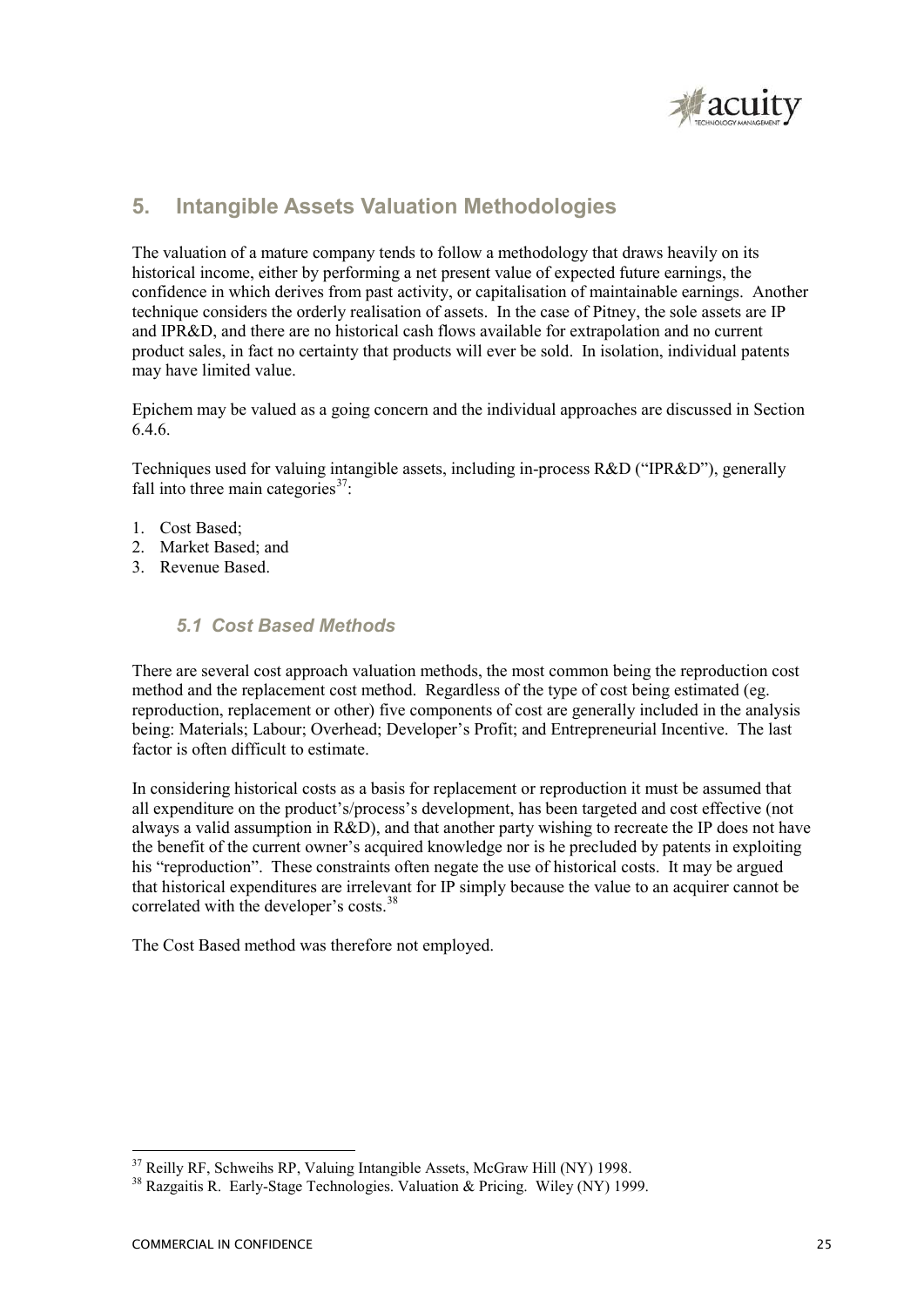## 5. Intangible Assets Valuation Methodologies

The valuation of a mature company tends to follow a methodology that draws heavily on its historical income, either by performing a net present value of expected future earnings, the confidence in which derives from past activity, or capitalisation of maintainable earnings. Another technique considers the orderly realisation of assets. In the case of Pitney, the sole assets are IP and IPR&D, and there are no historical cash flows available for extrapolation and no current product sales, in fact no certainty that products will ever be sold. In isolation, individual patents may have limited value.

Epichem may be valued as a going concern and the individual approaches are discussed in Section 6.4.6.

Techniques used for valuing intangible assets, including in-process R&D ("IPR&D"), generally fall into three main categories[37]:

1. Cost Based;
2. Market Based; and
3. Revenue Based.

### *5.1 Cost Based Methods*

There are several cost approach valuation methods, the most common being the reproduction cost method and the replacement cost method. Regardless of the type of cost being estimated (eg. reproduction, replacement or other) five components of cost are generally included in the analysis being: Materials; Labour; Overhead; Developer's Profit; and Entrepreneurial Incentive. The last factor is often difficult to estimate.

In considering historical costs as a basis for replacement or reproduction it must be assumed that all expenditure on the product's/process's development, has been targeted and cost effective (not always a valid assumption in R&D), and that another party wishing to recreate the IP does not have the benefit of the current owner's acquired knowledge nor is he precluded by patents in exploiting his "reproduction". These constraints often negate the use of historical costs. It may be argued that historical expenditures are irrelevant for IP simply because the value to an acquirer cannot be correlated with the developer's costs.[38]

The Cost Based method was therefore not employed.

---

[37] Reilly RF, Schweihs RP, Valuing Intangible Assets, McGraw Hill (NY) 1998.

[38] Razgaitis R. Early-Stage Technologies. Valuation & Pricing. Wiley (NY) 1999.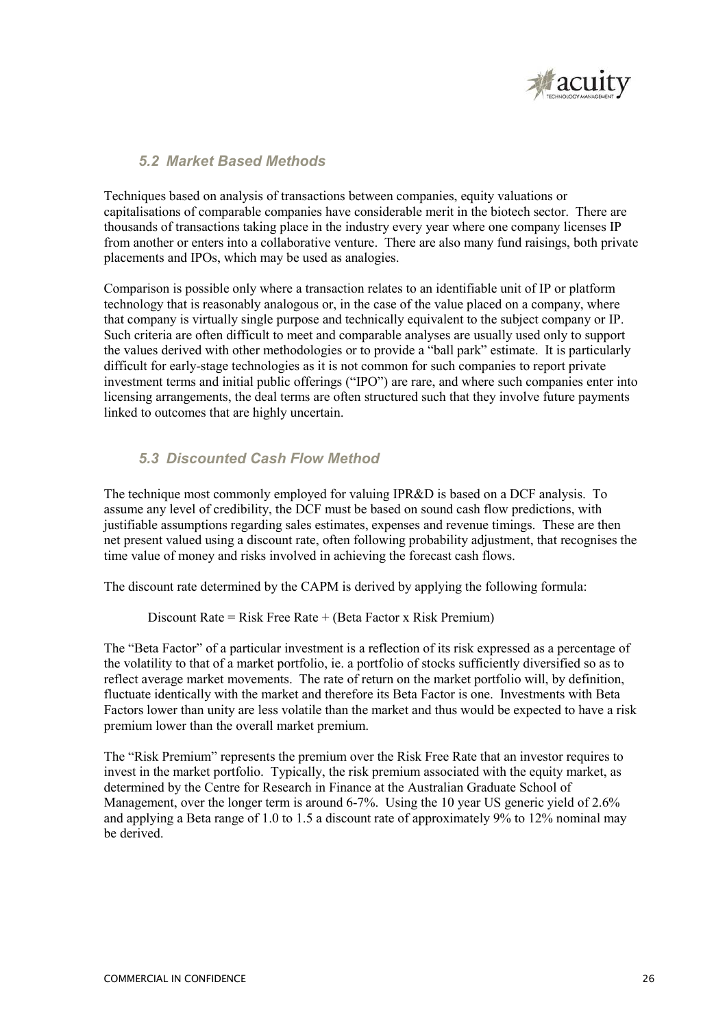### *5.2 Market Based Methods*

Techniques based on analysis of transactions between companies, equity valuations or capitalisations of comparable companies have considerable merit in the biotech sector. There are thousands of transactions taking place in the industry every year where one company licenses IP from another or enters into a collaborative venture. There are also many fund raisings, both private placements and IPOs, which may be used as analogies.

Comparison is possible only where a transaction relates to an identifiable unit of IP or platform technology that is reasonably analogous or, in the case of the value placed on a company, where that company is virtually single purpose and technically equivalent to the subject company or IP. Such criteria are often difficult to meet and comparable analyses are usually used only to support the values derived with other methodologies or to provide a "ball park" estimate. It is particularly difficult for early-stage technologies as it is not common for such companies to report private investment terms and initial public offerings ("IPO") are rare, and where such companies enter into licensing arrangements, the deal terms are often structured such that they involve future payments linked to outcomes that are highly uncertain.

### *5.3 Discounted Cash Flow Method*

The technique most commonly employed for valuing IPR&D is based on a DCF analysis. To assume any level of credibility, the DCF must be based on sound cash flow predictions, with justifiable assumptions regarding sales estimates, expenses and revenue timings. These are then net present valued using a discount rate, often following probability adjustment, that recognises the time value of money and risks involved in achieving the forecast cash flows.

The discount rate determined by the CAPM is derived by applying the following formula:

Discount Rate = Risk Free Rate + (Beta Factor x Risk Premium)

The "Beta Factor" of a particular investment is a reflection of its risk expressed as a percentage of the volatility to that of a market portfolio, ie. a portfolio of stocks sufficiently diversified so as to reflect average market movements. The rate of return on the market portfolio will, by definition, fluctuate identically with the market and therefore its Beta Factor is one. Investments with Beta Factors lower than unity are less volatile than the market and thus would be expected to have a risk premium lower than the overall market premium.

The "Risk Premium" represents the premium over the Risk Free Rate that an investor requires to invest in the market portfolio. Typically, the risk premium associated with the equity market, as determined by the Centre for Research in Finance at the Australian Graduate School of Management, over the longer term is around 6-7%. Using the 10 year US generic yield of 2.6% and applying a Beta range of 1.0 to 1.5 a discount rate of approximately 9% to 12% nominal may be derived.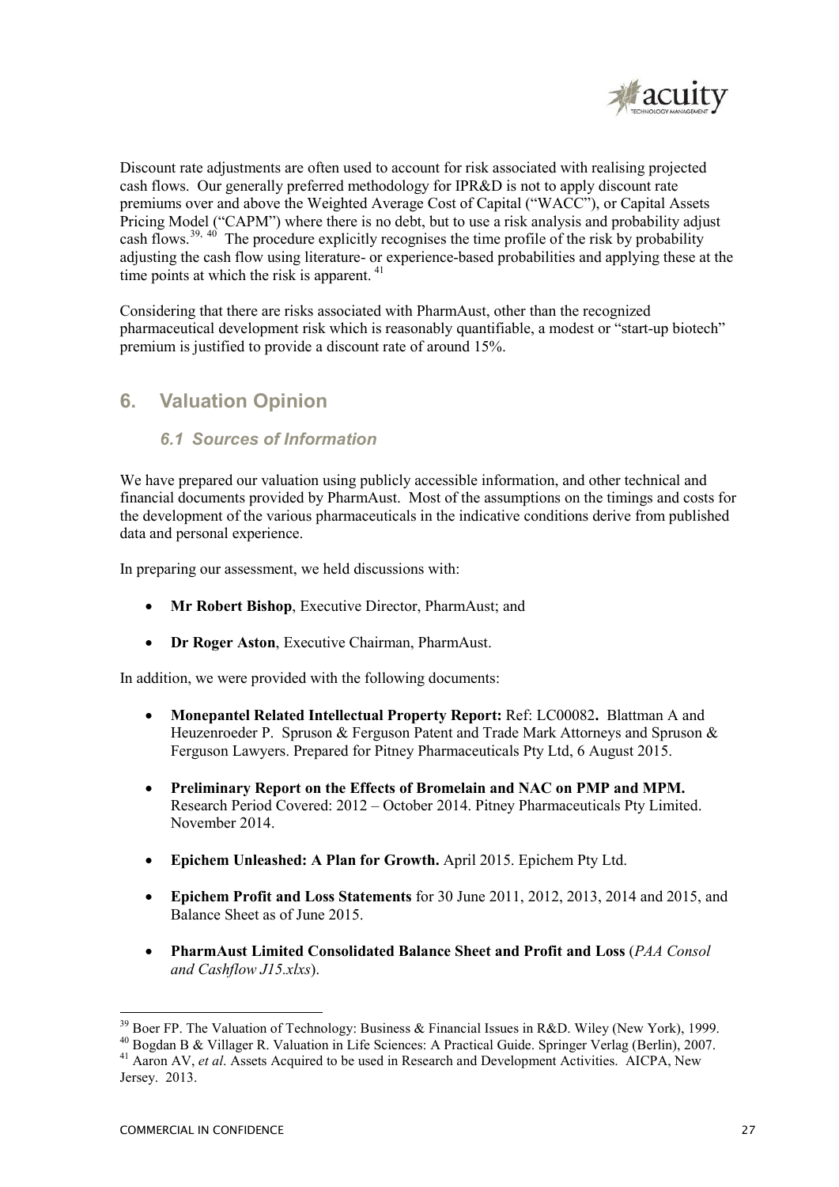Discount rate adjustments are often used to account for risk associated with realising projected cash flows. Our generally preferred methodology for IPR&D is not to apply discount rate premiums over and above the Weighted Average Cost of Capital ("WACC"), or Capital Assets Pricing Model ("CAPM") where there is no debt, but to use a risk analysis and probability adjust cash flows.[39, 40] The procedure explicitly recognises the time profile of the risk by probability adjusting the cash flow using literature- or experience-based probabilities and applying these at the time points at which the risk is apparent.[41]

Considering that there are risks associated with PharmAust, other than the recognized pharmaceutical development risk which is reasonably quantifiable, a modest or "start-up biotech" premium is justified to provide a discount rate of around 15%.

## 6. Valuation Opinion

### *6.1 Sources of Information*

We have prepared our valuation using publicly accessible information, and other technical and financial documents provided by PharmAust. Most of the assumptions on the timings and costs for the development of the various pharmaceuticals in the indicative conditions derive from published data and personal experience.

In preparing our assessment, we held discussions with:

- **Mr Robert Bishop**, Executive Director, PharmAust; and
- **Dr Roger Aston**, Executive Chairman, PharmAust.

In addition, we were provided with the following documents:

- **Monepantel Related Intellectual Property Report:** Ref: LC00082**.** Blattman A and Heuzenroeder P. Spruson & Ferguson Patent and Trade Mark Attorneys and Spruson & Ferguson Lawyers. Prepared for Pitney Pharmaceuticals Pty Ltd, 6 August 2015.
- **Preliminary Report on the Effects of Bromelain and NAC on PMP and MPM.** Research Period Covered: 2012 – October 2014. Pitney Pharmaceuticals Pty Limited. November 2014.
- **Epichem Unleashed: A Plan for Growth.** April 2015. Epichem Pty Ltd.
- **Epichem Profit and Loss Statements** for 30 June 2011, 2012, 2013, 2014 and 2015, and Balance Sheet as of June 2015.
- **PharmAust Limited Consolidated Balance Sheet and Profit and Loss** (*PAA Consol and Cashflow J15.xlxs*).

---

[39] Boer FP. The Valuation of Technology: Business & Financial Issues in R&D. Wiley (New York), 1999.

[40] Bogdan B & Villager R. Valuation in Life Sciences: A Practical Guide. Springer Verlag (Berlin), 2007.

[41] Aaron AV, *et al*. Assets Acquired to be used in Research and Development Activities. AICPA, New Jersey. 2013.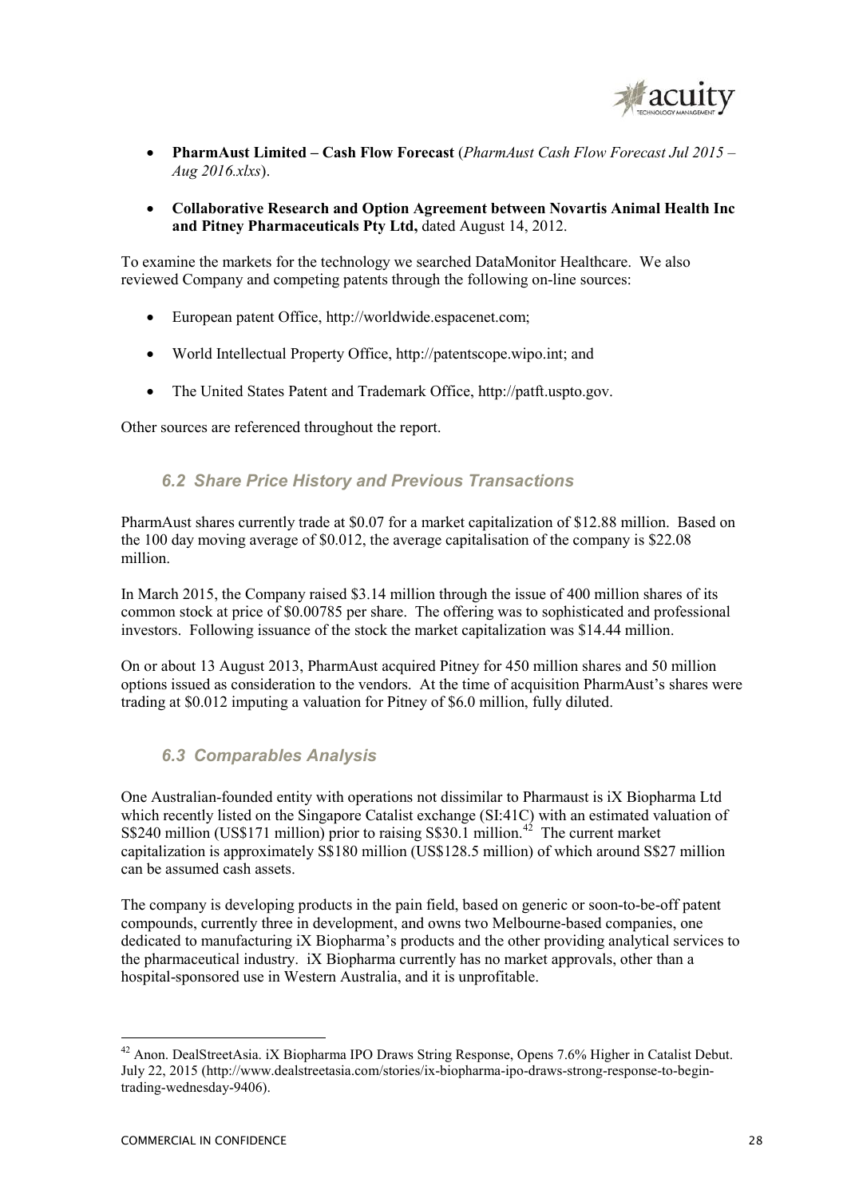- **PharmAust Limited – Cash Flow Forecast** (*PharmAust Cash Flow Forecast Jul 2015 – Aug 2016.xlxs*).

- **Collaborative Research and Option Agreement between Novartis Animal Health Inc and Pitney Pharmaceuticals Pty Ltd,** dated August 14, 2012.

To examine the markets for the technology we searched DataMonitor Healthcare. We also reviewed Company and competing patents through the following on-line sources:

- European patent Office, http://worldwide.espacenet.com;

- World Intellectual Property Office, http://patentscope.wipo.int; and

- The United States Patent and Trademark Office, http://patft.uspto.gov.

Other sources are referenced throughout the report.

### *6.2 Share Price History and Previous Transactions*

PharmAust shares currently trade at $0.07 for a market capitalization of $12.88 million. Based on the 100 day moving average of $0.012, the average capitalisation of the company is $22.08 million.

In March 2015, the Company raised $3.14 million through the issue of 400 million shares of its common stock at price of $0.00785 per share. The offering was to sophisticated and professional investors. Following issuance of the stock the market capitalization was $14.44 million.

On or about 13 August 2013, PharmAust acquired Pitney for 450 million shares and 50 million options issued as consideration to the vendors. At the time of acquisition PharmAust's shares were trading at $0.012 imputing a valuation for Pitney of $6.0 million, fully diluted.

### *6.3 Comparables Analysis*

One Australian-founded entity with operations not dissimilar to Pharmaust is iX Biopharma Ltd which recently listed on the Singapore Catalist exchange (SI:41C) with an estimated valuation of S$240 million (US$171 million) prior to raising S$30.1 million.[42] The current market capitalization is approximately S$180 million (US$128.5 million) of which around S$27 million can be assumed cash assets.

The company is developing products in the pain field, based on generic or soon-to-be-off patent compounds, currently three in development, and owns two Melbourne-based companies, one dedicated to manufacturing iX Biopharma's products and the other providing analytical services to the pharmaceutical industry. iX Biopharma currently has no market approvals, other than a hospital-sponsored use in Western Australia, and it is unprofitable.

---

[42] Anon. DealStreetAsia. iX Biopharma IPO Draws String Response, Opens 7.6% Higher in Catalist Debut. July 22, 2015 (http://www.dealstreetasia.com/stories/ix-biopharma-ipo-draws-strong-response-to-begin-trading-wednesday-9406).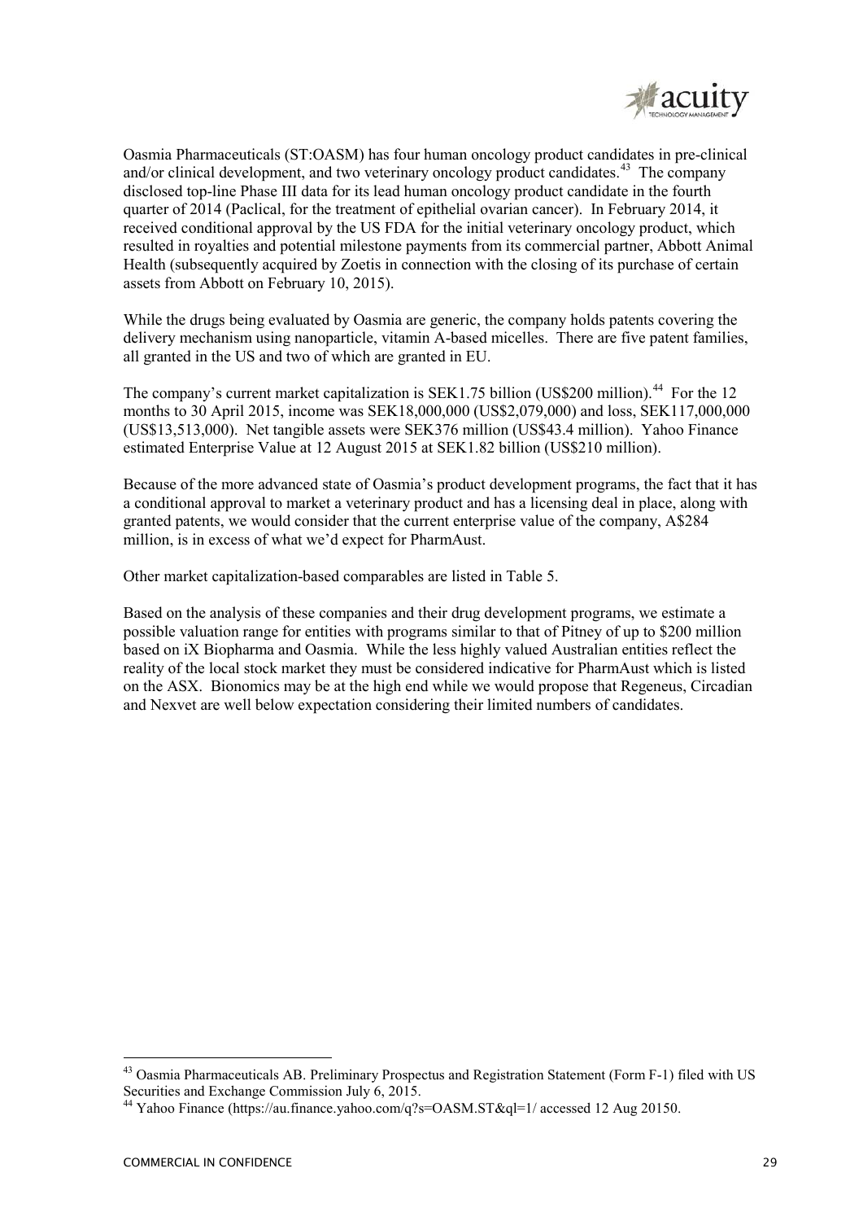Oasmia Pharmaceuticals (ST:OASM) has four human oncology product candidates in pre-clinical and/or clinical development, and two veterinary oncology product candidates.[43] The company disclosed top-line Phase III data for its lead human oncology product candidate in the fourth quarter of 2014 (Paclical, for the treatment of epithelial ovarian cancer). In February 2014, it received conditional approval by the US FDA for the initial veterinary oncology product, which resulted in royalties and potential milestone payments from its commercial partner, Abbott Animal Health (subsequently acquired by Zoetis in connection with the closing of its purchase of certain assets from Abbott on February 10, 2015).

While the drugs being evaluated by Oasmia are generic, the company holds patents covering the delivery mechanism using nanoparticle, vitamin A-based micelles. There are five patent families, all granted in the US and two of which are granted in EU.

The company's current market capitalization is SEK1.75 billion (US$200 million).[44] For the 12 months to 30 April 2015, income was SEK18,000,000 (US$2,079,000) and loss, SEK117,000,000 (US$13,513,000). Net tangible assets were SEK376 million (US$43.4 million). Yahoo Finance estimated Enterprise Value at 12 August 2015 at SEK1.82 billion (US$210 million).

Because of the more advanced state of Oasmia's product development programs, the fact that it has a conditional approval to market a veterinary product and has a licensing deal in place, along with granted patents, we would consider that the current enterprise value of the company, A$284 million, is in excess of what we'd expect for PharmAust.

Other market capitalization-based comparables are listed in Table 5.

Based on the analysis of these companies and their drug development programs, we estimate a possible valuation range for entities with programs similar to that of Pitney of up to $200 million based on iX Biopharma and Oasmia. While the less highly valued Australian entities reflect the reality of the local stock market they must be considered indicative for PharmAust which is listed on the ASX. Bionomics may be at the high end while we would propose that Regeneus, Circadian and Nexvet are well below expectation considering their limited numbers of candidates.

---

[43] Oasmia Pharmaceuticals AB. Preliminary Prospectus and Registration Statement (Form F-1) filed with US Securities and Exchange Commission July 6, 2015.

[44] Yahoo Finance (https://au.finance.yahoo.com/q?s=OASM.ST&ql=1/ accessed 12 Aug 20150.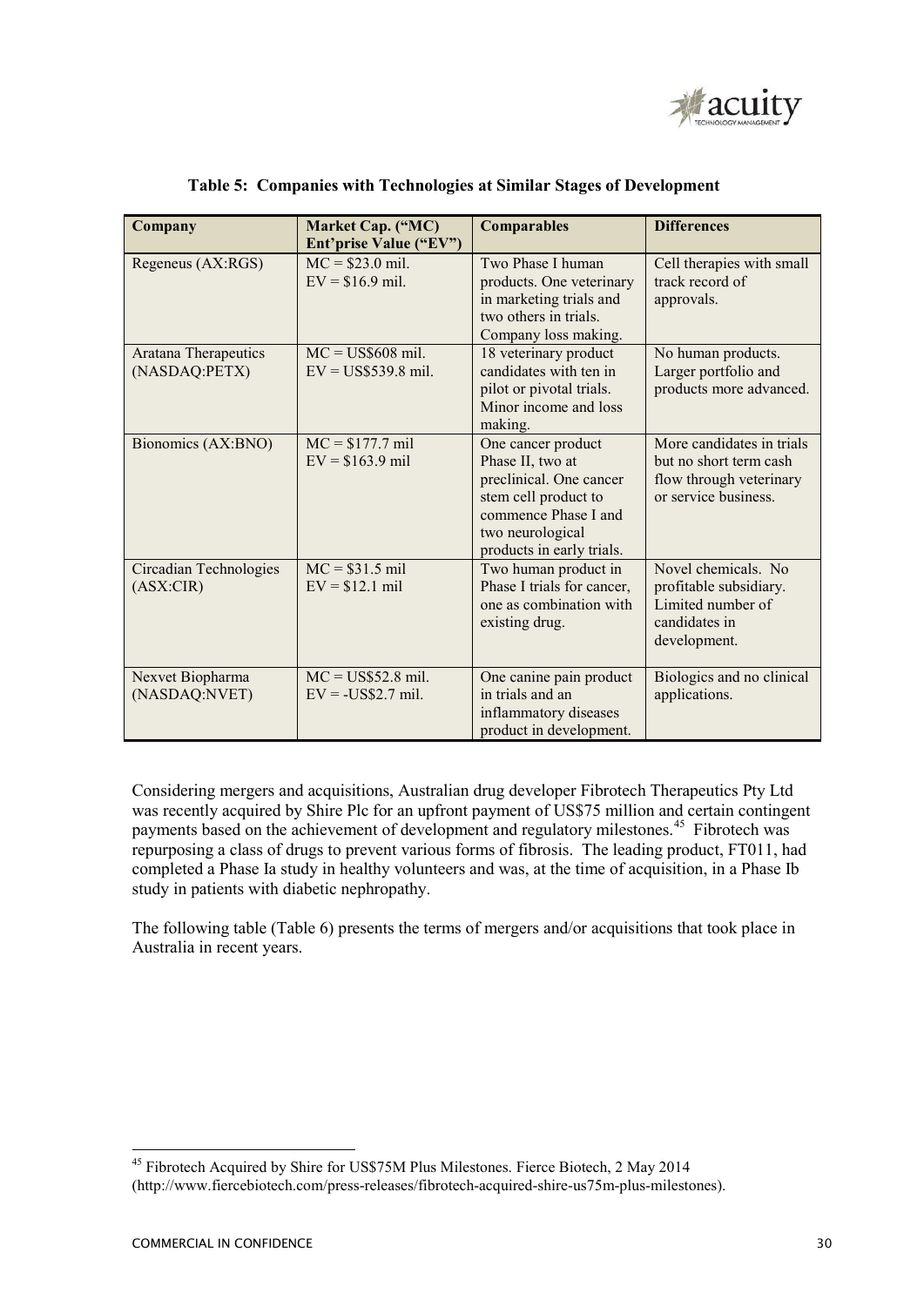**Table 5: Companies with Technologies at Similar Stages of Development**

| Company | Market Cap. ("MC) Ent'prise Value ("EV") | Comparables | Differences |
|---|---|---|---|
| Regeneus (AX:RGS) | MC = $23.0 mil. EV = $16.9 mil. | Two Phase I human products. One veterinary in marketing trials and two others in trials. Company loss making. | Cell therapies with small track record of approvals. |
| Aratana Therapeutics (NASDAQ:PETX) | MC = US$608 mil. EV = US$539.8 mil. | 18 veterinary product candidates with ten in pilot or pivotal trials. Minor income and loss making. | No human products. Larger portfolio and products more advanced. |
| Bionomics (AX:BNO) | MC = $177.7 mil EV = $163.9 mil | One cancer product Phase II, two at preclinical. One cancer stem cell product to commence Phase I and two neurological products in early trials. | More candidates in trials but no short term cash flow through veterinary or service business. |
| Circadian Technologies (ASX:CIR) | MC = $31.5 mil EV = $12.1 mil | Two human product in Phase I trials for cancer, one as combination with existing drug. | Novel chemicals. No profitable subsidiary. Limited number of candidates in development. |
| Nexvet Biopharma (NASDAQ:NVET) | MC = US$52.8 mil. EV = -US$2.7 mil. | One canine pain product in trials and an inflammatory diseases product in development. | Biologics and no clinical applications. |

Considering mergers and acquisitions, Australian drug developer Fibrotech Therapeutics Pty Ltd was recently acquired by Shire Plc for an upfront payment of US$75 million and certain contingent payments based on the achievement of development and regulatory milestones.[45] Fibrotech was repurposing a class of drugs to prevent various forms of fibrosis. The leading product, FT011, had completed a Phase Ia study in healthy volunteers and was, at the time of acquisition, in a Phase Ib study in patients with diabetic nephropathy.

The following table (Table 6) presents the terms of mergers and/or acquisitions that took place in Australia in recent years.

[45] Fibrotech Acquired by Shire for US$75M Plus Milestones. Fierce Biotech, 2 May 2014 (http://www.fiercebiotech.com/press-releases/fibrotech-acquired-shire-us75m-plus-milestones).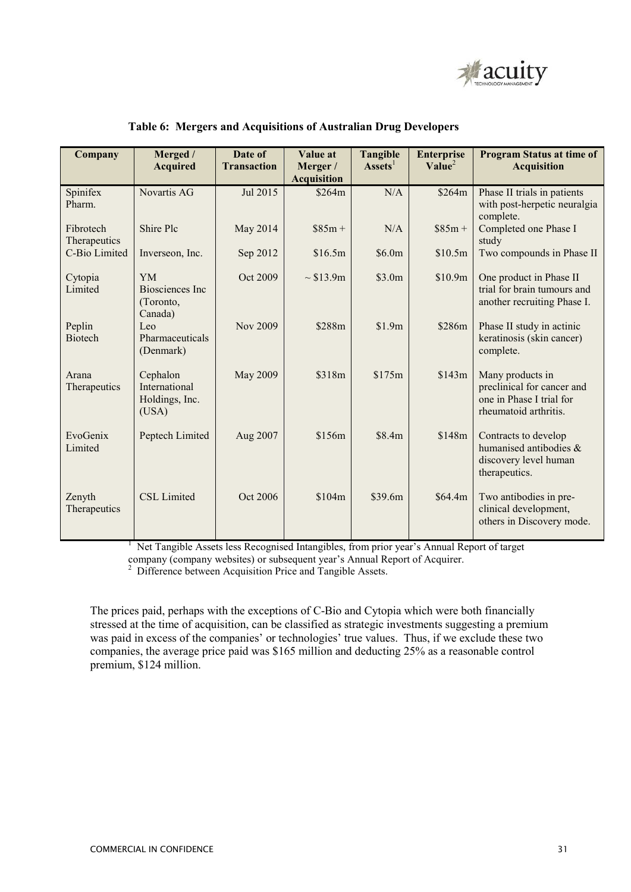**Table 6: Mergers and Acquisitions of Australian Drug Developers**

| Company | Merged / Acquired | Date of Transaction | Value at Merger / Acquisition | Tangible Assets[1] | Enterprise Value[2] | Program Status at time of Acquisition |
|---|---|---|---|---|---|---|
| Spinifex Pharm. | Novartis AG | Jul 2015 | \$264m | N/A | \$264m | Phase II trials in patients with post-herpetic neuralgia complete. |
| Fibrotech Therapeutics | Shire Plc | May 2014 | \$85m + | N/A | \$85m + | Completed one Phase I study |
| C-Bio Limited | Inverseon, Inc. | Sep 2012 | \$16.5m | \$6.0m | \$10.5m | Two compounds in Phase II |
| Cytopia Limited | YM Biosciences Inc (Toronto, Canada) | Oct 2009 | ~ \$13.9m | \$3.0m | \$10.9m | One product in Phase II trial for brain tumours and another recruiting Phase I. |
| Peplin Biotech | Leo Pharmaceuticals (Denmark) | Nov 2009 | \$288m | \$1.9m | \$286m | Phase II study in actinic keratinosis (skin cancer) complete. |
| Arana Therapeutics | Cephalon International Holdings, Inc. (USA) | May 2009 | \$318m | \$175m | \$143m | Many products in preclinical for cancer and one in Phase I trial for rheumatoid arthritis. |
| EvoGenix Limited | Peptech Limited | Aug 2007 | \$156m | \$8.4m | \$148m | Contracts to develop humanised antibodies & discovery level human therapeutics. |
| Zenyth Therapeutics | CSL Limited | Oct 2006 | \$104m | \$39.6m | \$64.4m | Two antibodies in pre-clinical development, others in Discovery mode. |

[1] Net Tangible Assets less Recognised Intangibles, from prior year's Annual Report of target company (company websites) or subsequent year's Annual Report of Acquirer.
[2] Difference between Acquisition Price and Tangible Assets.

The prices paid, perhaps with the exceptions of C-Bio and Cytopia which were both financially stressed at the time of acquisition, can be classified as strategic investments suggesting a premium was paid in excess of the companies' or technologies' true values. Thus, if we exclude these two companies, the average price paid was \$165 million and deducting 25% as a reasonable control premium, \$124 million.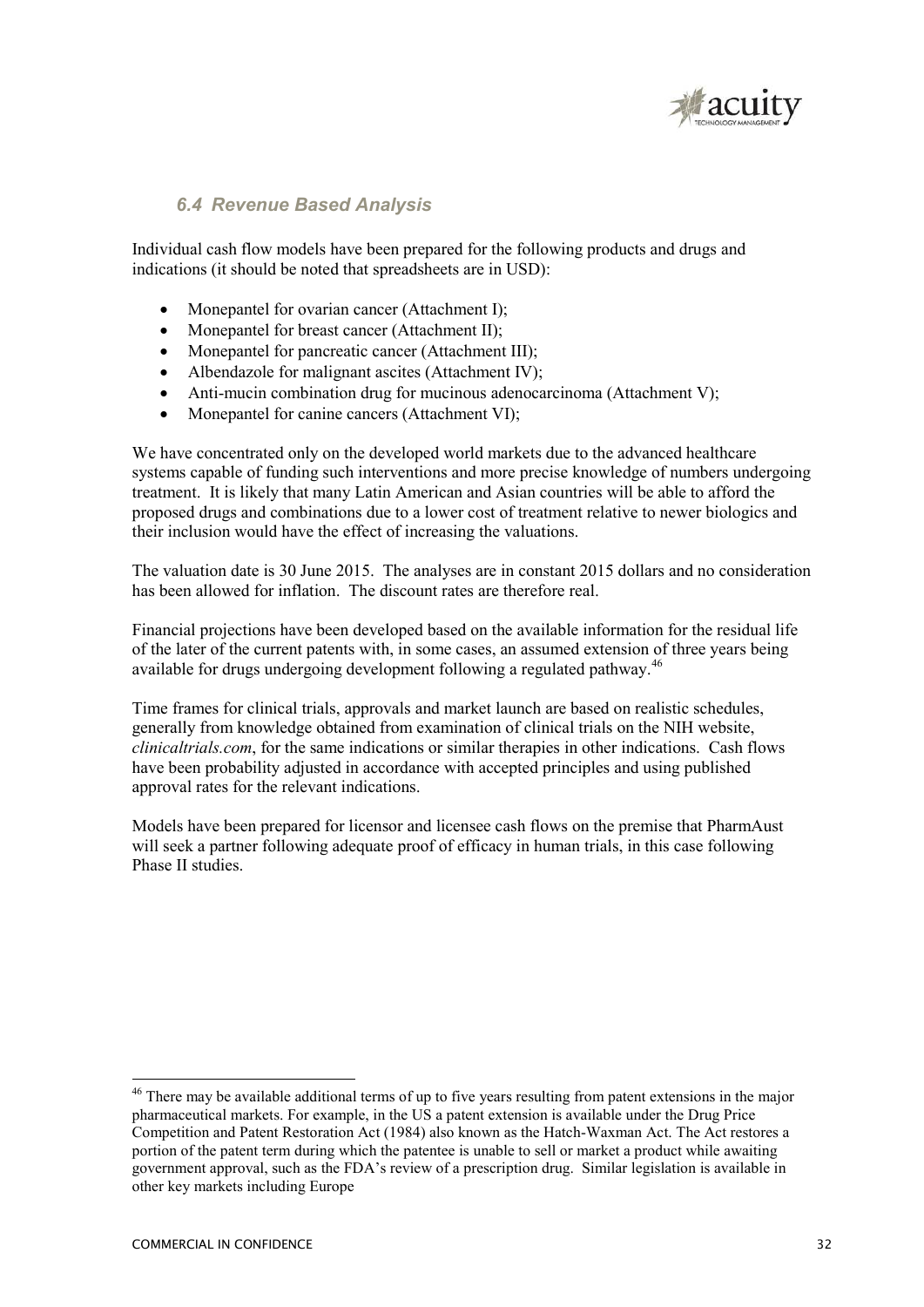### *6.4 Revenue Based Analysis*

Individual cash flow models have been prepared for the following products and drugs and indications (it should be noted that spreadsheets are in USD):

- Monepantel for ovarian cancer (Attachment I);
- Monepantel for breast cancer (Attachment II);
- Monepantel for pancreatic cancer (Attachment III);
- Albendazole for malignant ascites (Attachment IV);
- Anti-mucin combination drug for mucinous adenocarcinoma (Attachment V);
- Monepantel for canine cancers (Attachment VI);

We have concentrated only on the developed world markets due to the advanced healthcare systems capable of funding such interventions and more precise knowledge of numbers undergoing treatment. It is likely that many Latin American and Asian countries will be able to afford the proposed drugs and combinations due to a lower cost of treatment relative to newer biologics and their inclusion would have the effect of increasing the valuations.

The valuation date is 30 June 2015. The analyses are in constant 2015 dollars and no consideration has been allowed for inflation. The discount rates are therefore real.

Financial projections have been developed based on the available information for the residual life of the later of the current patents with, in some cases, an assumed extension of three years being available for drugs undergoing development following a regulated pathway.[46]

Time frames for clinical trials, approvals and market launch are based on realistic schedules, generally from knowledge obtained from examination of clinical trials on the NIH website, *clinicaltrials.com*, for the same indications or similar therapies in other indications. Cash flows have been probability adjusted in accordance with accepted principles and using published approval rates for the relevant indications.

Models have been prepared for licensor and licensee cash flows on the premise that PharmAust will seek a partner following adequate proof of efficacy in human trials, in this case following Phase II studies.

---

[46] There may be available additional terms of up to five years resulting from patent extensions in the major pharmaceutical markets. For example, in the US a patent extension is available under the Drug Price Competition and Patent Restoration Act (1984) also known as the Hatch-Waxman Act. The Act restores a portion of the patent term during which the patentee is unable to sell or market a product while awaiting government approval, such as the FDA's review of a prescription drug. Similar legislation is available in other key markets including Europe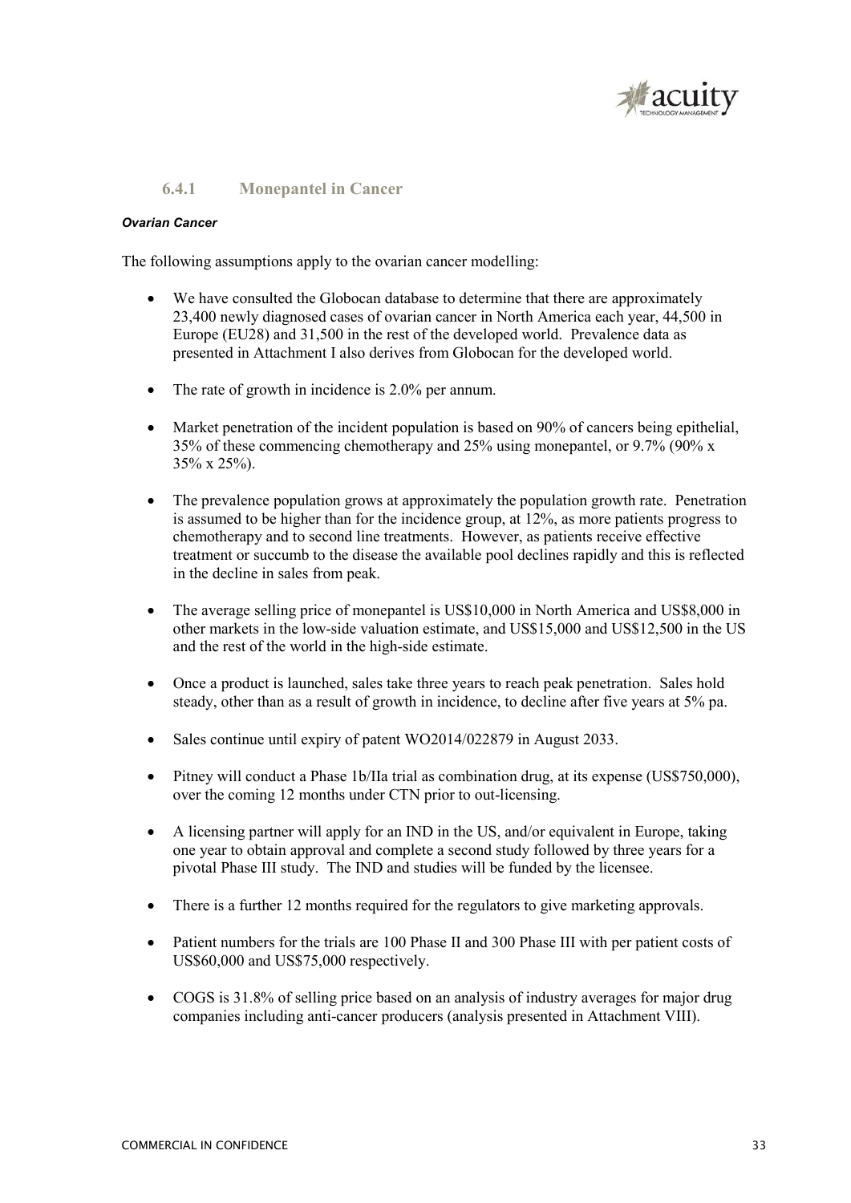### 6.4.1 Monepantel in Cancer

***Ovarian Cancer***

The following assumptions apply to the ovarian cancer modelling:

- We have consulted the Globocan database to determine that there are approximately 23,400 newly diagnosed cases of ovarian cancer in North America each year, 44,500 in Europe (EU28) and 31,500 in the rest of the developed world. Prevalence data as presented in Attachment I also derives from Globocan for the developed world.
- The rate of growth in incidence is 2.0% per annum.
- Market penetration of the incident population is based on 90% of cancers being epithelial, 35% of these commencing chemotherapy and 25% using monepantel, or 9.7% (90% x 35% x 25%).
- The prevalence population grows at approximately the population growth rate. Penetration is assumed to be higher than for the incidence group, at 12%, as more patients progress to chemotherapy and to second line treatments. However, as patients receive effective treatment or succumb to the disease the available pool declines rapidly and this is reflected in the decline in sales from peak.
- The average selling price of monepantel is US$10,000 in North America and US$8,000 in other markets in the low-side valuation estimate, and US$15,000 and US$12,500 in the US and the rest of the world in the high-side estimate.
- Once a product is launched, sales take three years to reach peak penetration. Sales hold steady, other than as a result of growth in incidence, to decline after five years at 5% pa.
- Sales continue until expiry of patent WO2014/022879 in August 2033.
- Pitney will conduct a Phase 1b/IIa trial as combination drug, at its expense (US$750,000), over the coming 12 months under CTN prior to out-licensing.
- A licensing partner will apply for an IND in the US, and/or equivalent in Europe, taking one year to obtain approval and complete a second study followed by three years for a pivotal Phase III study. The IND and studies will be funded by the licensee.
- There is a further 12 months required for the regulators to give marketing approvals.
- Patient numbers for the trials are 100 Phase II and 300 Phase III with per patient costs of US$60,000 and US$75,000 respectively.
- COGS is 31.8% of selling price based on an analysis of industry averages for major drug companies including anti-cancer producers (analysis presented in Attachment VIII).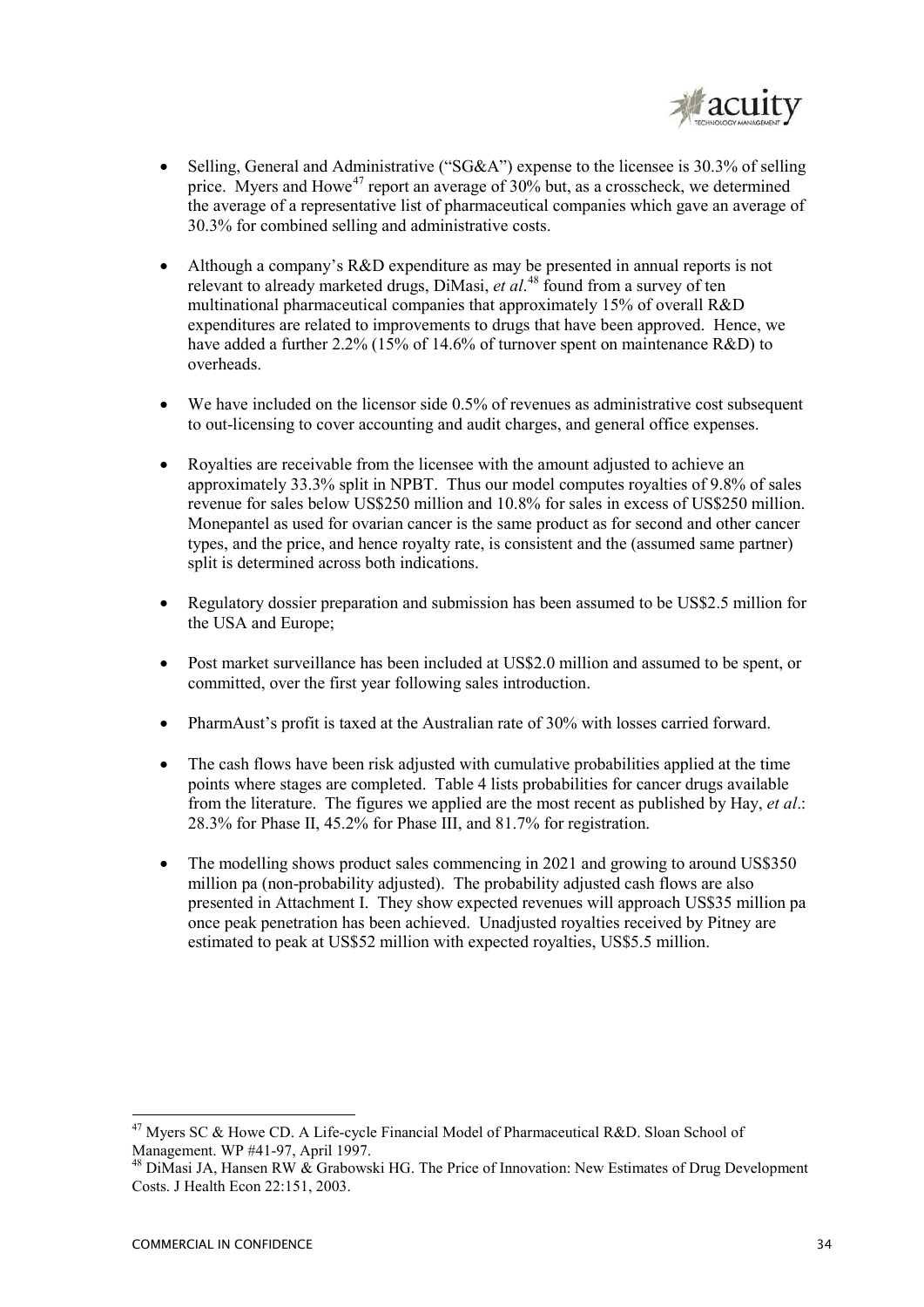- Selling, General and Administrative ("SG&A") expense to the licensee is 30.3% of selling price. Myers and Howe[47] report an average of 30% but, as a crosscheck, we determined the average of a representative list of pharmaceutical companies which gave an average of 30.3% for combined selling and administrative costs.

- Although a company's R&D expenditure as may be presented in annual reports is not relevant to already marketed drugs, DiMasi, *et al*.[48] found from a survey of ten multinational pharmaceutical companies that approximately 15% of overall R&D expenditures are related to improvements to drugs that have been approved. Hence, we have added a further 2.2% (15% of 14.6% of turnover spent on maintenance R&D) to overheads.

- We have included on the licensor side 0.5% of revenues as administrative cost subsequent to out-licensing to cover accounting and audit charges, and general office expenses.

- Royalties are receivable from the licensee with the amount adjusted to achieve an approximately 33.3% split in NPBT. Thus our model computes royalties of 9.8% of sales revenue for sales below US$250 million and 10.8% for sales in excess of US$250 million. Monepantel as used for ovarian cancer is the same product as for second and other cancer types, and the price, and hence royalty rate, is consistent and the (assumed same partner) split is determined across both indications.

- Regulatory dossier preparation and submission has been assumed to be US$2.5 million for the USA and Europe;

- Post market surveillance has been included at US$2.0 million and assumed to be spent, or committed, over the first year following sales introduction.

- PharmAust's profit is taxed at the Australian rate of 30% with losses carried forward.

- The cash flows have been risk adjusted with cumulative probabilities applied at the time points where stages are completed. Table 4 lists probabilities for cancer drugs available from the literature. The figures we applied are the most recent as published by Hay, *et al*.: 28.3% for Phase II, 45.2% for Phase III, and 81.7% for registration.

- The modelling shows product sales commencing in 2021 and growing to around US$350 million pa (non-probability adjusted). The probability adjusted cash flows are also presented in Attachment I. They show expected revenues will approach US$35 million pa once peak penetration has been achieved. Unadjusted royalties received by Pitney are estimated to peak at US$52 million with expected royalties, US$5.5 million.

---

[47] Myers SC & Howe CD. A Life-cycle Financial Model of Pharmaceutical R&D. Sloan School of Management. WP #41-97, April 1997.

[48] DiMasi JA, Hansen RW & Grabowski HG. The Price of Innovation: New Estimates of Drug Development Costs. J Health Econ 22:151, 2003.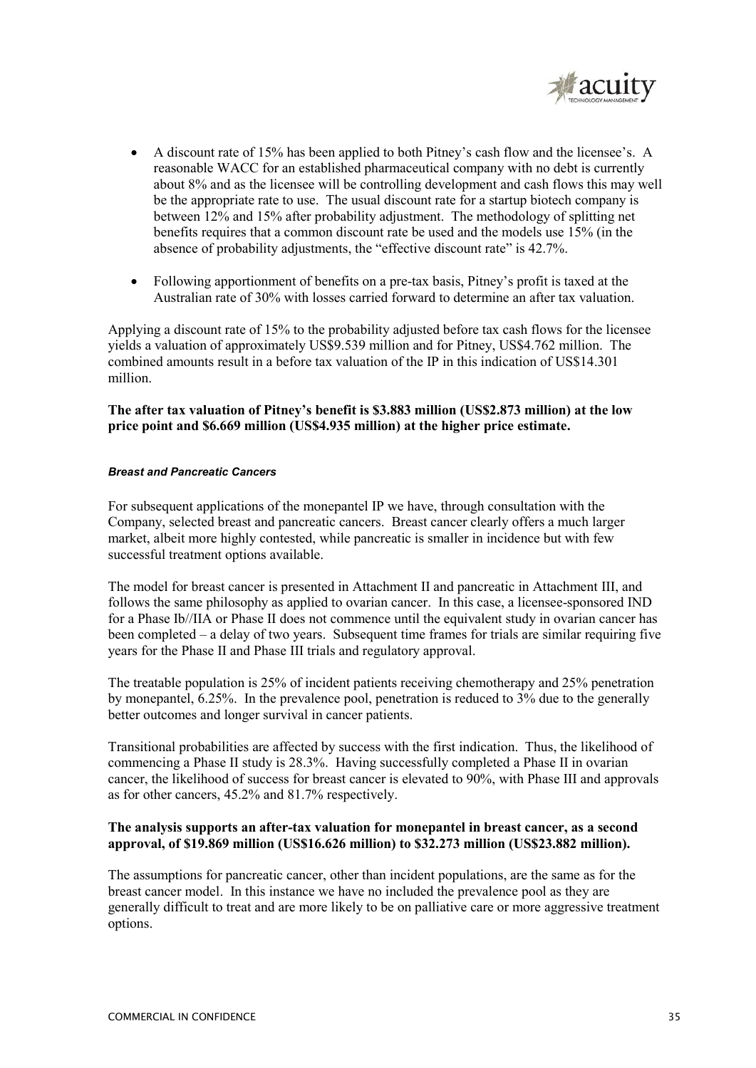- A discount rate of 15% has been applied to both Pitney's cash flow and the licensee's. A reasonable WACC for an established pharmaceutical company with no debt is currently about 8% and as the licensee will be controlling development and cash flows this may well be the appropriate rate to use. The usual discount rate for a startup biotech company is between 12% and 15% after probability adjustment. The methodology of splitting net benefits requires that a common discount rate be used and the models use 15% (in the absence of probability adjustments, the "effective discount rate" is 42.7%.

- Following apportionment of benefits on a pre-tax basis, Pitney's profit is taxed at the Australian rate of 30% with losses carried forward to determine an after tax valuation.

Applying a discount rate of 15% to the probability adjusted before tax cash flows for the licensee yields a valuation of approximately US$9.539 million and for Pitney, US$4.762 million. The combined amounts result in a before tax valuation of the IP in this indication of US$14.301 million.

**The after tax valuation of Pitney's benefit is $3.883 million (US$2.873 million) at the low price point and $6.669 million (US$4.935 million) at the higher price estimate.**

#### *Breast and Pancreatic Cancers*

For subsequent applications of the monepantel IP we have, through consultation with the Company, selected breast and pancreatic cancers. Breast cancer clearly offers a much larger market, albeit more highly contested, while pancreatic is smaller in incidence but with few successful treatment options available.

The model for breast cancer is presented in Attachment II and pancreatic in Attachment III, and follows the same philosophy as applied to ovarian cancer. In this case, a licensee-sponsored IND for a Phase Ib//IIA or Phase II does not commence until the equivalent study in ovarian cancer has been completed – a delay of two years. Subsequent time frames for trials are similar requiring five years for the Phase II and Phase III trials and regulatory approval.

The treatable population is 25% of incident patients receiving chemotherapy and 25% penetration by monepantel, 6.25%. In the prevalence pool, penetration is reduced to 3% due to the generally better outcomes and longer survival in cancer patients.

Transitional probabilities are affected by success with the first indication. Thus, the likelihood of commencing a Phase II study is 28.3%. Having successfully completed a Phase II in ovarian cancer, the likelihood of success for breast cancer is elevated to 90%, with Phase III and approvals as for other cancers, 45.2% and 81.7% respectively.

**The analysis supports an after-tax valuation for monepantel in breast cancer, as a second approval, of $19.869 million (US$16.626 million) to $32.273 million (US$23.882 million).**

The assumptions for pancreatic cancer, other than incident populations, are the same as for the breast cancer model. In this instance we have no included the prevalence pool as they are generally difficult to treat and are more likely to be on palliative care or more aggressive treatment options.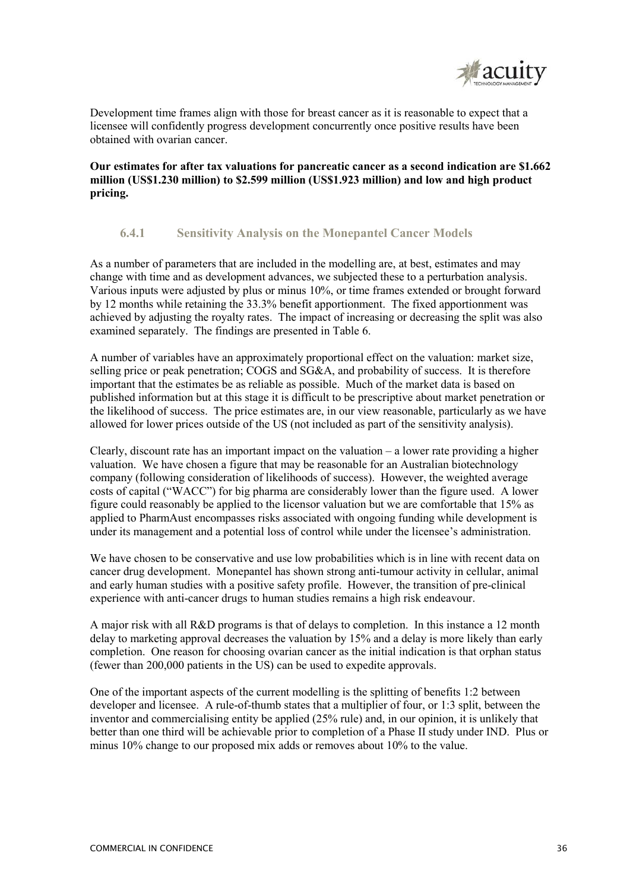Development time frames align with those for breast cancer as it is reasonable to expect that a licensee will confidently progress development concurrently once positive results have been obtained with ovarian cancer.

**Our estimates for after tax valuations for pancreatic cancer as a second indication are $1.662 million (US$1.230 million) to $2.599 million (US$1.923 million) and low and high product pricing.**

### 6.4.1 Sensitivity Analysis on the Monepantel Cancer Models

As a number of parameters that are included in the modelling are, at best, estimates and may change with time and as development advances, we subjected these to a perturbation analysis. Various inputs were adjusted by plus or minus 10%, or time frames extended or brought forward by 12 months while retaining the 33.3% benefit apportionment. The fixed apportionment was achieved by adjusting the royalty rates. The impact of increasing or decreasing the split was also examined separately. The findings are presented in Table 6.

A number of variables have an approximately proportional effect on the valuation: market size, selling price or peak penetration; COGS and SG&A, and probability of success. It is therefore important that the estimates be as reliable as possible. Much of the market data is based on published information but at this stage it is difficult to be prescriptive about market penetration or the likelihood of success. The price estimates are, in our view reasonable, particularly as we have allowed for lower prices outside of the US (not included as part of the sensitivity analysis).

Clearly, discount rate has an important impact on the valuation – a lower rate providing a higher valuation. We have chosen a figure that may be reasonable for an Australian biotechnology company (following consideration of likelihoods of success). However, the weighted average costs of capital ("WACC") for big pharma are considerably lower than the figure used. A lower figure could reasonably be applied to the licensor valuation but we are comfortable that 15% as applied to PharmAust encompasses risks associated with ongoing funding while development is under its management and a potential loss of control while under the licensee's administration.

We have chosen to be conservative and use low probabilities which is in line with recent data on cancer drug development. Monepantel has shown strong anti-tumour activity in cellular, animal and early human studies with a positive safety profile. However, the transition of pre-clinical experience with anti-cancer drugs to human studies remains a high risk endeavour.

A major risk with all R&D programs is that of delays to completion. In this instance a 12 month delay to marketing approval decreases the valuation by 15% and a delay is more likely than early completion. One reason for choosing ovarian cancer as the initial indication is that orphan status (fewer than 200,000 patients in the US) can be used to expedite approvals.

One of the important aspects of the current modelling is the splitting of benefits 1:2 between developer and licensee. A rule-of-thumb states that a multiplier of four, or 1:3 split, between the inventor and commercialising entity be applied (25% rule) and, in our opinion, it is unlikely that better than one third will be achievable prior to completion of a Phase II study under IND. Plus or minus 10% change to our proposed mix adds or removes about 10% to the value.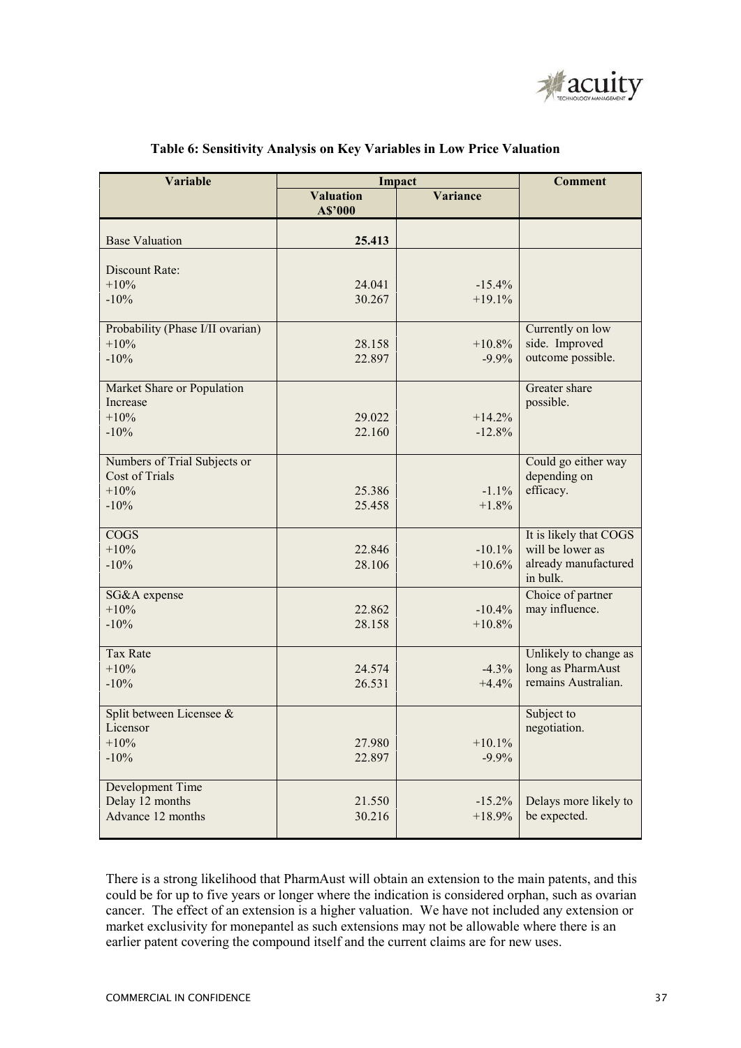**Table 6: Sensitivity Analysis on Key Variables in Low Price Valuation**

| Variable | Impact | | Comment |
|---|---|---|---|
| | Valuation A$'000 | Variance | |
| Base Valuation | **25.413** | | |
| Discount Rate: | | | |
| +10% | 24.041 | -15.4% | |
| -10% | 30.267 | +19.1% | |
| Probability (Phase I/II ovarian) | | | Currently on low side. Improved outcome possible. |
| +10% | 28.158 | +10.8% | |
| -10% | 22.897 | -9.9% | |
| Market Share or Population Increase | | | Greater share possible. |
| +10% | 29.022 | +14.2% | |
| -10% | 22.160 | -12.8% | |
| Numbers of Trial Subjects or Cost of Trials | | | Could go either way depending on efficacy. |
| +10% | 25.386 | -1.1% | |
| -10% | 25.458 | +1.8% | |
| COGS | | | It is likely that COGS will be lower as already manufactured in bulk. |
| +10% | 22.846 | -10.1% | |
| -10% | 28.106 | +10.6% | |
| SG&A expense | | | Choice of partner may influence. |
| +10% | 22.862 | -10.4% | |
| -10% | 28.158 | +10.8% | |
| Tax Rate | | | Unlikely to change as long as PharmAust remains Australian. |
| +10% | 24.574 | -4.3% | |
| -10% | 26.531 | +4.4% | |
| Split between Licensee & Licensor | | | Subject to negotiation. |
| +10% | 27.980 | +10.1% | |
| -10% | 22.897 | -9.9% | |
| Development Time | | | |
| Delay 12 months | 21.550 | -15.2% | Delays more likely to be expected. |
| Advance 12 months | 30.216 | +18.9% | |

There is a strong likelihood that PharmAust will obtain an extension to the main patents, and this could be for up to five years or longer where the indication is considered orphan, such as ovarian cancer. The effect of an extension is a higher valuation. We have not included any extension or market exclusivity for monepantel as such extensions may not be allowable where there is an earlier patent covering the compound itself and the current claims are for new uses.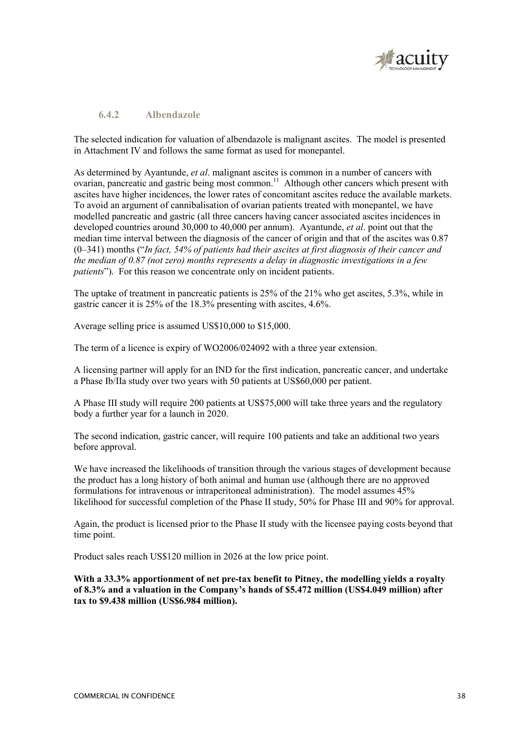### 6.4.2 Albendazole

The selected indication for valuation of albendazole is malignant ascites. The model is presented in Attachment IV and follows the same format as used for monepantel.

As determined by Ayantunde, *et al*. malignant ascites is common in a number of cancers with ovarian, pancreatic and gastric being most common.[11] Although other cancers which present with ascites have higher incidences, the lower rates of concomitant ascites reduce the available markets. To avoid an argument of cannibalisation of ovarian patients treated with monepantel, we have modelled pancreatic and gastric (all three cancers having cancer associated ascites incidences in developed countries around 30,000 to 40,000 per annum). Ayantunde, *et al*. point out that the median time interval between the diagnosis of the cancer of origin and that of the ascites was 0.87 (0–341) months ("*In fact, 54% of patients had their ascites at first diagnosis of their cancer and the median of 0.87 (not zero) months represents a delay in diagnostic investigations in a few patients*"). For this reason we concentrate only on incident patients.

The uptake of treatment in pancreatic patients is 25% of the 21% who get ascites, 5.3%, while in gastric cancer it is 25% of the 18.3% presenting with ascites, 4.6%.

Average selling price is assumed US$10,000 to $15,000.

The term of a licence is expiry of WO2006/024092 with a three year extension.

A licensing partner will apply for an IND for the first indication, pancreatic cancer, and undertake a Phase Ib/IIa study over two years with 50 patients at US$60,000 per patient.

A Phase III study will require 200 patients at US$75,000 will take three years and the regulatory body a further year for a launch in 2020.

The second indication, gastric cancer, will require 100 patients and take an additional two years before approval.

We have increased the likelihoods of transition through the various stages of development because the product has a long history of both animal and human use (although there are no approved formulations for intravenous or intraperitoneal administration). The model assumes 45% likelihood for successful completion of the Phase II study, 50% for Phase III and 90% for approval.

Again, the product is licensed prior to the Phase II study with the licensee paying costs beyond that time point.

Product sales reach US$120 million in 2026 at the low price point.

**With a 33.3% apportionment of net pre-tax benefit to Pitney, the modelling yields a royalty of 8.3% and a valuation in the Company's hands of $5.472 million (US$4.049 million) after tax to $9.438 million (US$6.984 million).**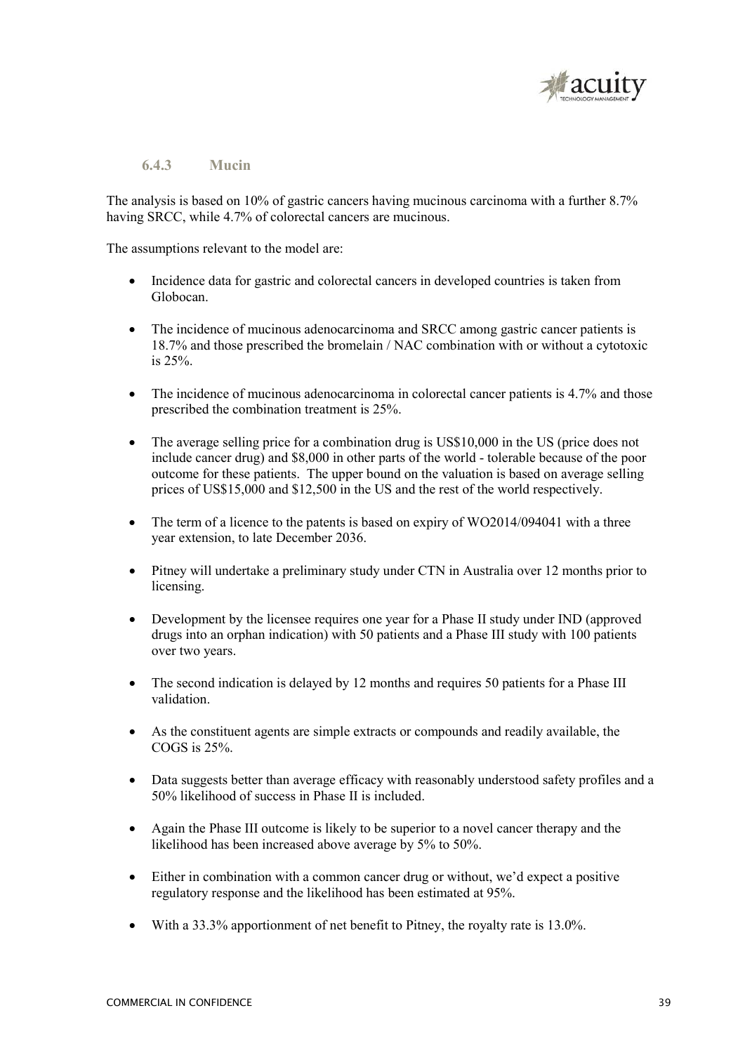### 6.4.3 Mucin

The analysis is based on 10% of gastric cancers having mucinous carcinoma with a further 8.7% having SRCC, while 4.7% of colorectal cancers are mucinous.

The assumptions relevant to the model are:

- Incidence data for gastric and colorectal cancers in developed countries is taken from Globocan.
- The incidence of mucinous adenocarcinoma and SRCC among gastric cancer patients is 18.7% and those prescribed the bromelain / NAC combination with or without a cytotoxic is 25%.
- The incidence of mucinous adenocarcinoma in colorectal cancer patients is 4.7% and those prescribed the combination treatment is 25%.
- The average selling price for a combination drug is US$10,000 in the US (price does not include cancer drug) and $8,000 in other parts of the world - tolerable because of the poor outcome for these patients. The upper bound on the valuation is based on average selling prices of US$15,000 and $12,500 in the US and the rest of the world respectively.
- The term of a licence to the patents is based on expiry of WO2014/094041 with a three year extension, to late December 2036.
- Pitney will undertake a preliminary study under CTN in Australia over 12 months prior to licensing.
- Development by the licensee requires one year for a Phase II study under IND (approved drugs into an orphan indication) with 50 patients and a Phase III study with 100 patients over two years.
- The second indication is delayed by 12 months and requires 50 patients for a Phase III validation.
- As the constituent agents are simple extracts or compounds and readily available, the COGS is 25%.
- Data suggests better than average efficacy with reasonably understood safety profiles and a 50% likelihood of success in Phase II is included.
- Again the Phase III outcome is likely to be superior to a novel cancer therapy and the likelihood has been increased above average by 5% to 50%.
- Either in combination with a common cancer drug or without, we'd expect a positive regulatory response and the likelihood has been estimated at 95%.
- With a 33.3% apportionment of net benefit to Pitney, the royalty rate is 13.0%.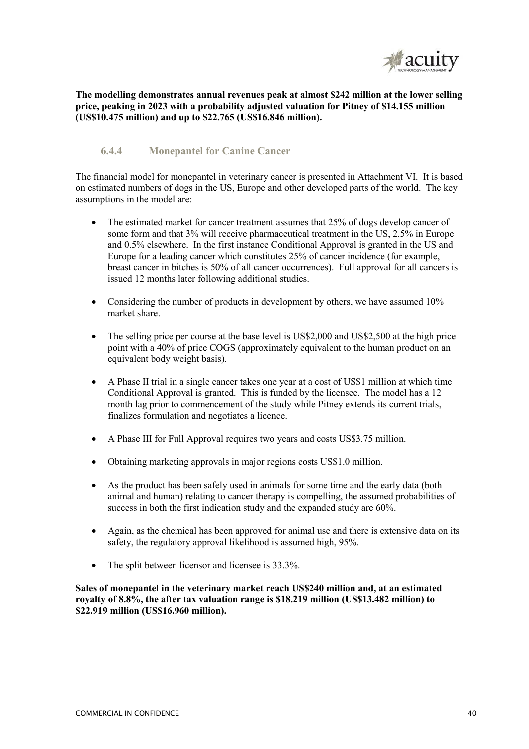**The modelling demonstrates annual revenues peak at almost $242 million at the lower selling price, peaking in 2023 with a probability adjusted valuation for Pitney of $14.155 million (US$10.475 million) and up to $22.765 (US$16.846 million).**

### 6.4.4 Monepantel for Canine Cancer

The financial model for monepantel in veterinary cancer is presented in Attachment VI. It is based on estimated numbers of dogs in the US, Europe and other developed parts of the world. The key assumptions in the model are:

- The estimated market for cancer treatment assumes that 25% of dogs develop cancer of some form and that 3% will receive pharmaceutical treatment in the US, 2.5% in Europe and 0.5% elsewhere. In the first instance Conditional Approval is granted in the US and Europe for a leading cancer which constitutes 25% of cancer incidence (for example, breast cancer in bitches is 50% of all cancer occurrences). Full approval for all cancers is issued 12 months later following additional studies.
- Considering the number of products in development by others, we have assumed 10% market share.
- The selling price per course at the base level is US$2,000 and US$2,500 at the high price point with a 40% of price COGS (approximately equivalent to the human product on an equivalent body weight basis).
- A Phase II trial in a single cancer takes one year at a cost of US$1 million at which time Conditional Approval is granted. This is funded by the licensee. The model has a 12 month lag prior to commencement of the study while Pitney extends its current trials, finalizes formulation and negotiates a licence.
- A Phase III for Full Approval requires two years and costs US$3.75 million.
- Obtaining marketing approvals in major regions costs US$1.0 million.
- As the product has been safely used in animals for some time and the early data (both animal and human) relating to cancer therapy is compelling, the assumed probabilities of success in both the first indication study and the expanded study are 60%.
- Again, as the chemical has been approved for animal use and there is extensive data on its safety, the regulatory approval likelihood is assumed high, 95%.
- The split between licensor and licensee is 33.3%.

**Sales of monepantel in the veterinary market reach US$240 million and, at an estimated royalty of 8.8%, the after tax valuation range is $18.219 million (US$13.482 million) to $22.919 million (US$16.960 million).**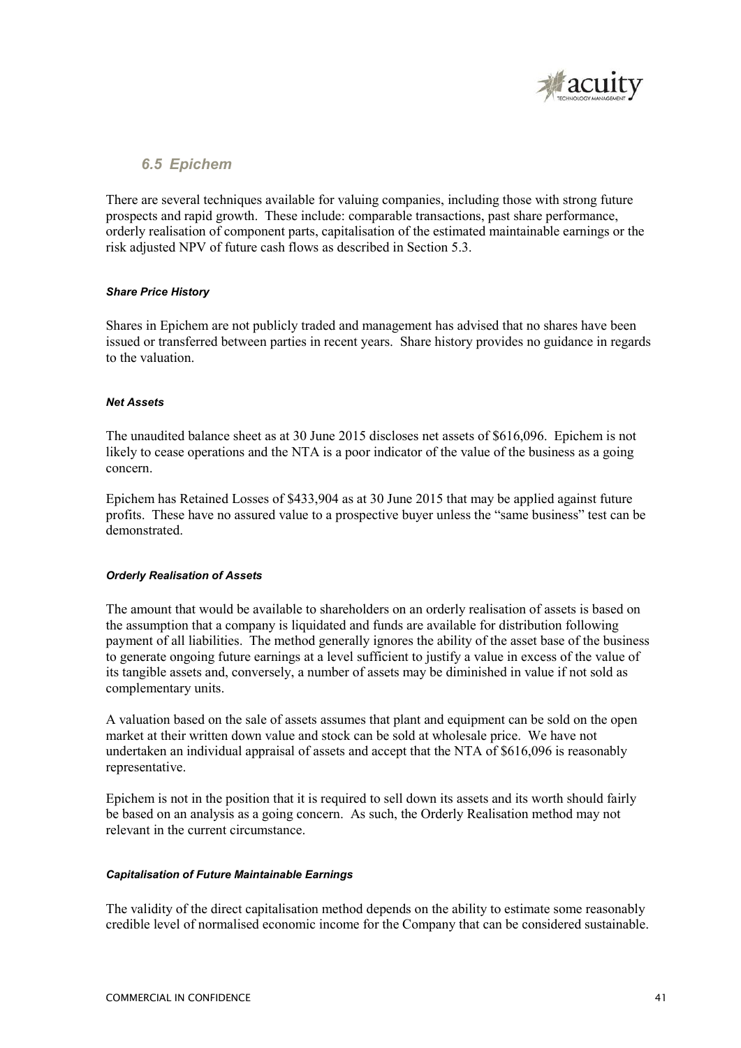## *6.5 Epichem*

There are several techniques available for valuing companies, including those with strong future prospects and rapid growth. These include: comparable transactions, past share performance, orderly realisation of component parts, capitalisation of the estimated maintainable earnings or the risk adjusted NPV of future cash flows as described in Section 5.3.

***Share Price History***

Shares in Epichem are not publicly traded and management has advised that no shares have been issued or transferred between parties in recent years. Share history provides no guidance in regards to the valuation.

***Net Assets***

The unaudited balance sheet as at 30 June 2015 discloses net assets of $616,096. Epichem is not likely to cease operations and the NTA is a poor indicator of the value of the business as a going concern.

Epichem has Retained Losses of $433,904 as at 30 June 2015 that may be applied against future profits. These have no assured value to a prospective buyer unless the "same business" test can be demonstrated.

***Orderly Realisation of Assets***

The amount that would be available to shareholders on an orderly realisation of assets is based on the assumption that a company is liquidated and funds are available for distribution following payment of all liabilities. The method generally ignores the ability of the asset base of the business to generate ongoing future earnings at a level sufficient to justify a value in excess of the value of its tangible assets and, conversely, a number of assets may be diminished in value if not sold as complementary units.

A valuation based on the sale of assets assumes that plant and equipment can be sold on the open market at their written down value and stock can be sold at wholesale price. We have not undertaken an individual appraisal of assets and accept that the NTA of $616,096 is reasonably representative.

Epichem is not in the position that it is required to sell down its assets and its worth should fairly be based on an analysis as a going concern. As such, the Orderly Realisation method may not relevant in the current circumstance.

***Capitalisation of Future Maintainable Earnings***

The validity of the direct capitalisation method depends on the ability to estimate some reasonably credible level of normalised economic income for the Company that can be considered sustainable.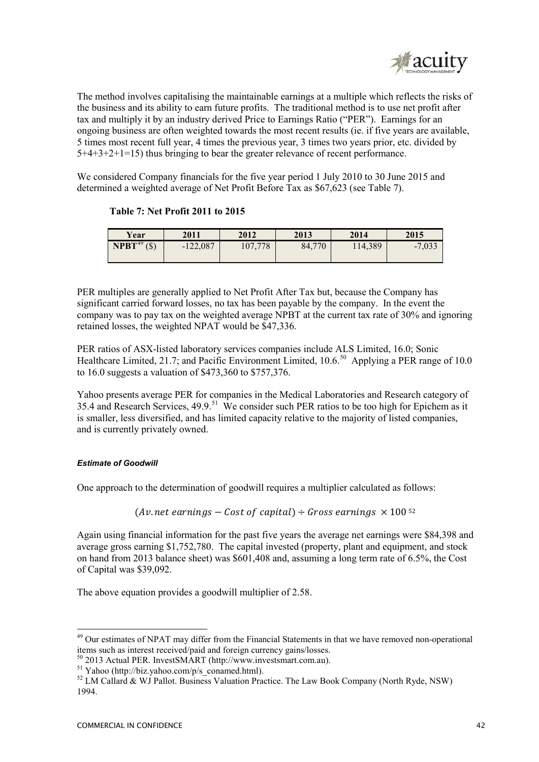The method involves capitalising the maintainable earnings at a multiple which reflects the risks of the business and its ability to earn future profits. The traditional method is to use net profit after tax and multiply it by an industry derived Price to Earnings Ratio ("PER"). Earnings for an ongoing business are often weighted towards the most recent results (ie. if five years are available, 5 times most recent full year, 4 times the previous year, 3 times two years prior, etc. divided by 5+4+3+2+1=15) thus bringing to bear the greater relevance of recent performance.

We considered Company financials for the five year period 1 July 2010 to 30 June 2015 and determined a weighted average of Net Profit Before Tax as $67,623 (see Table 7).

**Table 7: Net Profit 2011 to 2015**

| Year | 2011 | 2012 | 2013 | 2014 | 2015 |
|---|---|---|---|---|---|
| **NPBT**[49] ($) | -122,087 | 107,778 | 84,770 | 114,389 | -7,033 |

PER multiples are generally applied to Net Profit After Tax but, because the Company has significant carried forward losses, no tax has been payable by the company. In the event the company was to pay tax on the weighted average NPBT at the current tax rate of 30% and ignoring retained losses, the weighted NPAT would be $47,336.

PER ratios of ASX-listed laboratory services companies include ALS Limited, 16.0; Sonic Healthcare Limited, 21.7; and Pacific Environment Limited, 10.6.[50] Applying a PER range of 10.0 to 16.0 suggests a valuation of $473,360 to $757,376.

Yahoo presents average PER for companies in the Medical Laboratories and Research category of 35.4 and Research Services, 49.9.[51] We consider such PER ratios to be too high for Epichem as it is smaller, less diversified, and has limited capacity relative to the majority of listed companies, and is currently privately owned.

#### *Estimate of Goodwill*

One approach to the determination of goodwill requires a multiplier calculated as follows:

$$(Av. net\ earnings - Cost\ of\ capital) \div Gross\ earnings\ \times 100$$ [52]

Again using financial information for the past five years the average net earnings were $84,398 and average gross earning $1,752,780. The capital invested (property, plant and equipment, and stock on hand from 2013 balance sheet) was $601,408 and, assuming a long term rate of 6.5%, the Cost of Capital was $39,092.

The above equation provides a goodwill multiplier of 2.58.

---

[49] Our estimates of NPAT may differ from the Financial Statements in that we have removed non-operational items such as interest received/paid and foreign currency gains/losses.

[50] 2013 Actual PER. InvestSMART (http://www.investsmart.com.au).

[51] Yahoo (http://biz.yahoo.com/p/s_conamed.html).

[52] LM Callard & WJ Pallot. Business Valuation Practice. The Law Book Company (North Ryde, NSW) 1994.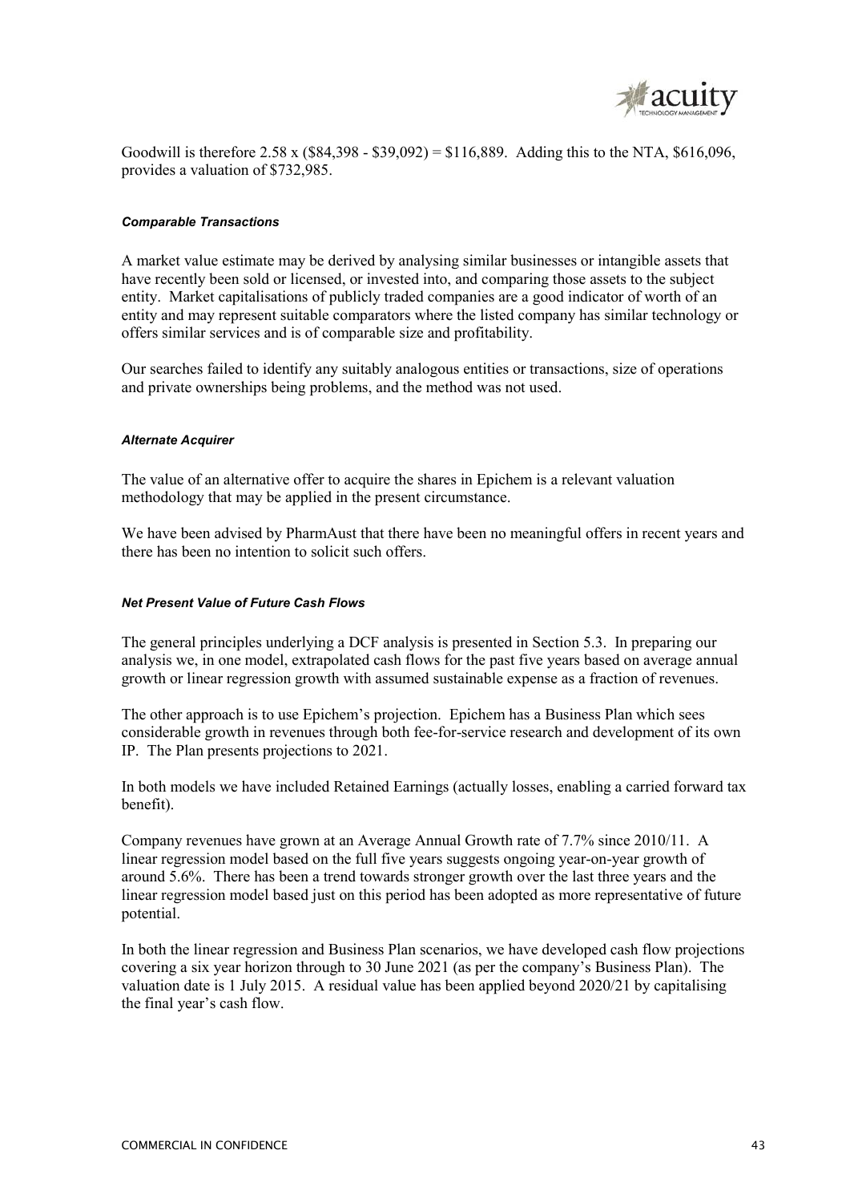Goodwill is therefore 2.58 x ($84,398 - $39,092) = $116,889. Adding this to the NTA, $616,096, provides a valuation of $732,985.

#### *Comparable Transactions*

A market value estimate may be derived by analysing similar businesses or intangible assets that have recently been sold or licensed, or invested into, and comparing those assets to the subject entity. Market capitalisations of publicly traded companies are a good indicator of worth of an entity and may represent suitable comparators where the listed company has similar technology or offers similar services and is of comparable size and profitability.

Our searches failed to identify any suitably analogous entities or transactions, size of operations and private ownerships being problems, and the method was not used.

#### *Alternate Acquirer*

The value of an alternative offer to acquire the shares in Epichem is a relevant valuation methodology that may be applied in the present circumstance.

We have been advised by PharmAust that there have been no meaningful offers in recent years and there has been no intention to solicit such offers.

#### *Net Present Value of Future Cash Flows*

The general principles underlying a DCF analysis is presented in Section 5.3. In preparing our analysis we, in one model, extrapolated cash flows for the past five years based on average annual growth or linear regression growth with assumed sustainable expense as a fraction of revenues.

The other approach is to use Epichem's projection. Epichem has a Business Plan which sees considerable growth in revenues through both fee-for-service research and development of its own IP. The Plan presents projections to 2021.

In both models we have included Retained Earnings (actually losses, enabling a carried forward tax benefit).

Company revenues have grown at an Average Annual Growth rate of 7.7% since 2010/11. A linear regression model based on the full five years suggests ongoing year-on-year growth of around 5.6%. There has been a trend towards stronger growth over the last three years and the linear regression model based just on this period has been adopted as more representative of future potential.

In both the linear regression and Business Plan scenarios, we have developed cash flow projections covering a six year horizon through to 30 June 2021 (as per the company's Business Plan). The valuation date is 1 July 2015. A residual value has been applied beyond 2020/21 by capitalising the final year's cash flow.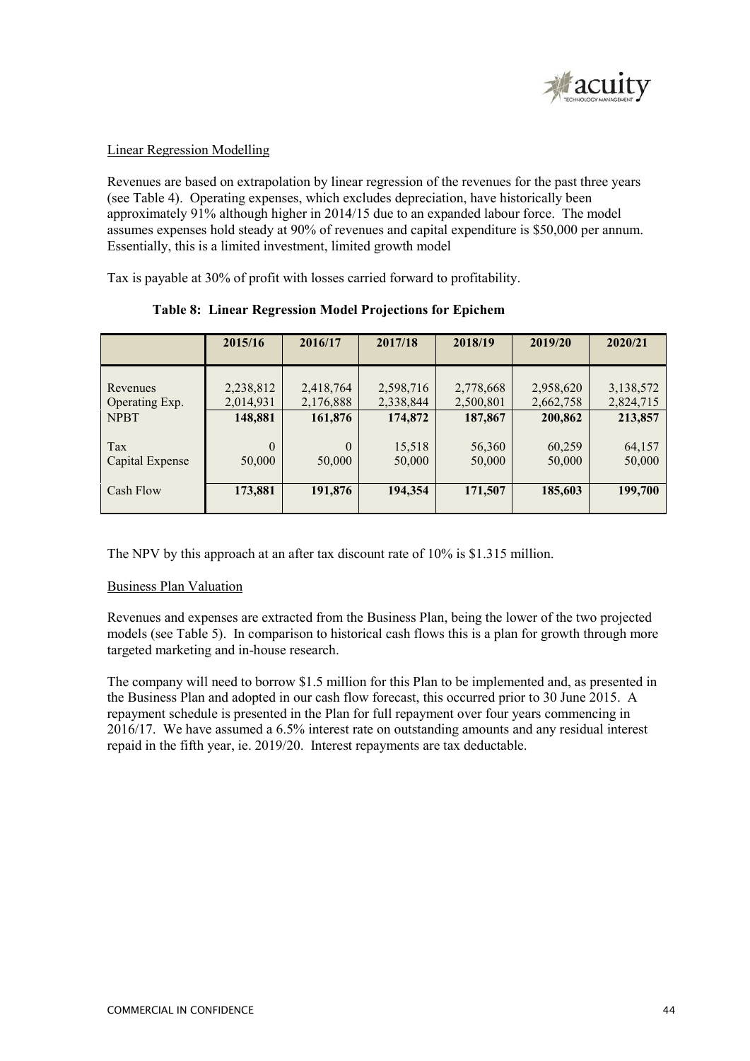Linear Regression Modelling

Revenues are based on extrapolation by linear regression of the revenues for the past three years (see Table 4). Operating expenses, which excludes depreciation, have historically been approximately 91% although higher in 2014/15 due to an expanded labour force. The model assumes expenses hold steady at 90% of revenues and capital expenditure is $50,000 per annum. Essentially, this is a limited investment, limited growth model

Tax is payable at 30% of profit with losses carried forward to profitability.

**Table 8: Linear Regression Model Projections for Epichem**

| | 2015/16 | 2016/17 | 2017/18 | 2018/19 | 2019/20 | 2020/21 |
|---|---|---|---|---|---|---|
| Revenues | 2,238,812 | 2,418,764 | 2,598,716 | 2,778,668 | 2,958,620 | 3,138,572 |
| Operating Exp. | 2,014,931 | 2,176,888 | 2,338,844 | 2,500,801 | 2,662,758 | 2,824,715 |
| **NPBT** | **148,881** | **161,876** | **174,872** | **187,867** | **200,862** | **213,857** |
| Tax | 0 | 0 | 15,518 | 56,360 | 60,259 | 64,157 |
| Capital Expense | 50,000 | 50,000 | 50,000 | 50,000 | 50,000 | 50,000 |
| Cash Flow | **173,881** | **191,876** | **194,354** | **171,507** | **185,603** | **199,700** |

The NPV by this approach at an after tax discount rate of 10% is $1.315 million.

Business Plan Valuation

Revenues and expenses are extracted from the Business Plan, being the lower of the two projected models (see Table 5). In comparison to historical cash flows this is a plan for growth through more targeted marketing and in-house research.

The company will need to borrow $1.5 million for this Plan to be implemented and, as presented in the Business Plan and adopted in our cash flow forecast, this occurred prior to 30 June 2015. A repayment schedule is presented in the Plan for full repayment over four years commencing in 2016/17. We have assumed a 6.5% interest rate on outstanding amounts and any residual interest repaid in the fifth year, ie. 2019/20. Interest repayments are tax deductable.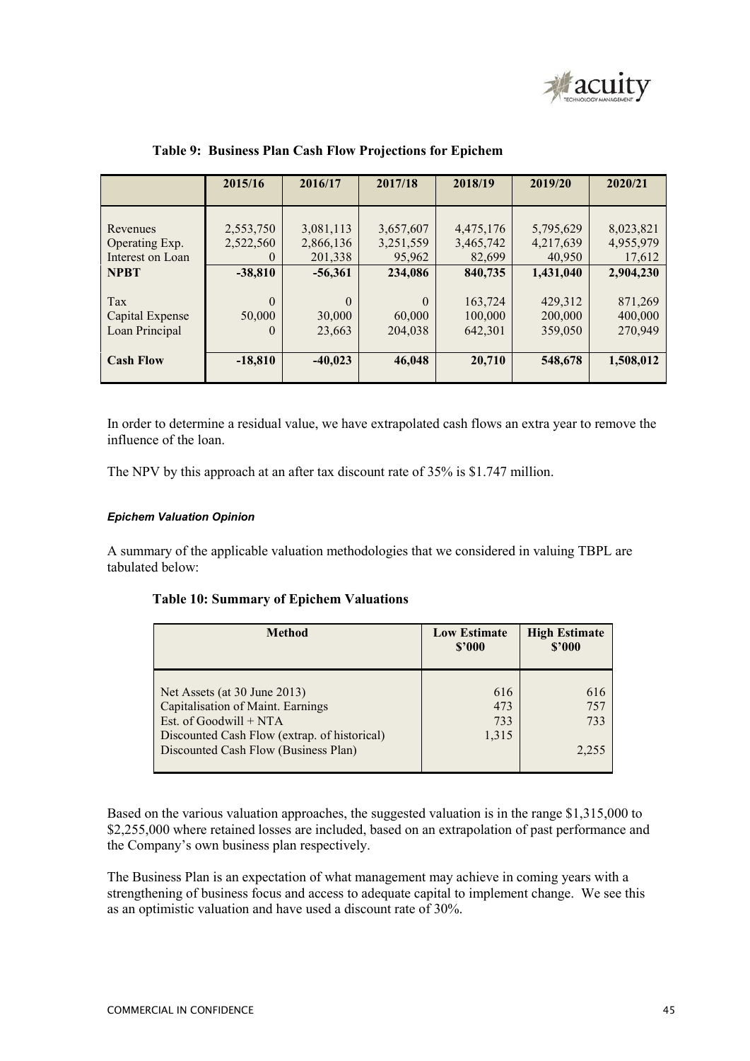**Table 9: Business Plan Cash Flow Projections for Epichem**

| | 2015/16 | 2016/17 | 2017/18 | 2018/19 | 2019/20 | 2020/21 |
|---|---|---|---|---|---|---|
| Revenues | 2,553,750 | 3,081,113 | 3,657,607 | 4,475,176 | 5,795,629 | 8,023,821 |
| Operating Exp. | 2,522,560 | 2,866,136 | 3,251,559 | 3,465,742 | 4,217,639 | 4,955,979 |
| Interest on Loan | 0 | 201,338 | 95,962 | 82,699 | 40,950 | 17,612 |
| **NPBT** | **-38,810** | **-56,361** | **234,086** | **840,735** | **1,431,040** | **2,904,230** |
| Tax | 0 | 0 | 0 | 163,724 | 429,312 | 871,269 |
| Capital Expense | 50,000 | 30,000 | 60,000 | 100,000 | 200,000 | 400,000 |
| Loan Principal | 0 | 23,663 | 204,038 | 642,301 | 359,050 | 270,949 |
| **Cash Flow** | **-18,810** | **-40,023** | **46,048** | **20,710** | **548,678** | **1,508,012** |

In order to determine a residual value, we have extrapolated cash flows an extra year to remove the influence of the loan.

The NPV by this approach at an after tax discount rate of 35% is $1.747 million.

#### *Epichem Valuation Opinion*

A summary of the applicable valuation methodologies that we considered in valuing TBPL are tabulated below:

**Table 10: Summary of Epichem Valuations**

| Method | Low Estimate $'000 | High Estimate $'000 |
|---|---|---|
| Net Assets (at 30 June 2013) | 616 | 616 |
| Capitalisation of Maint. Earnings | 473 | 757 |
| Est. of Goodwill + NTA | 733 | 733 |
| Discounted Cash Flow (extrap. of historical) | 1,315 | |
| Discounted Cash Flow (Business Plan) | | 2,255 |

Based on the various valuation approaches, the suggested valuation is in the range $1,315,000 to $2,255,000 where retained losses are included, based on an extrapolation of past performance and the Company's own business plan respectively.

The Business Plan is an expectation of what management may achieve in coming years with a strengthening of business focus and access to adequate capital to implement change. We see this as an optimistic valuation and have used a discount rate of 30%.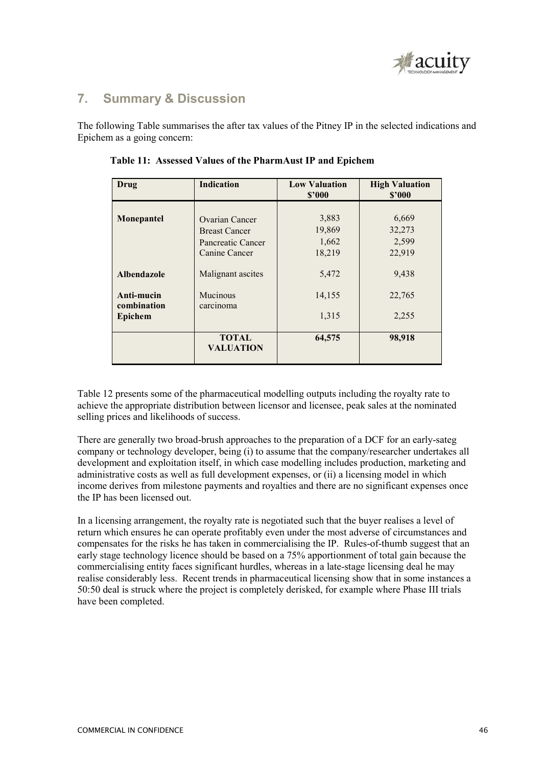## 7. Summary & Discussion

The following Table summarises the after tax values of the Pitney IP in the selected indications and Epichem as a going concern:

**Table 11: Assessed Values of the PharmAust IP and Epichem**

| Drug | Indication | Low Valuation $'000 | High Valuation $'000 |
|---|---|---|---|
| **Monepantel** | Ovarian Cancer | 3,883 | 6,669 |
| | Breast Cancer | 19,869 | 32,273 |
| | Pancreatic Cancer | 1,662 | 2,599 |
| | Canine Cancer | 18,219 | 22,919 |
| **Albendazole** | Malignant ascites | 5,472 | 9,438 |
| **Anti-mucin combination** | Mucinous carcinoma | 14,155 | 22,765 |
| **Epichem** | | 1,315 | 2,255 |
| | **TOTAL VALUATION** | **64,575** | **98,918** |

Table 12 presents some of the pharmaceutical modelling outputs including the royalty rate to achieve the appropriate distribution between licensor and licensee, peak sales at the nominated selling prices and likelihoods of success.

There are generally two broad-brush approaches to the preparation of a DCF for an early-sateg company or technology developer, being (i) to assume that the company/researcher undertakes all development and exploitation itself, in which case modelling includes production, marketing and administrative costs as well as full development expenses, or (ii) a licensing model in which income derives from milestone payments and royalties and there are no significant expenses once the IP has been licensed out.

In a licensing arrangement, the royalty rate is negotiated such that the buyer realises a level of return which ensures he can operate profitably even under the most adverse of circumstances and compensates for the risks he has taken in commercialising the IP. Rules-of-thumb suggest that an early stage technology licence should be based on a 75% apportionment of total gain because the commercialising entity faces significant hurdles, whereas in a late-stage licensing deal he may realise considerably less. Recent trends in pharmaceutical licensing show that in some instances a 50:50 deal is struck where the project is completely derisked, for example where Phase III trials have been completed.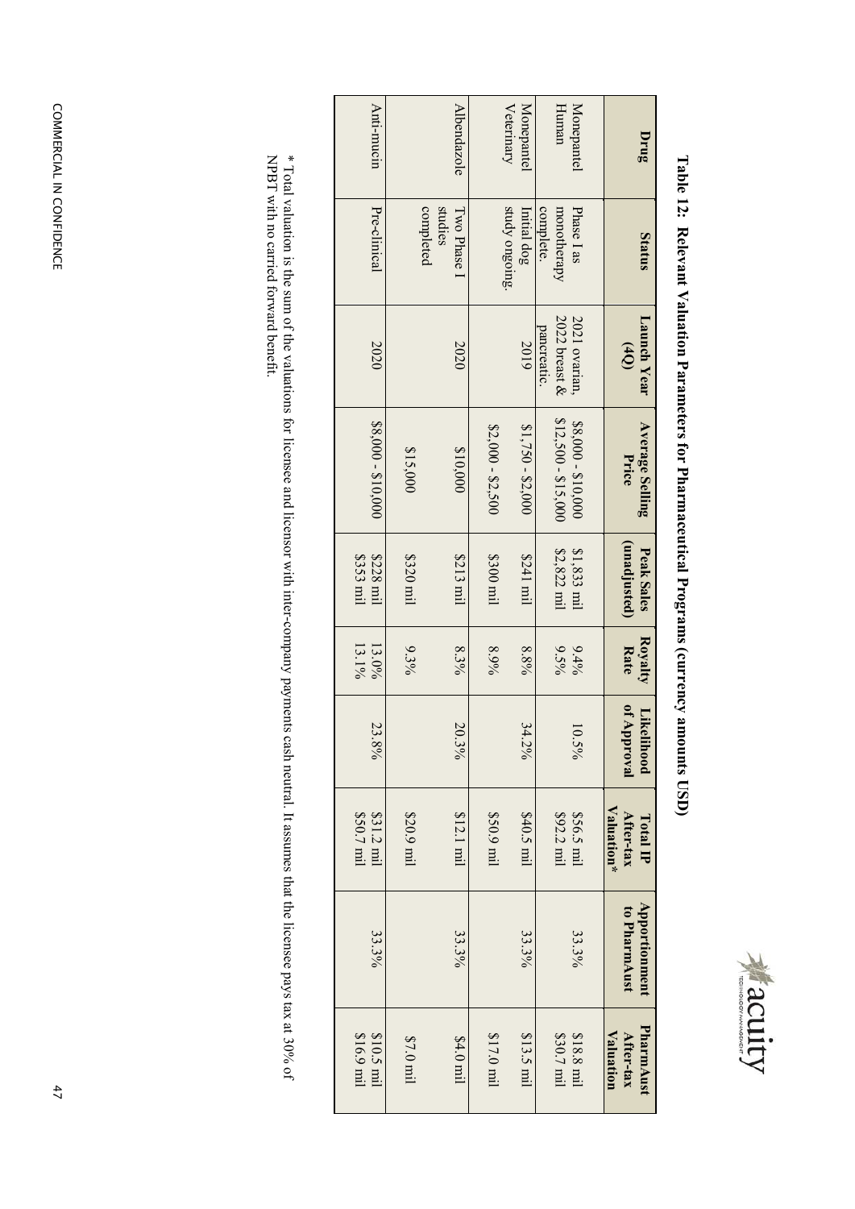**Table 12: Relevant Valuation Parameters for Pharmaceutical Programs (currency amounts USD)**

| Drug | Status | Launch Year (4Q) | Average Selling Price | Peak Sales (unadjusted) | Royalty Rate | Likelihood of Approval | Total IP After-tax Valuation* | Apportionment to PharmAust | PharmAust After-tax Valuation |
|---|---|---|---|---|---|---|---|---|---|
| Monepantel Human | Phase I as monotherapy complete. | 2021 ovarian, 2022 breast & pancreatic. | $8,000 - $10,000<br>$12,500 - $15,000 | $1,833 mil<br>$2,822 mil | 9.4%<br>9.5% | 10.5% | $56.5 mil<br>$92.2 mil | 33.3% | $18.8 mil<br>$30.7 mil |
| Monepantel Veterinary | Initial dog study ongoing. | 2019 | $1,750 - $2,000<br>$2,000 - $2,500 | $241 mil<br>$300 mil | 8.8%<br>8.9% | 34.2% | $40.5 mil<br>$50.9 mil | 33.3% | $13.5 mil<br>$17.0 mil |
| Albendazole | Two Phase I studies completed | 2020 | $10,000<br>$15,000 | $213 mil<br>$320 mil | 8.3%<br>9.3% | 20.3% | $12.1 mil<br>$20.9 mil | 33.3% | $4.0 mil<br>$7.0 mil |
| Anti-mucin | Pre-clinical | 2020 | $8,000 - $10,000 | $228 mil<br>$353 mil | 13.0%<br>13.1% | 23.8% | $31.2 mil<br>$50.7 mil | 33.3% | $10.5 mil<br>$16.9 mil |

\* Total valuation is the sum of the valuations for licensee and licensor with inter-company payments cash neutral. It assumes that the licensee pays tax at 30% of NPBT with no carried forward benefit.

COMMERCIAL IN CONFIDENCE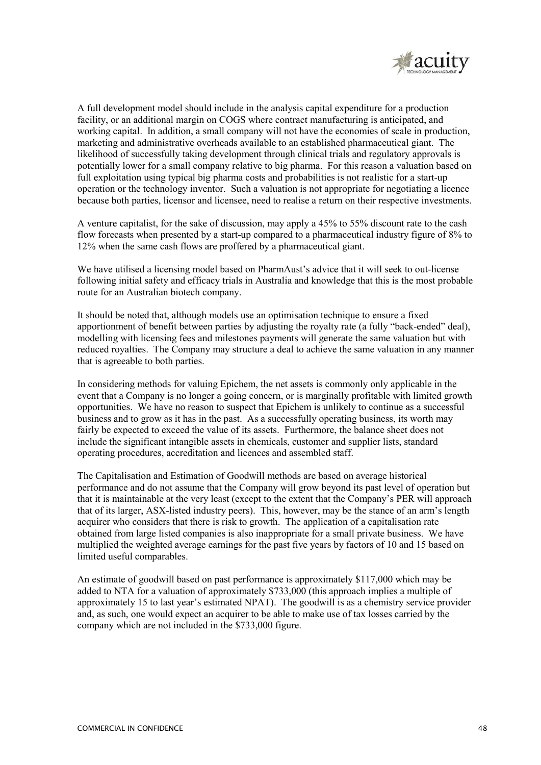A full development model should include in the analysis capital expenditure for a production facility, or an additional margin on COGS where contract manufacturing is anticipated, and working capital. In addition, a small company will not have the economies of scale in production, marketing and administrative overheads available to an established pharmaceutical giant. The likelihood of successfully taking development through clinical trials and regulatory approvals is potentially lower for a small company relative to big pharma. For this reason a valuation based on full exploitation using typical big pharma costs and probabilities is not realistic for a start-up operation or the technology inventor. Such a valuation is not appropriate for negotiating a licence because both parties, licensor and licensee, need to realise a return on their respective investments.

A venture capitalist, for the sake of discussion, may apply a 45% to 55% discount rate to the cash flow forecasts when presented by a start-up compared to a pharmaceutical industry figure of 8% to 12% when the same cash flows are proffered by a pharmaceutical giant.

We have utilised a licensing model based on PharmAust's advice that it will seek to out-license following initial safety and efficacy trials in Australia and knowledge that this is the most probable route for an Australian biotech company.

It should be noted that, although models use an optimisation technique to ensure a fixed apportionment of benefit between parties by adjusting the royalty rate (a fully "back-ended" deal), modelling with licensing fees and milestones payments will generate the same valuation but with reduced royalties. The Company may structure a deal to achieve the same valuation in any manner that is agreeable to both parties.

In considering methods for valuing Epichem, the net assets is commonly only applicable in the event that a Company is no longer a going concern, or is marginally profitable with limited growth opportunities. We have no reason to suspect that Epichem is unlikely to continue as a successful business and to grow as it has in the past. As a successfully operating business, its worth may fairly be expected to exceed the value of its assets. Furthermore, the balance sheet does not include the significant intangible assets in chemicals, customer and supplier lists, standard operating procedures, accreditation and licences and assembled staff.

The Capitalisation and Estimation of Goodwill methods are based on average historical performance and do not assume that the Company will grow beyond its past level of operation but that it is maintainable at the very least (except to the extent that the Company's PER will approach that of its larger, ASX-listed industry peers). This, however, may be the stance of an arm's length acquirer who considers that there is risk to growth. The application of a capitalisation rate obtained from large listed companies is also inappropriate for a small private business. We have multiplied the weighted average earnings for the past five years by factors of 10 and 15 based on limited useful comparables.

An estimate of goodwill based on past performance is approximately \$117,000 which may be added to NTA for a valuation of approximately \$733,000 (this approach implies a multiple of approximately 15 to last year's estimated NPAT). The goodwill is as a chemistry service provider and, as such, one would expect an acquirer to be able to make use of tax losses carried by the company which are not included in the \$733,000 figure.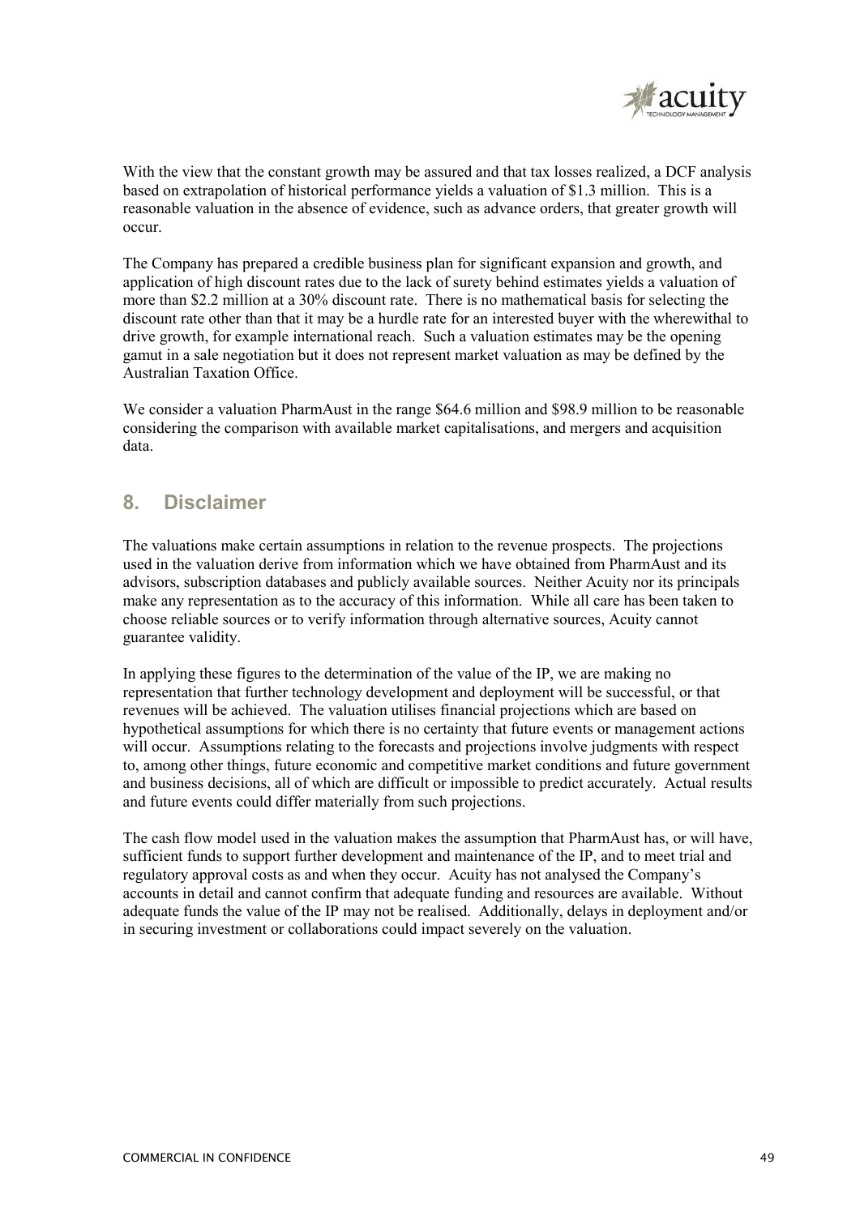With the view that the constant growth may be assured and that tax losses realized, a DCF analysis based on extrapolation of historical performance yields a valuation of $1.3 million. This is a reasonable valuation in the absence of evidence, such as advance orders, that greater growth will occur.

The Company has prepared a credible business plan for significant expansion and growth, and application of high discount rates due to the lack of surety behind estimates yields a valuation of more than $2.2 million at a 30% discount rate. There is no mathematical basis for selecting the discount rate other than that it may be a hurdle rate for an interested buyer with the wherewithal to drive growth, for example international reach. Such a valuation estimates may be the opening gamut in a sale negotiation but it does not represent market valuation as may be defined by the Australian Taxation Office.

We consider a valuation PharmAust in the range $64.6 million and $98.9 million to be reasonable considering the comparison with available market capitalisations, and mergers and acquisition data.

## 8. Disclaimer

The valuations make certain assumptions in relation to the revenue prospects. The projections used in the valuation derive from information which we have obtained from PharmAust and its advisors, subscription databases and publicly available sources. Neither Acuity nor its principals make any representation as to the accuracy of this information. While all care has been taken to choose reliable sources or to verify information through alternative sources, Acuity cannot guarantee validity.

In applying these figures to the determination of the value of the IP, we are making no representation that further technology development and deployment will be successful, or that revenues will be achieved. The valuation utilises financial projections which are based on hypothetical assumptions for which there is no certainty that future events or management actions will occur. Assumptions relating to the forecasts and projections involve judgments with respect to, among other things, future economic and competitive market conditions and future government and business decisions, all of which are difficult or impossible to predict accurately. Actual results and future events could differ materially from such projections.

The cash flow model used in the valuation makes the assumption that PharmAust has, or will have, sufficient funds to support further development and maintenance of the IP, and to meet trial and regulatory approval costs as and when they occur. Acuity has not analysed the Company's accounts in detail and cannot confirm that adequate funding and resources are available. Without adequate funds the value of the IP may not be realised. Additionally, delays in deployment and/or in securing investment or collaborations could impact severely on the valuation.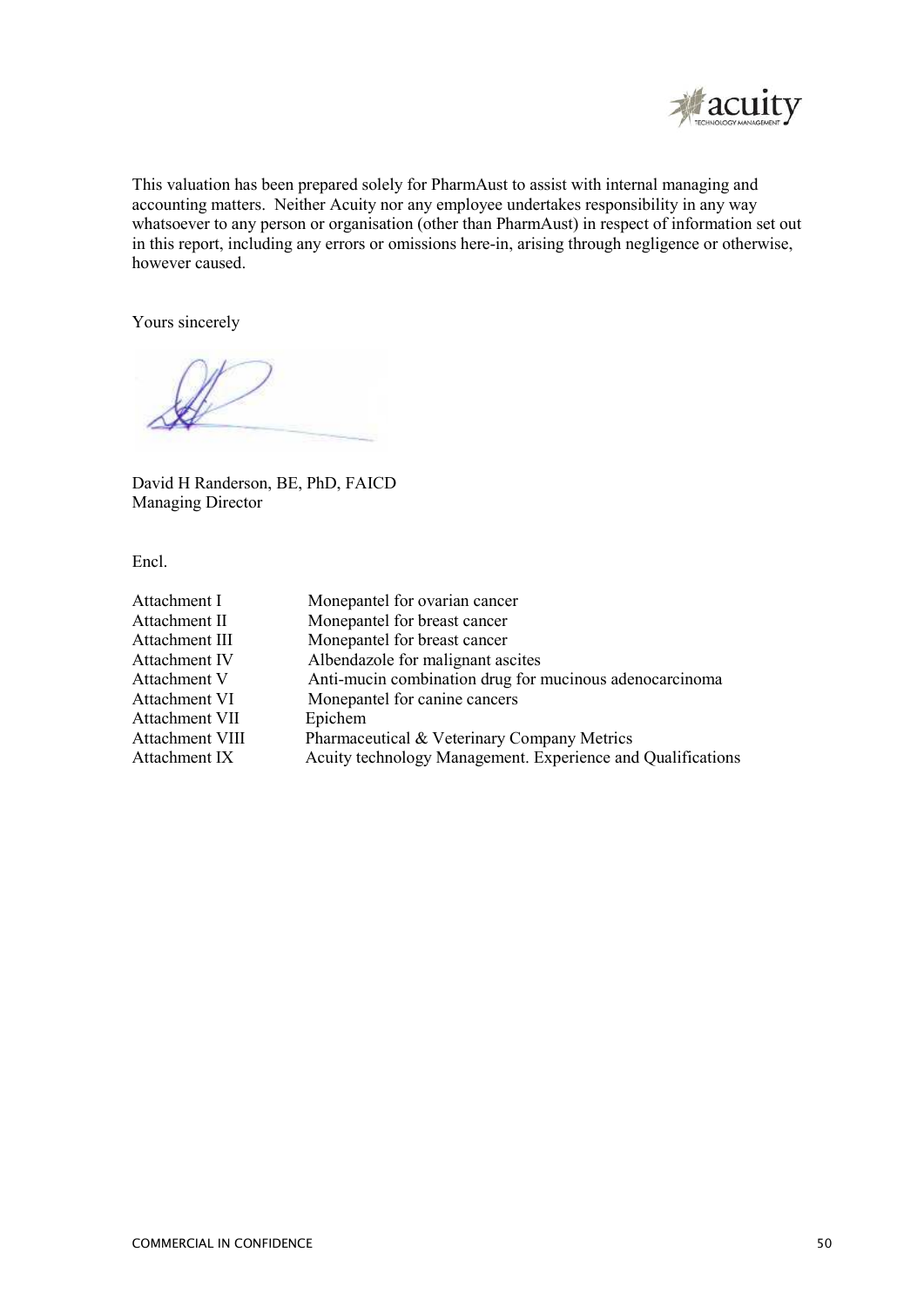This valuation has been prepared solely for PharmAust to assist with internal managing and accounting matters. Neither Acuity nor any employee undertakes responsibility in any way whatsoever to any person or organisation (other than PharmAust) in respect of information set out in this report, including any errors or omissions here-in, arising through negligence or otherwise, however caused.

Yours sincerely

David H Randerson, BE, PhD, FAICD
Managing Director

Encl.

| | |
|---|---|
| Attachment I | Monepantel for ovarian cancer |
| Attachment II | Monepantel for breast cancer |
| Attachment III | Monepantel for breast cancer |
| Attachment IV | Albendazole for malignant ascites |
| Attachment V | Anti-mucin combination drug for mucinous adenocarcinoma |
| Attachment VI | Monepantel for canine cancers |
| Attachment VII | Epichem |
| Attachment VIII | Pharmaceutical & Veterinary Company Metrics |
| Attachment IX | Acuity technology Management. Experience and Qualifications |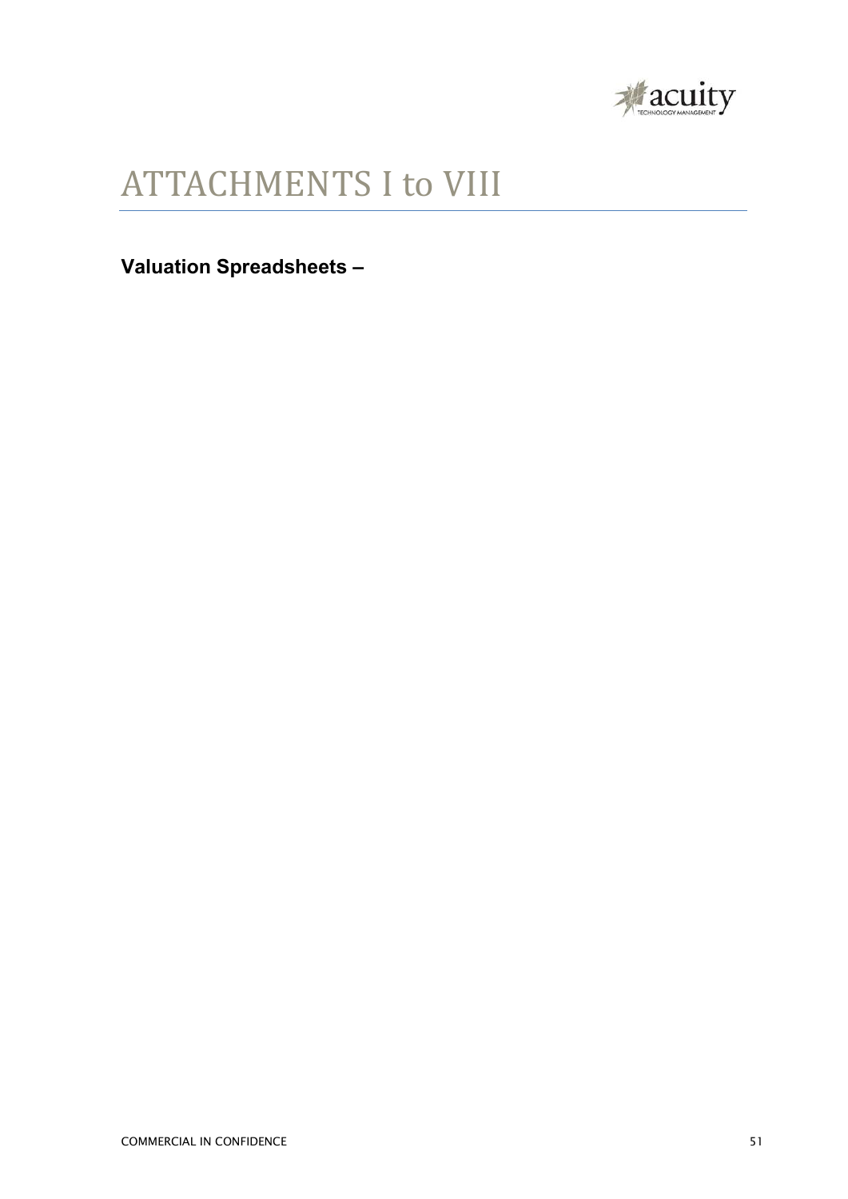# ATTACHMENTS I to VIII

**Valuation Spreadsheets –**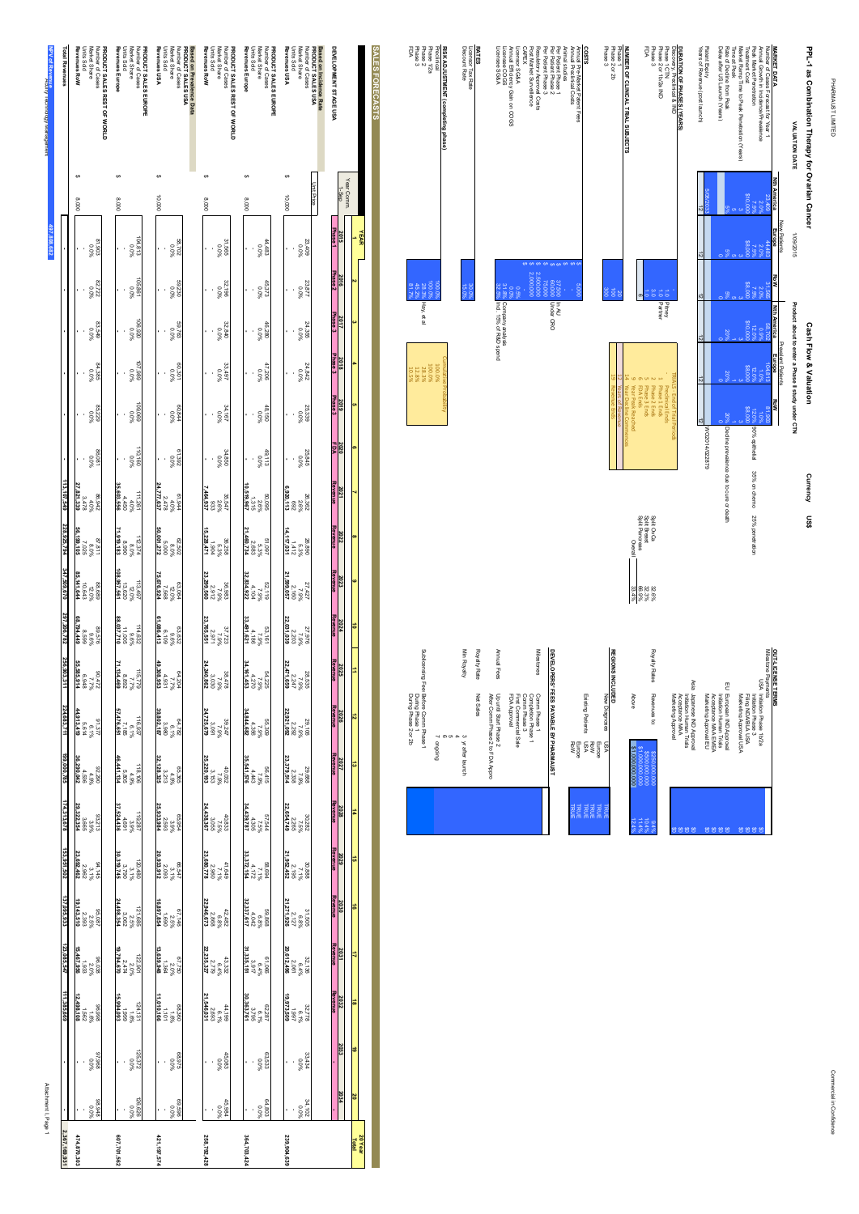PHARMAUST LIMITED

Commercial in Confidence

# PPL-1 as Combination Therapy for Ovarian Cancer

**Cash Flow & Valuation**

**VALUATION DATE** 1/09/2015

Product about to enter a Phase 1 study under CTN

Currency US$

## MARKET DATA

| | New Patients Nth America | New Patients Europe | New Patients RoW | Prevalent Patients Nth America | Prevalent Patients Europe | Prevalent Patients RoW | |
|---|---|---|---|---|---|---|---|
| Number of Patients/Year | 23,409 | 44,483 | 31,965 | 58,702 | 104,813 | 81,903 | |
| Annual Growth in Incidence/Prevalence | 2.0% | 2.0% | 1.0% | 1.0% | 1.0% | 1.0% | |
| Peak Market Penetration | 7.9% | 7.9% | 7.9% | 12.0% | 12.0% | 12.0% | 90% optimal; 35% on chemo 25% penetration |
| Treatment Cost | $10,000 | $8,000 | $8,000 | $10,000 | $8,000 | $8,000 | |
| Market Ramp Time to Peak Penetration (Years) | 3 | 3 | 3 | 3 | 3 | 3 | |
| Time at Peak | | | | | | | |
| Rate of Decline from Peak | 5% | 5% | 5% | 20% | 20% | 20% | Decline prevalence due to cure or death |
| Delay after US Launch (Years) | | | | | | | |
| Patent Expiry | 5/08/2033 | | | | | | WO2014/022879 |
| Years of Revenue (post launch) | 12 | 12 | 12 | 12 | 12 | 12 | |

## DURATION OF PHASES (YEARS)

| Phase | Years | | Timing |
|---|---|---|---|
| Discovery, Preclinical & IND | 1 | | 1 Preclinical Ends |
| Phase 1 / CTN | 1.0 | | 2 Phase 1 Ends |
| Phase 2a / IND | 1.0 | Partner | 3 Phase 2 Ends |
| Phase 3 | 3.0 | | 5 Phase 3 Ends |
| FDA | 1.0 | | 6 FDA Ends |
| | | | 12 Years of Revenue |
| | | | 19 Royalties End |

## NUMBER OF CLINICAL TRIAL SUBJECTS

| Phase | Subjects |
|---|---|
| Phase 1 | 20 |
| Phase 2a or 2b | 100 |
| Phase 3 | 300 |

## COSTS

| Item | Value | Note |
|---|---|---|
| Annual Pre-Market Patent Fees | $ 5,000 | |
| Annual Preclinical Costs | | |
| Per Patient Phase 1 | $ 37,500 | in AU |
| Per Patient Phase 2 | $ 50,000 | under CRO |
| Per Patient Phase 3 | $ 75,000 | |
| Regulatory Approval Costs | $ 2,500,000 | |
| Post Market Surveillance | $ 2,500,000 | |
| CAPEX | | |
| Licensor G&A | 0.0% | |
| Licensee COGS | 31.8% | Company analysis |
| Licensee SG&A | 32.5% | incl. 15% of R&D spend |

## RATES

| | |
|---|---|
| Licensor Tax Rate | 30.0% |
| Discount Rate | 15.0% |

## RISK ADJUSTMENT (completing phase)

| Phase | Probability | Note | Cumulative Probability |
|---|---|---|---|
| Preclinical | 100.0% | | 100.0% |
| Phase 1/2a | 28.3% | Hay, et al | 100.0% |
| Phase 2 | | | 28.3% |
| Phase 3 | | | |
| FDA | 81.7% | | 10.5% |

## SALES FORECASTS

| YEAR | 1 | 2 | 3 | 4 | 5 | 6 | 7 | 8 | 9 | 10 | 11 | 12 | 13 | 14 | 15 | 16 | 17 | 18 | 19 | 20 | 20 Year Total |
|---|---|---|---|---|---|---|---|---|---|---|---|---|---|---|---|---|---|---|---|---|---|
| | 2015 | 2016 | 2017 | 2018 | 2019 | 2020 | 2021 | 2022 | 2023 | 2024 | 2025 | 2026 | 2027 | 2028 | 2029 | 2030 | 2031 | 2032 | 2033 | 2034 | |
| DEVELOPMENT ST AGE USA | Phase 1 | Phase 2 | Phase 3 | Phase 3 | Phase 3 | FDA | Revenue | Revenue | Revenue | Revenue | Revenue | Revenue | Revenue | Revenue | Revenue | Revenue | Revenue | Revenue | | | |
| **Based on Incidence Rate** | | | | | | | | | | | | | | | | | | | | | |
| **PRODUCT SALES USA** Number of Cases | 23,409 | 23,877 | 24,355 | 24,842 | 25,339 | 25,846 | 26,362 | 26,890 | 27,427 | 27,976 | 28,535 | 29,106 | 29,688 | 30,282 | 30,888 | 31,505 | 32,136 | 32,778 | 33,434 | 34,102 | |
| Revenues USA | - | - | - | - | - | - | 6,920,113 | 14,117,831 | 21,599,057 | 22,031,039 | 22,471,659 | 22,921,092 | 23,379,514 | 22,654,749 | 21,932,452 | 21,271,926 | 20,612,496 | 19,977,509 | - | - | 239,904,639 |
| **PRODUCT SALES EUROPE** Number of Cases | 44,483 | 45,373 | 46,280 | 47,206 | 48,150 | 49,113 | 50,095 | 51,097 | 52,119 | 53,161 | 54,225 | 55,309 | 56,415 | 57,544 | 58,694 | 59,868 | 61,066 | 62,287 | 63,533 | 64,803 | |
| Revenues Europe | - | - | - | - | - | - | 10,519,967 | 21,460,734 | 32,834,922 | 33,491,621 | 34,161,453 | 34,844,682 | 35,541,576 | 34,429,787 | 33,372,154 | 32,337,617 | 31,335,195 | 30,363,761 | - | - | 364,783,424 |
| **PRODUCT SALES REST OF WORLD** Number of Cases | 31,965 | | | | | | | | | | | | | | | | | | | | |
| Revenues RoW | - | - | - | - | - | - | 7,464,937 | 15,228,471 | 23,299,560 | 23,765,551 | 24,240,862 | 24,725,679 | 25,220,193 | 24,438,367 | 23,689,778 | 22,946,673 | 22,235,327 | 21,546,031 | - | - | 258,782,428 |
| **Based on Prevalence Data** | | | | | | | | | | | | | | | | | | | | | |
| **PRODUCT SALES USA** Number of Cases | 58,702 | | | | | | | | | | | | | | | | | | | | |
| Revenues USA | - | - | - | - | - | - | 24,771,637 | 50,001,272 | 75,676,924 | 61,066,413 | 49,308,993 | | | | | | | | - | - | 421,197,574 |
| **PRODUCT SALES EUROPE** Number of Cases | 104,813 | | | | | | | | | | | | | | | | | | | | |
| Revenues Europe | - | - | - | - | - | - | 35,603,556 | 71,979,183 | 108,857,561 | 88,037,710 | 71,134,469 | 57,476,651 | 46,441,134 | 37,524,436 | 30,319,745 | 24,498,354 | 19,794,670 | 15,994,093 | - | - | 607,701,562 |
| **PRODUCT SALES REST OF WORLD** Number of Cases | 81,903 | | | | | | | | | | | | | | | | | | | | |
| Revenues RoW | - | - | - | - | - | - | 27,827,339 | 56,199,105 | 85,141,444 | 68,764,449 | 55,565,914 | 44,913,419 | 36,299,062 | 29,322,594 | 23,692,462 | 19,144,310 | 15,467,936 | 12,498,108 | - | - | 474,870,303 |
| **Total Revenues** | - | - | - | - | - | - | 113,107,549 | 228,935,784 | 347,309,870 | 297,306,782 | 256,365,311 | 224,683,711 | 199,006,785 | 174,313,978 | 153,551,502 | 137,095,933 | 125,085,547 | 111,385,660 | - | - | 2,387,169,931 |

**NPV of Revenue** 497,408,652

Attachment I, Page 1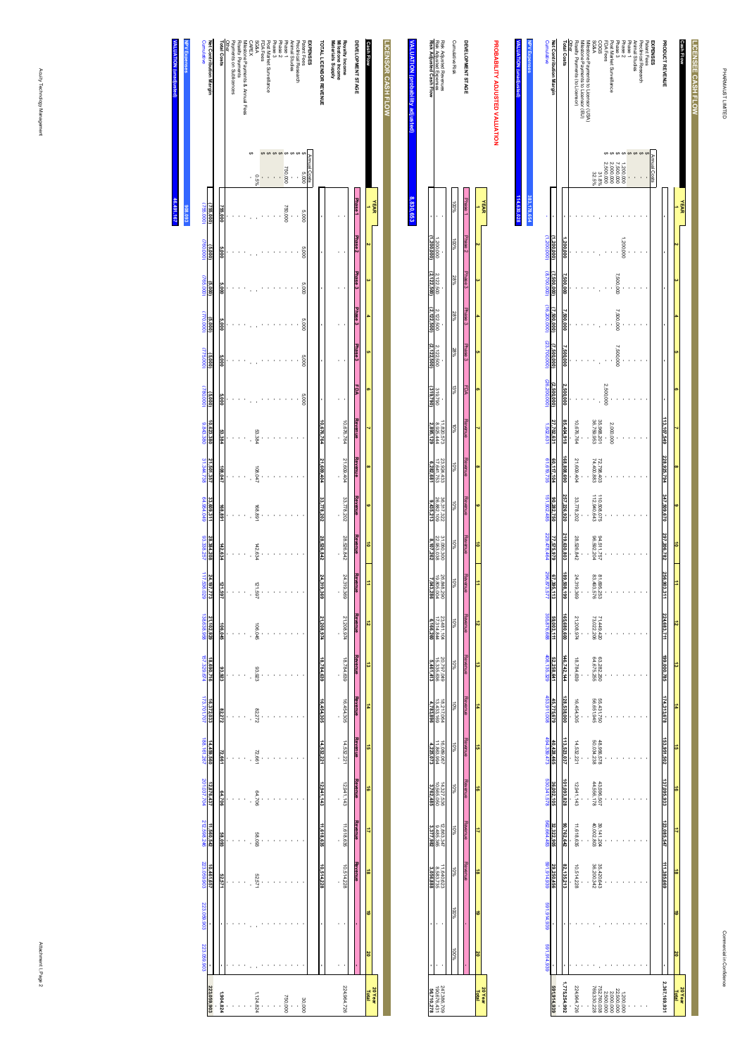## LICENSEE CASH FLOW

| Cash Flow | Annual Costs | YEAR 1 | 2 | 3 | 4 | 5 | 6 | 7 | 8 | 9 | 10 | 11 | 12 | 13 | 14 | 15 | 16 | 17 | 18 | 19 | 20 | 20 Year Total |
|---|---|---|---|---|---|---|---|---|---|---|---|---|---|---|---|---|---|---|---|---|---|---|
| **PRODUCT REVENUE** | | - | - | - | - | - | - | 113,107,549 | 228,926,794 | 347,909,670 | 297,266,782 | 256,903,311 | 224,683,711 | 199,005,765 | 174,318,678 | 153,395,502 | 137,095,933 | 123,083,547 | 111,335,689 | - | - | 2,367,169,931 |
| **EXPENSES** | | | | | | | | | | | | | | | | | | | | | | |
| Patent Fees | $ - | - | - | - | - | - | - | - | - | - | - | - | - | - | - | - | - | - | - | - | - | - |
| Preclinical Research | $ - | - | - | - | - | - | - | - | - | - | - | - | - | - | - | - | - | - | - | - | - | - |
| Animal Studies | $ - | - | - | - | - | - | - | - | - | - | - | - | - | - | - | - | - | - | - | - | - | - |
| Phase 1 | $ 1,200,000 | - | 1,200,000 | - | - | - | - | - | - | - | - | - | - | - | - | - | - | - | - | - | - | 1,200,000 |
| Phase 2 | $ - | - | - | - | - | - | - | - | - | - | - | - | - | - | - | - | - | - | - | - | - | - |
| Phase 3 | $ 7,500,000 | - | - | 7,500,000 | 7,500,000 | 7,500,000 | - | - | - | - | - | - | - | - | - | - | - | - | - | - | - | 22,500,000 |
| Post Market Surveillance | $ 2,000,000 | - | - | - | - | - | - | 2,000,000 | - | - | - | - | - | - | - | - | - | - | - | - | - | 2,000,000 |
| FDA Fees | $ 2,500,000 | - | - | - | - | - | 2,500,000 | - | - | - | - | - | - | - | - | - | - | - | - | - | - | 2,500,000 |
| Milestone Payments to Licensor (USA) | | - | - | - | - | - | - | - | - | - | - | - | - | - | - | - | - | - | - | - | - | - |
| Milestone Payments to Licensor (EU) | | - | - | - | - | - | - | - | - | - | - | - | - | - | - | - | - | - | - | - | - | - |
| COGS | 31.8% | - | - | - | - | - | - | 35,968,201 | 72,798,403 | 110,608,075 | 94,510,737 | 81,695,253 | 71,449,420 | 63,283,830 | 55,431,330 | 48,779,770 | 43,596,507 | 39,141,204 | 35,429,043 | - | - | 752,760,098 |
| SG&A | 32.5% | - | - | - | - | - | - | 36,759,953 | 74,400,883 | 112,940,643 | 96,592,204 | 83,493,576 | 73,022,206 | 64,676,765 | 56,653,045 | 49,853,538 | 44,556,178 | 40,002,903 | 36,200,542 | - | - | 769,330,228 |
| Royalty Payments (to Licensor) | | - | - | - | - | - | - | 10,676,764 | 21,609,404 | 33,778,202 | 28,526,842 | 24,319,369 | 21,208,974 | 18,784,659 | 16,454,305 | 14,532,221 | 12,941,143 | 11,618,835 | 10,514,228 | - | - | 224,964,726 |
| Other | | - | - | - | - | - | - | - | - | - | - | - | - | - | - | - | - | - | - | - | - | - |
| **Total Costs** | | - | 1,200,000 | 7,500,000 | 7,500,000 | 7,500,000 | 2,500,000 | 85,404,918 | 168,808,690 | 257,326,920 | 219,603,883 | 189,508,199 | 165,680,600 | 146,745,444 | 128,538,680 | 113,165,529 | 101,093,828 | 90,762,942 | 82,143,813 | - | - | 1,775,254,992 |
| **Net Contribution Margin** | | - | (1,200,000) | (7,500,000) | (7,500,000) | (7,500,000) | (2,500,000) | 27,702,631 | 60,118,104 | 90,582,750 | 77,662,899 | 67,395,113 | 59,003,111 | 52,260,321 | 45,779,998 | 40,229,973 | 36,002,105 | 32,320,605 | 29,191,876 | - | - | 591,914,939 |
| Cumulative | | - | (1,200,000) | (8,700,000) | (16,200,000) | (23,700,000) | (26,200,000) | 1,502,631 | 61,619,735 | 151,202,485 | 229,479,464 | 296,873,577 | 355,876,688 | 408,135,329 | 453,910,008 | 494,339,473 | 530,341,578 | 562,664,483 | 591,914,939 | 591,914,939 | 591,914,939 | |

| | |
|---|---|
| NPV Expenses | 383,178,654 |
| **VALUATION (unadjusted)** | 114,930,028 |

## PROBABILITY ADJUSTED VALUATION

| | YEAR 1 | 2 | 3 | 4 | 5 | 6 | 7 | 8 | 9 | 10 | 11 | 12 | 13 | 14 | 15 | 16 | 17 | 18 | 19 | 20 | 20 Year Total |
|---|---|---|---|---|---|---|---|---|---|---|---|---|---|---|---|---|---|---|---|---|---|
| **DEVELOPMENT STAGE** | | Phase 2 | Phase 3 | Phase 3 | Phase 3 | FDA | Revenue | Revenue | Revenue | Revenue | Revenue | Revenue | Revenue | Revenue | Revenue | Revenue | Revenue | Revenue | | | |
| Cumulative Risk | 100% | 100% | 28% | 28% | 28% | 13% | 10% | 10% | 10% | 10% | 10% | 10% | 10% | 10% | 10% | 10% | 10% | 10% | 100% | 100% | |
| Risk Adjusted Revenue | - | - | - | - | - | - | 11,820,573 | 23,924,433 | 36,311,322 | 31,060,300 | 26,848,290 | 23,481,124 | 20,797,049 | 18,217,064 | 16,030,670 | 14,327,535 | 12,863,247 | 11,635,605 | - | - | 247,386,709 |
| Risk Adjusted Expenses | - | 1,200,000 | 2,122,500 | 2,122,500 | 2,122,500 | 319,790 | 8,925,444 | 17,641,753 | 26,892,109 | 22,953,038 | 19,805,004 | 17,314,844 | 15,335,636 | 13,433,186 | 11,803,697 | 10,565,050 | 9,485,365 | 8,586,726 | - | - | 190,676,431 |
| **Risk Adjusted Cash Flow** | - | (1,200,000) | (2,122,500) | (2,122,500) | (2,122,500) | (319,790) | 2,895,129 | 6,282,681 | 9,419,213 | 8,107,262 | 7,043,286 | 6,166,280 | 5,461,413 | 4,783,878 | 4,226,973 | 3,762,485 | 3,377,882 | 3,048,888 | - | - | 56,710,278 |

| | |
|---|---|
| **VALUATION (probability adjusted)** | 8,830,653 |

## LICENSOR CASH FLOW

| Cash Flow | Annual Costs | YEAR 1 | 2 | 3 | 4 | 5 | 6 | 7 | 8 | 9 | 10 | 11 | 12 | 13 | 14 | 15 | 16 | 17 | 18 | 19 | 20 | 20 Year Total |
|---|---|---|---|---|---|---|---|---|---|---|---|---|---|---|---|---|---|---|---|---|---|---|
| **DEVELOPMENT STAGE** | | Phase 1 | Phase 2 | Phase 3 | Phase 3 | Phase 3 | FDA | Revenue | Revenue | Revenue | Revenue | Revenue | Revenue | Revenue | Revenue | Revenue | Revenue | Revenue | Revenue | | | |
| Royalty Income | | - | - | - | - | - | - | 10,676,764 | 21,609,404 | 33,778,202 | 28,526,842 | 24,319,369 | 21,208,974 | 18,784,659 | 16,454,305 | 14,532,221 | 12,941,143 | 11,618,835 | 10,514,228 | - | - | 224,964,726 |
| Milestone Income | | - | - | - | - | - | - | - | - | - | - | - | - | - | - | - | - | - | - | - | - | - |
| Materials Supply | | - | - | - | - | - | - | - | - | - | - | - | - | - | - | - | - | - | - | - | - | - |
| **TOTAL LICENSOR REVENUE** | | - | - | - | - | - | - | 10,676,764 | 21,609,404 | 33,778,202 | 28,526,842 | 24,319,369 | 21,208,974 | 18,784,659 | 16,454,305 | 14,532,221 | 12,941,143 | 11,618,835 | 10,514,228 | - | - | 224,964,726 |
| **EXPENSES** | | | | | | | | | | | | | | | | | | | | | | |
| Patent Fees | $ 5,000 | 5,000 | 5,000 | 5,000 | 5,000 | 5,000 | 5,000 | - | - | - | - | - | - | - | - | - | - | - | - | - | - | 30,000 |
| Preclinical Research | $ - | - | - | - | - | - | - | - | - | - | - | - | - | - | - | - | - | - | - | - | - | - |
| Animal Studies | $ 750,000 | 750,000 | - | - | - | - | - | - | - | - | - | - | - | - | - | - | - | - | - | - | - | 750,000 |
| Phase 1 | $ - | - | - | - | - | - | - | - | - | - | - | - | - | - | - | - | - | - | - | - | - | - |
| Phase 2 | $ - | - | - | - | - | - | - | - | - | - | - | - | - | - | - | - | - | - | - | - | - | - |
| Phase 3 | $ - | - | - | - | - | - | - | - | - | - | - | - | - | - | - | - | - | - | - | - | - | - |
| Post Market Surveillance | $ - | - | - | - | - | - | - | - | - | - | - | - | - | - | - | - | - | - | - | - | - | - |
| FDA Fees | $ - | - | - | - | - | - | - | - | - | - | - | - | - | - | - | - | - | - | - | - | - | - |
| SG&A | 0.5% | - | - | - | - | - | - | 53,384 | 108,047 | 168,891 | 142,634 | 121,597 | 106,045 | 93,923 | 82,272 | 72,661 | 64,706 | 58,094 | 52,571 | - | - | 1,124,824 |
| CAPEX | $ - | - | - | - | - | - | - | - | - | - | - | - | - | - | - | - | - | - | - | - | - | - |
| Milestone Payments & Annual Fees | | - | - | - | - | - | - | - | - | - | - | - | - | - | - | - | - | - | - | - | - | - |
| Royalty Payments | | - | - | - | - | - | - | - | - | - | - | - | - | - | - | - | - | - | - | - | - | - |
| Payments on Sublicences | | - | - | - | - | - | - | - | - | - | - | - | - | - | - | - | - | - | - | - | - | - |
| Other | | - | - | - | - | - | - | - | - | - | - | - | - | - | - | - | - | - | - | - | - | - |
| **Total Costs** | | 755,000 | 5,000 | 5,000 | 5,000 | 5,000 | 5,000 | 53,384 | 108,047 | 168,891 | 142,634 | 121,597 | 106,045 | 93,923 | 82,272 | 72,661 | 64,706 | 58,094 | 52,571 | - | - | 1,904,824 |
| **Net Contribution Margin** | | (755,000) | (5,000) | (5,000) | (5,000) | (5,000) | (5,000) | 10,623,380 | 21,501,357 | 33,609,311 | 28,384,208 | 24,197,772 | 21,102,929 | 18,690,736 | 16,372,033 | 14,459,560 | 12,876,437 | 11,560,742 | 10,461,657 | - | - | 223,059,903 |
| Cumulative | | (755,000) | (760,000) | (765,000) | (770,000) | (775,000) | (780,000) | 9,843,380 | 31,344,738 | 64,954,049 | 93,338,257 | 117,536,029 | 138,638,958 | 157,329,694 | 173,701,727 | 188,161,287 | 201,037,724 | 212,598,466 | 223,059,903 | 223,059,903 | 223,059,903 | |

| | |
|---|---|
| NPV Expenses | 938,933 |
| **VALUATION (unadjusted)** | 46,491,167 |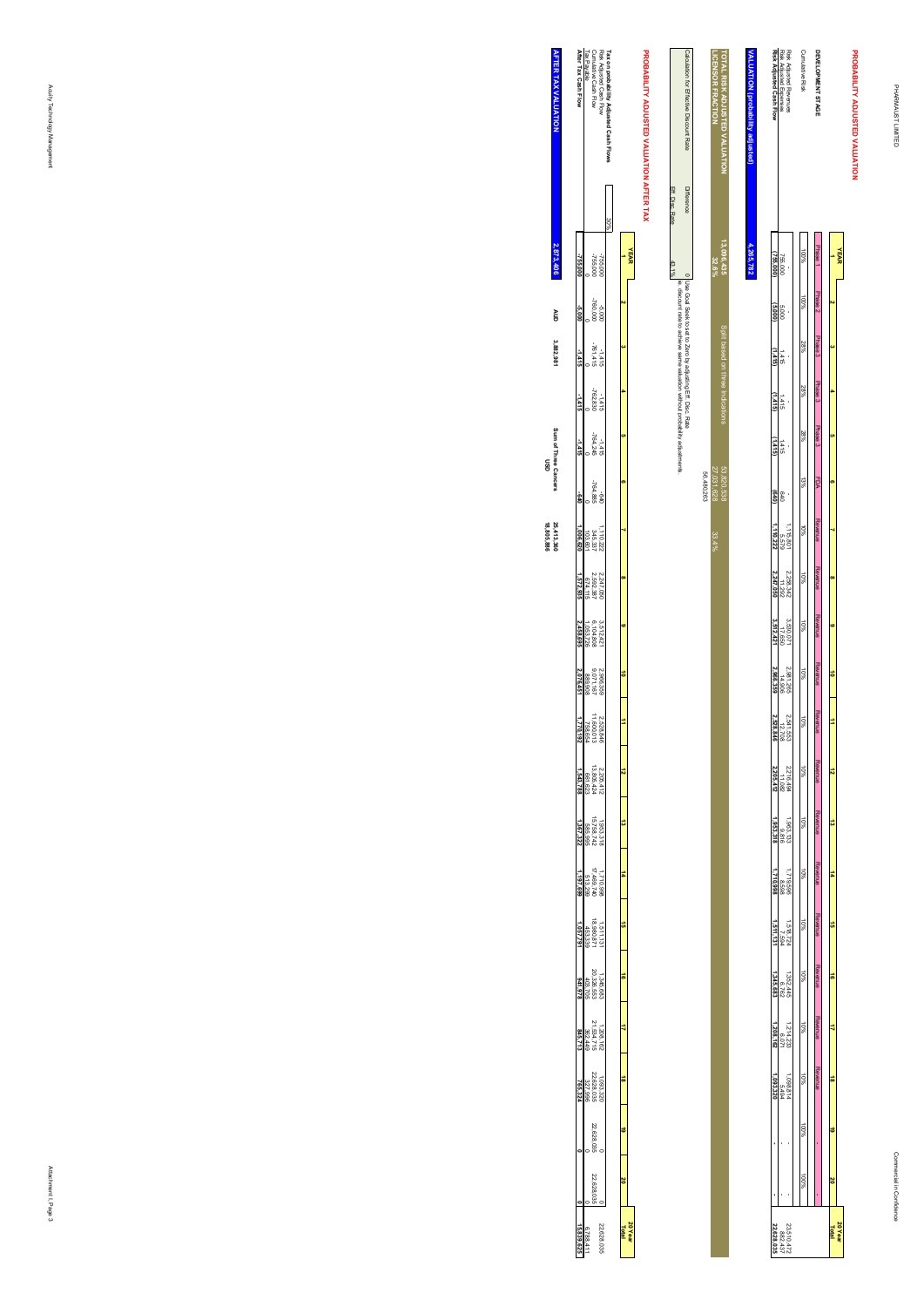# PROBABILITY ADJUSTED VALUATION

| YEAR | 1 | 2 | 3 | 4 | 5 | 6 | 7 | 8 | 9 | 10 | 11 | 12 | 13 | 14 | 15 | 16 | 17 | 18 | 19 | 20 | 20 Year Total |
|---|---|---|---|---|---|---|---|---|---|---|---|---|---|---|---|---|---|---|---|---|---|
| **DEVELOPMENT STAGE** | Phase 1 | Phase 2 | Phase 3 | Phase 3 | Phase 3 | FDA | Revenue | Revenue | Revenue | Revenue | Revenue | Revenue | Revenue | Revenue | Revenue | Revenue | Revenue | Revenue | - | | |
| Cumulative Risk | 100% | 100% | 28% | 28% | 28% | 10% | 10% | 10% | 10% | 10% | 10% | 10% | 10% | 10% | 10% | 10% | 10% | 10% | 100% | 100% | |
| Risk Adjusted Revenue | - | - | - | - | - | - | 1,115,801 | 2,238,342 | 3,530,071 | 2,981,265 | 2,541,553 | 2,216,494 | 1,963,133 | 1,719,586 | 1,518,724 | 1,352,445 | 1,214,233 | 1,098,814 | - | - | 23,510,472 |
| Risk Adjusted Expenses | 755,000 | 5,000 | 1,415 | 1,415 | 1,415 | 640 | 5,579 | 11,292 | 17,650 | 14,906 | 12,708 | 11,082 | 9,816 | 8,588 | 7,594 | 6,762 | 6,071 | 5,494 | - | - | 882,437 |
| **Risk Adjusted Cash Flow** | **(755,000)** | **(5,000)** | **(1,415)** | **(1,415)** | **(1,415)** | **(640)** | **1,110,222** | **2,227,050** | **3,512,421** | **2,966,359** | **2,528,846** | **2,205,412** | **1,953,318** | **1,710,998** | **1,511,131** | **1,345,683** | **1,208,162** | **1,093,320** | **-** | **-** | **22,628,035** |

**VALUATION (probability adjusted)** 4,265,782

| | | | | |
|---|---|---|---|---|
| **TOTAL RISK ADJUSTED VALUATION** | 13,096,435 | Split based on three indications | 53,820,538 | |
| **LICENSOR FRACTION** | 32.8% | | 27,031,628 | 33.4% |
| | | | 56,480,263 | |

| Calculation for Effective Discount Rate | | |
|---|---|---|
| Difference | 0 | Use Goal Seek to set to Zero by adjusting Eff. Disc. Rate |
| Eff. Disc. Rate | 43.1% | ie. discount rate to achieve same valuation without probability adjustments. |

# PROBABILITY ADJUSTED VALUATION AFTER TAX

| YEAR | | 1 | 2 | 3 | 4 | 5 | 6 | 7 | 8 | 9 | 10 | 11 | 12 | 13 | 14 | 15 | 16 | 17 | 18 | 19 | 20 | 20 Year Total |
|---|---|---|---|---|---|---|---|---|---|---|---|---|---|---|---|---|---|---|---|---|---|---|
| **Tax on probability Adjusted Cash Flows** | 30% | | | | | | | | | | | | | | | | | | | | | |
| Risk Adjusted Cash Flow | | -755,000 | -5,000 | -1,415 | -1,415 | -1,415 | -640 | 1,110,222 | 2,241,050 | 3,512,421 | 2,966,359 | 2,528,846 | 2,205,412 | 1,953,318 | 1,710,998 | 1,511,131 | 1,345,683 | 1,208,162 | 1,093,320 | 0 | 0 | 22,628,035 |
| Cumulative Cash Flow | | -755,000 | -760,000 | -761,415 | -762,830 | -764,246 | -764,885 | 345,337 | 2,582,387 | 6,104,808 | 9,071,167 | 11,600,013 | 13,805,424 | 15,758,742 | 17,469,740 | 18,980,871 | 20,326,553 | 21,534,715 | 22,628,035 | 22,628,035 | 22,628,035 | |
| Tax Payable | | 0 | 0 | 0 | 0 | 0 | 0 | 103,601 | 674,115 | 1,053,726 | 889,908 | 758,654 | 661,623 | 585,995 | 513,299 | 453,339 | 403,705 | 362,449 | 327,996 | 0 | 0 | 6,788,411 |
| **After Tax Cash Flow** | | **-755,000** | **-5,000** | **-1,415** | **-1,415** | **-1,415** | **-640** | **1,006,620** | **1,572,935** | **2,458,695** | **2,076,451** | **1,770,192** | **1,543,789** | **1,367,322** | **1,197,699** | **1,057,791** | **941,978** | **845,713** | **765,324** | **0** | **0** | **15,839,625** |

| | | | |
|---|---|---|---|
| **AFTER TAX VALUATION** | **2,873,406** | **AUD** 3,882,981 | **Sum of Three Cancers** 25,413,360 |
| | | | **USD** 18,805,886 |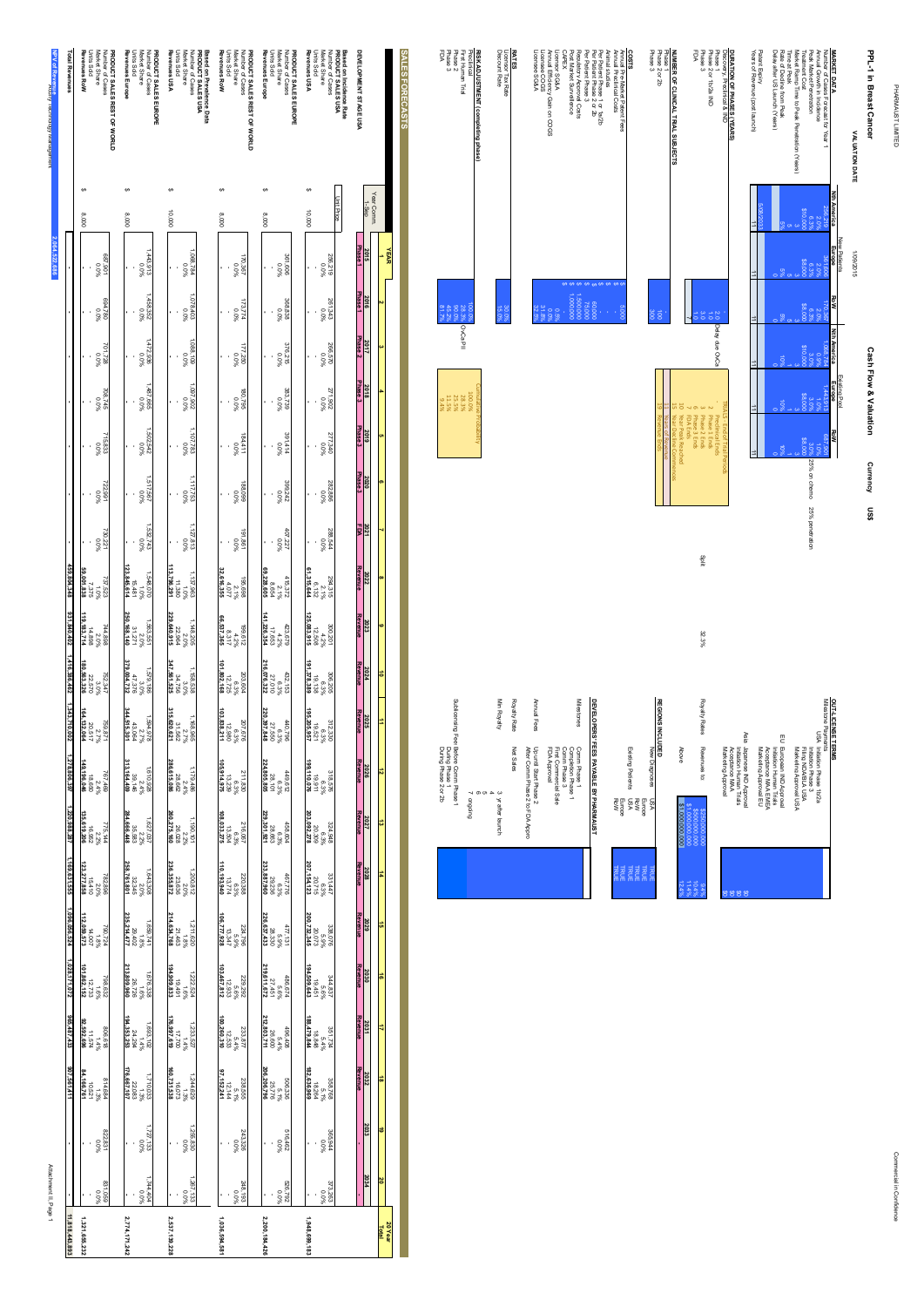PHARMAUST LIMITED

# PPL-1 in Breast Cancer

## Cash Flow & Valuation

**VALUATION DATE** 1/09/2015 **Currency** US$

### MARKET DATA

| | New Patients | | | Existing Pool | | |
|---|---|---|---|---|---|---|
| | Nth America | Europe | RoW | Nth America | Europe | RoW |
| Number of Patients for Year 1 | 256,219 | 381,508 | 176,327 | 1,068,784 | 1,443,913 | 687,901 |
| Annual Growth in Incidence | 2.0% | 2.0% | 1.0% | 1.0% | 1.0% | 1.0% |
| Peak Market Penetration | 6.3% | 6.3% | 6.3% | 3.0% | 3.0% | 3.0% |
| Treatment Cost | $10,000 | $8,000 | $8,000 | $10,000 | $8,000 | $8,000 |
| Market Ramp Time to Peak Penetration (Years) | 3 | 3 | 3 | 3 | 3 | 3 |
| Time at Peak | 6 | 6 | 6 | 1 | 1 | 1 |
| Rate of Decline from Peak | 5% | 5% | 5% | 10% | 10% | 10% |
| Delay after US Launch (Years) | 0 | 0 | 0 | 0 | 0 | 0 |
| Patent Expiry | 2033 | | | | | |
| Years of Revenue (post launch) | 11 | 11 | 11 | 11 | 11 | 11 |

25% on chemo; 25% penetration

### DURATION OF PHASES (YEARS)

| | |
|---|---|
| Discovery, Preclinical & IND | - |
| Phase 1 | 2.0 |
| Phase 2 or 1b/2a IND | 1.0 (May be shortened by 1 yr if early due OoCe) |
| Phase 3 | 3.0 |
| FDA | 1.0 |

| TRIALS - End of Trial Periods | |
|---|---|
| 2 | Preclinical Ends |
| 2 | Phase 1 Ends |
| 3 | Phase 2 Ends |
| 6 | Phase 3 Ends |
| 7 | FDA Ends |
| 10 | Year Peak Reached |
| 15 | Year Decline Commences |
| 11 | Years of Revenue |
| 19 | Year Revenue Ends |

### NUMBER OF CLINICAL TRIAL SUBJECTS

| | |
|---|---|
| Phase 1 | - |
| Phase 2 or 2b | 100 |
| Phase 3 | 300 |

### COSTS

| | |
|---|---|
| Annual Pre-Market Patent Fees | $ 5,000 |
| Annual Preclinical Costs | $ - |
| Animal Studies | $ - |
| Per Patient Phase 1 or 1b/2a | $ - |
| Per Patient Phase 2 or 2b | $ 60,000 |
| Per Patient Phase 3 | $ 75,000 |
| Regulatory Approval Costs | $ 1,500,000 |
| Post Market Surveillance | $ 1,000,000 |
| CAPEX | $ - |
| Licensor SGA | 0% |
| Annual Efficiency Gain on COGS | 0.0% |
| Licensee COGS | 31.8% |
| Licensee SGA | 32.3% |

Split 32.3%

### RATES

| | |
|---|---|
| Licensor Tax Rate | 30.0% |
| Discount Rate | 15.0% |

### RISK ADJUSTMENT (completing phase)

| | | Cumulative Probability |
|---|---|---|
| Preclinical | 100.0% | 100.0% |
| First Human Trial | 100.0% | 100.0% OoCe/PII |
| Phase 2 | 30.0% | 30.0% |
| Phase 3 | 60.0% | 25.5% |
| FDA | 81.7% | 11.9% |
| | | 9.4% |

### OUT-LICENSE TERMS

| Milestone Payments | |
|---|---|
| USA Initiation Phase 1b/2a | $0 |
| Initiation Phase 3 | $0 |
| Filing NDA/BLA USA | $0 |
| Marketing Approval USA | $0 |
| EU European IND Approval | $0 |
| Initiation Human Trials | $0 |
| Filing Marketing Approval EU | $0 |
| Marketing Approval EU | $0 |
| Asia Japanese IND Approval | $0 |
| Initiation Human Trials | $0 |
| Filing for Marketing Approval | $0 |
| Marketing Approval | $0 |

| Royalty Rates | Revenues to | |
|---|---|---|
| | $250,000,000 | 9.4% |
| | $500,000,000 | 10.5% |
| | $1,000,000,000 | 11.4% |
| Above | $1,000,000,000 | 12.4% |

### REGIONS INCLUDED

| | | |
|---|---|---|
| New Diagnoses | USA | TRUE |
| | Europe | TRUE |
| | RoW | TRUE |
| Existing Patients | USA | TRUE |
| | Europe | TRUE |
| | RoW | TRUE |

### DEVELOPERS' FEES PAYABLE BY PHARMAUST

| | |
|---|---|
| Milestones | Comm Phase 1 |
| | Completion Phase 1 |
| | Comm Phase 3 |
| | First Commercial Sale |
| | FDA Approval |
| Annual Fees | Up until Start Phase 2 |
| | After Comm Phase 2 to FDA Appro |
| Royalty Rate | Net Sales |
| Min Royalty | 3 yr after launch |
| | 4 |
| | 5 |
| | 6 |
| | 7 ongoing |
| Sublicensing Fee Before Comm Phase 1 | |
| During Phase 1 | |
| During Phase 2 or 2b | |

## SALES FORECASTS

| | Unit Price | 2015 | 2016 | 2017 | 2018 | 2019 | 2020 | 2021 | 2022 | 2023 | 2024 | 2025 | 2026 | 2027 | 2028 | 2029 | 2030 | 2031 | 2032 | 2033 | 2034 | 20 Year Total |
|---|---|---|---|---|---|---|---|---|---|---|---|---|---|---|---|---|---|---|---|---|---|---|
| YEAR | | 1 | 2 | 3 | 4 | 5 | 6 | 7 | 8 | 9 | 10 | 11 | 12 | 13 | 14 | 15 | 16 | 17 | 18 | 19 | 20 | |
| Year Comm. 1-Sep | | Phase 1 | Phase 1 | Phase 2 | Phase 3 | Phase 3 | Phase 3 | FDA | Revenue | Revenue | Revenue | Revenue | Revenue | Revenue | Revenue | Revenue | Revenue | Revenue | Revenue | - | - | |
| **DEVELOPMENT ST AGE USA** | | | | | | | | | | | | | | | | | | | | | | |
| **Based on Incidence Rate** | | | | | | | | | | | | | | | | | | | | | | |
| **PRODUCT SALES USA** | | | | | | | | | | | | | | | | | | | | | | |
| Number of Cases | | 256,219 | 261,343 | 266,570 | 271,902 | 277,340 | 282,886 | 288,544 | 294,315 | 300,201 | 306,205 | 312,330 | 318,576 | 324,948 | 331,447 | 338,076 | 344,837 | 351,734 | 358,768 | 365,944 | 373,263 | |
| Market Share | | 0.0% | 0.0% | 0.0% | 0.0% | 0.0% | 0.0% | 0.0% | 2.1% | 4.2% | 6.3% | 6.3% | 6.3% | 6.3% | 6.3% | 5.9% | 5.6% | 5.4% | 5.1% | 0.0% | 0.0% | |
| Units Sold | | - | - | - | - | - | - | - | 6,132 | 12,508 | 19,138 | 19,521 | 19,911 | 20,309 | 20,715 | 20,073 | 19,451 | 18,848 | 18,264 | - | - | |
| Revenues USA | $ 10,000 | - | - | - | - | - | - | - | 61,315,644 | 125,083,915 | 191,378,389 | 195,205,957 | 199,110,076 | 203,092,278 | 207,154,123 | 200,732,345 | 194,509,643 | 188,479,844 | 182,636,969 | - | - | 1,948,698,183 |
| **PRODUCT SALES EUROPE** | | | | | | | | | | | | | | | | | | | | | | |
| Number of Cases | | 361,608 | 368,838 | 376,215 | 383,739 | 391,414 | 399,242 | 407,227 | 415,372 | 423,679 | 432,153 | 440,796 | 449,612 | 458,604 | 467,776 | 477,131 | 486,674 | 496,408 | 506,336 | 516,462 | 526,792 | |
| Market Share | | 0.0% | 0.0% | 0.0% | 0.0% | 0.0% | 0.0% | 0.0% | 2.1% | 4.2% | 6.3% | 6.3% | 6.3% | 6.3% | 6.3% | 5.9% | 5.6% | 5.4% | 5.1% | 0.0% | 0.0% | |
| Units Sold | | - | - | - | - | - | - | - | 8,654 | 17,653 | 27,010 | 27,550 | 28,101 | 28,663 | 29,236 | 28,330 | 27,451 | 26,600 | 25,776 | - | - | |
| Revenues Europe | $ 8,000 | - | - | - | - | - | - | - | 69,228,605 | 141,226,354 | 216,076,322 | 220,397,848 | 224,805,805 | 229,301,921 | 233,887,960 | 226,637,433 | 219,611,672 | 212,803,711 | 206,206,796 | - | - | 2,200,184,426 |
| **PRODUCT SALES REST OF WORLD** | | | | | | | | | | | | | | | | | | | | | | |
| Number of Cases | | 176,327 | 173,774 | 177,250 | 180,795 | 184,411 | 188,099 | 191,861 | 195,698 | 199,612 | 203,604 | 207,676 | 211,830 | 216,067 | 220,388 | 224,796 | 229,292 | 233,877 | 238,555 | 243,326 | 248,192 | |
| Market Share | | 0.0% | 0.0% | 0.0% | 0.0% | 0.0% | 0.0% | 0.0% | 2.1% | 4.2% | 6.3% | 6.3% | 6.3% | 6.3% | 6.3% | 5.9% | 5.6% | 5.4% | 5.1% | 0.0% | 0.0% | |
| Units Sold | | - | - | - | - | - | - | - | 4,077 | 8,317 | 12,725 | 12,980 | 13,239 | 13,504 | 13,774 | 13,347 | 12,933 | 12,533 | 12,144 | - | - | |
| Revenues RoW | $ 8,000 | - | - | - | - | - | - | - | 32,616,355 | 66,537,365 | 101,802,169 | 103,838,211 | 105,914,975 | 108,033,275 | 110,193,940 | 106,777,928 | 103,467,812 | 100,260,310 | 97,152,241 | - | - | 1,036,594,581 |
| **Based on Prevalence Data** | | | | | | | | | | | | | | | | | | | | | | |
| **PRODUCT SALES USA** | | | | | | | | | | | | | | | | | | | | | | |
| Number of Cases | | 1,068,784 | 1,079,472 | 1,090,267 | 1,101,170 | 1,112,181 | 1,123,303 | 1,134,536 | 1,145,881 | 1,157,340 | 1,168,914 | 1,180,603 | 1,192,409 | 1,204,333 | 1,216,376 | 1,228,540 | 1,240,826 | 1,253,234 | 1,265,766 | 1,278,424 | 1,291,208 | |
| Market Share | | 0.0% | 0.0% | 0.0% | 0.0% | 0.0% | 0.0% | 0.0% | 1.0% | 2.0% | 3.0% | 2.7% | 2.4% | 2.2% | 2.0% | 1.8% | 1.6% | 1.4% | 1.3% | 0.0% | 0.0% | |
| Units Sold | | - | - | - | - | - | - | - | 11,380 | 22,964 | 34,756 | 31,662 | 28,682 | 26,028 | 23,636 | 21,463 | 19,491 | 17,700 | 16,073 | - | - | |
| Revenues USA | $ 10,000 | - | - | - | - | - | - | - | 113,796,291 | 229,640,915 | 347,561,525 | 316,620,821 | 286,815,098 | 260,279,860 | 236,355,572 | 214,634,788 | 194,909,833 | 176,997,619 | 160,731,538 | - | - | 2,537,139,228 |
| **PRODUCT SALES EUROPE** | | | | | | | | | | | | | | | | | | | | | | |
| Number of Cases | | 1,443,913 | 1,458,352 | 1,472,936 | 1,487,665 | 1,502,542 | 1,517,567 | 1,532,743 | 1,548,070 | 1,563,551 | 1,579,186 | 1,594,978 | 1,610,928 | 1,627,037 | 1,643,308 | 1,659,741 | 1,676,338 | 1,693,102 | 1,710,033 | 1,727,133 | 1,744,404 | |
| Market Share | | 0.0% | 0.0% | 0.0% | 0.0% | 0.0% | 0.0% | 0.0% | 1.0% | 2.0% | 3.0% | 2.7% | 2.4% | 2.2% | 2.0% | 1.8% | 1.6% | 1.4% | 1.3% | 0.0% | 0.0% | |
| Units Sold | | - | - | - | - | - | - | - | 15,481 | 31,271 | 47,376 | 43,064 | 39,145 | 35,584 | 32,334 | 29,402 | 26,725 | 24,294 | 22,083 | - | - | |
| Revenues Europe | $ 8,000 | - | - | - | - | - | - | - | 123,845,614 | 250,168,140 | 379,004,732 | 344,515,301 | 313,164,409 | 284,666,458 | 258,761,881 | 235,214,714 | 213,809,960 | 194,353,253 | 176,667,107 | - | - | 2,774,171,242 |
| **PRODUCT SALES REST OF WORLD** | | | | | | | | | | | | | | | | | | | | | | |
| Number of Cases | | 687,901 | 694,780 | 701,728 | 708,745 | 715,833 | 722,991 | 730,221 | 737,523 | 744,898 | 752,347 | 759,871 | 767,469 | 775,144 | 782,896 | 790,724 | 798,632 | 806,618 | 814,684 | 822,831 | 831,059 | |
| Market Share | | 0.0% | 0.0% | 0.0% | 0.0% | 0.0% | 0.0% | 0.0% | 1.0% | 2.0% | 3.0% | 2.7% | 2.4% | 2.2% | 2.0% | 1.8% | 1.6% | 1.4% | 1.3% | 0.0% | 0.0% | |
| Units Sold | | - | - | - | - | - | - | - | 7,375 | 14,898 | 22,570 | 20,517 | 18,650 | 16,952 | 15,410 | 14,007 | 12,733 | 11,574 | 10,521 | - | - | |
| Revenues RoW | $ 8,000 | - | - | - | - | - | - | - | 59,001,938 | 119,183,714 | 180,563,326 | 164,132,064 | 149,196,046 | 135,619,206 | 123,277,858 | 112,059,373 | 101,862,152 | 92,592,696 | 84,166,761 | - | - | 1,321,655,232 |
| **Total Revenues** | | - | - | - | - | - | - | - | 459,804,348 | 931,840,402 | 1,416,386,462 | 1,344,710,002 | 1,278,806,397 | 1,220,988,397 | 1,169,631,335 | 1,096,056,324 | 1,028,171,072 | 965,487,433 | 907,561,411 | - | - | 11,818,443,893 |
| NPV of Revenue | | 2,064,522,666 | | | | | | | | | | | | | | | | | | | | |

Risk/ Technology Management

Commercial in Confidence

Attachment II, Page 1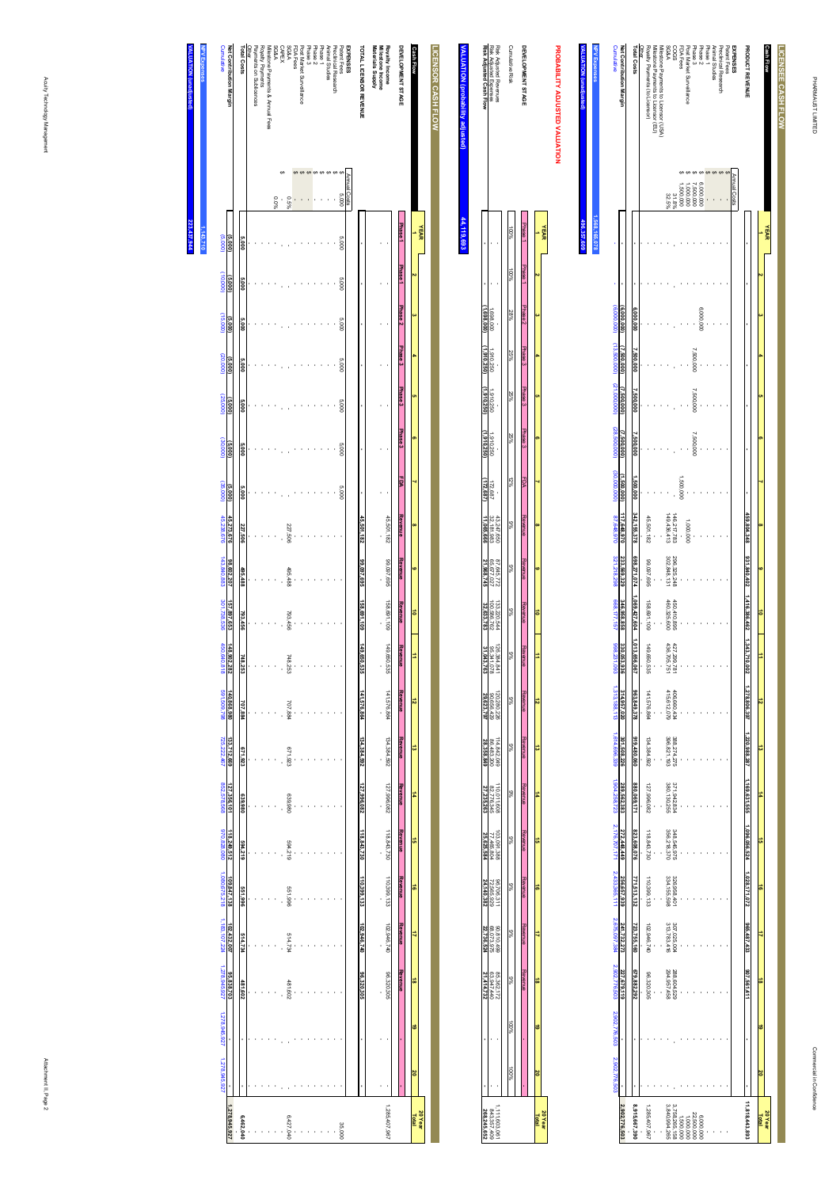## LICENSE CASH FLOW

| Cash Flow | Annual Costs | 1 | 2 | 3 | 4 | 5 | 6 | 7 | 8 | 9 | 10 | 11 | 12 | 13 | 14 | 15 | 16 | 17 | 18 | 19 | 20 | 20 Year Total |
|---|---|---|---|---|---|---|---|---|---|---|---|---|---|---|---|---|---|---|---|---|---|---|
| **PRODUCT REVENUE** | | - | - | - | - | - | - | - | 459,094,348 | 931,940,402 | 1,416,386,482 | 1,343,710,002 | 1,278,898,397 | 1,220,988,287 | 1,169,631,555 | 1,096,066,524 | 1,028,171,072 | 966,487,433 | 807,561,411 | - | - | 11,818,443,893 |
| **EXPENSES** | | | | | | | | | | | | | | | | | | | | | | |
| Patent Fees | $ - | | | | | | | | | | | | | | | | | | | | | - |
| Preclinical Research | $ - | | | | | | | | | | | | | | | | | | | | | - |
| Animal Studies | $ - | | | | | | | | | | | | | | | | | | | | | - |
| Phase 1 | $ - | | | | | | | | | | | | | | | | | | | | | - |
| Phase 2 | $ 6,000,000 | | | 6,000,000 | | | | | | | | | | | | | | | | | | 6,000,000 |
| Phase 3 | $ 7,500,000 | | | | 7,500,000 | 7,500,000 | 7,500,000 | | | | | | | | | | | | | | | 22,500,000 |
| Post Market Surveillance | $ 1,000,000 | | | | | | | | 1,000,000 | | | | | | | | | | | | | 1,000,000 |
| FDA Fees | $ 1,500,000 | | | | | | | 1,500,000 | | | | | | | | | | | | | | 1,500,000 |
| COGS | 31.8% | | | | | | | | 146,217,733 | 296,357,048 | 450,410,901 | 427,299,781 | 406,689,690 | 388,274,275 | 371,942,834 | 348,549,155 | 326,958,401 | 307,343,004 | 256,804,529 | | | 3,758,265,158 |
| SG&A | 32.5% | | | | | | | | 149,205,663 | 302,880,631 | 460,325,607 | 436,705,751 | 415,641,979 | 396,821,193 | 380,130,255 | 356,221,620 | 334,155,598 | 314,108,416 | 262,457,459 | | | 3,840,994,265 |
| Milestone Payments to Licensor (USA) | | | | | | | | | | | | | | | | | | | | | | - |
| Milestone Payments to Licensor (EU) | | | | | | | | | | | | | | | | | | | | | | - |
| Royalty Payments (to Licensor) | | | | | | | | | 45,501,182 | 99,087,695 | 158,891,109 | 149,650,535 | 141,576,864 | 134,394,592 | 127,996,082 | 118,840,730 | 110,399,133 | 102,946,740 | 96,320,305 | | | 1,285,407,967 |
| Other | | | | | | | | | | | | | | | | | | | | | | - |
| **Total Costs** | | - | - | 6,000,000 | 7,500,000 | 7,500,000 | 7,500,000 | 1,500,000 | 341,445,378 | 698,371,074 | 1,069,422,624 | 1,013,656,066 | 963,941,369 | 919,390,061 | 880,069,172 | 823,620,075 | 771,513,133 | 724,765,160 | 579,882,292 | - | - | 8,915,667,390 |
| **Net Contribution Margin** | | - | - | (6,000,000) | (7,500,000) | (7,500,000) | (7,500,000) | (1,500,000) | 117,648,970 | 233,569,329 | 346,963,858 | 330,053,936 | 314,957,028 | 301,598,226 | 289,562,383 | 272,446,449 | 256,657,939 | 241,722,273 | 227,679,119 | - | - | 2,902,776,503 |
| Cumulative | | - | - | (6,000,000) | (13,500,000) | (21,000,000) | (28,500,000) | (30,000,000) | 87,648,970 | 321,218,299 | 668,182,157 | 998,236,093 | 1,313,193,121 | 1,614,791,347 | 1,904,353,730 | 2,176,800,179 | 2,433,458,118 | 2,675,180,391 | 2,902,776,503 | 2,902,776,503 | 2,902,776,503 | |

| NPV Expenses | 1,588,165,078 |
|---|---|
| **VALUATION (unadjusted)** | **496,357,609** |

## PROBABILITY ADJUSTED VALUATION

| YEAR | 1 | 2 | 3 | 4 | 5 | 6 | 7 | 8 | 9 | 10 | 11 | 12 | 13 | 14 | 15 | 16 | 17 | 18 | 19 | 20 | 20 Year Total |
|---|---|---|---|---|---|---|---|---|---|---|---|---|---|---|---|---|---|---|---|---|---|
| DEVELOPMENT STAGE | Phase 1 | Phase 1 | Phase 2 | Phase 3 | Phase 3 | Phase 3 | FDA | Revenue | Revenue | Revenue | Revenue | Revenue | Revenue | Revenue | Revenue | Revenue | Revenue | Revenue | - | - | |
| Cumulative Risk | 100% | 100% | 28% | 25% | 25% | 25% | 12% | 9% | 9% | 9% | 9% | 9% | 9% | 9% | 9% | 9% | 9% | 9% | 100% | 100% | |
| Risk Adjusted Revenue | - | - | - | - | - | - | - | 43,247,650 | 87,645,772 | 133,260,544 | 126,384,841 | 120,280,228 | 114,842,089 | 110,011,608 | 103,091,388 | 96,706,311 | 90,810,499 | 85,362,172 | - | - | 1,111,603,961 |
| Risk Adjusted Expenses | - | - | 1,698,000 | 1,910,250 | 1,910,250 | 1,910,250 | 172,687 | 32,181,983 | 65,677,027 | 100,366,762 | 95,341,078 | 90,656,430 | 86,483,220 | 82,776,345 | 77,465,804 | 72,565,929 | 68,073,975 | 63,947,440 | - | - | 843,357,409 |
| **Risk Adjusted Cash Flow** | - | - | (1,698,000) | (1,910,250) | (1,910,250) | (1,910,250) | (172,687) | 11,065,666 | 21,968,745 | 32,893,783 | 31,043,763 | 29,623,797 | 28,358,849 | 27,235,263 | 25,625,584 | 24,140,382 | 22,736,524 | 21,414,732 | - | - | 268,246,552 |

**VALUATION (probability adjusted) 44,119,693**

## LICENSOR CASH FLOW

| Cash Flow | Annual Costs | 1 | 2 | 3 | 4 | 5 | 6 | 7 | 8 | 9 | 10 | 11 | 12 | 13 | 14 | 15 | 16 | 17 | 18 | 19 | 20 | 20 Year Total |
|---|---|---|---|---|---|---|---|---|---|---|---|---|---|---|---|---|---|---|---|---|---|---|
| DEVELOPMENT STAGE | | Phase 1 | Phase 1 | Phase 2 | Phase 3 | Phase 3 | Phase 3 | FDA | Revenue | Revenue | Revenue | Revenue | Revenue | Revenue | Revenue | Revenue | Revenue | Revenue | Revenue | - | - | |
| Royalty Income | | - | - | - | - | - | - | - | 45,501,182 | 99,087,695 | 158,891,109 | 149,650,535 | 141,576,864 | 134,394,592 | 127,996,082 | 118,840,730 | 110,399,133 | 102,946,740 | 96,320,305 | - | - | 1,285,407,967 |
| Milestone Income | | | | | | | | | | | | | | | | | | | | | | - |
| Materials Supply | | | | | | | | | | | | | | | | | | | | | | - |
| **TOTAL LICENSOR REVENUE** | | - | - | - | - | - | - | - | 45,501,182 | 99,087,695 | 158,891,109 | 149,650,535 | 141,576,864 | 134,394,592 | 127,996,082 | 118,840,730 | 110,399,133 | 102,946,740 | 96,320,305 | - | - | 1,285,407,967 |
| **EXPENSES** | | | | | | | | | | | | | | | | | | | | | | |
| Patent Fees | $ 5,000 | 5,000 | 5,000 | 5,000 | 5,000 | 5,000 | 5,000 | 5,000 | | | | | | | | | | | | | | 35,000 |
| Preclinical Research | $ - | | | | | | | | | | | | | | | | | | | | | - |
| Animal Studies | $ - | | | | | | | | | | | | | | | | | | | | | - |
| Phase 1 | $ - | | | | | | | | | | | | | | | | | | | | | - |
| Phase 2 | $ - | | | | | | | | | | | | | | | | | | | | | - |
| Phase 3 | $ - | | | | | | | | | | | | | | | | | | | | | - |
| Post Market Surveillance | $ - | | | | | | | | | | | | | | | | | | | | | - |
| FDA Fees | $ - | | | | | | | | | | | | | | | | | | | | | - |
| CAPEX | 0.5% | | | | | | | | 227,506 | 495,438 | 794,456 | 748,253 | 707,884 | 671,973 | 639,980 | 594,219 | 551,996 | 514,734 | 481,602 | | | 6,427,040 |
| SG&A | 0.0% | | | | | | | | | | | | | | | | | | | | | - |
| Milestone Payments & Annual Fees | | | | | | | | | | | | | | | | | | | | | | - |
| Royalty Payments | | | | | | | | | | | | | | | | | | | | | | - |
| Payments on Sublicences | | | | | | | | | | | | | | | | | | | | | | - |
| Other | | | | | | | | | | | | | | | | | | | | | | - |
| **Total Costs** | | 5,000 | 5,000 | 5,000 | 5,000 | 5,000 | 5,000 | 5,000 | 227,506 | 495,438 | 794,456 | 748,253 | 707,884 | 671,973 | 639,980 | 594,219 | 551,996 | 514,734 | 481,602 | - | - | 6,462,040 |
| **Net Contribution Margin** | | (5,000) | (5,000) | (5,000) | (5,000) | (5,000) | (5,000) | (5,000) | 45,273,676 | 98,592,257 | 158,096,653 | 148,902,282 | 140,868,980 | 133,722,619 | 127,356,101 | 118,246,512 | 109,847,138 | 102,432,007 | 95,838,703 | - | - | 1,278,945,927 |
| Cumulative | | (5,000) | (10,000) | (15,000) | (20,000) | (25,000) | (30,000) | (35,000) | 45,238,676 | 143,830,933 | 301,927,586 | 450,829,868 | 591,698,848 | 725,421,467 | 852,777,568 | 971,024,080 | 1,080,871,218 | 1,183,303,225 | 1,278,945,927 | 1,278,945,927 | 1,278,945,927 | |

| NPV Expenses | 1,143,710 |
|---|---|
| **VALUATION (unadjusted)** | **223,437,944** |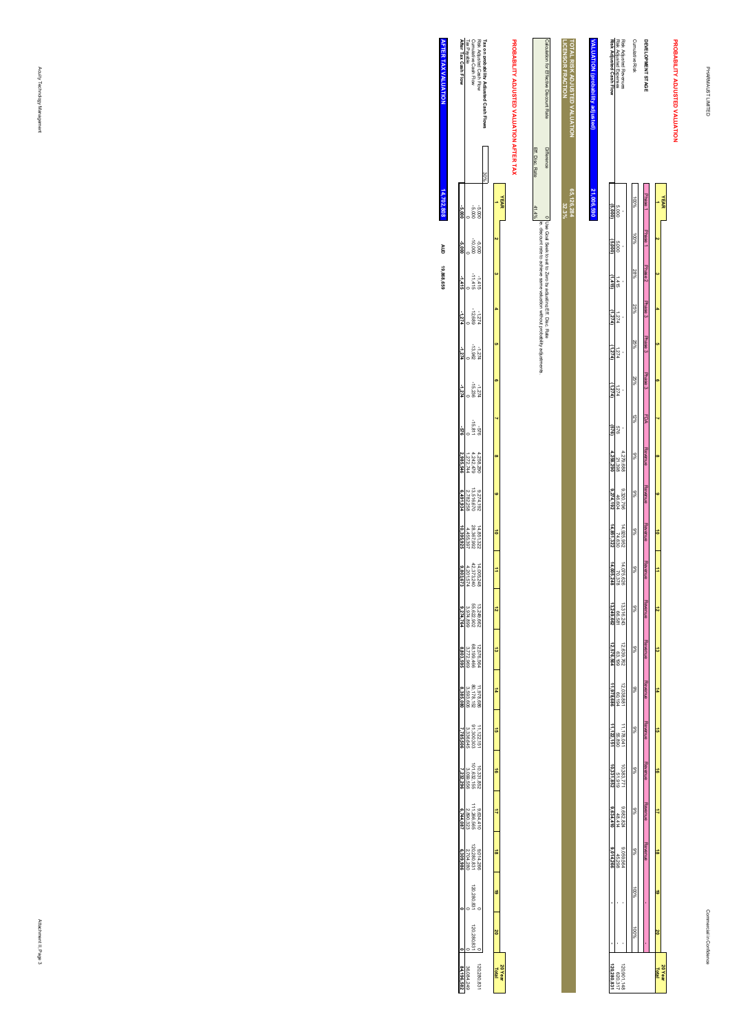# PROBABILITY ADJUSTED VALUATION

| YEAR | 1 | 2 | 3 | 4 | 5 | 6 | 7 | 8 | 9 | 10 | 11 | 12 | 13 | 14 | 15 | 16 | 17 | 18 | 19 | 20 | 20 Year Total |
|---|---|---|---|---|---|---|---|---|---|---|---|---|---|---|---|---|---|---|---|---|---|
| **DEVELOPMENT STAGE** | Phase 1 | Phase 1 | Phase 2 | Phase 3 | Phase 3 | Phase 3 | FDA | Revenue | Revenue | Revenue | Revenue | Revenue | Revenue | Revenue | Revenue | Revenue | Revenue | Revenue | - | | |
| Cumulative Risk | 100% | 100% | 28% | 25% | 25% | 25% | 12% | 9% | 9% | 9% | 9% | 9% | 9% | 9% | 9% | 9% | 9% | 9% | 100% | 100% | |
| Risk Adjusted Revenue | - | - | - | - | - | - | - | 4,279,688 | 9,320,796 | 14,925,952 | 14,075,626 | 13,316,243 | 12,639,762 | 12,036,870 | 11,178,041 | 10,383,771 | 9,682,824 | 9,059,564 | - | - | 120,901,148 |
| Risk Adjusted Expenses | 5,000 | 5,000 | 1,415 | 1,274 | 1,274 | 1,274 | 576 | 21,398 | 46,604 | 74,630 | 70,378 | 66,581 | 63,198 | 60,184 | 55,890 | 51,919 | 48,414 | 45,298 | - | - | 620,317 |
| **Risk Adjusted Cash Flow** | **(5,000)** | **(5,000)** | **(1,415)** | **(1,274)** | **(1,274)** | **(1,274)** | **(576)** | **4,258,290** | **9,274,192** | **14,851,322** | **14,005,248** | **13,249,662** | **12,576,564** | **11,976,686** | **11,122,151** | **10,331,852** | **9,634,410** | **9,014,266** | **-** | **-** | **120,280,831** |

| | |
|---|---|
| **VALUATION (probability adjusted)** | **21,006,590** |

| | |
|---|---|
| **TOTAL RISK ADJUSTED VALUATION** | **65,126,284** |
| **LICENSOR FRACTION** | **32.3%** |

| Calculation for Effective Discount Rate | | | |
|---|---|---|---|
| | Difference | 0 | Use Goal Seek to set to Zero by adjusting Eff. Disc. Rate |
| | Eff. Disc. Rate | 41.4% | = discount rate to achieve same valuation without probability adjustments |

## PROBABILITY ADJUSTED VALUATION AFTER TAX

| YEAR | 1 | 2 | 3 | 4 | 5 | 6 | 7 | 8 | 9 | 10 | 11 | 12 | 13 | 14 | 15 | 16 | 17 | 18 | 19 | 20 | 20 Year Total |
|---|---|---|---|---|---|---|---|---|---|---|---|---|---|---|---|---|---|---|---|---|---|
| **Tax on probability Adjusted Cash Flows** 30% | | | | | | | | | | | | | | | | | | | | | |
| Risk Adjusted Cash Flow | -5,000 | -5,000 | -1,415 | -1,274 | -1,274 | -1,274 | -576 | 4,258,290 | 9,274,192 | 14,851,322 | 14,005,248 | 13,249,662 | 12,576,564 | 11,976,686 | 11,122,151 | 10,331,852 | 9,634,410 | 9,014,266 | 0 | 0 | 120,280,831 |
| Cumulative Cash Flow | -5,000 | -10,000 | -11,415 | -12,689 | -13,962 | -15,236 | -15,811 | 4,242,479 | 13,516,670 | 28,367,992 | 42,373,240 | 55,622,902 | 68,199,466 | 80,176,152 | 91,298,303 | 101,630,155 | 111,264,565 | 120,280,831 | 120,280,831 | 120,280,831 | |
| Tax Payable | 0 | 0 | 0 | 0 | 0 | 0 | 0 | 1,272,744 | 2,782,258 | 4,455,397 | 4,201,574 | 3,974,899 | 3,772,969 | 3,593,006 | 3,336,645 | 3,099,556 | 2,890,323 | 2,704,280 | 0 | 0 | 36,084,249 |
| **After Tax Cash Flow** | **-5,000** | **-5,000** | **-1,415** | **-1,274** | **-1,274** | **-1,274** | **-576** | **2,985,546** | **6,491,934** | **10,395,925** | **9,803,673** | **9,274,764** | **8,803,595** | **8,383,680** | **7,785,506** | **7,232,296** | **6,744,087** | **6,309,986** | **0** | **0** | **84,196,582** |

| | | | |
|---|---|---|---|
| **AFTER TAX VALUATION** | **14,702,808** | **AUD** | **19,968,659** |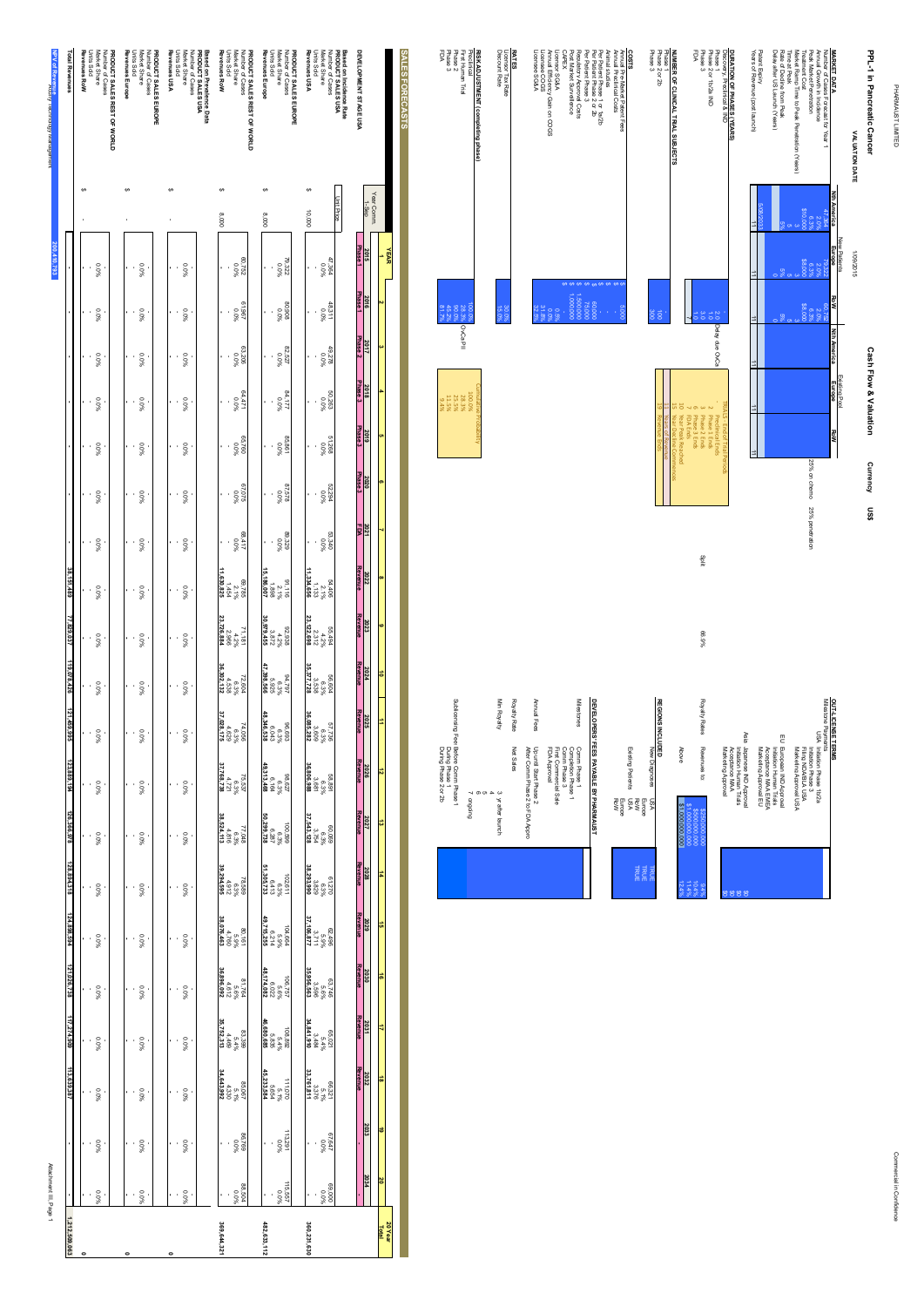# PPL-1 in Pancreatic Cancer

**Cash Flow & Valuation**

VALUATION DATE: 1/09/2015

Currency: US$

## MARKET DATA

| | Nth America | Europe | RoW | Nth America | Europe | RoW |
|---|---|---|---|---|---|---|
| | New Patients | | | Existing Pool | | |
| Market Size Forecast for Year 1 | 47,384 | 79,322 | 60,782 | | | |
| Annual Growth in Incidence | 2.0% | 2.0% | 2.0% | | | |
| Peak Market Penetration | 6.3% | 6.3% | 6.3% | | | |
| Treatment Cost | $10,000 | $8,000 | $8,000 | | | |
| Market Ramp Time to Peak Penetration (Years) | 3 | 3 | 3 | | | |
| Time at Peak | 5 | 5 | 5 | | | |
| Rate of Decline from Peak | 5% | 5% | 5% | | | |
| Delay after US Launch (Years) | | 0 | 0 | | | |
| Patent Expiry | 5/06/2033 | | | | | |
| Years of Revenue (post launch) | 11 | 11 | 11 | 11 | 11 | 11 |

25% on chemo; 25% penetration

## DURATION OF PHASES (YEARS)

| | | |
|---|---|---|
| Discovery, Preclinical & IND | - | |
| Phase 1 | 2.0 | Likely due OxCa |
| Phase 2 or 1b/2a IND | 1.0 | |
| Phase 3 | 3.0 | |
| FDA | 1.0 | |

| TRIALS - End of Trial Periods | |
|---|---|
| Preclinical Ends | 2 |
| Phase 1 Ends | 3 |
| Phase 2 Ends | 6 |
| Phase 3 Ends | 7 |
| FDA Ends | |
| Year Peak Reached | 10 |
| Year of Decline Commences | 15 |
| Years of Revenue | 11 |
| Revenue Ends | 18 |

## NUMBER OF CLINICAL TRIAL SUBJECTS

| | |
|---|---|
| Phase 1 | |
| Phase 2 or 2b | 100 |
| Phase 3 | 300 |

## COSTS

| | |
|---|---|
| Annual Pre-Market Patent Fees | $ 5,000 |
| Annual Preclinical Costs | $ - |
| Animal Studies | $ - |
| Per Patient Phase 1 or 1b/2b | $ - |
| Per Patient Phase 2 or 2b | $ 60,000 |
| Per Patient Phase 3 | $ 75,000 |
| Regulatory Approval Costs | $ 1,500,000 |
| Post Market Surveillance | $ 1,000,000 |
| CAPEX | 0.0% |
| Licensor SG&A | 0.0% |
| Annual Efficiency Gain on COGS | 0.0% |
| Licensee COGS | 31.8% |
| Licensee SG&A | 32.8% |

## RATES

| | |
|---|---|
| Licensor Tax Rate | 30.0% |
| Discount Rate | 15.0% |

## RISK ADJUSTMENT (completing phase)

| | | | Cumulative Probability |
|---|---|---|---|
| Preclinical | 100.0% | | 100.0% |
| First Human Trial | 48.6% | OxCa/PII | 48.6% |
| Phase 2 | 60.0% | | 25.5% |
| Phase 3 | 45.0% | | 11.5% |
| FDA | 81.7% | | 9.4% |

## OUT-LICENSE TERMS

Milestone Payments

| | |
|---|---|
| USA: Initiation Phase 1b/2a | |
| Initiation Phase 3 | |
| Filing NDA/BLA USA | |
| Marketing Approval USA | |
| EU: European IND Approval | |
| Initiation Human Trials | |
| Acceptance of MAA EU | |
| Marketing Approval EU | |
| Asia: Japanese IND Approval | $0 |
| Initiation Human Trials | $0 |
| Acceptance of MAA | $0 |
| Marketing Approval | $0 |

Split: 66.9%

| Royalty Rates | Revenues to | |
|---|---|---|
| | $250,000,000 | 9.4% |
| | $500,000,000 | 10.5% |
| | $1,000,000,000 | 11.4% |
| Above | $1,000,000,000 | 12.4% |

### REGIONS INCLUDED

| | | |
|---|---|---|
| New Diagnoses | USA | TRUE |
| | Europe | TRUE |
| | RoW | TRUE |
| Existing Patients | USA | |
| | Europe | |
| | RoW | |

### DEVELOPERS' FEES PAYABLE BY PHARMAUST

| | |
|---|---|
| Milestones | Comm Phase 1 |
| | Completion Phase 1 |
| | Comm Phase 3 |
| | First Commercial Sale |
| | FDA Approval |
| Annual Fees | Up until Start Phase 2 |
| | After Comm Phase 2 to FDA Appro |
| Royalty Rate | Net Sales |
| Min Royalty | 3 yr after launch |
| | 4 |
| | 5 |
| | 6 |
| | 7 ongoing |
| Sublicensing Fee Before Comm Phase 1 | |
| During Phase 1 | |
| During Phase 2 or 2b | |

## SALES FORECASTS

| | Unit Price | 1 | 2 | 3 | 4 | 5 | 6 | 7 | 8 | 9 | 10 | 11 | 12 | 13 | 14 | 15 | 16 | 17 | 18 | 19 | 20 | 20 Year Total |
|---|---|---|---|---|---|---|---|---|---|---|---|---|---|---|---|---|---|---|---|---|---|---|
| Year Comm. 1-Sep | | 2015 | 2016 | 2017 | 2018 | 2019 | 2020 | 2021 | 2022 | 2023 | 2024 | 2025 | 2026 | 2027 | 2028 | 2029 | 2030 | 2031 | 2032 | 2033 | 2034 | |
| **DEVELOPMENT STAGE USA** | | Phase 1 | Phase 1 | Phase 2 | Phase 3 | Phase 3 | Phase 3 | FDA | Revenue | Revenue | Revenue | Revenue | Revenue | Revenue | Revenue | Revenue | Revenue | Revenue | Revenue | | | |
| **Based on Incidence Rate** | | | | | | | | | | | | | | | | | | | | | | |
| **PRODUCT SALES USA** | | | | | | | | | | | | | | | | | | | | | | |
| Number of Cases | | 47,384 | 48,311 | 49,278 | 50,263 | 51,268 | 52,294 | 53,340 | 54,406 | 55,494 | 56,604 | 57,736 | 58,891 | 60,069 | 61,270 | 62,496 | 63,746 | 65,021 | 66,321 | 67,647 | 69,000 | |
| Market Share | | 0.0% | 0.0% | | | | 0.0% | 0.0% | 2.1% | 4.2% | 6.3% | 6.3% | 6.3% | 6.3% | 6.3% | 5.9% | 5.6% | 5.4% | 5.1% | 0.0% | 0.0% | |
| Units Sold | | | | | | | | | 1,133 | 2,312 | 3,538 | 3,609 | 3,681 | 3,754 | 3,829 | 3,711 | 3,596 | 3,485 | 3,376 | | | |
| **Revenues USA** | $ 10,000 | - | - | - | - | - | - | - | 11,334,656 | 23,122,698 | 35,377,728 | 36,085,282 | 36,806,988 | 37,543,128 | 38,293,990 | 37,106,377 | 35,956,563 | 34,841,919 | 33,761,811 | - | - | 360,231,630 |
| **PRODUCT SALES EUROPE** | | | | | | | | | | | | | | | | | | | | | | |
| Number of Cases | | 79,322 | 80,908 | 82,527 | 84,177 | 85,861 | 87,578 | 89,329 | 91,116 | 92,938 | 94,797 | 96,693 | 98,627 | 100,599 | 102,611 | 104,664 | 106,757 | 108,892 | 111,070 | 113,291 | 115,557 | |
| Market Share | | 0.0% | 0.0% | 0.0% | | | 0.0% | 0.0% | 2.1% | 4.2% | 6.3% | 6.3% | 6.3% | 6.3% | 6.3% | 5.9% | 5.6% | 5.4% | 5.1% | 0.0% | 0.0% | |
| Units Sold | | | | | | | | | 1,898 | 3,872 | 5,925 | 6,043 | 6,164 | 6,287 | 6,413 | 6,214 | 6,022 | 5,835 | 5,654 | | | |
| **Revenues Europe** | $ 8,000 | - | - | - | - | - | - | - | 15,186,007 | 30,979,455 | 47,398,566 | 48,346,538 | 49,313,468 | 50,299,738 | 51,305,733 | 49,716,255 | 48,174,082 | 46,680,686 | 45,233,584 | - | - | 482,633,112 |
| **PRODUCT SALES REST OF WORLD** | | | | | | | | | | | | | | | | | | | | | | |
| Number of Cases | | 60,782 | 61,967 | 63,208 | 64,471 | 65,760 | 67,075 | 68,417 | 69,785 | 71,181 | 72,604 | 74,056 | 75,537 | 77,048 | 78,589 | 80,161 | 81,764 | 83,399 | 85,067 | 86,769 | 88,504 | |
| Market Share | | 0.0% | 0.0% | 0.0% | 0.0% | 0.0% | 0.0% | 0.0% | 2.1% | 4.2% | 6.3% | 6.3% | 6.3% | 6.3% | 6.3% | 5.9% | 5.6% | 5.4% | 5.1% | 0.0% | 0.0% | |
| Units Sold | | | | | | | | | 1,454 | 2,966 | 4,538 | 4,629 | 4,721 | 4,816 | 4,912 | 4,760 | 4,612 | 4,469 | 4,330 | | | |
| **Revenues RoW** | $ 8,000 | - | - | - | - | - | - | - | 11,630,825 | 23,726,884 | 36,302,132 | 37,028,175 | 37,768,738 | 38,524,113 | 39,294,595 | 38,076,463 | 36,896,092 | 35,752,313 | 34,643,992 | - | - | 369,644,321 |
| **Based on Prevalence Data** | | | | | | | | | | | | | | | | | | | | | | |
| **PRODUCT SALES USA** | | | | | | | | | | | | | | | | | | | | | | |
| Number of Cases | | - | - | - | - | - | - | - | - | - | - | - | - | - | - | - | - | - | - | - | - | |
| Market Share | | 0.0% | 0.0% | 0.0% | 0.0% | 0.0% | 0.0% | 0.0% | 0.0% | 0.0% | 0.0% | 0.0% | 0.0% | 0.0% | 0.0% | 0.0% | 0.0% | 0.0% | 0.0% | 0.0% | 0.0% | |
| Units Sold | | - | - | - | - | - | - | - | - | - | - | - | - | - | - | - | - | - | - | - | - | |
| **Revenues USA** | $ - | - | - | - | - | - | - | - | - | - | - | - | - | - | - | - | - | - | - | - | - | 0 |
| **PRODUCT SALES EUROPE** | | | | | | | | | | | | | | | | | | | | | | |
| Number of Cases | | - | - | - | - | - | - | - | - | - | - | - | - | - | - | - | - | - | - | - | - | |
| Market Share | | 0.0% | 0.0% | 0.0% | 0.0% | 0.0% | 0.0% | 0.0% | 0.0% | 0.0% | 0.0% | 0.0% | 0.0% | 0.0% | 0.0% | 0.0% | 0.0% | 0.0% | 0.0% | 0.0% | 0.0% | |
| Units Sold | | - | - | - | - | - | - | - | - | - | - | - | - | - | - | - | - | - | - | - | - | |
| **Revenues Europe** | $ - | - | - | - | - | - | - | - | - | - | - | - | - | - | - | - | - | - | - | - | - | 0 |
| **PRODUCT SALES REST OF WORLD** | | | | | | | | | | | | | | | | | | | | | | |
| Number of Cases | | - | - | - | - | - | - | - | - | - | - | - | - | - | - | - | - | - | - | - | - | |
| Market Share | | 0.0% | 0.0% | 0.0% | 0.0% | 0.0% | 0.0% | 0.0% | 0.0% | 0.0% | 0.0% | 0.0% | 0.0% | 0.0% | 0.0% | 0.0% | 0.0% | 0.0% | 0.0% | 0.0% | 0.0% | |
| Units Sold | | - | - | - | - | - | - | - | - | - | - | - | - | - | - | - | - | - | - | - | - | |
| **Revenues RoW** | $ - | - | - | - | - | - | - | - | - | - | - | - | - | - | - | - | - | - | - | - | - | 0 |
| **Total Revenues** | | - | - | - | - | - | - | - | 38,151,489 | 77,829,037 | 119,078,426 | 121,459,995 | 123,889,194 | 126,366,978 | 128,894,318 | 124,899,094 | 121,026,738 | 117,274,918 | 113,639,387 | - | - | 1,212,509,063 |
| **NPV of Revenue** | | 200,415,793 | | | | | | | | | | | | | | | | | | | | |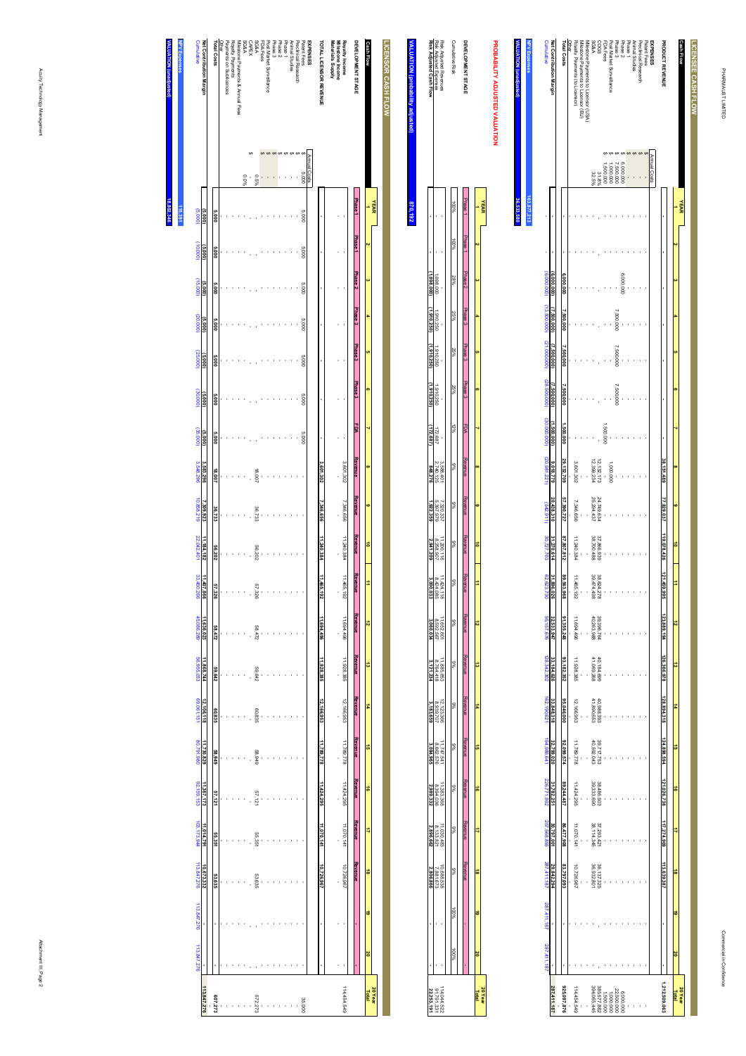## LICENSE CASH FLOW

| Cash Flow | Annual Costs | 1 | 2 | 3 | 4 | 5 | 6 | 7 | 8 | 9 | 10 | 11 | 12 | 13 | 14 | 15 | 16 | 17 | 18 | 19 | 20 | 20 Year Total |
|---|---|---|---|---|---|---|---|---|---|---|---|---|---|---|---|---|---|---|---|---|---|---|
| **PRODUCT REVENUE** | | - | - | - | - | - | - | - | 38,151,489 | 77,829,037 | 119,078,426 | 121,459,995 | 123,889,194 | 126,356,078 | 128,894,318 | 124,898,594 | 121,026,738 | 117,274,900 | 113,639,387 | - | - | 1,212,509,063 |
| **EXPENSES** | | | | | | | | | | | | | | | | | | | | | | |
| Patent Fees | $ - | - | - | - | - | - | - | - | - | - | - | - | - | - | - | - | - | - | - | - | - | - |
| Preclinical Research | $ - | - | - | - | - | - | - | - | - | - | - | - | - | - | - | - | - | - | - | - | - | - |
| Animal Studies | $ - | - | - | - | - | - | - | - | - | - | - | - | - | - | - | - | - | - | - | - | - | - |
| Phase 1 | $ - | - | - | - | - | - | - | - | - | - | - | - | - | - | - | - | - | - | - | - | - | - |
| Phase 2 | $ 6,000,000 | - | - | 6,000,000 | - | - | - | - | - | - | - | - | - | - | - | - | - | - | - | - | - | 6,000,000 |
| Phase 3 | $ 7,500,000 | - | - | - | 7,500,000 | 7,500,000 | 7,500,000 | - | - | - | - | - | - | - | - | - | - | - | - | - | - | 22,500,000 |
| Post Market Surveillance | $ 1,000,000 | - | - | - | - | - | - | - | 1,000,000 | - | - | - | - | - | - | - | - | - | - | - | - | 1,000,000 |
| FDA Fees | $ 1,500,000 | - | - | - | - | - | - | 1,500,000 | - | - | - | - | - | - | - | - | - | - | - | - | - | 1,500,000 |
| COGS | 31.8% | - | - | - | - | - | - | - | 12,132,173 | 24,749,634 | 37,866,939 | 38,624,278 | 39,396,764 | 40,181,233 | 40,988,393 | 39,717,753 | 38,486,503 | 37,293,421 | 36,137,325 | - | - | 385,577,882 |
| SG&A | 32.5% | - | - | - | - | - | - | - | 12,399,234 | 25,294,437 | 38,700,488 | 39,474,498 | 40,263,988 | 41,065,725 | 41,890,653 | 40,592,043 | 39,333,690 | 38,114,346 | 36,932,801 | - | - | 394,065,445 |
| Milestone Payments to Licensor (USA) | | - | - | - | - | - | - | - | - | - | - | - | - | - | - | - | - | - | - | - | - | - |
| Milestone Payments to Licensor (EU) | | - | - | - | - | - | - | - | - | - | - | - | - | - | - | - | - | - | - | - | - | - |
| Royalty Payments (to Licensor) | | - | - | - | - | - | - | - | 3,601,302 | 7,346,656 | 11,240,384 | 11,465,192 | 11,694,496 | 11,928,385 | 12,166,953 | 11,789,778 | 11,424,295 | 11,070,141 | 10,726,967 | - | - | 114,454,549 |
| Other | | - | - | - | - | - | - | - | - | - | - | - | - | - | - | - | - | - | - | - | - | - |
| **Total Costs** | | - | - | 6,000,000 | 7,500,000 | 7,500,000 | 7,500,000 | 1,500,000 | 29,132,709 | 57,390,727 | 87,807,812 | 89,563,968 | 91,355,248 | 93,175,343 | 95,046,000 | 92,099,574 | 89,244,487 | 86,477,908 | 83,797,093 | - | - | 925,097,876 |
| **Net Contribution Margin** | | - | - | (6,000,000) | (7,500,000) | (7,500,000) | (7,500,000) | (1,500,000) | 9,018,779 | 20,438,310 | 31,270,614 | 31,896,028 | 32,533,946 | 33,180,735 | 33,848,318 | 32,799,020 | 31,782,251 | 30,796,992 | 29,842,294 | - | - | 287,411,187 |
| Cumulative | | - | - | (6,000,000) | (13,500,000) | (21,000,000) | (28,500,000) | (30,000,000) | (20,981,221) | (542,911) | 30,727,703 | 62,623,730 | 95,157,676 | 128,342,302 | 162,190,621 | 194,989,641 | 226,771,892 | 257,568,888 | 287,411,187 | 287,411,187 | 287,411,187 | |

| | |
|---|---|
| NPV Expenses | 163,877,213 |
| **VALUATION (unadjusted)** | **36,533,580** |

## PROBABILITY ADJUSTED VALUATION

| YEAR | 1 | 2 | 3 | 4 | 5 | 6 | 7 | 8 | 9 | 10 | 11 | 12 | 13 | 14 | 15 | 16 | 17 | 18 | 19 | 20 | 20 Year Total |
|---|---|---|---|---|---|---|---|---|---|---|---|---|---|---|---|---|---|---|---|---|---|
| **DEVELOPMENT STAGE** | Phase 1 | Phase 1 | Phase 2 | Phase 3 | Phase 3 | Phase 3 | FDA | Revenue | Revenue | Revenue | Revenue | Revenue | Revenue | Revenue | Revenue | Revenue | Revenue | Revenue | - | - | |
| Cumulative Risk | 100% | 100% | 28% | 25% | 25% | 25% | 12% | 9% | 9% | 9% | 9% | 9% | 9% | 9% | 9% | 9% | 9% | 9% | 100% | 100% | |
| Risk Adjusted Revenue | - | - | - | - | - | - | - | 3,588,401 | 7,320,337 | 11,200,116 | 11,424,118 | 11,652,601 | 11,885,653 | 12,123,366 | 11,747,341 | 11,383,566 | 11,030,483 | 10,688,538 | - | - | 114,044,522 |
| Risk Adjusted Expenses | - | - | 1,698,000 | 1,910,250 | 1,910,250 | 1,910,250 | 172,687 | 2,740,125 | 5,397,979 | 8,258,907 | 8,424,085 | 8,592,567 | 8,764,418 | 8,939,707 | 8,662,376 | 8,394,036 | 8,133,821 | 7,881,673 | - | - | 91,791,331 |
| **Risk Adjusted Cash Flow** | - | - | (1,698,000) | (1,910,250) | (1,910,250) | (1,910,250) | (172,687) | 848,276 | 1,922,359 | 2,941,209 | 3,000,033 | 3,060,034 | 3,121,234 | 3,183,659 | 3,084,965 | 2,989,532 | 2,896,662 | 2,806,866 | - | - | 22,253,191 |

| | |
|---|---|
| **VALUATION (probability adjusted)** | **870,192** |

## LICENSOR CASH FLOW

| Cash Flow | Annual Costs | 1 | 2 | 3 | 4 | 5 | 6 | 7 | 8 | 9 | 10 | 11 | 12 | 13 | 14 | 15 | 16 | 17 | 18 | 19 | 20 | 20 Year Total |
|---|---|---|---|---|---|---|---|---|---|---|---|---|---|---|---|---|---|---|---|---|---|---|
| **DEVELOPMENT STAGE** | | Phase 1 | Phase 1 | Phase 2 | Phase 3 | Phase 3 | Phase 3 | FDA | Revenue | Revenue | Revenue | Revenue | Revenue | Revenue | Revenue | Revenue | Revenue | Revenue | Revenue | - | - | |
| **Royalty Income** | | - | - | - | - | - | - | - | 3,601,302 | 7,346,656 | 11,240,384 | 11,465,192 | 11,694,496 | 11,928,385 | 12,166,953 | 11,789,778 | 11,424,295 | 11,070,141 | 10,726,967 | - | - | 114,454,549 |
| **Milestone Income** | | - | - | - | - | - | - | - | - | - | - | - | - | - | - | - | - | - | - | - | - | - |
| **Materials Supply** | | - | - | - | - | - | - | - | - | - | - | - | - | - | - | - | - | - | - | - | - | - |
| **TOTAL LICENSOR REVENUE** | | - | - | - | - | - | - | - | 3,601,302 | 7,346,656 | 11,240,384 | 11,465,192 | 11,694,496 | 11,928,385 | 12,166,953 | 11,789,778 | 11,424,295 | 11,070,141 | 10,726,967 | - | - | 114,454,549 |
| **EXPENSES** | | | | | | | | | | | | | | | | | | | | | | |
| Patent Fees | $ 5,000 | 5,000 | 5,000 | 5,000 | 5,000 | 5,000 | 5,000 | 5,000 | - | - | - | - | - | - | - | - | - | - | - | - | - | 35,000 |
| Preclinical Research | $ - | - | - | - | - | - | - | - | - | - | - | - | - | - | - | - | - | - | - | - | - | - |
| Animal Studies | $ - | - | - | - | - | - | - | - | - | - | - | - | - | - | - | - | - | - | - | - | - | - |
| Phase 1 | $ - | - | - | - | - | - | - | - | - | - | - | - | - | - | - | - | - | - | - | - | - | - |
| Phase 2 | $ - | - | - | - | - | - | - | - | - | - | - | - | - | - | - | - | - | - | - | - | - | - |
| Phase 3 | $ - | - | - | - | - | - | - | - | - | - | - | - | - | - | - | - | - | - | - | - | - | - |
| Post Market Surveillance | $ - | - | - | - | - | - | - | - | - | - | - | - | - | - | - | - | - | - | - | - | - | - |
| FDA Fees | $ - | - | - | - | - | - | - | - | - | - | - | - | - | - | - | - | - | - | - | - | - | - |
| SG&A | 0.5% | - | - | - | - | - | - | - | 18,007 | 36,733 | 56,202 | 57,326 | 58,472 | 59,642 | 60,835 | 58,949 | 57,121 | 55,351 | 53,635 | - | - | 572,273 |
| CAPEX | $ - | - | - | - | - | - | - | - | - | - | - | - | - | - | - | - | - | - | - | - | - | - |
| Milestone Payments & Annual Fees | | - | - | - | - | - | - | - | - | - | - | - | - | - | - | - | - | - | - | - | - | - |
| Royalty Payments | | - | - | - | - | - | - | - | - | - | - | - | - | - | - | - | - | - | - | - | - | - |
| Payments on Sublicences | 0.0% | - | - | - | - | - | - | - | - | - | - | - | - | - | - | - | - | - | - | - | - | - |
| Other | | - | - | - | - | - | - | - | - | - | - | - | - | - | - | - | - | - | - | - | - | - |
| **Total Costs** | | 5,000 | 5,000 | 5,000 | 5,000 | 5,000 | 5,000 | 5,000 | 18,007 | 36,733 | 56,202 | 57,326 | 58,472 | 59,642 | 60,835 | 58,949 | 57,121 | 55,351 | 53,635 | - | - | 607,273 |
| **Net Contribution Margin** | | (5,000) | (5,000) | (5,000) | (5,000) | (5,000) | (5,000) | (5,000) | 3,583,295 | 7,309,923 | 11,184,182 | 11,407,866 | 11,636,023 | 11,868,744 | 12,106,118 | 11,730,829 | 11,367,173 | 11,014,790 | 10,673,332 | - | - | 113,847,276 |
| Cumulative | | (5,000) | (10,000) | (15,000) | (20,000) | (25,000) | (30,000) | (35,000) | 3,548,295 | 10,858,218 | 22,042,401 | 33,450,266 | 45,086,289 | 56,955,033 | 69,061,151 | 80,791,980 | 92,159,153 | 103,173,944 | 113,847,276 | 113,847,276 | 113,847,276 | |

| | |
|---|---|
| NPV Expenses | 115,391 |
| **VALUATION (unadjusted)** | **18,802,346** |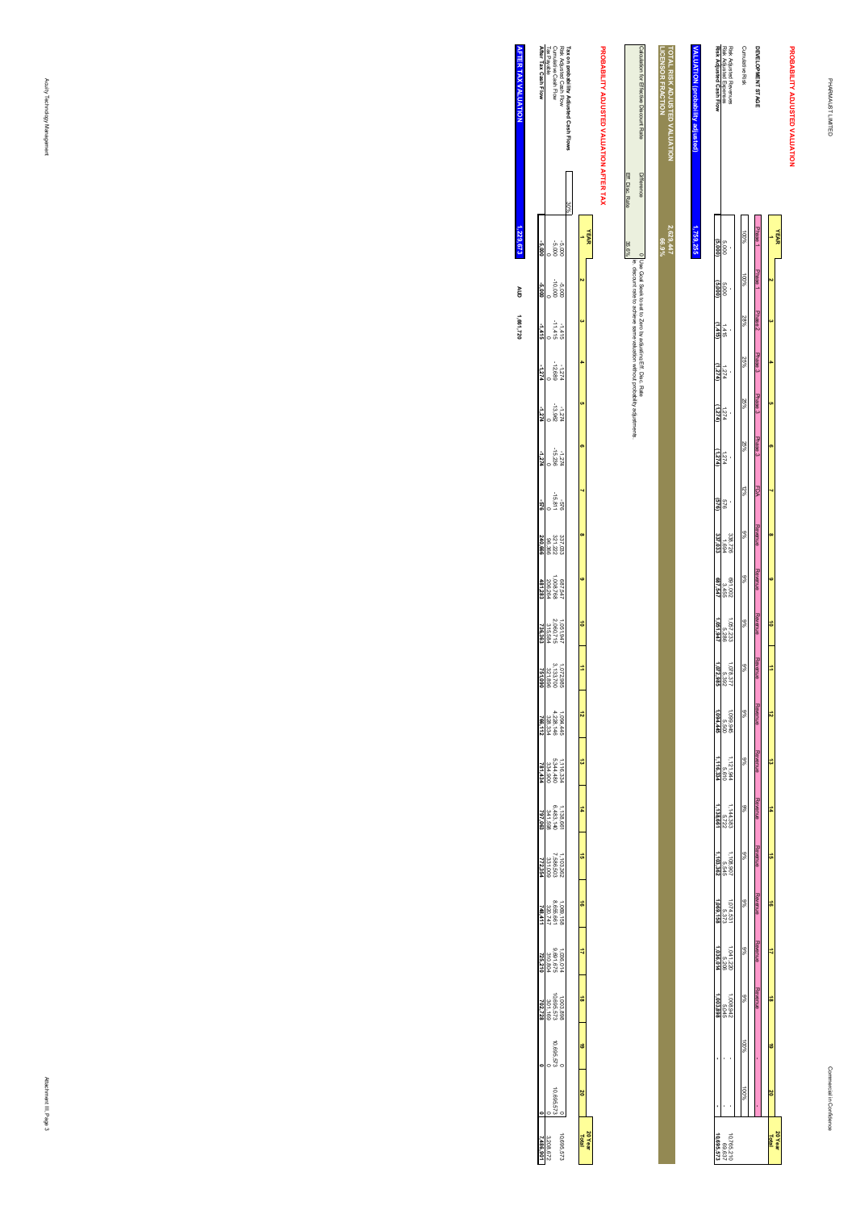# PROBABILITY ADJUSTED VALUATION

| YEAR | 1 | 2 | 3 | 4 | 5 | 6 | 7 | 8 | 9 | 10 | 11 | 12 | 13 | 14 | 15 | 16 | 17 | 18 | 19 | 20 | 20 Year Total |
|---|---|---|---|---|---|---|---|---|---|---|---|---|---|---|---|---|---|---|---|---|---|
| **DEVELOPMENT STAGE** | Phase 1 | Phase 1 | Phase 2 | Phase 3 | Phase 3 | Phase 3 | FDA | Revenue | Revenue | Revenue | Revenue | Revenue | Revenue | Revenue | Revenue | Revenue | Revenue | Revenue | - | | |
| Cumulative Risk | 100% | 100% | 28% | 25% | 25% | 25% | 12% | 9% | 9% | 9% | 9% | 9% | 9% | 9% | 9% | 9% | 9% | 9% | 100% | 100% | |
| Risk Adjusted Revenues | - | - | - | - | - | - | - | 338,726 | 691,002 | 1,057,233 | 1,078,377 | 1,099,945 | 1,121,944 | 1,144,383 | 1,108,907 | 1,074,531 | 1,041,220 | 1,008,943 | - | - | 10,765,210 |
| Risk Adjusted Expenses | 5,000 | 5,000 | 1,415 | 1,274 | 1,274 | 1,274 | 576 | 1,694 | 3,455 | 5,286 | 5,392 | 5,500 | 5,610 | 5,722 | 5,545 | 5,373 | 5,206 | 5,045 | - | - | 69,637 |
| **Risk Adjusted Cash Flow** | **(5,000)** | **(5,000)** | **(1,415)** | **(1,274)** | **(1,274)** | **(1,274)** | **(576)** | **337,033** | **687,547** | **1,051,947** | **1,072,985** | **1,094,445** | **1,116,334** | **1,138,661** | **1,103,362** | **1,069,158** | **1,036,014** | **1,003,898** | **-** | **-** | **10,695,573** |

**VALUATION (probability adjusted)** 1,759,255

**TOTAL RISK ADJUSTED VALUATION** 2,629,447
**LICENSOR FRACTION** 66.9%

| Calculation for Effective Discount Rate | | |
|---|---|---|
| Difference | 0 | Use Goal Seek to set to Zero by adjusting Eff. Disc. Rate |
| Eff. Disc. Rate | 35.6% | = discount rate to achieve same valuation without probability adjustments |

# PROBABILITY ADJUSTED VALUATION AFTER TAX

| YEAR | 1 | 2 | 3 | 4 | 5 | 6 | 7 | 8 | 9 | 10 | 11 | 12 | 13 | 14 | 15 | 16 | 17 | 18 | 19 | 20 | 20 Year Total |
|---|---|---|---|---|---|---|---|---|---|---|---|---|---|---|---|---|---|---|---|---|---|
| **Tax on probability Adjusted Cash Flows** 30% | | | | | | | | | | | | | | | | | | | | | |
| Risk Adjusted Cash Flow | -5,000 | -5,000 | -1,415 | -1,274 | -1,274 | -1,274 | -576 | 337,033 | 687,547 | 1,051,947 | 1,072,985 | 1,094,445 | 1,116,334 | 1,138,661 | 1,103,362 | 1,069,158 | 1,036,014 | 1,003,898 | 0 | 0 | 10,695,573 |
| Cumulative Cash Flow | -5,000 | -10,000 | -11,415 | -12,689 | -13,962 | -15,236 | -15,811 | 321,222 | 1,008,769 | 2,060,715 | 3,133,700 | 4,228,146 | 5,344,480 | 6,483,140 | 7,586,503 | 8,655,661 | 9,691,675 | 10,695,573 | 10,695,573 | 10,695,573 | 10,695,573 |
| Tax Payable | 0 | 0 | 0 | 0 | 0 | 0 | 0 | 96,366 | 206,264 | 315,584 | 321,896 | 328,334 | 334,900 | 341,598 | 331,009 | 320,747 | 310,804 | 301,169 | 0 | 0 | 3,208,672 |
| **After Tax Cash Flow** | **-5,000** | **-5,000** | **-1,415** | **-1,274** | **-1,274** | **-1,274** | **-576** | **240,666** | **481,283** | **736,363** | **751,090** | **766,112** | **781,434** | **797,063** | **772,354** | **748,411** | **725,210** | **702,728** | **0** | **0** | **7,486,901** |

**AFTER TAX VALUATION** 1,229,673 AUD 1,661,720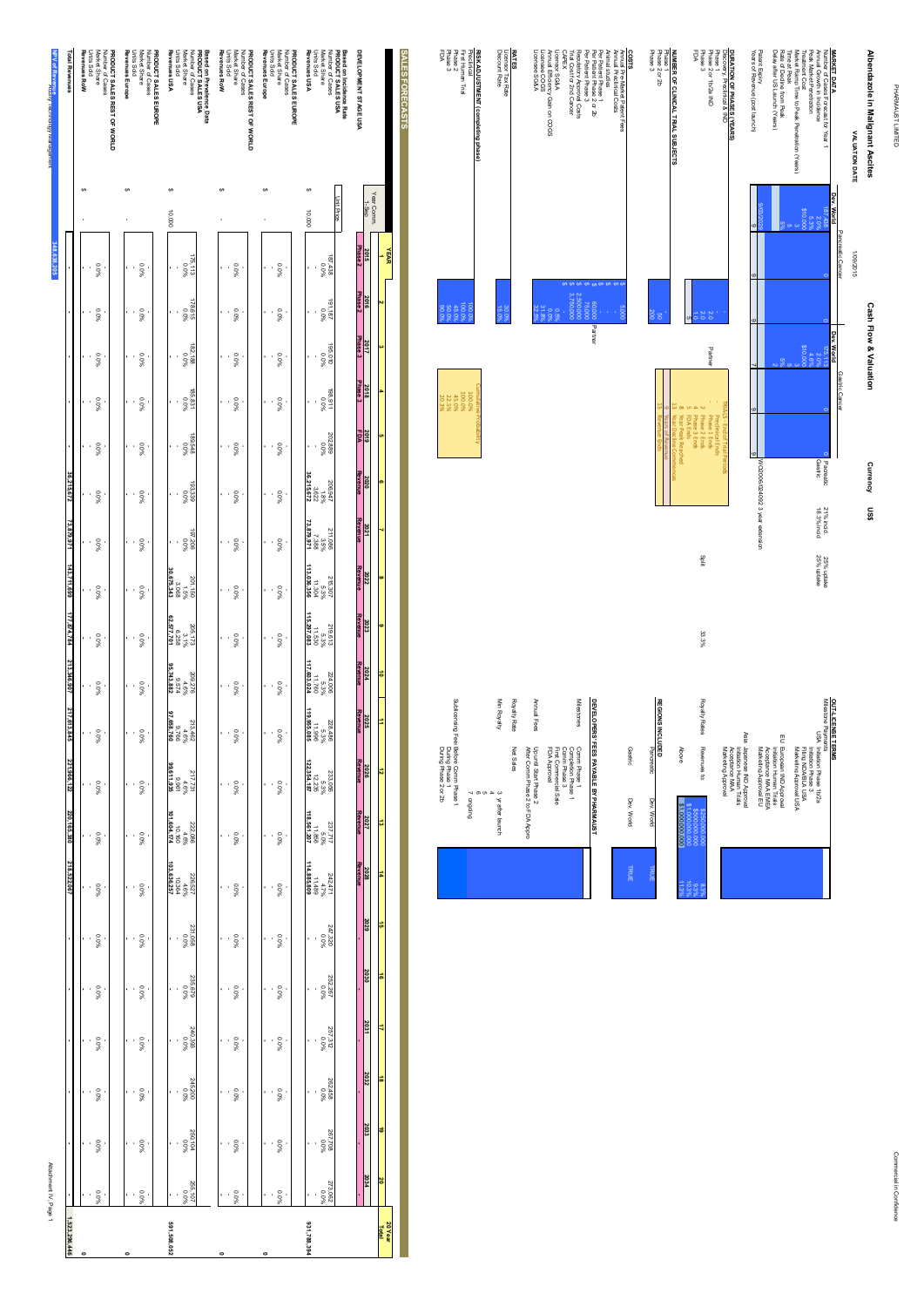PHARMALIST LIMITED

# Albendazole in Malignant Ascites

## Cash Flow & Valuation

**VALUATION DATE** 1/09/2015 | **Currency** US$

### MARKET DATA

| | Dev. World Pancreatic Cancer | Dev. World Gastric Cancer | | |
|---|---|---|---|---|
| Number of Cases Forecast for Year 1 | 187,438 | 175,113 | 21% incid. | 25% uptake |
| Annual Growth in Incidence | 2.0% | 2.0% | 18.5% incid | 25% uptake |
| Peak Market Penetration | 5.3% | 4.6% | | |
| Treatment Cost | $10,000 | $10,000 | | |
| Market Ramp Time to Peak Penetration (Years) | 3 | 3 | | |
| Time at Peak | 6 | 6 | | |
| Rate of Decline from Peak | 5% | 5% | | |
| Delay after US Launch (Years) | 0 | 2 | | |
| Patent Expiry | 9/30/2029 | | WO2006/024092 3 year extension | |
| Years of Revenue (post launch) | 9 | 7 | | |

### DURATION OF PHASES (YEARS)

| | |
|---|---|
| Discovery, Preclinical & IND | - |
| Phase 2 or 1b/2a IND | 2.0 |
| Phase 3 | 2.0 |
| FDA | 1.0 |

### NUMBER OF CLINICAL TRIAL SUBJECTS

| | |
|---|---|
| Phase 1 | |
| Phase 2 or 2b | 50 |
| Phase 3 | 200 |

### COSTS

| | | |
|---|---|---|
| Annual Pre-Market Patent Fees | $ 5,000 | |
| Annual Preclinical Costs | $ - | |
| Animal Studies | $ - | |
| Per Patient Phase 1 | $ - | |
| Per Patient Phase 2 or 2b | $ 60,000 | Partner |
| Per Patient Phase 3 | $ 75,000 | Partner |
| Regulatory Approval Costs | $ 2,500,000 | |
| Trial Cost of 2nd Cancer | $ 3,750,000 | |
| CAPEX | - | |
| Licensor SG&A | 0.0% | |
| Annual Efficiency Gain on COGS | 0.0% | |
| Licensee COGS | 31.8% | |
| Licensee SG&A | 32.5% | |

| TRIALS - End of Trial Periods | |
|---|---|
| - | Preclinical Ends |
| - | Phase 1 Ends |
| 2 | Phase 2 Ends |
| 4 | Phase 3 Ends |
| 5 | FDA Ends |
| 8 | Year Peak Reached |
| 13 | Year Decline Commences |
| 9 | Years of Revenue |
| 15 | Revenue Ends |

### RATES

| | |
|---|---|
| Licensor Tax Rate | 30.0% |
| Discount Rate | 15.0% |

### RISK ADJUSTMENT (completing phase)

| | | Cumulative Probability |
|---|---|---|
| Preclinical | 100.0% | 100.0% |
| First Human Trial | 100.0% | 100.0% |
| Phase 2 | 45.0% | 45.0% |
| Phase 3 | 50.0% | 22.5% |
| FDA | 90.0% | 20.3% |

### OUT-LICENSE TERMS

**Milestone Payments**

- USA: Initiation Phase 1b/2a; Initiation Phase 3; Filing NDA; Marketing Approval USA
- EU: European IND Approval; Initiation Human Trials; Acceptance MAA; Marketing Approval EU
- Asia: Japanese IND Approval; Initiation Human Trials; Acceptance MAA; Marketing Approval

| Royalty Rates | Revenues to | | Split |
|---|---|---|---|
| | $250,000,000 | 8.5% | |
| | $500,000,000 | 9.5% | |
| | $1,000,000,000 | 10.5% | 33.3% |
| | Above $1,000,000,000 | 11.5% | |

### REGIONS INCLUDED

| | Dev. World |
|---|---|
| Pancreatic | TRUE |
| Gastric | TRUE |

### DEVELOPERS' FEES PAYABLE BY PHARMALIST

- Milestones: Comm Phase 1; Completion Phase 1; Comm Phase 3; First Commercial Sale; FDA Approval
- Annual Fees: Up until Start Phase 2; After Comm Phase 2 to FDA Appro
- Royalty Rate: Net Sales
- Min Royalty: 3 yr after launch; 4; 5; 6; 7 ongoing
- Sublicensing Fee Before Comm Phase 1; During Phase 1; During Phase 2 or 2b

## SALES FORECASTS

| YEAR | Unit Price | 2015 | 2016 | 2017 | 2018 | 2019 | 2020 | 2021 | 2022 | 2023 | 2024 | 2025 | 2026 | 2027 | 2028 | 2029 | 2030 | 2031 | 2032 | 2033 | 2034 | 20 Year Total |
|---|---|---|---|---|---|---|---|---|---|---|---|---|---|---|---|---|---|---|---|---|---|---|
| Year Comm. 1-Sep | | 1 | 2 | 3 | 4 | 5 | 6 | 7 | 8 | 9 | 10 | 11 | 12 | 13 | 14 | 15 | 16 | 17 | 18 | 19 | 20 | |
| DEVELOPMENT STAGE USA | | Phase 2 | Phase 2 | Phase 3 | Phase 3 | FDA | Revenue | Revenue | Revenue | Revenue | Revenue | Revenue | Revenue | Revenue | Revenue | - | - | - | - | - | - | |
| **Based on Incidence Rate** | | | | | | | | | | | | | | | | | | | | | | |
| **PRODUCT SALES USA** | | | | | | | | | | | | | | | | | | | | | | |
| Number of Cases | | 187,438 | 191,187 | 195,010 | 198,911 | 202,889 | 206,947 | 211,086 | 215,307 | 219,613 | 224,006 | 228,486 | 233,056 | 237,717 | 242,471 | 247,320 | 252,267 | 257,312 | 262,458 | 267,708 | 273,062 | |
| Market Share | | 0.0% | 0.0% | 0.0% | 0.0% | 0.0% | 1.8% | 3.5% | 5.3% | 5.3% | 5.3% | 5.3% | 5.3% | 5.0% | 4.7% | 0.0% | 0.0% | 0.0% | 0.0% | 0.0% | 0.0% | |
| Units Sold | | - | - | - | - | - | 3,622 | 7,388 | 11,304 | 11,530 | 11,760 | 11,996 | 12,235 | 11,889 | 11,489 | - | - | - | - | - | - | |
| Revenues USA | $ 10,000 | - | - | - | - | - | 36,215,672 | 73,879,971 | 113,036,356 | 115,297,083 | 117,603,024 | 119,955,085 | 122,354,187 | 118,561,207 | 114,885,889 | - | - | - | - | - | - | 931,788,394 |
| **PRODUCT SALES EUROPE** | | | | | | | | | | | | | | | | | | | | | | |
| Number of Cases | | - | - | - | - | - | - | - | - | - | - | - | - | - | - | - | - | - | - | - | - | |
| Market Share | | 0.0% | 0.0% | 0.0% | 0.0% | 0.0% | 0.0% | 0.0% | 0.0% | 0.0% | 0.0% | 0.0% | 0.0% | 0.0% | 0.0% | 0.0% | 0.0% | 0.0% | 0.0% | 0.0% | 0.0% | |
| Units Sold | | - | - | - | - | - | - | - | - | - | - | - | - | - | - | - | - | - | - | - | - | |
| Revenues Europe | $ - | - | - | - | - | - | - | - | - | - | - | - | - | - | - | - | - | - | - | - | - | 0 |
| **PRODUCT SALES REST OF WORLD** | | | | | | | | | | | | | | | | | | | | | | |
| Number of Cases | | - | - | - | - | - | - | - | - | - | - | - | - | - | - | - | - | - | - | - | - | |
| Market Share | | 0.0% | 0.0% | 0.0% | 0.0% | 0.0% | 0.0% | 0.0% | 0.0% | 0.0% | 0.0% | 0.0% | 0.0% | 0.0% | 0.0% | 0.0% | 0.0% | 0.0% | 0.0% | 0.0% | 0.0% | |
| Units Sold | | - | - | - | - | - | - | - | - | - | - | - | - | - | - | - | - | - | - | - | - | |
| Revenues RoW | $ - | - | - | - | - | - | - | - | - | - | - | - | - | - | - | - | - | - | - | - | - | 0 |
| **Based on Prevalence Data** | | | | | | | | | | | | | | | | | | | | | | |
| **PRODUCT SALES USA** | | | | | | | | | | | | | | | | | | | | | | |
| Number of Cases | | 175,113 | 178,615 | 182,188 | 185,831 | 189,548 | 193,339 | 197,206 | 201,150 | 205,173 | 209,276 | 213,462 | 217,731 | 222,086 | 226,527 | 231,058 | 235,679 | 240,392 | 245,200 | 250,104 | 255,107 | |
| Market Share | | 0.0% | 0.0% | 0.0% | 0.0% | 0.0% | 0.0% | 0.0% | 1.5% | 3.1% | 4.6% | 4.6% | 4.6% | 4.6% | 4.6% | 0.0% | 0.0% | 0.0% | 0.0% | 0.0% | 0.0% | |
| Units Sold | | - | - | - | - | - | - | - | 3,068 | 6,258 | 9,574 | 9,766 | 9,961 | 10,160 | 10,364 | - | - | - | - | - | - | |
| Revenues USA | $ 10,000 | - | - | - | - | - | - | - | 30,675,343 | 62,577,761 | 95,743,892 | 97,658,760 | 99,611,935 | 101,604,174 | 103,636,257 | - | - | - | - | - | - | 591,508,052 |
| **PRODUCT SALES EUROPE** | | | | | | | | | | | | | | | | | | | | | | |
| Number of Cases | | - | - | - | - | - | - | - | - | - | - | - | - | - | - | - | - | - | - | - | - | |
| Market Share | | 0.0% | 0.0% | 0.0% | 0.0% | 0.0% | 0.0% | 0.0% | 0.0% | 0.0% | 0.0% | 0.0% | 0.0% | 0.0% | 0.0% | 0.0% | 0.0% | 0.0% | 0.0% | 0.0% | 0.0% | |
| Units Sold | | - | - | - | - | - | - | - | - | - | - | - | - | - | - | - | - | - | - | - | - | |
| Revenues Europe | $ - | - | - | - | - | - | - | - | - | - | - | - | - | - | - | - | - | - | - | - | - | 0 |
| **PRODUCT SALES REST OF WORLD** | | | | | | | | | | | | | | | | | | | | | | |
| Number of Cases | | - | - | - | - | - | - | - | - | - | - | - | - | - | - | - | - | - | - | - | - | |
| Market Share | | 0.0% | 0.0% | 0.0% | 0.0% | 0.0% | 0.0% | 0.0% | 0.0% | 0.0% | 0.0% | 0.0% | 0.0% | 0.0% | 0.0% | 0.0% | 0.0% | 0.0% | 0.0% | 0.0% | 0.0% | |
| Units Sold | | - | - | - | - | - | - | - | - | - | - | - | - | - | - | - | - | - | - | - | - | |
| Revenues RoW | $ - | - | - | - | - | - | - | - | - | - | - | - | - | - | - | - | - | - | - | - | - | 0 |
| **Total Revenues** | | - | - | - | - | - | 36,215,672 | 73,879,971 | 143,711,699 | 177,874,784 | 213,346,907 | 217,613,845 | 221,966,122 | 220,165,380 | 218,522,067 | - | - | - | - | - | - | 1,523,296,446 |

**NPV of Revenues** 348,638,265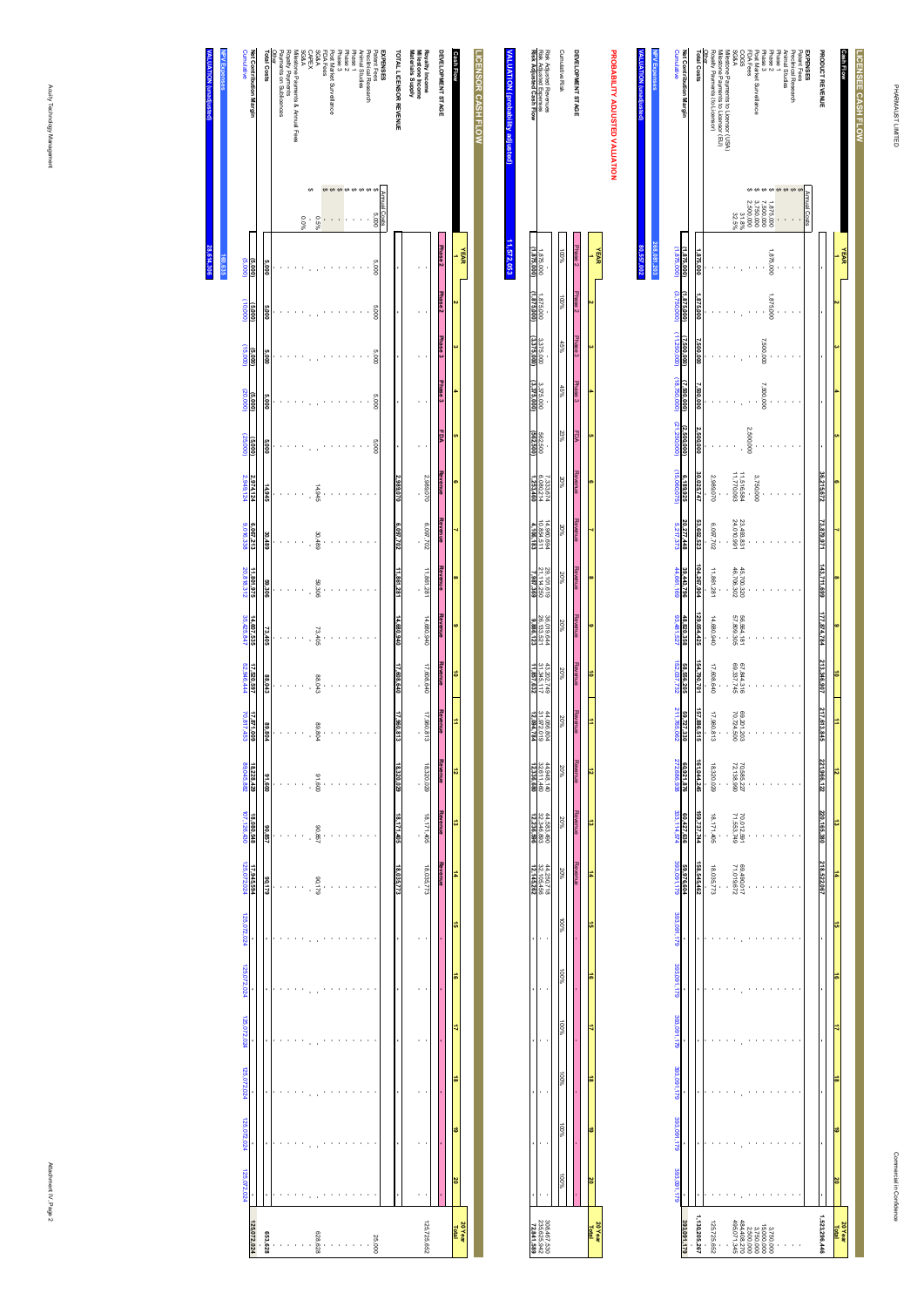## LICENSE CASH FLOW

| Cash Flow | Annual Costs | 1 | 2 | 3 | 4 | 5 | 6 | 7 | 8 | 9 | 10 | 11 | 12 | 13 | 14 | 15 | 16 | 17 | 18 | 19 | 20 | 20 Year Total |
|---|---|---|---|---|---|---|---|---|---|---|---|---|---|---|---|---|---|---|---|---|---|---|
| **PRODUCT REVENUE** | | - | - | - | - | - | 36,215,672 | 73,878,971 | 143,711,699 | 177,874,784 | 213,346,907 | 217,613,845 | 221,966,122 | 220,165,390 | 218,522,067 | - | - | - | - | - | - | 1,523,296,446 |
| **EXPENSES** | | | | | | | | | | | | | | | | | | | | | | |
| Patent Fees | $ - | | | | | | | | | | | | | | | | | | | | | - |
| Preclinical Research | $ - | | | | | | | | | | | | | | | | | | | | | - |
| Animal Studies | $ - | | | | | | | | | | | | | | | | | | | | | - |
| Phase 1 | $ - | | | | | | | | | | | | | | | | | | | | | - |
| Phase 2 | $ 1,875,000 | 1,875,000 | 1,875,000 | | | | | | | | | | | | | | | | | | | 3,750,000 |
| Phase 3 | $ 7,500,000 | | | 7,500,000 | 7,500,000 | | | | | | | | | | | | | | | | | 15,000,000 |
| Post Market Surveillance | $ 3,750,000 | | | | | | 3,750,000 | | | | | | | | | | | | | | | 3,750,000 |
| FDA Fees | $ 2,500,000 | | | | | 2,500,000 | | | | | | | | | | | | | | | | 2,500,000 |
| COGS | 31.8% | | | | | | 11,515,584 | 23,493,513 | 45,700,320 | 56,564,181 | 67,844,316 | 69,201,203 | 70,585,227 | 70,012,594 | 69,490,017 | | | | | | | 484,408,270 |
| SG&A | 32.5% | | | | | | 11,770,093 | 24,010,666 | 46,706,302 | 57,809,305 | 69,337,745 | 70,724,500 | 72,138,990 | 71,553,752 | 71,019,672 | | | | | | | 495,071,345 |
| Milestone Payments to Licensor (USA) | | | | | | | | | | | | | | | | | | | | | | - |
| Milestone Payments to Licensor (EU) | | | | | | | | | | | | | | | | | | | | | | - |
| Royalty Payments (to Licensor) | | | | | | | 2,988,070 | 6,097,702 | 11,861,281 | 14,680,940 | 17,608,640 | 17,960,813 | 18,320,029 | 18,171,405 | 18,035,773 | | | | | | | 125,725,652 |
| Other | | | | | | | | | | | | | | | | | | | | | | - |
| **Total Costs** | | 1,875,000 | 1,875,000 | 7,500,000 | 7,500,000 | 2,500,000 | 30,023,747 | 53,603,523 | 104,267,904 | 129,054,425 | 154,790,701 | 157,886,515 | 161,044,246 | 159,737,744 | 158,545,462 | - | - | - | - | - | - | 1,130,205,267 |
| **Net Contribution Margin** | | (1,875,000) | (1,875,000) | (7,500,000) | (7,500,000) | (2,500,000) | 6,191,925 | 20,275,448 | 39,443,796 | 48,820,358 | 58,556,206 | 59,727,330 | 60,921,876 | 60,427,636 | 59,976,604 | - | - | - | - | - | - | 393,091,179 |
| Cumulative | | (1,875,000) | (3,750,000) | (11,250,000) | (18,750,000) | (21,250,000) | (15,058,075) | 5,217,373 | 44,661,169 | 93,481,527 | 152,037,732 | 211,765,062 | 272,686,938 | 333,114,574 | 393,091,179 | 393,091,179 | 393,091,179 | 393,091,179 | 393,091,179 | 393,091,179 | 393,091,179 | |

| NPV Expenses | 268,081,203 |
|---|---|
| **VALUATION (unadjusted)** | **80,557,002** |

## PROBABILITY ADJUSTED VALUATION

| YEAR | 1 | 2 | 3 | 4 | 5 | 6 | 7 | 8 | 9 | 10 | 11 | 12 | 13 | 14 | 15 | 16 | 17 | 18 | 19 | 20 | 20 Year Total |
|---|---|---|---|---|---|---|---|---|---|---|---|---|---|---|---|---|---|---|---|---|---|
| DEVELOPMENT STAGE | Phase 2 | Phase 2 | Phase 3 | Phase 3 | FDA | Revenue | Revenue | Revenue | Revenue | Revenue | Revenue | Revenue | Revenue | Revenue | - | - | - | - | - | - | |
| Cumulative Risk | 100% | 100% | 45% | 45% | 25% | 20% | 20% | 20% | 20% | 20% | 20% | 20% | 20% | 20% | 100% | 100% | 100% | 100% | 100% | 100% | |
| Risk Adjusted Revenue | - | - | - | - | - | 7,333,674 | 14,960,894 | 29,101,619 | 36,019,644 | 43,202,749 | 44,066,804 | 44,948,140 | 44,583,800 | 44,250,718 | - | - | - | - | - | - | 306,467,558 |
| Risk Adjusted Expenses | 1,875,000 | 1,875,000 | 3,375,000 | 3,375,000 | 562,500 | 6,080,214 | 10,854,511 | 21,114,250 | 26,133,521 | 31,345,117 | 31,972,019 | 32,611,460 | 32,346,893 | 32,105,456 | - | - | - | - | - | - | 233,625,942 |
| **Risk Adjusted Cash Flow** | (1,875,000) | (1,875,000) | (3,375,000) | (3,375,000) | (562,500) | 1,253,460 | 4,106,183 | 7,987,369 | 9,886,123 | 11,857,632 | 12,094,784 | 12,336,680 | 12,236,906 | 12,145,262 | - | - | - | - | - | - | 72,841,389 |

| **VALUATION (probability adjusted)** | **11,572,053** |
|---|---|

## LICENSOR CASH FLOW

| Cash Flow | Annual Costs | 1 | 2 | 3 | 4 | 5 | 6 | 7 | 8 | 9 | 10 | 11 | 12 | 13 | 14 | 15 | 16 | 17 | 18 | 19 | 20 | 20 Year Total |
|---|---|---|---|---|---|---|---|---|---|---|---|---|---|---|---|---|---|---|---|---|---|---|
| DEVELOPMENT STAGE | | Phase 2 | Phase 2 | Phase 3 | Phase 3 | FDA | Revenue | Revenue | Revenue | Revenue | Revenue | Revenue | Revenue | Revenue | Revenue | - | - | - | - | - | - | |
| Royalty Income | | - | - | - | - | - | 2,988,070 | 6,097,702 | 11,861,281 | 14,680,940 | 17,608,640 | 17,960,813 | 18,320,029 | 18,171,405 | 18,035,773 | - | - | - | - | - | - | 125,725,652 |
| Milestone Income | | | | | | | | | | | | | | | | | | | | | | - |
| Materials Supply | | | | | | | | | | | | | | | | | | | | | | - |
| **TOTAL LICENSOR REVENUE** | | - | - | - | - | - | 2,988,070 | 6,097,702 | 11,861,281 | 14,680,940 | 17,608,640 | 17,960,813 | 18,320,029 | 18,171,405 | 18,035,773 | - | - | - | - | - | - | |
| **EXPENSES** | | | | | | | | | | | | | | | | | | | | | | |
| Patent Fees | $ 5,000 | 5,000 | 5,000 | 5,000 | 5,000 | 5,000 | | | | | | | | | | | | | | | | 25,000 |
| Preclinical Research | $ - | | | | | | | | | | | | | | | | | | | | | - |
| Animal Studies | $ - | | | | | | | | | | | | | | | | | | | | | - |
| Phase 1 | $ - | | | | | | | | | | | | | | | | | | | | | - |
| Phase 2 | $ - | | | | | | | | | | | | | | | | | | | | | - |
| Phase 3 | $ - | | | | | | | | | | | | | | | | | | | | | - |
| Post Market Surveillance | $ - | | | | | | | | | | | | | | | | | | | | | - |
| FDA Fees | $ - | | | | | | | | | | | | | | | | | | | | | - |
| SG&A | 0.5% | | | | | | 14,945 | 30,489 | 59,306 | 73,405 | 88,043 | 89,804 | 91,600 | 90,857 | 90,179 | | | | | | | 628,628 |
| CAPEX | $ - | | | | | | | | | | | | | | | | | | | | | - |
| Milestone Payments & Annual Fees | 0.0% | | | | | | | | | | | | | | | | | | | | | - |
| Royalty Payments | | | | | | | | | | | | | | | | | | | | | | - |
| Payments on Sublicences | | | | | | | | | | | | | | | | | | | | | | - |
| Other | | | | | | | | | | | | | | | | | | | | | | - |
| **Total Costs** | | 5,000 | 5,000 | 5,000 | 5,000 | 5,000 | 14,945 | 30,489 | 59,306 | 73,405 | 88,043 | 89,804 | 91,600 | 90,857 | 90,179 | - | - | - | - | - | - | 653,628 |
| **Net Contribution Margin** | | (5,000) | (5,000) | (5,000) | (5,000) | (5,000) | 2,973,124 | 6,067,213 | 11,801,975 | 14,607,535 | 17,520,597 | 17,871,009 | 18,228,429 | 18,080,548 | 17,945,594 | - | - | - | - | - | - | 125,072,024 |
| Cumulative | | (5,000) | (10,000) | (15,000) | (20,000) | (25,000) | 2,948,124 | 9,015,338 | 20,817,312 | 35,424,847 | 52,945,444 | 70,816,453 | 89,044,882 | 107,125,430 | 125,072,024 | 125,072,024 | 125,072,024 | 125,072,024 | 125,072,024 | 125,072,024 | 125,072,024 | |

| NPV Expenses | 169,635 |
|---|---|
| **VALUATION (unadjusted)** | **28,614,396** |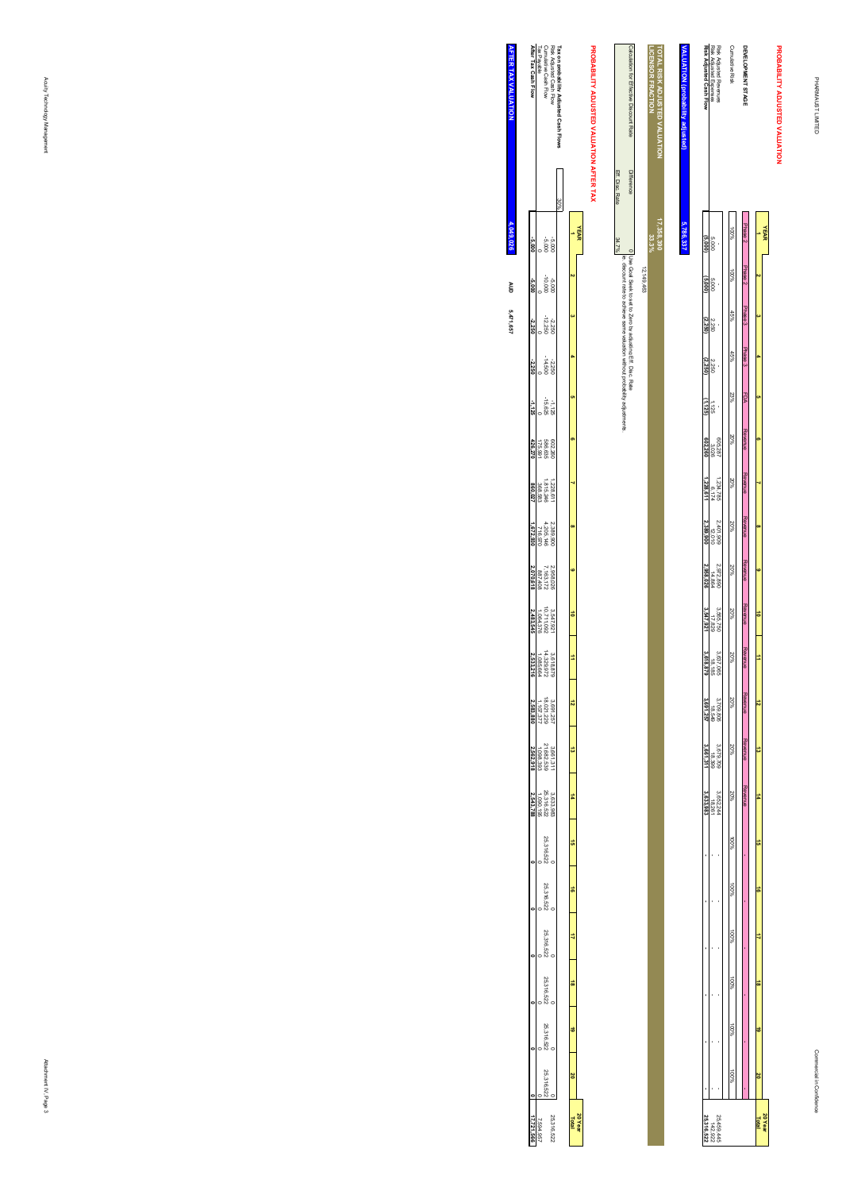## PROBABILITY ADJUSTED VALUATION

| YEAR | 1 | 2 | 3 | 4 | 5 | 6 | 7 | 8 | 9 | 10 | 11 | 12 | 13 | 14 | 15 | 16 | 17 | 18 | 19 | 20 | 20 Year Total |
|---|---|---|---|---|---|---|---|---|---|---|---|---|---|---|---|---|---|---|---|---|---|
| **DEVELOPMENT STAGE** | Phase 2 | Phase 2 | Phase 3 | Phase 3 | FDA | Revenue | Revenue | Revenue | Revenue | Revenue | Revenue | Revenue | Revenue | Revenue | - | - | - | - | - | - | |
| Cumulative Risk | 100% | 100% | 45% | 45% | 23% | 20% | 20% | 20% | 20% | 20% | 20% | 20% | 20% | 20% | 100% | 100% | 100% | 100% | 100% | 100% | |
| Risk Adjusted Revenue | - | - | - | - | - | 605,287 | 1,234,785 | 2,401,909 | 2,972,890 | 3,565,750 | 3,637,065 | 3,709,806 | 3,679,399 | 3,652,244 | - | - | - | - | - | - | 25,459,446 |
| Risk Adjusted Expenses | 5,000 | 5,000 | 2,250 | 2,250 | 1,125 | 3,026 | 6,174 | 12,010 | 14,864 | 17,829 | 18,185 | 18,549 | 18,398 | 18,261 | - | - | - | - | - | - | 142,922 |
| **Risk Adjusted Cash Flow** | **(5,000)** | **(5,000)** | **(2,250)** | **(2,250)** | **(1,125)** | **602,260** | **1,228,611** | **2,389,900** | **2,958,026** | **3,547,921** | **3,618,879** | **3,691,257** | **3,661,311** | **3,633,983** | - | - | - | - | - | - | **25,316,522** |

| | |
|---|---|
| **VALUATION (probability adjusted)** | **5,786,337** |
| **TOTAL RISK ADJUSTED VALUATION** | **17,358,390** |
| **LICENSOR FRACTION** | **33.3%** |

| Calculation for Effective Discount Rate | | | |
|---|---|---|---|
| Difference | 0 | 12,149,483 | Use Goal Seek to set to Zero by adjusting Eff. Disc. Rate |
| Eff. Disc. Rate | 34.7% | | ie. discount rate to achieve same valuation without probability adjustments |

## PROBABILITY ADJUSTED VALUATION AFTER TAX

| YEAR | 1 | 2 | 3 | 4 | 5 | 6 | 7 | 8 | 9 | 10 | 11 | 12 | 13 | 14 | 15 | 16 | 17 | 18 | 19 | 20 | 20 Year Total |
|---|---|---|---|---|---|---|---|---|---|---|---|---|---|---|---|---|---|---|---|---|---|
| **Tax on probability Adjusted Cash Flows** 30% | | | | | | | | | | | | | | | | | | | | | |
| Risk Adjusted Cash Flow | -5,000 | -5,000 | -2,250 | -2,250 | -1,125 | 602,260 | 1,228,611 | 2,389,900 | 2,958,026 | 3,547,921 | 3,618,879 | 3,691,257 | 3,661,311 | 3,633,983 | 0 | 0 | 0 | 0 | 0 | 0 | 25,316,522 |
| Cumulative Cash Flow | -5,000 | -10,000 | -12,250 | -14,500 | -15,625 | 586,635 | 1,815,246 | 4,205,146 | 7,163,172 | 10,711,092 | 14,329,972 | 18,021,229 | 21,682,539 | 25,316,522 | 25,316,522 | 25,316,522 | 25,316,522 | 25,316,522 | 25,316,522 | 25,316,522 | |
| Tax Payable | 0 | 0 | 0 | 0 | 0 | 175,991 | 368,583 | 716,970 | 887,408 | 1,064,376 | 1,085,664 | 1,107,377 | 1,098,393 | 1,090,195 | 0 | 0 | 0 | 0 | 0 | 0 | 7,594,957 |
| **After Tax Cash Flow** | **-5,000** | **-5,000** | **-2,250** | **-2,250** | **-1,125** | **426,270** | **860,027** | **1,672,930** | **2,070,618** | **2,483,545** | **2,533,216** | **2,583,880** | **2,562,918** | **2,543,788** | **0** | **0** | **0** | **0** | **0** | **0** | **17,721,566** |

| | | |
|---|---|---|
| **AFTER TAX VALUATION** | **4,049,026** | AUD 5,471,657 |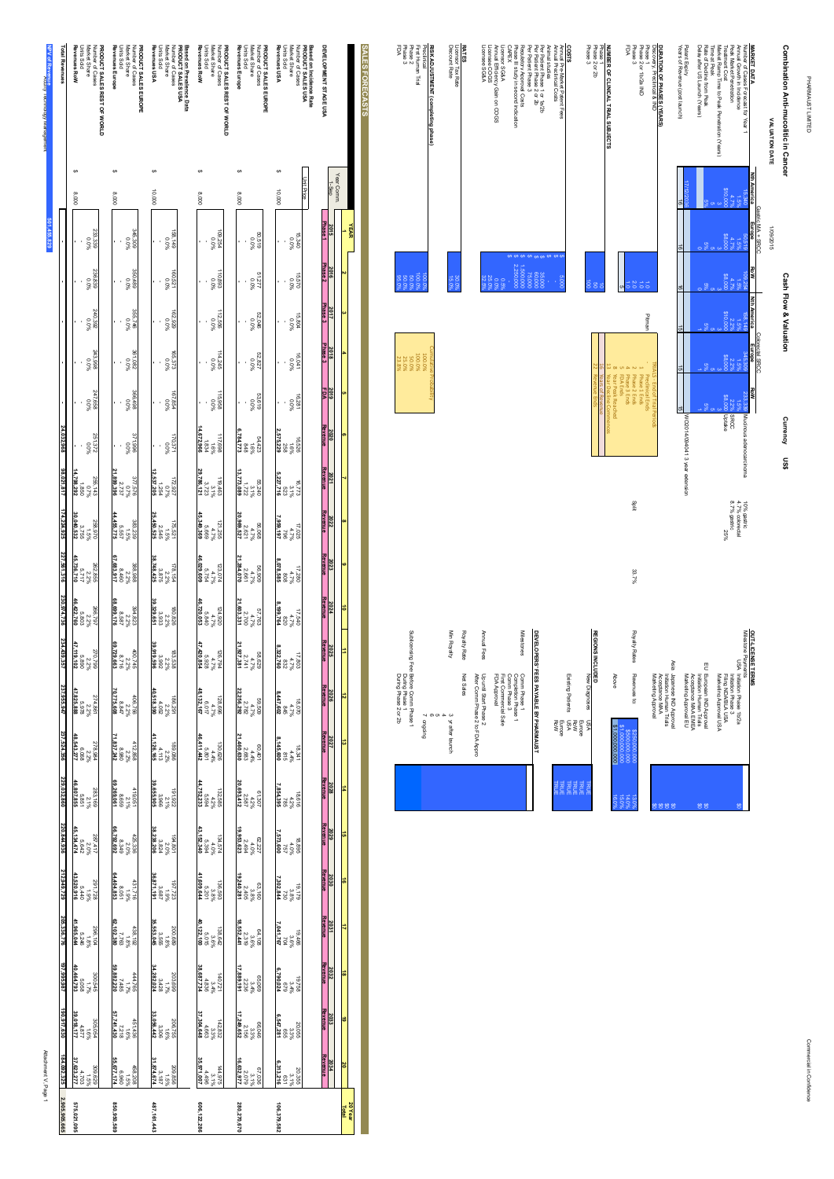# PHARMAUST LIMITED

Commercial in Confidence

## Combination Anti-mucolitic in Cancer

**VALUATION DATE** 1/09/2015 — **Cash Flow & Valuation** — **Currency** US$

### MARKET DATA

| | Gastric MA + SRCC Nth America | Gastric MA + SRCC Europe | Gastric MA + SRCC RoW | Colorectal SRCC Nth America | Colorectal SRCC Europe | Colorectal SRCC RoW | Notes |
|---|---|---|---|---|---|---|---|
| Number of Cases Forecast for Year 1 | 15,340 | 50,519 | 109,254 | 158,140 | 345,309 | 233,339 | Mucinous adenocarcinoma 10% gastric, 4.7% colorectal |
| Annual Growth in Incidence | 1.5% | 1.5% | 1.5% | 1.5% | 1.5% | 1.5% | SRCC 8.7% gastric |
| Peak Market Penetration | 4.7% | 4.7% | 4.7% | 2.2% | 2.2% | 2.2% | SRCC |
| Treatment Cost | $10,000 | $8,000 | $8,000 | $10,000 | $8,000 | $8,000 | uptake 25% |
| Market Ramp Time to Peak Penetration (Years) | 3 | 3 | 3 | 3 | 3 | 3 | |
| Time at Peak | 5 | 5 | 5 | 5 | 5 | 5 | |
| Rate of Decline from Peak | 5% | 5% | 5% | 5% | 5% | 5% | |
| Delay after US Launch (Years) | 0 | 0 | 0 | 1 | 1 | 1 | |
| Patent Expiry | 17/12/2038 | | | | | | WO2014026241 3 year extension |
| Years of Revenue (post launch) | 16 | 16 | 16 | 15 | 15 | 15 | |

### DURATION OF PHASES (YEARS)

| | |
|---|---|
| Discovery, Preclinical & IND | |
| Phase 1 | 1.0 |
| Phase 2 or 1b/2a IND | 1.0 |
| Phase 3 | 2.0 |
| FDA | 1.0 |

### COSTS

| | |
|---|---|
| Annual Pre-Market Patent Fees | $ 5,000 |
| Annual Preclinical Costs | $ - |
| Per Patient Phase 1 or 1b/2b | $ 35,000 |
| Per Patient Phase 2 or 2b | $ 50,000 |
| Per Patient Phase 3 | $ 75,000 |
| Regulatory Approval Costs | $ 1,500,000 |
| Phase 2b study in second indication | $ 2,250,000 |
| CAPEX | $ - |
| Licensor SG&A | 0.0% |
| Annual Efficiency Gain on COGS | 0.0% |
| Licensee COGS | 25.0% |
| Licensee SG&A | 32.0% |

Split 33.7%

### NUMBER OF CLINICAL TRIAL SUBJECTS

| | |
|---|---|
| Phase 1 | 10 |
| Phase 2 or 2b | 50 |
| Phase 3 | 100 |

TRIALS - End of Trial Periods: 1 Preclinical Ends; 1 Phase 1 Ends; 2 Phase 2 Ends; 4 Phase 3 Ends; 5 FDA Ends; 8 Year Peak Reached; 13 Year Decline Commences; 16 Years of Revenue

### RATES

| | |
|---|---|
| Licensor Tax Rate | 30.0% |
| Discount Rate | 15.0% |

### RISK ADJUSTMENT (completing phase)

| | | Cumulative Probability |
|---|---|---|
| Preclinical | 100.0% | 100.0% |
| First in Human Trial | 100.0% | 100.0% |
| Phase 2 | 50.0% | 50.0% |
| Phase 3 | 50.0% | 25.0% |
| FDA | 95.0% | 23.8% |

### OUTLICENSE TERMS

**Milestone Payments**

| | |
|---|---|
| USA Initiation Phase 1b/2a | $0 |
| Initiation Phase 3 | $0 |
| Filing NDA/BLA | $0 |
| Marketing Approval USA | $0 |
| EU European IND Approval | $0 |
| Initiation Human Trials | $0 |
| Filing MAA EU | $0 |
| Marketing Approval EU | $0 |
| Asia Japanese IND Approval | $0 |
| Initiation Human Trials | $0 |
| Filing | $0 |
| Marketing Approval | $0 |

**Royalty Rates**

| Revenues to | |
|---|---|
| $250,000,000 | 13.0% |
| $500,000,000 | 14.0% |
| $1,000,000,000 | 15.0% |
| Above $1,000,000,000 | 16.0% |

**REGIONS INCLUDED**

| | | |
|---|---|---|
| New Diagnoses | USA | TRUE |
| | Europe | TRUE |
| | RoW | TRUE |
| Existing Patients | USA | TRUE |
| | Europe | TRUE |
| | RoW | TRUE |

**DEVELOPERS FEES PAYABLE BY PHARMAUST**

- Milestones: Comm Phase 1; Comm Phase 2; Comm Phase 3; First Commercial Sale; FDA Approval
- Annual Fees: Up until Start Phase 2; After Comm Phase 2 to FDA Appro
- Royalty Rate: Net Sales
- Min Royalty: 3 yr after launch; 4; 5; 6; 7 ongoing
- Sublicensing Fee: Before Comm Phase 1; During Phase 1; During Phase 2 or 2b

## SALES FORECASTS

| YEAR | Unit Price | 2015 | 2016 | 2017 | 2018 | 2019 | 2020 | 2021 | 2022 | 2023 | 2024 | 2025 | 2026 | 2027 | 2028 | 2029 | 2030 | 2031 | 2032 | 2033 | 2034 | 20 Year Total |
|---|---|---|---|---|---|---|---|---|---|---|---|---|---|---|---|---|---|---|---|---|---|---|
| | | Phase 1 | Phase 2 | Phase 3 | Phase 3 | FDA | Revenue | Revenue | Revenue | Revenue | Revenue | Revenue | Revenue | Revenue | Revenue | Revenue | Revenue | Revenue | Revenue | Revenue | Revenue | |
| **DEVELOPMENT STAGE USA** | | | | | | | | | | | | | | | | | | | | | | |
| **PRODUCT SALES USA** | | | | | | | | | | | | | | | | | | | | | | |
| Number of Cases | | 15,340 | 15,570 | 15,804 | 16,041 | 16,281 | 16,526 | 16,773 | 17,025 | 17,280 | 17,540 | 17,803 | 18,070 | 18,341 | 18,616 | 18,895 | 19,179 | 19,466 | 19,758 | 20,055 | 20,355 | |
| Market Share | | 0.0% | 0.0% | 0.0% | 0.0% | 0.0% | 1.6% | 3.1% | 4.7% | 4.7% | 4.7% | 4.7% | 4.7% | 4.4% | 4.2% | 4.0% | 3.8% | 3.6% | 3.4% | 3.3% | 3.1% | |
| Units Sold | | - | - | - | - | - | 258 | 523 | 799 | 811 | 823 | 836 | 845 | 815 | 785 | 757 | 730 | 704 | 679 | 655 | 631 | |
| Revenues USA | $ 10,000 | - | - | - | - | - | 2,575,229 | 5,227,716 | 7,989,197 | 8,078,585 | 8,199,764 | 8,322,760 | 8,447,602 | 8,146,600 | 7,854,395 | 7,573,600 | 7,302,844 | 7,041,767 | 6,790,024 | 6,547,281 | 6,313,216 | 106,378,582 |
| **PRODUCT SALES EUROPE** | | | | | | | | | | | | | | | | | | | | | | |
| Number of Cases | | 50,519 | 51,277 | 52,046 | 52,827 | 53,619 | 54,423 | 55,240 | 56,068 | 56,909 | 57,763 | 58,629 | 59,509 | 60,401 | 61,307 | 62,227 | 63,160 | 64,108 | 65,069 | 66,046 | 67,036 | |
| Market Share | | 0.0% | 0.0% | 0.0% | 0.0% | 0.0% | 1.6% | 3.1% | 4.7% | 4.7% | 4.7% | 4.7% | 4.7% | 4.4% | 4.2% | 4.0% | 3.8% | 3.6% | 3.4% | 3.3% | 3.1% | |
| Units Sold | | - | - | - | - | - | 848 | 1,722 | 2,621 | 2,661 | 2,700 | 2,741 | 2,782 | 2,683 | 2,587 | 2,494 | 2,405 | 2,319 | 2,236 | 2,156 | 2,079 | |
| Revenues Europe | $ 8,000 | - | - | - | - | - | 6,784,773 | 13,773,089 | 20,969,527 | 21,284,070 | 21,603,331 | 21,927,381 | 22,256,292 | 21,460,630 | 20,693,412 | 19,953,623 | 19,240,281 | 18,552,441 | 17,889,191 | 17,248,652 | 16,632,977 | 280,270,670 |
| **PRODUCT SALES REST OF WORLD** | | | | | | | | | | | | | | | | | | | | | | |
| Number of Cases | | 109,254 | 110,893 | 112,556 | 114,245 | 115,958 | 117,698 | 119,463 | 121,255 | 123,074 | 124,920 | 126,794 | 128,696 | 130,626 | 132,586 | 134,574 | 136,593 | 138,642 | 140,721 | 142,832 | 144,975 | |
| Market Share | | 0.0% | 0.0% | 0.0% | 0.0% | 0.0% | 1.6% | 3.1% | 4.7% | 4.7% | 4.7% | 4.7% | 4.7% | 4.4% | 4.2% | 4.0% | 3.8% | 3.6% | 3.4% | 3.3% | 3.1% | |
| Units Sold | | - | - | - | - | - | 1,834 | 3,723 | 5,669 | 5,754 | 5,840 | 5,928 | 6,017 | 5,801 | 5,594 | 5,394 | 5,201 | 5,015 | 4,836 | 4,663 | 4,496 | |
| Revenues RoW | $ 8,000 | - | - | - | - | - | 14,672,966 | 29,786,121 | 45,349,369 | 46,029,609 | 46,720,053 | 47,420,854 | 48,132,167 | 46,411,442 | 44,752,223 | 43,152,340 | 41,609,644 | 40,122,100 | 38,687,734 | 37,304,648 | 35,971,007 | 606,122,286 |
| **Based on Prevalence Data** | | | | | | | | | | | | | | | | | | | | | | |
| **PRODUCT SALES USA** | | | | | | | | | | | | | | | | | | | | | | |
| Number of Cases | | 158,140 | 160,512 | 162,920 | 165,363 | 167,854 | 170,371 | 172,927 | 175,521 | 178,154 | 180,826 | 183,538 | 186,291 | 189,086 | 191,922 | 194,801 | 197,723 | 200,688 | 203,699 | 206,755 | 209,856 | |
| Market Share | | 0.0% | 0.0% | 0.0% | 0.0% | 0.0% | 0.0% | 0.7% | 1.5% | 2.2% | 2.2% | 2.2% | 2.2% | 2.2% | 2.1% | 2.0% | 1.9% | 1.8% | 1.7% | 1.6% | 1.5% | |
| Units Sold | | - | - | - | - | - | - | 1,254 | 2,545 | 3,875 | 3,933 | 3,992 | 4,052 | 4,113 | 3,966 | 3,824 | 3,687 | 3,555 | 3,428 | 3,306 | 3,187 | |
| Revenues USA | $ 10,000 | - | - | - | - | - | - | 12,537,295 | 25,450,529 | 38,748,425 | 39,329,651 | 39,919,596 | 40,518,390 | 41,126,165 | 39,655,935 | 38,238,206 | 36,871,181 | 35,553,045 | 34,282,034 | 33,056,442 | 31,874,674 | 487,161,443 |
| **PRODUCT SALES EUROPE** | | | | | | | | | | | | | | | | | | | | | | |
| Number of Cases | | 345,309 | 350,489 | 355,746 | 361,082 | 366,498 | 371,996 | 377,576 | 383,239 | 388,988 | 394,823 | 400,745 | 406,756 | 412,858 | 419,051 | 425,336 | 431,716 | 438,192 | 444,765 | 451,436 | 458,208 | |
| Market Share | | 0.0% | 0.0% | 0.0% | 0.0% | 0.0% | 0.0% | 0.7% | 1.5% | 2.2% | 2.2% | 2.2% | 2.2% | 2.2% | 2.1% | 2.0% | 1.9% | 1.8% | 1.7% | 1.6% | 1.5% | |
| Units Sold | | - | - | - | - | - | - | 2,737 | 5,557 | 8,460 | 8,587 | 8,716 | 8,847 | 8,980 | 8,659 | 8,349 | 8,051 | 7,763 | 7,485 | 7,218 | 6,960 | |
| Revenues Europe | $ 8,000 | - | - | - | - | - | - | 21,898,396 | 44,455,775 | 67,683,917 | 68,699,176 | 69,729,663 | 70,775,608 | 71,837,242 | 69,269,661 | 66,792,692 | 64,404,853 | 62,102,390 | 59,883,227 | 57,741,430 | 55,677,174 | 850,980,589 |
| **PRODUCT SALES REST OF WORLD** | | | | | | | | | | | | | | | | | | | | | | |
| Number of Cases | | 233,339 | 236,839 | 240,392 | 243,998 | 247,658 | 251,372 | 255,143 | 258,970 | 262,855 | 266,797 | 270,799 | 274,861 | 278,984 | 283,169 | 287,417 | 291,728 | 296,104 | 300,546 | 305,054 | 309,629 | |
| Market Share | | 0.0% | 0.0% | 0.0% | 0.0% | 0.0% | 0.0% | 0.7% | 1.5% | 2.2% | 2.2% | 2.2% | 2.2% | 2.2% | 2.1% | 2.0% | 1.9% | 1.8% | 1.7% | 1.6% | 1.5% | |
| Units Sold | | - | - | - | - | - | - | 1,850 | 3,756 | 5,720 | 5,805 | 5,890 | 5,978 | 6,068 | 5,851 | 5,642 | 5,440 | 5,246 | 5,058 | 4,877 | 4,703 | |
| Revenues RoW | $ 8,000 | - | - | - | - | - | - | 14,796,292 | 30,048,532 | 45,756,710 | 46,442,760 | 47,119,102 | 47,825,888 | 48,543,277 | 46,807,635 | 45,134,474 | 43,520,916 | 41,965,044 | 40,464,793 | 39,018,177 | 37,623,277 | 575,021,095 |
| **Total Revenues** | | - | - | - | - | - | 24,032,968 | 98,092,817 | 174,224,925 | 227,581,316 | 230,974,738 | 234,435,357 | 237,935,947 | 237,524,356 | 229,032,880 | 220,844,936 | 212,949,729 | 205,336,776 | 197,995,887 | 190,917,630 | 184,092,325 | 2,905,995,665 |

**NPV of Revenue** 591,155,539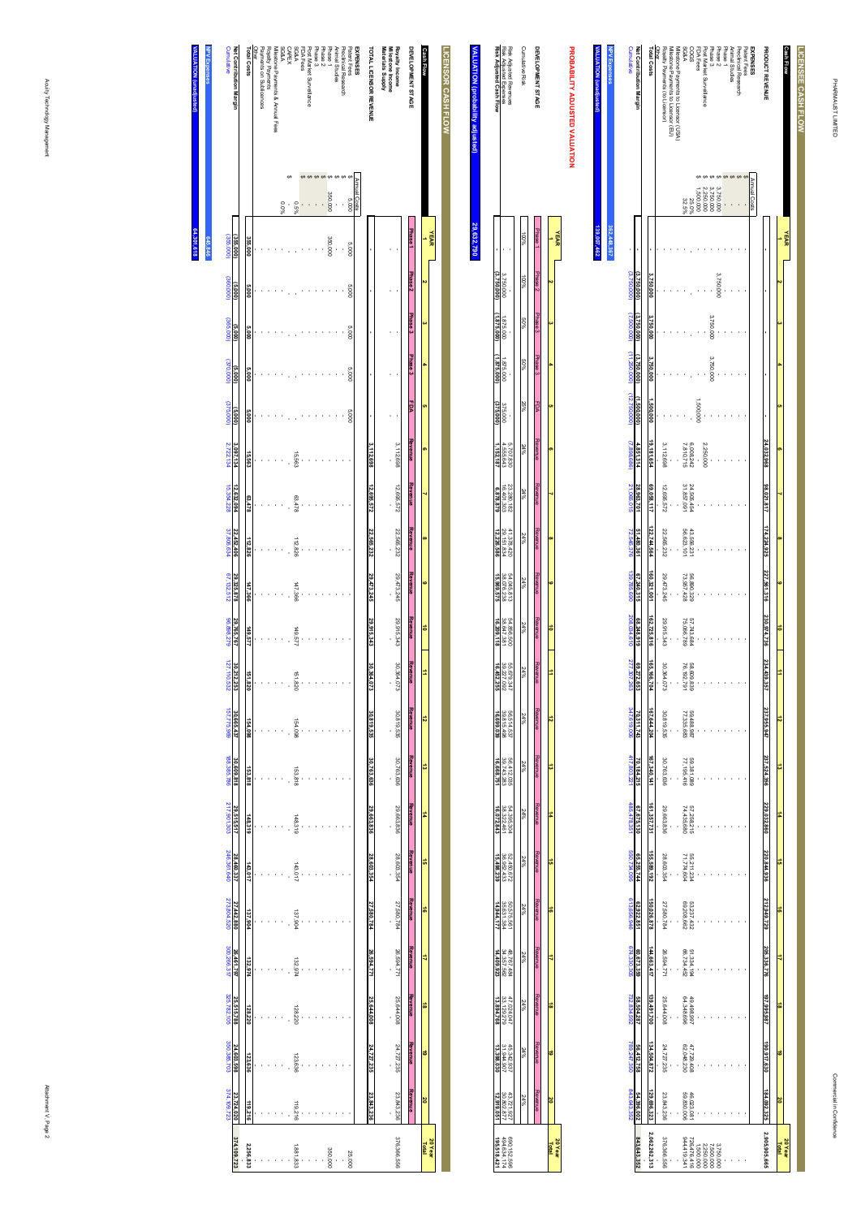# LICENSEE CASH FLOW

| Cash Flow | Annual Costs | 1 | 2 | 3 | 4 | 5 | 6 | 7 | 8 | 9 | 10 | 11 | 12 | 13 | 14 | 15 | 16 | 17 | 18 | 19 | 20 | 20 Year Total |
|---|---|---|---|---|---|---|---|---|---|---|---|---|---|---|---|---|---|---|---|---|---|---|
| **PRODUCT REVENUE** | | - | - | - | - | - | 24,033,268 | 98,021,817 | 174,224,925 | 227,561,316 | 230,974,736 | 234,439,357 | 237,955,947 | 237,524,356 | 229,032,880 | 220,844,936 | 212,349,729 | 205,336,176 | 197,999,887 | 190,917,830 | 184,092,325 | 2,905,905,665 |
| **EXPENSES** | | | | | | | | | | | | | | | | | | | | | | |
| Patent Fees | $ - | | | | | | | | | | | | | | | | | | | | | - |
| Preclinical Research | $ - | | | | | | | | | | | | | | | | | | | | | - |
| Animal Studies | $ - | | | | | | | | | | | | | | | | | | | | | - |
| Phase 1 | $ - | | | | | | | | | | | | | | | | | | | | | - |
| Phase 2 | $ 3,750,000 | | 3,750,000 | | | | | | | | | | | | | | | | | | | 3,750,000 |
| Phase 3 | $ 3,750,000 | | | 3,750,000 | 3,750,000 | | | | | | | | | | | | | | | | | 7,500,000 |
| Post Market Surveillance | $ 2,250,000 | | | | | | 2,250,000 | | | | | | | | | | | | | | | 2,250,000 |
| FDA Fees | $ 1,500,000 | | | | | 1,500,000 | | | | | | | | | | | | | | | | 1,500,000 |
| COGS | 25.0% | | | | | | 6,008,317 | 24,505,454 | 43,556,231 | 56,890,329 | 57,743,684 | 58,609,839 | 59,488,987 | 59,381,089 | 57,258,220 | 55,211,234 | 53,087,432 | 51,334,044 | 49,499,972 | 47,729,458 | 46,023,081 | 726,476,416 |
| SG&A | 32.5% | | | | | | 7,810,815 | 31,857,091 | 56,623,101 | 73,957,428 | 75,066,789 | 76,192,791 | 77,335,683 | 77,195,416 | 74,435,686 | 71,774,604 | 69,013,662 | 66,734,257 | 64,349,963 | 62,048,295 | 59,830,006 | 944,419,341 |
| Milestone Payments to Licensor (USA) | | | | | | | | | | | | | | | | | | | | | | - |
| Milestone Payments (EU) | | | | | | | | | | | | | | | | | | | | | | - |
| Royalty Payments (to Licensor) | | | | | | | 3,112,698 | 12,696,572 | 22,566,232 | 29,473,245 | 29,915,343 | 30,364,073 | 30,819,535 | 30,763,686 | 29,663,836 | 28,603,354 | 27,502,784 | 26,594,771 | 25,644,008 | 24,727,235 | 23,843,236 | 378,366,556 |
| Other | | | | | | | | | | | | | | | | | | | | | | - |
| **Total Costs** | | - | 3,750,000 | 3,750,000 | 3,750,000 | 1,500,000 | 19,181,954 | 69,058,117 | 122,744,564 | 160,321,001 | 162,725,816 | 165,166,704 | 167,644,204 | 167,340,091 | 161,358,749 | 155,589,192 | 150,026,878 | 144,662,837 | 139,495,600 | 134,505,072 | 129,696,323 | 2,062,262,313 |
| **Net Contribution Margin** | | - | (3,750,000) | (3,750,000) | (3,750,000) | (1,500,000) | 4,851,314 | 28,963,701 | 51,480,361 | 67,240,315 | 68,248,919 | 69,272,653 | 70,311,742 | 70,184,265 | 67,674,131 | 65,255,744 | 62,322,851 | 60,673,339 | 58,504,287 | 56,412,758 | 54,396,002 | 843,643,352 |
| Cumulative | | - | (3,750,000) | (7,500,000) | (11,250,000) | (12,750,000) | (7,898,686) | 21,065,015 | 72,545,376 | 139,785,690 | 208,034,610 | 277,307,263 | 347,619,005 | 417,803,271 | 485,478,351 | 550,734,095 | 613,056,946 | 674,330,285 | 732,834,572 | 789,247,330 | 843,643,352 | 843,643,352 |

| | |
|---|---|
| NPV Expenses | 362,448,367 |
| **VALUATION (unadjusted)** | 139,907,462 |

## PROBABILITY ADJUSTED VALUATION

| YEAR | 1 | 2 | 3 | 4 | 5 | 6 | 7 | 8 | 9 | 10 | 11 | 12 | 13 | 14 | 15 | 16 | 17 | 18 | 19 | 20 | 20 Year Total |
|---|---|---|---|---|---|---|---|---|---|---|---|---|---|---|---|---|---|---|---|---|---|
| **DEVELOPMENT STAGE** | Phase 1 | Phase 2 | Phase 3 | Phase 3 | FDA | Revenue | Revenue | Revenue | Revenue | Revenue | Revenue | Revenue | Revenue | Revenue | Revenue | Revenue | Revenue | Revenue | Revenue | Revenue | |
| Cumulative Risk | 100% | 100% | 50% | 50% | 25% | 24% | 24% | 24% | 24% | 24% | 24% | 24% | 24% | 24% | 24% | 24% | 24% | 24% | 24% | 24% | |
| Risk Adjusted Revenue | - | - | - | - | - | 5,767,984 | 23,525,236 | 41,813,982 | 54,614,716 | 55,433,937 | 56,265,446 | 57,109,427 | 57,005,845 | 54,967,891 | 53,002,785 | 50,963,935 | 49,280,682 | 47,519,973 | 45,820,279 | 44,182,158 | 697,417,360 |
| Risk Adjusted Expenses | - | 3,750,000 | 1,875,000 | 1,875,000 | 375,000 | 4,615,797 | 16,646,357 | 29,587,396 | 38,645,141 | 39,224,819 | 39,813,191 | 40,410,388 | 40,337,094 | 38,895,448 | 37,504,546 | 36,019,758 | 34,870,759 | 33,625,205 | 32,422,249 | 31,263,107 | 501,898,939 |
| **Risk Adjusted Cash Flow** | - | (3,750,000) | (1,875,000) | (1,875,000) | (375,000) | 1,152,187 | 6,878,879 | 12,226,586 | 15,969,575 | 16,209,118 | 16,452,255 | 16,699,039 | 16,668,751 | 16,072,443 | 15,498,239 | 14,944,177 | 14,409,923 | 13,894,768 | 13,398,030 | 12,919,051 | 195,518,421 |

| | |
|---|---|
| **VALUATION (probability adjusted)** | 29,632,790 |

# LICENSOR CASH FLOW

| Cash Flow | Annual Costs | 1 | 2 | 3 | 4 | 5 | 6 | 7 | 8 | 9 | 10 | 11 | 12 | 13 | 14 | 15 | 16 | 17 | 18 | 19 | 20 | 20 Year Total |
|---|---|---|---|---|---|---|---|---|---|---|---|---|---|---|---|---|---|---|---|---|---|---|
| **DEVELOPMENT STAGE** | | Phase 1 | Phase 2 | Phase 3 | Phase 3 | FDA | Revenue | Revenue | Revenue | Revenue | Revenue | Revenue | Revenue | Revenue | Revenue | Revenue | Revenue | Revenue | Revenue | Revenue | Revenue | |
| **Royalty Income** | | - | - | - | - | - | 3,112,698 | 12,696,572 | 22,566,232 | 29,473,245 | 29,915,343 | 30,364,073 | 30,819,535 | 30,763,686 | 29,663,836 | 28,603,354 | 27,502,784 | 26,594,771 | 25,644,008 | 24,727,235 | 23,843,236 | 378,366,556 |
| **Milestone Income** | | - | - | - | - | - | - | - | - | - | - | - | - | - | - | - | - | - | - | - | - | - |
| **Materials Supply** | | - | - | - | - | - | - | - | - | - | - | - | - | - | - | - | - | - | - | - | - | - |
| **TOTAL LICENSOR REVENUE** | | - | - | - | - | - | 3,112,698 | 12,696,572 | 22,566,232 | 29,473,245 | 29,915,343 | 30,364,073 | 30,819,535 | 30,763,686 | 29,663,836 | 28,603,354 | 27,502,784 | 26,594,771 | 25,644,008 | 24,727,235 | 23,843,236 | 378,366,556 |
| **EXPENSES** | | | | | | | | | | | | | | | | | | | | | | |
| Patent Fees | $ 5,000 | 5,000 | 5,000 | 5,000 | 5,000 | 5,000 | | | | | | | | | | | | | | | | 25,000 |
| Preclinical Research | $ 350,000 | 350,000 | | | | | | | | | | | | | | | | | | | | 350,000 |
| Animal Studies | $ - | | | | | | | | | | | | | | | | | | | | | - |
| Phase 1 | $ - | | | | | | | | | | | | | | | | | | | | | - |
| Phase 2 | $ - | | | | | | | | | | | | | | | | | | | | | - |
| Phase 3 | $ - | | | | | | | | | | | | | | | | | | | | | - |
| Post Market Surveillance | $ - | | | | | | | | | | | | | | | | | | | | | - |
| FDA Fees | $ - | | | | | | | | | | | | | | | | | | | | | - |
| SG&A | 0.5% | | | | | | 15,563 | 63,478 | 112,826 | 147,366 | 149,577 | 151,820 | 154,098 | 153,818 | 148,319 | 143,017 | 137,904 | 132,974 | 128,220 | 123,636 | 119,216 | 1,881,833 |
| CAPEX | $ - | | | | | | | | | | | | | | | | | | | | | - |
| Milestone Payments & Annual Fees | | | | | | | | | | | | | | | | | | | | | | - |
| Royalty Payments | | | | | | | | | | | | | | | | | | | | | | - |
| Payments to Sublicensors | 0.0% | | | | | | | | | | | | | | | | | | | | | - |
| Other | | | | | | | | | | | | | | | | | | | | | | - |
| **Total Costs** | | 355,000 | 5,000 | 5,000 | 5,000 | 5,000 | 15,563 | 63,478 | 112,826 | 147,366 | 149,577 | 151,820 | 154,098 | 153,818 | 148,319 | 143,017 | 137,904 | 132,974 | 128,220 | 123,636 | 119,216 | 2,256,833 |
| **Net Contribution Margin** | | (355,000) | (5,000) | (5,000) | (5,000) | (5,000) | 3,097,134 | 12,633,094 | 22,453,406 | 29,325,879 | 29,765,767 | 30,212,253 | 30,665,437 | 30,609,868 | 29,515,517 | 28,460,337 | 27,442,880 | 26,461,797 | 25,515,788 | 24,603,598 | 23,724,020 | 374,109,723 |
| Cumulative | | (355,000) | (360,000) | (365,000) | (370,000) | (375,000) | 2,722,134 | 15,355,228 | 37,808,634 | 67,134,512 | 96,900,279 | 127,112,532 | 157,777,969 | 188,387,836 | 217,903,353 | 246,363,690 | 273,806,570 | 300,268,367 | 325,784,155 | 350,387,753 | 374,109,723 | 374,109,723 |

| | |
|---|---|
| NPV Expenses | 646,846 |
| **VALUATION (unadjusted)** | 64,301,618 |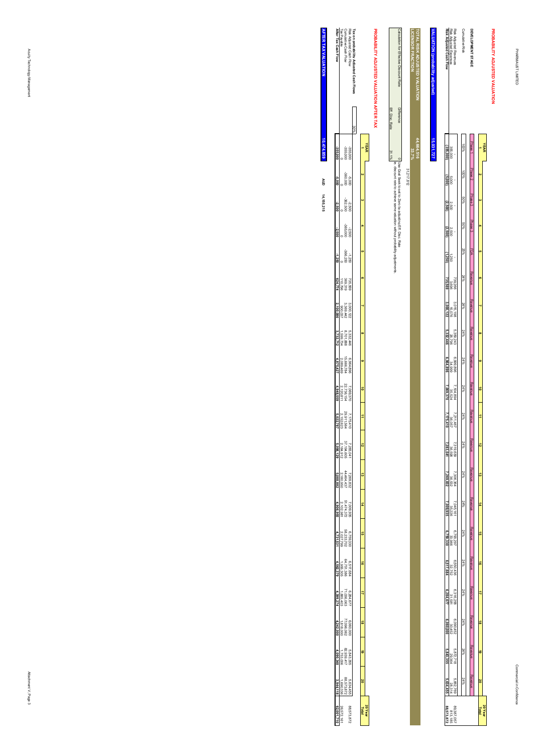# PROBABILITY ADJUSTED VALUATION

| YEAR | 1 | 2 | 3 | 4 | 5 | 6 | 7 | 8 | 9 | 10 | 11 | 12 | 13 | 14 | 15 | 16 | 17 | 18 | 19 | 20 | 20 Year Total |
|---|---|---|---|---|---|---|---|---|---|---|---|---|---|---|---|---|---|---|---|---|---|
| **DEVELOPMENT STAGE** | Phase 1 | Phase 2 | Phase 3 | Phase 3 | FDA | Revenue | Revenue | Revenue | Revenue | Revenue | Revenue | Revenue | Revenue | Revenue | Revenue | Revenue | Revenue | Revenue | Revenue | Revenue | |
| Cumulative Risk | 100% | 100% | 50% | 50% | 25% | 24% | 24% | 24% | 24% | 24% | 24% | 24% | 24% | 24% | 24% | 24% | 24% | 24% | 24% | 24% | |
| Risk Adjusted Revenue | | | | | | 739,265 | 3,015,198 | 5,359,243 | 6,999,896 | 7,104,894 | 7,211,467 | 7,319,639 | 7,306,364 | 7,044,161 | 6,794,297 | 6,550,436 | 6,316,258 | 6,030,452 | 5,872,718 | 5,662,769 | 89,387,057 |
| Risk Adjusted Expenses | 355,000 | 5,000 | 2,500 | 2,500 | 1,250 | 3,696 | 15,076 | 26,796 | 34,999 | 35,524 | 36,057 | 36,598 | 36,532 | 35,226 | 33,968 | 32,752 | 31,581 | 30,452 | 29,364 | 28,314 | 813,185 |
| **Risk Adjusted Cash Flow** | **(355,000)** | **(5,000)** | **(2,500)** | **(2,500)** | **(1,250)** | **735,569** | **3,000,122** | **5,332,446** | **6,964,896** | **7,069,370** | **7,175,410** | **7,283,041** | **7,269,832** | **7,008,935** | **6,760,330** | **6,517,684** | **6,284,677** | **6,000,000** | **5,843,355** | **5,634,455** | **88,573,872** |

**VALUATION (probability adjusted)** 15,031,727

**TOTAL RISK ADJUSTED VALUATION** 44,664,516
**LICENSOR FRACTION** 33.7% 31,217,812

| Calculation for Effective Discount Rate | | |
|---|---|---|
| Difference | 0 | Use Goal Seek to set to Zero by adjusting Eff. Disc. Rate |
| Eff. Disc. Rate | 31.1% | ie. discount rate to achieve same valuation without probability adjustments |

# PROBABILITY ADJUSTED VALUATION AFTER TAX

| YEAR | 1 | 2 | 3 | 4 | 5 | 6 | 7 | 8 | 9 | 10 | 11 | 12 | 13 | 14 | 15 | 16 | 17 | 18 | 19 | 20 | 20 Year Total |
|---|---|---|---|---|---|---|---|---|---|---|---|---|---|---|---|---|---|---|---|---|---|
| **Tax on probability Adjusted Cash Flows** 30% | | | | | | | | | | | | | | | | | | | | | |
| Risk Adjusted Cash Flow | -355,000 | -5,000 | -2,500 | -2,500 | -1,250 | 735,569 | 3,000,122 | 5,332,446 | 6,964,896 | 7,069,370 | 7,175,410 | 7,283,041 | 7,269,832 | 7,008,935 | 6,760,330 | 6,517,684 | 6,284,677 | 6,000,000 | 5,843,355 | 5,634,455 | 88,573,872 |
| Cumulative Cash Flow | -355,000 | -360,000 | -362,500 | -365,000 | -366,250 | 369,319 | 3,369,442 | 8,701,888 | 15,666,784 | 22,736,154 | 29,911,564 | 37,194,605 | 44,464,437 | 51,473,372 | 58,233,702 | 64,751,386 | 71,036,063 | 77,036,062 | 82,939,417 | 88,573,872 | |
| Tax Payable | 0 | 0 | 0 | 0 | 0 | 110,796 | 900,037 | 1,599,734 | 2,089,469 | 2,120,811 | 2,152,623 | 2,184,912 | 2,180,950 | 2,102,681 | 2,028,099 | 1,955,305 | 1,885,403 | 1,818,000 | 1,753,006 | 1,690,336 | 26,572,161 |
| **After Tax Cash Flow** | **-355,000** | **-5,000** | **-2,500** | **-2,500** | **-1,250** | **624,774** | **2,100,086** | **3,732,712** | **4,875,427** | **4,948,559** | **5,022,787** | **5,098,129** | **5,088,882** | **4,906,255** | **4,732,231** | **4,562,379** | **4,399,274** | **4,242,000** | **4,090,348** | **3,944,118** | **62,001,710** |

**AFTER TAX VALUATION** 10,474,859 AUD **14,155,215**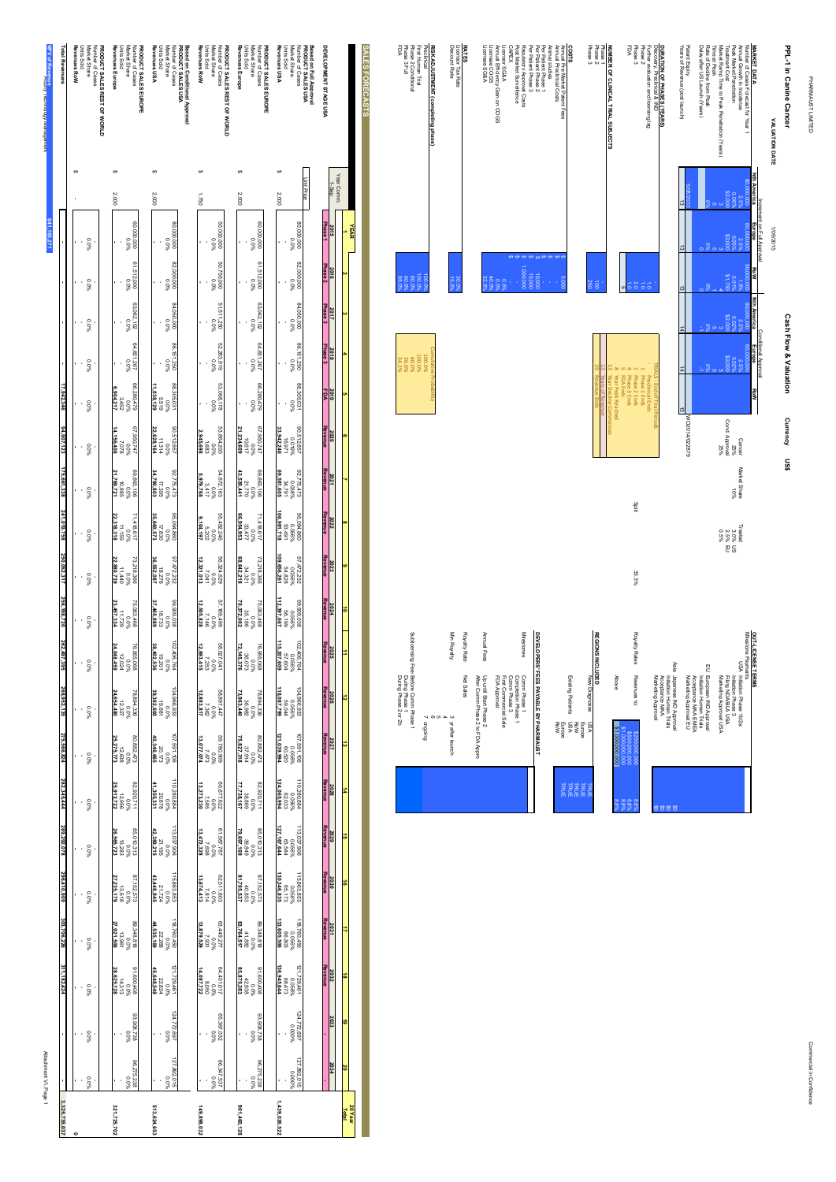PHARMALIST LIMITED

Commercial in Confidence

# PPL-1 in Canine Cancer

**Cash Flow & Valuation** — Currency US$

VALUATION DATE 1/09/2015

## MARKET DATA

| | Instrument on Full Approval | | | Conditional Approval | | |
|---|---|---|---|---|---|---|
| | Nth America | Europe | RoW | Nth America | Europe | RoW |
| Number of Cases Forecast for Year 1 | 80,000,000 | 60,000,000 | 50,000,000 | 80,000,000 | 60,000,000 | |
| Annual Growth in Incidence | 2.5% | 2.5% | 1.5% | 2.5% | 2.5% | |
| Peak Market Penetration | 0.06% | 0.05% | 0.01% | 0.02% | 0.02% | |
| Treatment Cost | $2,000 | $2,000 | $1,750 | $2,000 | $2,000 | |

## SALES FORECASTS

| YEAR | 2015 | 2016 | 2017 | 2018 | 2019 | 2020 | 2021 | 2022 | 2023 | 2024 | 2025 | 2026 | 2027 | 2028 | 2029 | 2030 | 2031 | 2032 | 2033 | 2034 | Total |
|---|---|---|---|---|---|---|---|---|---|---|---|---|---|---|---|---|---|---|---|---|---|
| Stage | Phase 1 | Phase 2 | Phase 3 | Phase 3 | FDA | Revenue | Revenue | Revenue | Revenue | Revenue | Revenue | Revenue | Revenue | Revenue | Revenue | Revenue | Revenue | Revenue | | | |
| **PRODUCT SALES USA** – Number of Cases | 80,000,000 | 82,000,000 | 84,050,000 | 86,151,250 | 88,305,031 | 90,512,657 | 92,775,473 | 95,094,860 | 97,472,232 | 99,909,038 | 102,406,764 | 104,966,933 | 107,591,106 | 110,280,884 | 113,037,906 | 115,863,853 | 118,760,450 | 121,729,461 | 124,772,697 | 127,892,015 | |
| Revenues USA | | | | | 33,942,246 | 69,581,605 | 106,989,718 | 109,666,261 | 112,387,667 | 115,207,609 | 118,087,799 | 121,039,994 | 124,065,994 | 127,167,644 | 130,346,835 | 133,605,506 | 136,945,644 | | | | 1,439,026,522 |
| **PRODUCT SALES EUROPE** – Number of Cases | 60,000,000 | 61,512,000 | 63,062,102 | 64,651,267 | 66,280,479 | 67,950,747 | 69,663,106 | 71,418,617 | 73,218,366 | 75,063,468 | 76,955,068 | 78,894,336 | 80,882,473 | 82,920,711 | 85,010,313 | 87,152,573 | 89,348,818 | 91,600,408 | 93,908,738 | 96,275,238 | |
| Revenues Europe | | | | | 21,234,609 | 43,539,441 | 66,954,953 | 68,642,218 | 70,372,002 | 72,145,376 | 73,963,440 | 75,827,318 | 77,738,167 | 79,697,169 | 81,705,537 | 83,764,517 | 85,875,383 | | | | 981,460,128 |
| **PRODUCT SALES REST OF WORLD** – Number of Cases | 50,000,000 | 50,750,000 | 51,511,250 | 52,283,919 | 53,068,178 | 53,864,200 | 54,672,163 | 55,492,246 | 56,324,629 | 57,169,499 | 58,027,041 | 58,897,447 | 59,780,909 | 60,677,622 | 61,587,787 | 62,511,603 | 63,449,277 | 64,401,017 | 65,367,032 | 66,347,537 | |
| Revenues RoW | | | | | 2,943,698 | 5,975,769 | 9,104,197 | 12,321,013 | 12,505,828 | 12,693,415 | 12,883,817 | 13,077,074 | 13,273,230 | 13,472,328 | 13,674,413 | 13,879,529 | 14,087,722 | | | | 149,898,032 |
| **Total Revenues RoW** | | | | | 17,342,346 | 94,307,123 | 175,681,338 | 241,019,758 | 250,052,317 | 256,169,720 | 262,407,393 | 268,932,135 | 275,568,824 | 282,345,444 | 289,292,078 | 296,410,909 | 303,706,226 | 311,183,424 | | | 3,325,735,537 |

**NPV of Revenue** 641,105,271

## RATES

| | |
|---|---|
| Licensor Tax Rate | 30.0% |
| Discount Rate | 15.0% |

Attachment VI, Page 1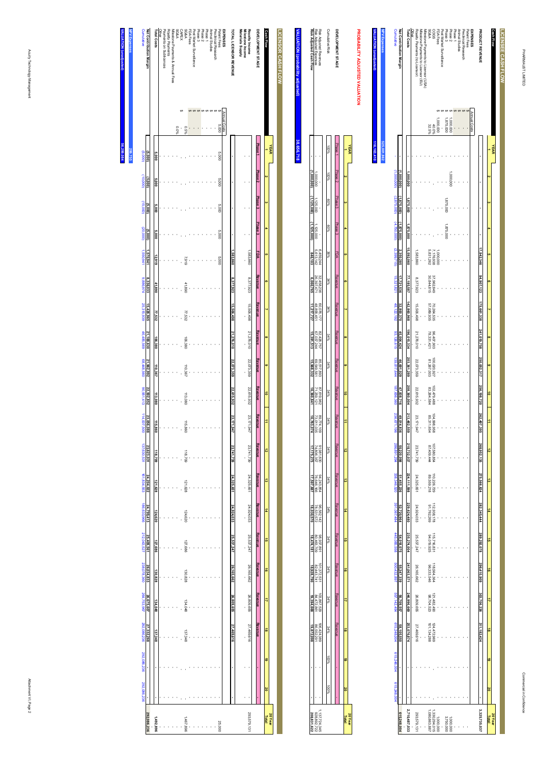## LICENSEE CASH FLOW

| Cash Flow | | YEAR 1 | 2 | 3 | 4 | 5 | 6 | 7 | 8 | 9 | 10 | 11 | 12 | 13 | 14 | 15 | 16 | 17 | 18 | 19 | 20 | 20 Year Total |
|---|---|---|---|---|---|---|---|---|---|---|---|---|---|---|---|---|---|---|---|---|---|---|
| **PRODUCT REVENUE** | | - | - | - | - | 17,942,346 | 94,907,123 | 175,681,338 | 241,079,758 | 250,052,317 | 256,189,720 | 262,407,395 | 268,952,135 | 275,565,824 | 282,345,444 | 289,292,078 | 296,410,009 | 303,706,226 | 311,183,424 | - | - | 3,325,735,037 |
| **EXPENSES** | Annual Costs | | | | | | | | | | | | | | | | | | | | | |
| Patent Fees | $ - | - | - | - | - | - | - | - | - | - | - | - | - | - | - | - | - | - | - | - | - | - |
| Preclinical Research | $ - | - | - | - | - | - | - | - | - | - | - | - | - | - | - | - | - | - | - | - | - | - |
| Animal Studies | $ - | - | - | - | - | - | - | - | - | - | - | - | - | - | - | - | - | - | - | - | - | - |
| Phase 1 | $ - | - | - | - | - | - | - | - | - | - | - | - | - | - | - | - | - | - | - | - | - | - |
| Phase 2 | $ 1,000,000 | - | 1,000,000 | - | - | - | - | - | - | - | - | - | - | - | - | - | - | - | - | - | - | 1,000,000 |
| Phase 3 | $ 1,875,000 | - | - | 1,875,000 | 1,875,000 | - | - | - | - | - | - | - | - | - | - | - | - | - | - | - | - | 3,750,000 |
| Post Market Surveillance | $ - | - | - | - | - | - | - | - | - | - | - | - | - | - | - | - | - | - | - | - | - | - |
| FDA Fees | $ 1,000,000 | - | - | - | - | 1,000,000 | - | - | - | - | - | - | - | - | - | - | - | - | - | - | - | 1,000,000 |
| COGS | 40.0% | - | - | - | - | 7,176,938 | 37,962,849 | 70,272,535 | 96,431,903 | 100,020,927 | 102,475,888 | 104,962,958 | 107,580,854 | 110,226,329 | 112,938,178 | 115,716,831 | 118,564,004 | 121,482,490 | 124,473,369 | - | - | 1,330,294,015 |
| SG&A | 32.5% | - | - | - | - | 5,831,262 | 30,844,815 | 57,096,435 | 78,350,921 | 81,267,003 | 83,261,659 | 85,282,403 | 87,409,444 | 89,558,893 | 91,762,269 | 94,019,925 | 96,333,253 | 98,704,523 | 101,134,613 | - | - | 1,080,863,887 |
| Milestone Payments to Licensor (USA) | | - | - | - | - | - | - | - | - | - | - | - | - | - | - | - | - | - | - | - | - | - |
| Milestone Payments to Licensor (EU) | | - | - | - | - | - | - | - | - | - | - | - | - | - | - | - | - | - | - | - | - | - |
| Royalty Payments (to Licensor) | | - | - | - | - | 1,583,860 | 8,377,923 | 15,508,498 | 21,278,010 | 22,073,359 | 22,615,932 | 23,171,947 | 23,741,739 | 24,325,651 | 24,924,033 | 25,537,247 | 26,165,662 | 26,809,655 | 27,469,616 | - | - | 293,579,131 |
| Other | | - | - | - | - | - | - | - | - | - | - | - | - | - | - | - | - | - | - | - | - | - |
| **Total Costs** | | - | 1,000,000 | 1,875,000 | 1,875,000 | 15,592,060 | 77,185,587 | 142,880,968 | 196,065,334 | 203,361,289 | 208,360,004 | 213,422,559 | 218,732,037 | 224,111,998 | 229,624,480 | 235,274,004 | 241,063,571 | 246,996,668 | 253,077,874 | - | - | 2,710,487,033 |
| **Net Contribution Margin** | | - | (1,000,000) | (1,875,000) | (1,875,000) | 2,350,285 | 17,721,536 | 32,800,370 | 45,004,424 | 46,691,029 | 47,838,716 | 49,014,839 | 50,220,098 | 51,453,826 | 52,720,964 | 54,018,075 | 55,347,339 | 56,709,557 | 58,105,550 | - | - | 615,248,004 |
| Cumulative | | - | (1,000,000) | (2,875,000) | (4,750,000) | (2,399,715) | 15,321,821 | 48,122,192 | 93,126,615 | 139,817,644 | 187,656,360 | 236,671,199 | 286,891,297 | 338,345,120 | 391,066,084 | 445,084,159 | 500,431,497 | 557,141,054 | 615,246,604 | 615,248,004 | 615,248,004 | |

| | |
|---|---|
| NPV Expenses | 525,001,862 |
| VALUATION (unadjusted) | 116,163,410 |

## PROBABILITY ADJUSTED VALUATION

| | YEAR 1 | 2 | 3 | 4 | 5 | 6 | 7 | 8 | 9 | 10 | 11 | 12 | 13 | 14 | 15 | 16 | 17 | 18 | 19 | 20 | 20 Year Total |
|---|---|---|---|---|---|---|---|---|---|---|---|---|---|---|---|---|---|---|---|---|---|
| DEVELOPMENT STAGE | Phase 1 | Phase 2 | Phase 3 | Phase 3 | FDA | Revenue | Revenue | Revenue | Revenue | Revenue | Revenue | Revenue | Revenue | Revenue | Revenue | Revenue | Revenue | Revenue | - | - | |
| Cumulative Risk | 100% | 100% | 60% | 60% | 36% | 34% | 34% | 34% | 34% | 34% | 34% | 34% | 34% | 34% | 34% | 34% | 34% | 34% | 100% | 100% | |
| Risk Adjusted Revenue | - | - | - | - | 6,459,244 | 32,458,236 | 60,083,017 | 82,449,279 | 85,517,893 | 87,616,884 | 89,744,730 | 91,981,630 | 94,243,472 | 96,562,142 | 98,937,891 | 101,372,251 | 103,867,530 | 106,424,731 | - | - | 1,137,724,346 |
| Risk Adjusted Expenses | - | 1,000,000 | 1,125,000 | 1,125,000 | 5,613,142 | 26,397,471 | 48,866,451 | 67,037,244 | 69,546,561 | 71,256,121 | 73,011,035 | 74,806,357 | 76,646,365 | 78,531,572 | 80,463,709 | 82,443,741 | 84,472,861 | 86,552,291 | - | - | 928,892,722 |
| Risk Adjusted Cash Flow | - | (1,000,000) | (1,125,000) | (1,125,000) | 846,103 | 6,060,765 | 11,216,727 | 15,391,513 | 15,968,332 | 16,360,841 | 16,763,074 | 17,175,273 | 17,597,687 | 18,030,570 | 18,474,181 | 18,928,790 | 19,394,668 | 19,872,098 | - | - | 208,831,622 |

| | |
|---|---|
| VALUATION (probability adjusted) | 38,656,718 |

## LICENSOR CASH FLOW

| Cash Flow | | YEAR 1 | 2 | 3 | 4 | 5 | 6 | 7 | 8 | 9 | 10 | 11 | 12 | 13 | 14 | 15 | 16 | 17 | 18 | 19 | 20 | 20 Year Total |
|---|---|---|---|---|---|---|---|---|---|---|---|---|---|---|---|---|---|---|---|---|---|---|
| DEVELOPMENT STAGE | | Phase 1 | Phase 2 | Phase 3 | Phase 3 | FDA | Revenue | Revenue | Revenue | Revenue | Revenue | Revenue | Revenue | Revenue | Revenue | Revenue | Revenue | Revenue | Revenue | - | - | |
| Royalty Income | | - | - | - | - | 1,583,860 | 8,377,923 | 15,508,498 | 21,278,010 | 22,073,359 | 22,615,932 | 23,171,947 | 23,741,739 | 24,325,651 | 24,924,033 | 25,537,247 | 26,165,662 | 26,809,655 | 27,469,616 | - | - | 293,579,131 |
| Milestone Income | | - | - | - | - | - | - | - | - | - | - | - | - | - | - | - | - | - | - | - | - | - |
| Materials Supply | | - | - | - | - | - | - | - | - | - | - | - | - | - | - | - | - | - | - | - | - | - |
| **TOTAL LICENSOR REVENUE** | | - | - | - | - | 1,583,860 | 8,377,923 | 15,508,498 | 21,278,010 | 22,073,359 | 22,615,932 | 23,171,947 | 23,741,739 | 24,325,651 | 24,924,033 | 25,537,247 | 26,165,662 | 26,809,655 | 27,469,616 | - | - | |
| **EXPENSES** | Annual Costs | | | | | | | | | | | | | | | | | | | | | |
| Patent Fees | $ 5,000 | 5,000 | 5,000 | 5,000 | 5,000 | 5,000 | - | - | - | - | - | - | - | - | - | - | - | - | - | - | - | 25,000 |
| Preclinical Research | $ - | - | - | - | - | - | - | - | - | - | - | - | - | - | - | - | - | - | - | - | - | - |
| Animal Studies | $ - | - | - | - | - | - | - | - | - | - | - | - | - | - | - | - | - | - | - | - | - | - |
| Phase 1 | $ - | - | - | - | - | - | - | - | - | - | - | - | - | - | - | - | - | - | - | - | - | - |
| Phase 2 | $ - | - | - | - | - | - | - | - | - | - | - | - | - | - | - | - | - | - | - | - | - | - |
| Phase 3 | $ - | - | - | - | - | - | - | - | - | - | - | - | - | - | - | - | - | - | - | - | - | - |
| Post Market Surveillance | $ - | - | - | - | - | - | - | - | - | - | - | - | - | - | - | - | - | - | - | - | - | - |
| FDA Fees | $ - | - | - | - | - | - | - | - | - | - | - | - | - | - | - | - | - | - | - | - | - | - |
| SG&A | 0.5% | - | - | - | - | 7,919 | 41,890 | 77,532 | 106,380 | 110,367 | 113,080 | 115,860 | 118,709 | 121,628 | 124,620 | 127,686 | 130,828 | 134,048 | 137,348 | - | - | 1,467,896 |
| CAPEX | $ - | - | - | - | - | - | - | - | - | - | - | - | - | - | - | - | - | - | - | - | - | - |
| Milestone Payments & Annual Fees | | - | - | - | - | - | - | - | - | - | - | - | - | - | - | - | - | - | - | - | - | - |
| Royalty Payments | 0.0% | - | - | - | - | - | - | - | - | - | - | - | - | - | - | - | - | - | - | - | - | - |
| Payments on Sublicences | | - | - | - | - | - | - | - | - | - | - | - | - | - | - | - | - | - | - | - | - | - |
| Other | | - | - | - | - | - | - | - | - | - | - | - | - | - | - | - | - | - | - | - | - | - |
| **Total Costs** | | 5,000 | 5,000 | 5,000 | 5,000 | 12,919 | 41,890 | 77,532 | 106,380 | 110,367 | 113,080 | 115,860 | 118,709 | 121,628 | 124,620 | 127,686 | 130,828 | 134,048 | 137,348 | - | - | 1,492,896 |
| **Net Contribution Margin** | | (5,000) | (5,000) | (5,000) | (5,000) | 1,570,941 | 8,336,033 | 15,430,965 | 21,169,630 | 21,962,992 | 22,502,852 | 23,056,088 | 23,623,031 | 24,204,022 | 24,799,413 | 25,409,561 | 26,034,833 | 26,675,607 | 27,332,268 | - | - | 292,086,236 |
| Cumulative | | (5,000) | (10,000) | (15,000) | (20,000) | 1,550,941 | 9,886,974 | 25,317,939 | 46,487,569 | 68,450,560 | 90,953,413 | 114,009,500 | 137,632,531 | 161,836,553 | 186,635,966 | 212,045,527 | 238,080,360 | 264,755,967 | 292,088,236 | 292,088,236 | 292,088,236 | |

| | |
|---|---|
| NPV Expenses | 299,755 |
| VALUATION (unadjusted) | 56,299,084 |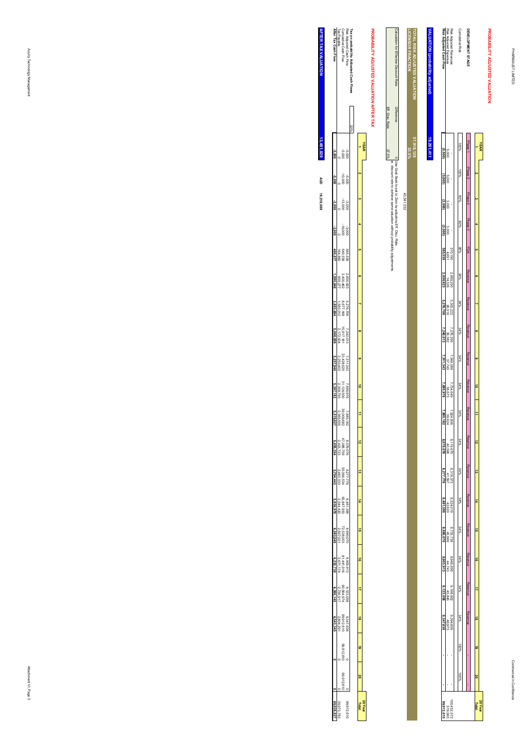## PROBABILITY ADJUSTED VALUATION

| YEAR | 1 | 2 | 3 | 4 | 5 | 6 | 7 | 8 | 9 | 10 | 11 | 12 | 13 | 14 | 15 | 16 | 17 | 18 | 19 | 20 | 20 Year Total |
|---|---|---|---|---|---|---|---|---|---|---|---|---|---|---|---|---|---|---|---|---|---|
| **DEVELOPMENT STAGE** | Phase 1 | Phase 2 | Phase 3 | Phase 3 | FDA | Revenue | Revenue | Revenue | Revenue | Revenue | Revenue | Revenue | Revenue | Revenue | Revenue | Revenue | Revenue | Revenue | - | | |
| Cumulative Risk | 100% | 100% | 60% | 60% | 36% | 34% | 34% | 34% | 34% | 34% | 34% | 34% | 34% | 34% | 34% | 34% | 34% | 34% | 100% | 100% | |
| Risk Adjusted Revenue | | | | | 570,190 | 2,865,250 | 5,303,222 | 7,276,395 | 7,549,089 | 7,724,649 | 7,924,806 | 8,119,675 | 8,319,373 | 8,524,019 | 8,733,739 | 8,948,656 | 9,168,902 | 9,394,609 | - | - | 100,422,572 |
| Risk Adjusted Expenses | 5,000 | 5,000 | 3,000 | 3,000 | 4,651 | 14,326 | 26,516 | 36,382 | 37,745 | 38,673 | 39,624 | 40,598 | 41,597 | 42,620 | 43,669 | 44,743 | 45,846 | 46,973 | - | - | 519,963 |
| **Risk Adjusted Cash Flow** | **(5,000)** | **(5,000)** | **(3,000)** | **(3,000)** | **565,539** | **2,850,923** | **5,276,706** | **7,240,013** | **7,511,343** | **7,685,976** | **7,885,182** | **8,079,076** | **8,277,776** | **8,481,399** | **8,690,070** | **8,903,913** | **9,123,056** | **9,347,636** | **-** | **-** | **99,902,610** |

**VALUATION (probability adjusted)** 19,261,411

**TOTAL RISK ADJUSTED VALUATION** 57,918,129

**LICENSOR FRACTION** 33.3%

40,541,532

| Calculation for Effective Discount Rate | | |
|---|---|---|
| Difference | 0 | Use Goal Seek to set to Zero by adjusting Eff. Disc. Rate |
| Eff. Disc. Rate | 27.5% | ie. discount rate to achieve same valuation without probability adjustments |

## PROBABILITY ADJUSTED VALUATION AFTER TAX

| YEAR | 1 | 2 | 3 | 4 | 5 | 6 | 7 | 8 | 9 | 10 | 11 | 12 | 13 | 14 | 15 | 16 | 17 | 18 | 19 | 20 | 20 Year Total |
|---|---|---|---|---|---|---|---|---|---|---|---|---|---|---|---|---|---|---|---|---|---|
| **Tax on probability Adjusted Cash Flows** 30% | | | | | | | | | | | | | | | | | | | | | |
| Risk Adjusted Cash Flow | -5,000 | -5,000 | -3,000 | -3,000 | 565,539 | 2,850,923 | 5,276,706 | 7,240,013 | 7,511,343 | 7,685,976 | 7,885,182 | 8,079,076 | 8,277,776 | 8,481,399 | 8,690,070 | 8,903,913 | 9,123,056 | 9,347,636 | 0 | 0 | 99,902,610 |
| Cumulative Cash Flow | -5,000 | -10,000 | -13,000 | -16,000 | 549,539 | 3,400,462 | 8,677,168 | 15,917,181 | 23,428,525 | 31,114,500 | 38,999,682 | 47,078,759 | 55,356,534 | 63,837,933 | 72,528,003 | 81,431,916 | 90,554,974 | 99,902,610 | 99,902,610 | 99,902,610 | |
| Tax Payable | 0 | 0 | 0 | 0 | 169,662 | 855,277 | 1,583,012 | 2,172,004 | 2,253,403 | 2,305,793 | 2,365,555 | 2,423,723 | 2,483,333 | 2,544,420 | 2,607,021 | 2,671,174 | 2,736,917 | 2,804,291 | 0 | 0 | 29,975,583 |
| **After Tax Cash Flow** | **-5,000** | **-5,000** | **-3,000** | **-3,000** | **395,877** | **1,995,646** | **3,693,694** | **5,068,009** | **5,257,940** | **5,380,183** | **5,519,627** | **5,655,353** | **5,794,443** | **5,936,979** | **6,083,049** | **6,232,739** | **6,386,139** | **6,543,345** | **0** | **0** | **69,927,027** |

**AFTER TAX VALUATION** 13,481,829

**AUD** 18,218,688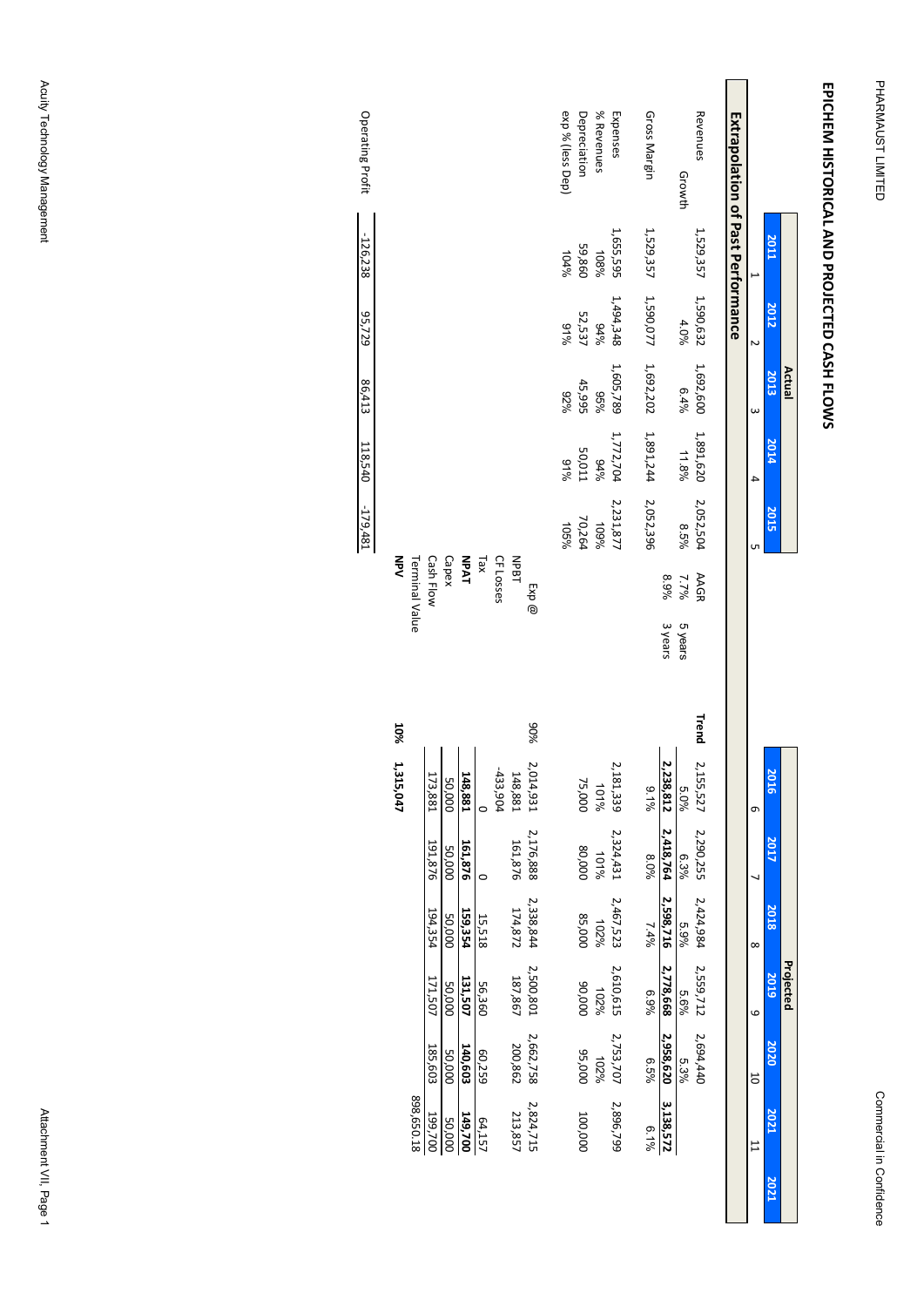# EPICHEM HISTORICAL AND PROJECTED CASH FLOWS

## Extrapolation of Past Performance

| | Actual | | | | | | | | Projected | | | | | | |
|---|---|---|---|---|---|---|---|---|---|---|---|---|---|---|---|
| | 2011 | 2012 | 2013 | 2014 | 2015 | | | | 2016 | 2017 | 2018 | 2019 | 2020 | 2021 | 2021 |
| | 1 | 2 | 3 | 4 | 5 | | | | 6 | 7 | 8 | 9 | 10 | 11 | |
| Revenues | 1,529,357 | 1,590,632 | 1,692,600 | 1,891,620 | 2,052,504 | AAGR | | Trend | 2,155,527 | 2,290,255 | 2,424,984 | 2,559,712 | 2,694,440 | | |
| Growth | | 4.0% | 6.4% | 11.8% | 8.5% | 7.7% | 5 years | | 5.0% | 6.3% | 5.9% | 5.6% | 5.3% | | |
| Gross Margin | 1,529,357 | 1,590,077 | 1,692,202 | 1,891,244 | 2,052,396 | 8.9% | 3 years | | **2,238,812** | **2,418,764** | **2,598,716** | **2,778,668** | **2,958,620** | **3,138,572** | |
| | | | | | | | | | 9.1% | 8.0% | 7.4% | 6.9% | 6.5% | 6.1% | |
| Expenses | 1,655,595 | 1,494,348 | 1,605,789 | 1,772,704 | 2,231,877 | | | | 2,181,339 | 2,324,431 | 2,467,523 | 2,610,615 | 2,753,707 | 2,896,799 | |
| % Revenues | 108% | 94% | 95% | 94% | 109% | | | | 101% | 101% | 102% | 102% | 102% | | |
| Depreciation | 59,860 | 52,537 | 45,995 | 50,011 | 70,264 | | | | 75,000 | 80,000 | 85,000 | 90,000 | 95,000 | 100,000 | |
| exp % (less Dep) | 104% | 91% | 92% | 91% | 105% | | | | | | | | | | |
| | | | | | | Exp @ | | 90% | 2,014,931 | 2,176,888 | 2,338,844 | 2,500,801 | 2,662,758 | 2,824,715 | |
| | | | | | | NPBT | | | 148,881 | 161,876 | 174,872 | 187,867 | 200,862 | 213,857 | |
| | | | | | | CF Losses | | | -433,904 | | | | | | |
| | | | | | | Tax | | | 0 | 0 | 15,518 | 56,360 | 60,259 | 64,157 | |
| | | | | | | **NPAT** | | | **148,881** | **161,876** | **159,354** | **131,507** | **140,603** | **149,700** | |
| | | | | | | Capex | | | 50,000 | 50,000 | 50,000 | 50,000 | 50,000 | 50,000 | |
| | | | | | | Cash Flow | | | 173,881 | 191,876 | 194,354 | 171,507 | 185,603 | 199,700 | |
| | | | | | | Terminal Value | | | | | | | | 898,650.18 | |
| | | | | | | **NPV** | | **10%** | **1,315,047** | | | | | | |
| Operating Profit | -126,238 | 95,729 | 86,413 | 118,540 | -179,481 | | | | | | | | | | |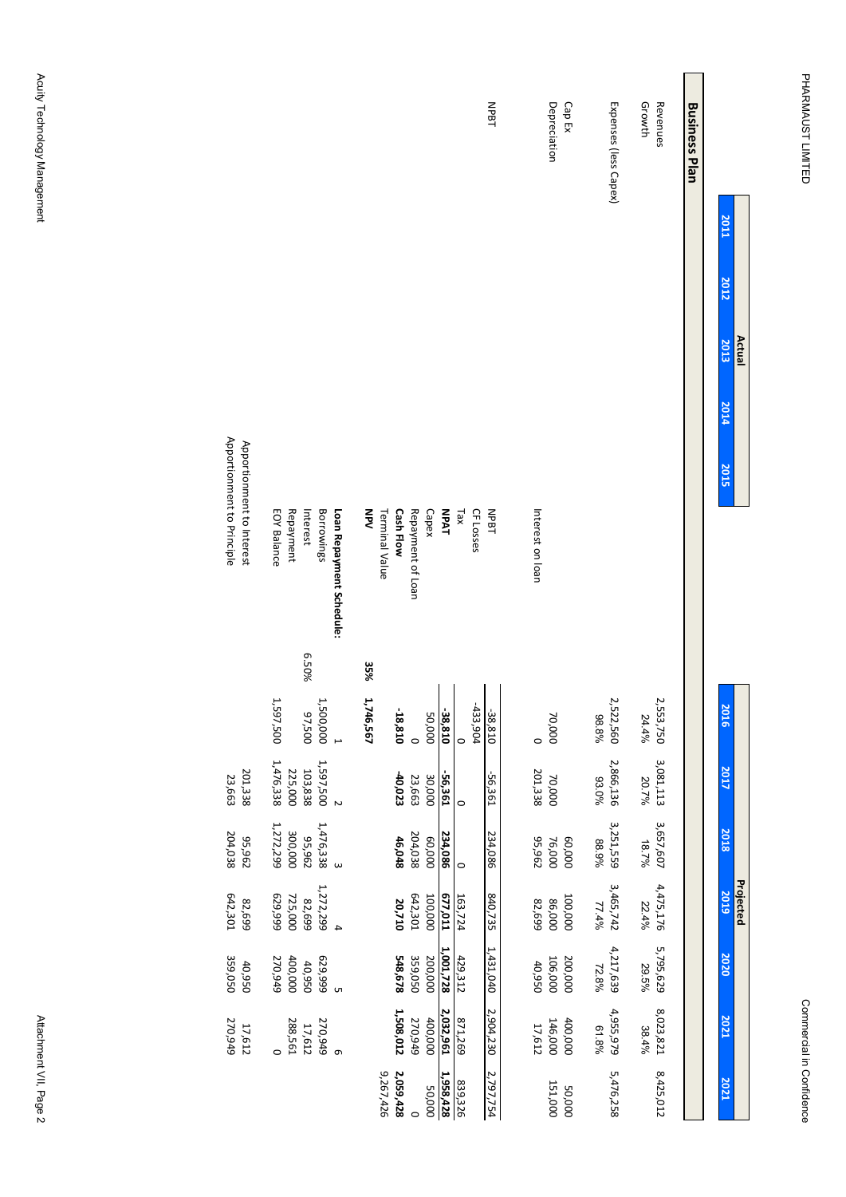# Business Plan

| | | Actual | | | | | Projected | | | | | | |
|---|---|---|---|---|---|---|---|---|---|---|---|---|---|
| | | 2011 | 2012 | 2013 | 2014 | 2015 | 2016 | 2017 | 2018 | 2019 | 2020 | 2021 | 2021 |
| Revenues | | | | | | | 2,553,750 | 3,081,113 | 3,657,607 | 4,475,176 | 5,795,629 | 8,023,821 | 8,425,012 |
| Growth | | | | | | | 24.4% | 20.7% | 18.7% | 22.4% | 29.5% | 38.4% | |
| Expenses (less Capex) | | | | | | | 2,522,560 | 2,866,136 | 3,251,559 | 3,465,742 | 4,217,639 | 4,955,979 | 5,476,258 |
| | | | | | | | 98.8% | 93.0% | 88.9% | 77.4% | 72.8% | 61.8% | |
| Cap Ex | | | | | | | | | 60,000 | 100,000 | 200,000 | 400,000 | 50,000 |
| Depreciation | | | | | | | 70,000 | 70,000 | 76,000 | 86,000 | 106,000 | 146,000 | 151,000 |
| Interest on loan | | | | | | | 0 | 201,338 | 95,962 | 82,699 | 40,950 | 17,612 | |
| NPBT | | | | | | | -38,810 | -56,361 | 234,086 | 840,735 | 1,431,040 | 2,904,230 | 2,797,754 |
| CF Losses | | | | | | | -433,904 | | | | | | |
| Tax | | | | | | | 0 | 0 | 0 | 163,724 | 429,312 | 871,269 | 839,326 |
| **NPAT** | | | | | | | **-38,810** | **-56,361** | **234,086** | **677,011** | **1,001,728** | **2,032,961** | **1,958,428** |
| Capex | | | | | | | 50,000 | 30,000 | 60,000 | 100,000 | 200,000 | 400,000 | 50,000 |
| Repayment of Loan | | | | | | | 0 | 23,663 | 204,038 | 642,301 | 359,050 | 270,949 | 0 |
| **Cash Flow** | | | | | | | **-18,810** | **-40,023** | **46,048** | **20,710** | **548,678** | **1,508,012** | **2,059,428** |
| Terminal Value | | | | | | | | | | | | | 9,267,426 |
| **NPV** | **35%** | | | | | | **1,746,567** | | | | | | |
| **Loan Repayment Schedule:** | | | | | | | 1 | 2 | 3 | 4 | 5 | 6 | |
| Borrowings | | | | | | | 1,500,000 | 1,597,500 | 1,476,338 | 1,272,299 | 629,999 | 270,949 | |
| Interest | 6.50% | | | | | | 97,500 | 103,838 | 95,962 | 82,699 | 40,950 | 17,612 | |
| Repayment | | | | | | | | 225,000 | 300,000 | 725,000 | 400,000 | 288,561 | |
| EOY Balance | | | | | | | 1,597,500 | 1,476,338 | 1,272,299 | 629,999 | 270,949 | 0 | |
| Apportionment to Interest | | | | | | | | 201,338 | 95,962 | 82,699 | 40,950 | 17,612 | |
| Apportionment to Principle | | | | | | | | 23,663 | 204,038 | 642,301 | 359,050 | 270,949 | |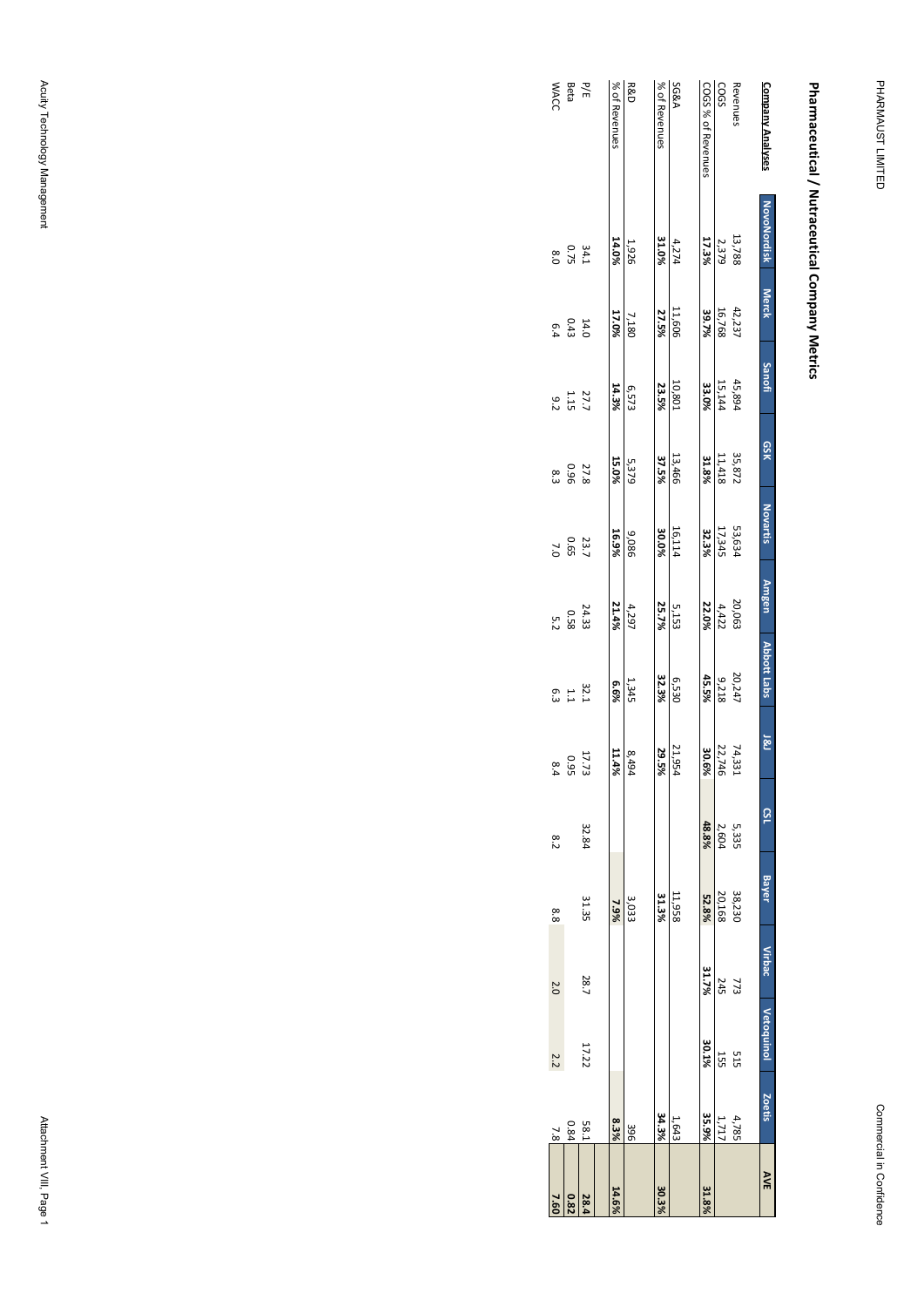# Pharmaceutical / Nutraceutical Company Metrics

| Company Analyses | NovoNordisk | Merck | Sanofi | GSK | Novartis | Amgen | Abbott Labs | J&J | CSL | Bayer | Virbac | Vetoquinol | Zoetis | AVE |
|---|---|---|---|---|---|---|---|---|---|---|---|---|---|---|
| Revenues | 13,788 | 42,237 | 45,894 | 35,872 | 53,634 | 20,063 | 20,247 | 74,331 | 5,335 | 38,230 | 773 | 515 | 4,785 | |
| COGS | 2,379 | 16,768 | 15,144 | 11,418 | 17,345 | 4,422 | 9,218 | 22,746 | 2,604 | 20,168 | 245 | 155 | 1,717 | |
| COGS % of Revenues | **17.3%** | **39.7%** | **33.0%** | **31.8%** | **32.3%** | **22.0%** | **45.5%** | **30.6%** | **48.8%** | **52.8%** | **31.7%** | **30.1%** | **35.9%** | **31.8%** |
| | | | | | | | | | | | | | | |
| SG&A | 4,274 | 11,606 | 10,801 | 13,466 | 16,114 | 5,153 | 6,530 | 21,954 | | 11,958 | | | 1,643 | |
| % of Revenues | **31.0%** | **27.5%** | **23.5%** | **37.5%** | **30.0%** | **25.7%** | **32.3%** | **29.5%** | | **31.3%** | | | **34.3%** | **30.3%** |
| | | | | | | | | | | | | | | |
| R&D | 1,926 | 7,180 | 6,573 | 5,379 | 9,086 | 4,297 | 1,345 | 8,494 | | 3,033 | | | 396 | |
| % of Revenues | **14.0%** | **17.0%** | **14.3%** | **15.0%** | **16.9%** | **21.4%** | **6.6%** | **11.4%** | | **7.9%** | | | **8.3%** | **14.6%** |
| | | | | | | | | | | | | | | |
| P/E | 34.1 | 14.0 | 27.7 | 27.8 | 23.7 | 24.33 | 32.1 | 17.73 | 32.84 | 31.35 | 28.7 | 17.22 | 58.1 | **28.4** |
| Beta | 0.75 | 0.43 | 1.15 | 0.96 | 0.65 | 0.58 | 1.1 | 0.95 | | | | | 0.84 | **0.82** |
| WACC | 8.0 | 6.4 | 9.2 | 8.3 | 7.0 | 5.2 | 6.3 | 8.4 | 8.2 | 8.8 | 2.0 | 2.2 | 7.8 | **7.60** |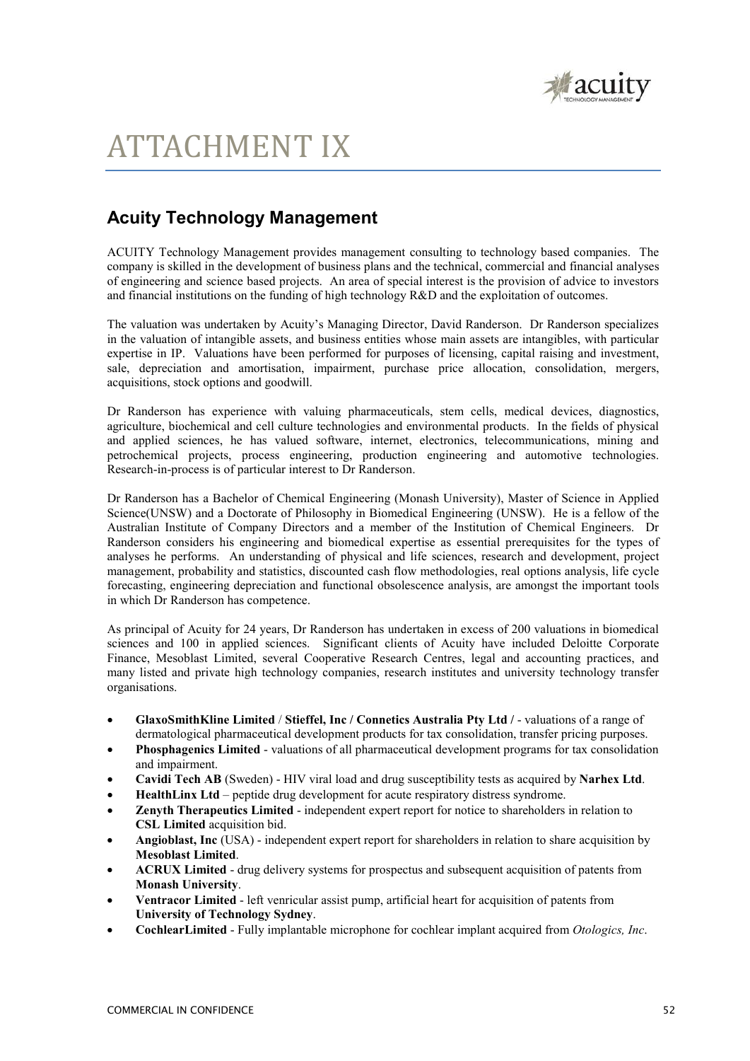# ATTACHMENT IX

## Acuity Technology Management

ACUITY Technology Management provides management consulting to technology based companies. The company is skilled in the development of business plans and the technical, commercial and financial analyses of engineering and science based projects. An area of special interest is the provision of advice to investors and financial institutions on the funding of high technology R&D and the exploitation of outcomes.

The valuation was undertaken by Acuity's Managing Director, David Randerson. Dr Randerson specializes in the valuation of intangible assets, and business entities whose main assets are intangibles, with particular expertise in IP. Valuations have been performed for purposes of licensing, capital raising and investment, sale, depreciation and amortisation, impairment, purchase price allocation, consolidation, mergers, acquisitions, stock options and goodwill.

Dr Randerson has experience with valuing pharmaceuticals, stem cells, medical devices, diagnostics, agriculture, biochemical and cell culture technologies and environmental products. In the fields of physical and applied sciences, he has valued software, internet, electronics, telecommunications, mining and petrochemical projects, process engineering, production engineering and automotive technologies. Research-in-process is of particular interest to Dr Randerson.

Dr Randerson has a Bachelor of Chemical Engineering (Monash University), Master of Science in Applied Science(UNSW) and a Doctorate of Philosophy in Biomedical Engineering (UNSW). He is a fellow of the Australian Institute of Company Directors and a member of the Institution of Chemical Engineers. Dr Randerson considers his engineering and biomedical expertise as essential prerequisites for the types of analyses he performs. An understanding of physical and life sciences, research and development, project management, probability and statistics, discounted cash flow methodologies, real options analysis, life cycle forecasting, engineering depreciation and functional obsolescence analysis, are amongst the important tools in which Dr Randerson has competence.

As principal of Acuity for 24 years, Dr Randerson has undertaken in excess of 200 valuations in biomedical sciences and 100 in applied sciences. Significant clients of Acuity have included Deloitte Corporate Finance, Mesoblast Limited, several Cooperative Research Centres, legal and accounting practices, and many listed and private high technology companies, research institutes and university technology transfer organisations.

- **GlaxoSmithKline Limited** / **Stieffel, Inc / Connetics Australia Pty Ltd /** - valuations of a range of dermatological pharmaceutical development products for tax consolidation, transfer pricing purposes.
- **Phosphagenics Limited** - valuations of all pharmaceutical development programs for tax consolidation and impairment.
- **Cavidi Tech AB** (Sweden) - HIV viral load and drug susceptibility tests as acquired by **Narhex Ltd**.
- **HealthLinx Ltd** – peptide drug development for acute respiratory distress syndrome.
- **Zenyth Therapeutics Limited** - independent expert report for notice to shareholders in relation to **CSL Limited** acquisition bid.
- **Angioblast, Inc** (USA) - independent expert report for shareholders in relation to share acquisition by **Mesoblast Limited**.
- **ACRUX Limited** - drug delivery systems for prospectus and subsequent acquisition of patents from **Monash University**.
- **Ventracor Limited** - left venricular assist pump, artificial heart for acquisition of patents from **University of Technology Sydney**.
- **CochlearLimited** - Fully implantable microphone for cochlear implant acquired from *Otologics, Inc*.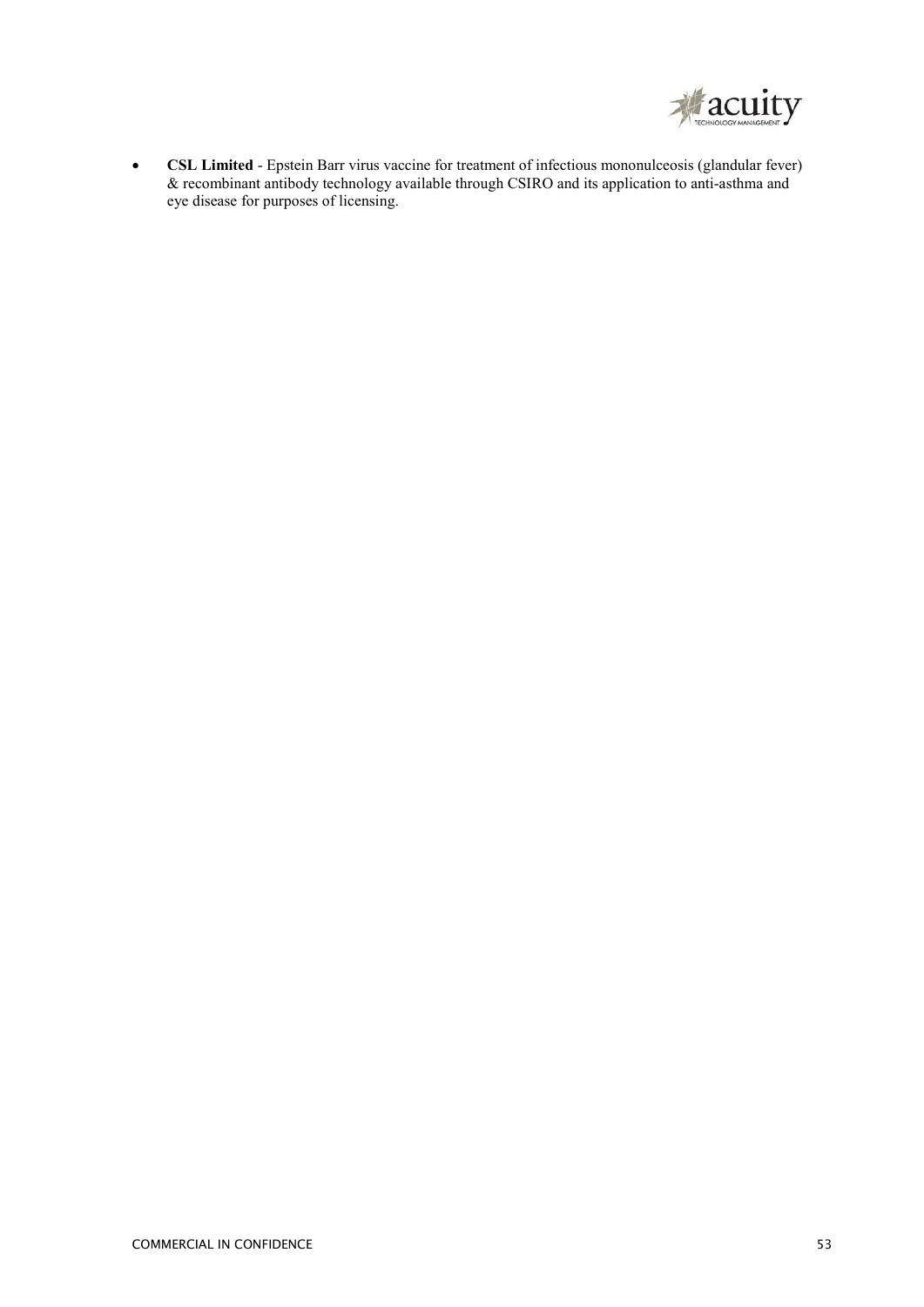- **CSL Limited** - Epstein Barr virus vaccine for treatment of infectious mononulceosis (glandular fever) & recombinant antibody technology available through CSIRO and its application to anti-asthma and eye disease for purposes of licensing.